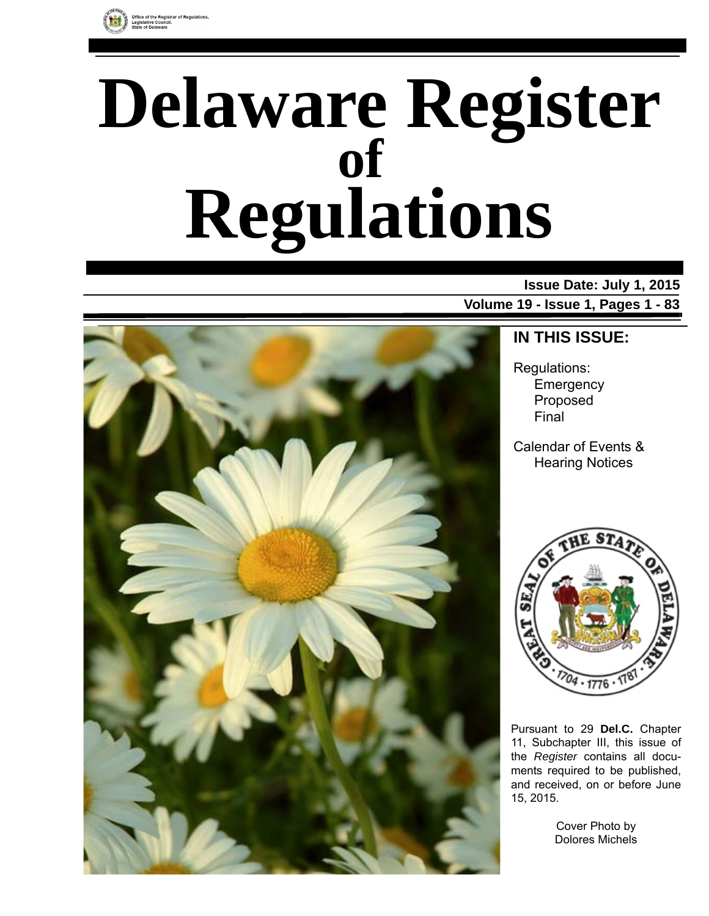Office of the Registrar of Regulations, Legislative Council, State of Delaware

# Delaware Register of Regulations

**Issue Date: July 1, 2015**

**Volume 19 - Issue 1, Pages 1 - 83**

## IN THIS ISSUE:

Regulations:
- Emergency
- Proposed
- Final

Calendar of Events & Hearing Notices

Pursuant to 29 **Del.C.** Chapter 11, Subchapter III, this issue of the *Register* contains all documents required to be published, and received, on or before June 15, 2015.

Cover Photo by Dolores Michels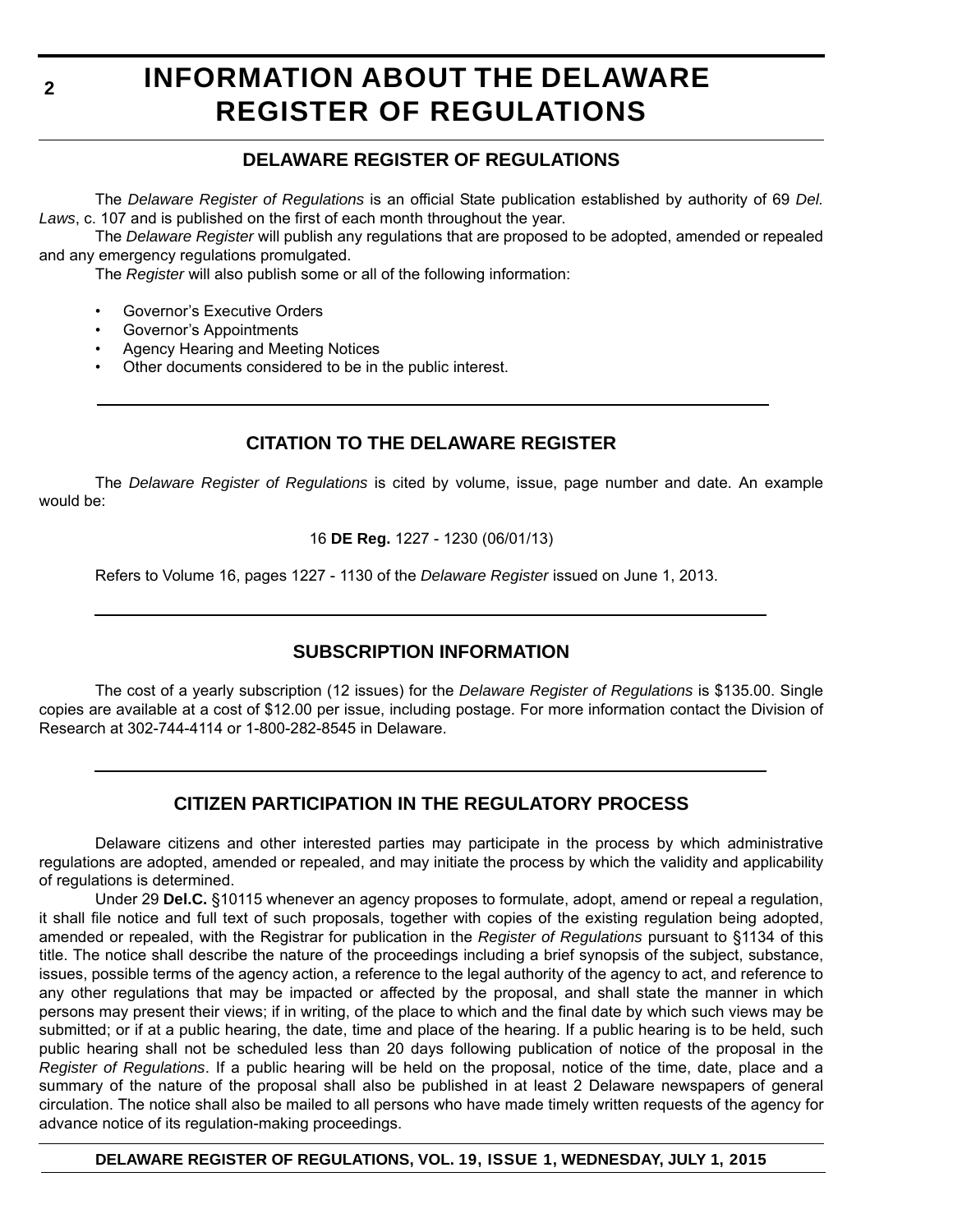# INFORMATION ABOUT THE DELAWARE REGISTER OF REGULATIONS

## DELAWARE REGISTER OF REGULATIONS

The *Delaware Register of Regulations* is an official State publication established by authority of 69 *Del. Laws*, c. 107 and is published on the first of each month throughout the year.

The *Delaware Register* will publish any regulations that are proposed to be adopted, amended or repealed and any emergency regulations promulgated.

The *Register* will also publish some or all of the following information:

- Governor's Executive Orders
- Governor's Appointments
- Agency Hearing and Meeting Notices
- Other documents considered to be in the public interest.

## CITATION TO THE DELAWARE REGISTER

The *Delaware Register of Regulations* is cited by volume, issue, page number and date. An example would be:

16 **DE Reg.** 1227 - 1230 (06/01/13)

Refers to Volume 16, pages 1227 - 1130 of the *Delaware Register* issued on June 1, 2013.

## SUBSCRIPTION INFORMATION

The cost of a yearly subscription (12 issues) for the *Delaware Register of Regulations* is $135.00. Single copies are available at a cost of $12.00 per issue, including postage. For more information contact the Division of Research at 302-744-4114 or 1-800-282-8545 in Delaware.

## CITIZEN PARTICIPATION IN THE REGULATORY PROCESS

Delaware citizens and other interested parties may participate in the process by which administrative regulations are adopted, amended or repealed, and may initiate the process by which the validity and applicability of regulations is determined.

Under 29 **Del.C.** §10115 whenever an agency proposes to formulate, adopt, amend or repeal a regulation, it shall file notice and full text of such proposals, together with copies of the existing regulation being adopted, amended or repealed, with the Registrar for publication in the *Register of Regulations* pursuant to §1134 of this title. The notice shall describe the nature of the proceedings including a brief synopsis of the subject, substance, issues, possible terms of the agency action, a reference to the legal authority of the agency to act, and reference to any other regulations that may be impacted or affected by the proposal, and shall state the manner in which persons may present their views; if in writing, of the place to which and the final date by which such views may be submitted; or if at a public hearing, the date, time and place of the hearing. If a public hearing is to be held, such public hearing shall not be scheduled less than 20 days following publication of notice of the proposal in the *Register of Regulations*. If a public hearing will be held on the proposal, notice of the time, date, place and a summary of the nature of the proposal shall also be published in at least 2 Delaware newspapers of general circulation. The notice shall also be mailed to all persons who have made timely written requests of the agency for advance notice of its regulation-making proceedings.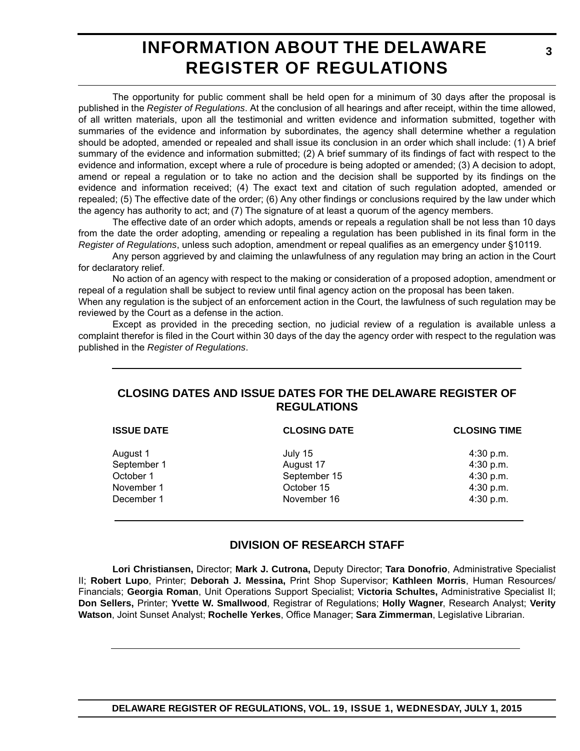# INFORMATION ABOUT THE DELAWARE REGISTER OF REGULATIONS

The opportunity for public comment shall be held open for a minimum of 30 days after the proposal is published in the *Register of Regulations*. At the conclusion of all hearings and after receipt, within the time allowed, of all written materials, upon all the testimonial and written evidence and information submitted, together with summaries of the evidence and information by subordinates, the agency shall determine whether a regulation should be adopted, amended or repealed and shall issue its conclusion in an order which shall include: (1) A brief summary of the evidence and information submitted; (2) A brief summary of its findings of fact with respect to the evidence and information, except where a rule of procedure is being adopted or amended; (3) A decision to adopt, amend or repeal a regulation or to take no action and the decision shall be supported by its findings on the evidence and information received; (4) The exact text and citation of such regulation adopted, amended or repealed; (5) The effective date of the order; (6) Any other findings or conclusions required by the law under which the agency has authority to act; and (7) The signature of at least a quorum of the agency members.

The effective date of an order which adopts, amends or repeals a regulation shall be not less than 10 days from the date the order adopting, amending or repealing a regulation has been published in its final form in the *Register of Regulations*, unless such adoption, amendment or repeal qualifies as an emergency under §10119.

Any person aggrieved by and claiming the unlawfulness of any regulation may bring an action in the Court for declaratory relief.

No action of an agency with respect to the making or consideration of a proposed adoption, amendment or repeal of a regulation shall be subject to review until final agency action on the proposal has been taken.

When any regulation is the subject of an enforcement action in the Court, the lawfulness of such regulation may be reviewed by the Court as a defense in the action.

Except as provided in the preceding section, no judicial review of a regulation is available unless a complaint therefor is filed in the Court within 30 days of the day the agency order with respect to the regulation was published in the *Register of Regulations*.

## CLOSING DATES AND ISSUE DATES FOR THE DELAWARE REGISTER OF REGULATIONS

| ISSUE DATE | CLOSING DATE | CLOSING TIME |
|---|---|---|
| August 1 | July 15 | 4:30 p.m. |
| September 1 | August 17 | 4:30 p.m. |
| October 1 | September 15 | 4:30 p.m. |
| November 1 | October 15 | 4:30 p.m. |
| December 1 | November 16 | 4:30 p.m. |

## DIVISION OF RESEARCH STAFF

**Lori Christiansen,** Director; **Mark J. Cutrona,** Deputy Director; **Tara Donofrio**, Administrative Specialist II; **Robert Lupo**, Printer; **Deborah J. Messina,** Print Shop Supervisor; **Kathleen Morris**, Human Resources/ Financials; **Georgia Roman**, Unit Operations Support Specialist; **Victoria Schultes,** Administrative Specialist II; **Don Sellers,** Printer; **Yvette W. Smallwood**, Registrar of Regulations; **Holly Wagner**, Research Analyst; **Verity Watson**, Joint Sunset Analyst; **Rochelle Yerkes**, Office Manager; **Sara Zimmerman**, Legislative Librarian.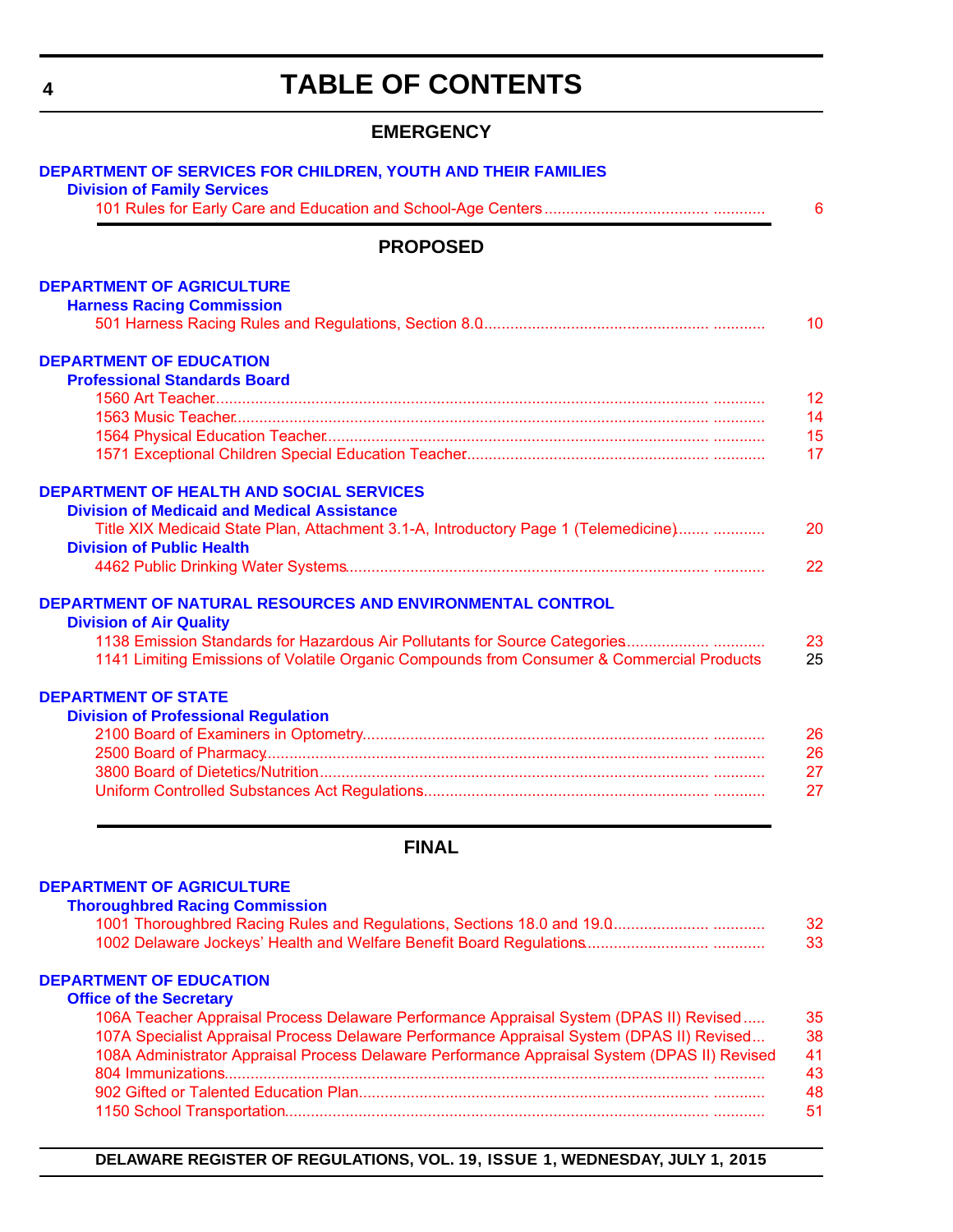# TABLE OF CONTENTS

## EMERGENCY

**DEPARTMENT OF SERVICES FOR CHILDREN, YOUTH AND THEIR FAMILIES**

**Division of Family Services**

101 Rules for Early Care and Education and School-Age Centers .................................... ............ 6

## PROPOSED

**DEPARTMENT OF AGRICULTURE**

**Harness Racing Commission**

501 Harness Racing Rules and Regulations, Section 8.0.................................................. ............ 10

**DEPARTMENT OF EDUCATION**

**Professional Standards Board**

1560 Art Teacher............................................................................................................. ............ 12

1563 Music Teacher......................................................................................................... ............ 14

1564 Physical Education Teacher.................................................................................... ............ 15

1571 Exceptional Children Special Education Teacher.................................................... ............ 17

**DEPARTMENT OF HEALTH AND SOCIAL SERVICES**

**Division of Medicaid and Medical Assistance**

Title XIX Medicaid State Plan, Attachment 3.1-A, Introductory Page 1 (Telemedicine)....... ............ 20

**Division of Public Health**

4462 Public Drinking Water Systems................................................................................ ............ 22

**DEPARTMENT OF NATURAL RESOURCES AND ENVIRONMENTAL CONTROL**

**Division of Air Quality**

1138 Emission Standards for Hazardous Air Pollutants for Source Categories.................. ............ 23

1141 Limiting Emissions of Volatile Organic Compounds from Consumer & Commercial Products 25

**DEPARTMENT OF STATE**

**Division of Professional Regulation**

2100 Board of Examiners in Optometry............................................................................ ............ 26

2500 Board of Pharmacy.................................................................................................. ............ 26

3800 Board of Dietetics/Nutrition...................................................................................... ............ 27

Uniform Controlled Substances Act Regulations............................................................... ............ 27

## FINAL

**DEPARTMENT OF AGRICULTURE**

**Thoroughbred Racing Commission**

1001 Thoroughbred Racing Rules and Regulations, Sections 18.0 and 19.0..................... ............ 32

1002 Delaware Jockeys' Health and Welfare Benefit Board Regulations.......................... ............ 33

**DEPARTMENT OF EDUCATION**

**Office of the Secretary**

106A Teacher Appraisal Process Delaware Performance Appraisal System (DPAS II) Revised..... 35

107A Specialist Appraisal Process Delaware Performance Appraisal System (DPAS II) Revised... 38

108A Administrator Appraisal Process Delaware Performance Appraisal System (DPAS II) Revised 41

804 Immunizations............................................................................................................ ............ 43

902 Gifted or Talented Education Plan.............................................................................. ............ 48

1150 School Transportation.............................................................................................. ............ 51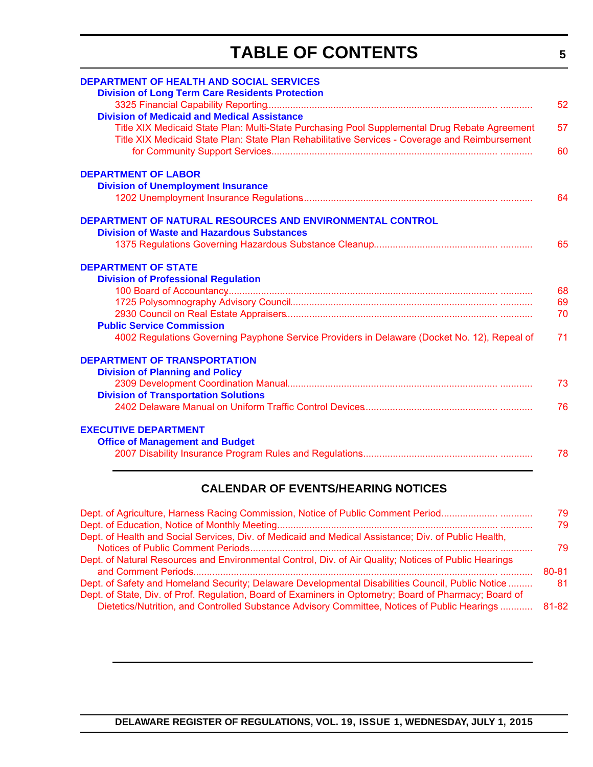# TABLE OF CONTENTS

**DEPARTMENT OF HEALTH AND SOCIAL SERVICES**

**Division of Long Term Care Residents Protection**

3325 Financial Capability Reporting ............ 52

**Division of Medicaid and Medical Assistance**

Title XIX Medicaid State Plan: Multi-State Purchasing Pool Supplemental Drug Rebate Agreement 57

Title XIX Medicaid State Plan: State Plan Rehabilitative Services - Coverage and Reimbursement for Community Support Services ............ 60

**DEPARTMENT OF LABOR**

**Division of Unemployment Insurance**

1202 Unemployment Insurance Regulations ............ 64

**DEPARTMENT OF NATURAL RESOURCES AND ENVIRONMENTAL CONTROL**

**Division of Waste and Hazardous Substances**

1375 Regulations Governing Hazardous Substance Cleanup ............ 65

**DEPARTMENT OF STATE**

**Division of Professional Regulation**

100 Board of Accountancy ............ 68

1725 Polysomnography Advisory Council ............ 69

2930 Council on Real Estate Appraisers ............ 70

**Public Service Commission**

4002 Regulations Governing Payphone Service Providers in Delaware (Docket No. 12), Repeal of 71

**DEPARTMENT OF TRANSPORTATION**

**Division of Planning and Policy**

2309 Development Coordination Manual ............ 73

**Division of Transportation Solutions**

2402 Delaware Manual on Uniform Traffic Control Devices ............ 76

**EXECUTIVE DEPARTMENT**

**Office of Management and Budget**

2007 Disability Insurance Program Rules and Regulations ............ 78

## CALENDAR OF EVENTS/HEARING NOTICES

Dept. of Agriculture, Harness Racing Commission, Notice of Public Comment Period ............ 79

Dept. of Education, Notice of Monthly Meeting ............ 79

Dept. of Health and Social Services, Div. of Medicaid and Medical Assistance; Div. of Public Health, Notices of Public Comment Periods ............ 79

Dept. of Natural Resources and Environmental Control, Div. of Air Quality; Notices of Public Hearings and Comment Periods ............ 80-81

Dept. of Safety and Homeland Security; Delaware Developmental Disabilities Council, Public Notice ......... 81

Dept. of State, Div. of Prof. Regulation, Board of Examiners in Optometry; Board of Pharmacy; Board of Dietetics/Nutrition, and Controlled Substance Advisory Committee, Notices of Public Hearings ............ 81-82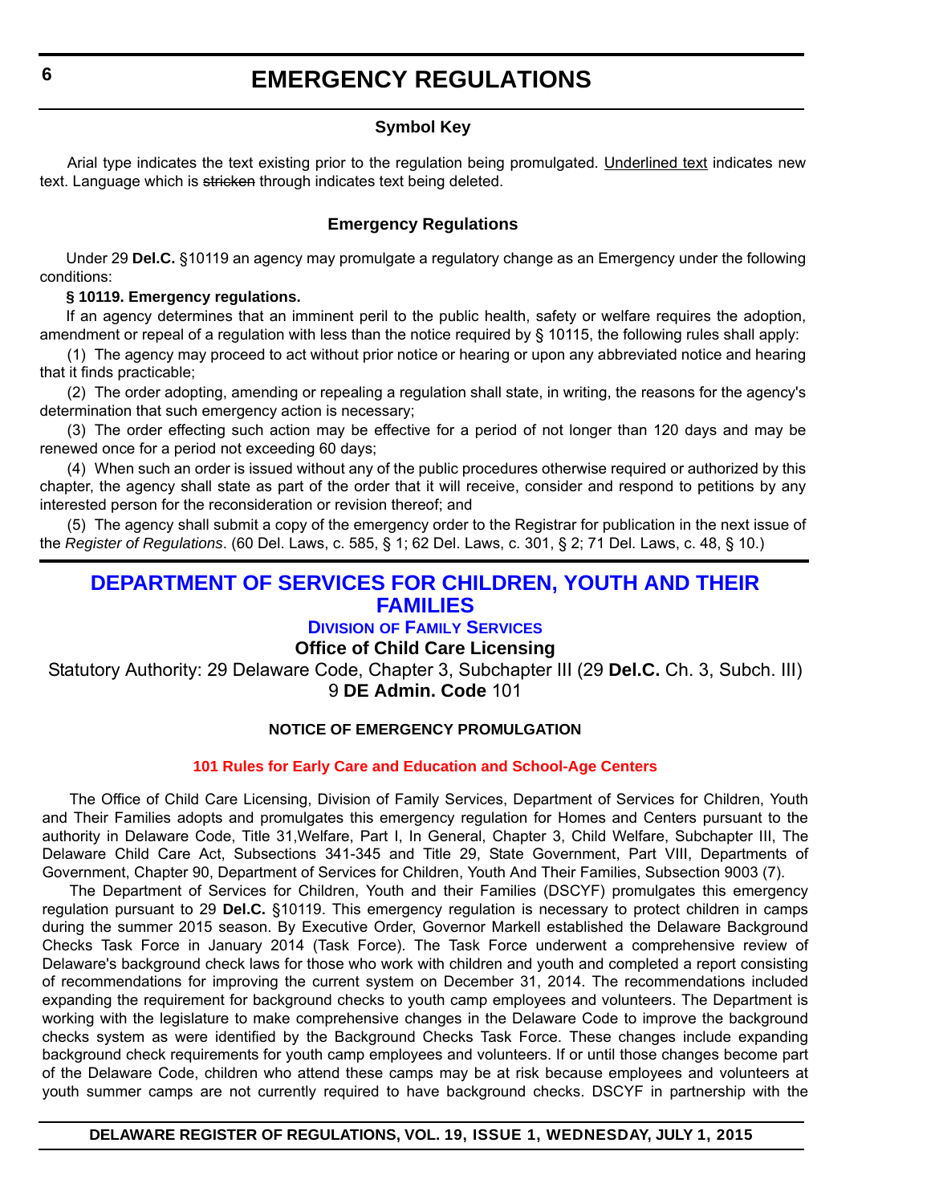# EMERGENCY REGULATIONS

### Symbol Key

Arial type indicates the text existing prior to the regulation being promulgated. Underlined text indicates new text. Language which is ~~stricken~~ through indicates text being deleted.

### Emergency Regulations

Under 29 **Del.C.** §10119 an agency may promulgate a regulatory change as an Emergency under the following conditions:

**§ 10119. Emergency regulations.**

If an agency determines that an imminent peril to the public health, safety or welfare requires the adoption, amendment or repeal of a regulation with less than the notice required by § 10115, the following rules shall apply:

(1) The agency may proceed to act without prior notice or hearing or upon any abbreviated notice and hearing that it finds practicable;

(2) The order adopting, amending or repealing a regulation shall state, in writing, the reasons for the agency's determination that such emergency action is necessary;

(3) The order effecting such action may be effective for a period of not longer than 120 days and may be renewed once for a period not exceeding 60 days;

(4) When such an order is issued without any of the public procedures otherwise required or authorized by this chapter, the agency shall state as part of the order that it will receive, consider and respond to petitions by any interested person for the reconsideration or revision thereof; and

(5) The agency shall submit a copy of the emergency order to the Registrar for publication in the next issue of the *Register of Regulations*. (60 Del. Laws, c. 585, § 1; 62 Del. Laws, c. 301, § 2; 71 Del. Laws, c. 48, § 10.)

## DEPARTMENT OF SERVICES FOR CHILDREN, YOUTH AND THEIR FAMILIES

### Division of Family Services

### Office of Child Care Licensing

Statutory Authority: 29 Delaware Code, Chapter 3, Subchapter III (29 **Del.C.** Ch. 3, Subch. III)
9 **DE Admin. Code** 101

#### NOTICE OF EMERGENCY PROMULGATION

#### 101 Rules for Early Care and Education and School-Age Centers

The Office of Child Care Licensing, Division of Family Services, Department of Services for Children, Youth and Their Families adopts and promulgates this emergency regulation for Homes and Centers pursuant to the authority in Delaware Code, Title 31,Welfare, Part I, In General, Chapter 3, Child Welfare, Subchapter III, The Delaware Child Care Act, Subsections 341-345 and Title 29, State Government, Part VIII, Departments of Government, Chapter 90, Department of Services for Children, Youth And Their Families, Subsection 9003 (7).

The Department of Services for Children, Youth and their Families (DSCYF) promulgates this emergency regulation pursuant to 29 **Del.C.** §10119. This emergency regulation is necessary to protect children in camps during the summer 2015 season. By Executive Order, Governor Markell established the Delaware Background Checks Task Force in January 2014 (Task Force). The Task Force underwent a comprehensive review of Delaware's background check laws for those who work with children and youth and completed a report consisting of recommendations for improving the current system on December 31, 2014. The recommendations included expanding the requirement for background checks to youth camp employees and volunteers. The Department is working with the legislature to make comprehensive changes in the Delaware Code to improve the background checks system as were identified by the Background Checks Task Force. These changes include expanding background check requirements for youth camp employees and volunteers. If or until those changes become part of the Delaware Code, children who attend these camps may be at risk because employees and volunteers at youth summer camps are not currently required to have background checks. DSCYF in partnership with the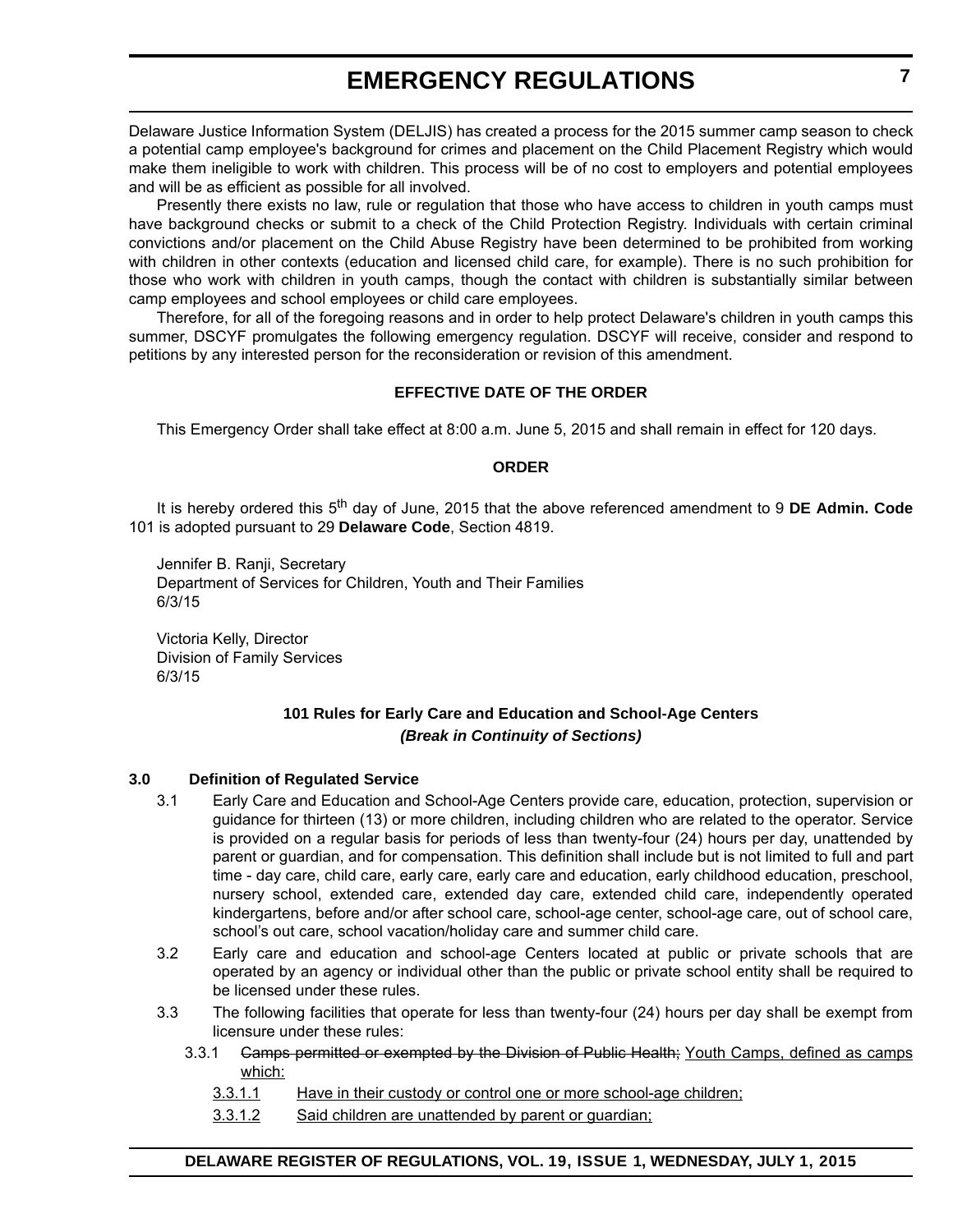Delaware Justice Information System (DELJIS) has created a process for the 2015 summer camp season to check a potential camp employee's background for crimes and placement on the Child Placement Registry which would make them ineligible to work with children. This process will be of no cost to employers and potential employees and will be as efficient as possible for all involved.

Presently there exists no law, rule or regulation that those who have access to children in youth camps must have background checks or submit to a check of the Child Protection Registry. Individuals with certain criminal convictions and/or placement on the Child Abuse Registry have been determined to be prohibited from working with children in other contexts (education and licensed child care, for example). There is no such prohibition for those who work with children in youth camps, though the contact with children is substantially similar between camp employees and school employees or child care employees.

Therefore, for all of the foregoing reasons and in order to help protect Delaware's children in youth camps this summer, DSCYF promulgates the following emergency regulation. DSCYF will receive, consider and respond to petitions by any interested person for the reconsideration or revision of this amendment.

**EFFECTIVE DATE OF THE ORDER**

This Emergency Order shall take effect at 8:00 a.m. June 5, 2015 and shall remain in effect for 120 days.

**ORDER**

It is hereby ordered this 5th day of June, 2015 that the above referenced amendment to 9 **DE Admin. Code** 101 is adopted pursuant to 29 **Delaware Code**, Section 4819.

Jennifer B. Ranji, Secretary
Department of Services for Children, Youth and Their Families
6/3/15

Victoria Kelly, Director
Division of Family Services
6/3/15

**101 Rules for Early Care and Education and School-Age Centers**

***(Break in Continuity of Sections)***

**3.0 Definition of Regulated Service**

3.1 Early Care and Education and School-Age Centers provide care, education, protection, supervision or guidance for thirteen (13) or more children, including children who are related to the operator. Service is provided on a regular basis for periods of less than twenty-four (24) hours per day, unattended by parent or guardian, and for compensation. This definition shall include but is not limited to full and part time - day care, child care, early care, early care and education, early childhood education, preschool, nursery school, extended care, extended day care, extended child care, independently operated kindergartens, before and/or after school care, school-age center, school-age care, out of school care, school's out care, school vacation/holiday care and summer child care.

3.2 Early care and education and school-age Centers located at public or private schools that are operated by an agency or individual other than the public or private school entity shall be required to be licensed under these rules.

3.3 The following facilities that operate for less than twenty-four (24) hours per day shall be exempt from licensure under these rules:

3.3.1 ~~Camps permitted or exempted by the Division of Public Health;~~ <u>Youth Camps, defined as camps which:</u>

<u>3.3.1.1</u> <u>Have in their custody or control one or more school-age children;</u>

<u>3.3.1.2</u> <u>Said children are unattended by parent or guardian;</u>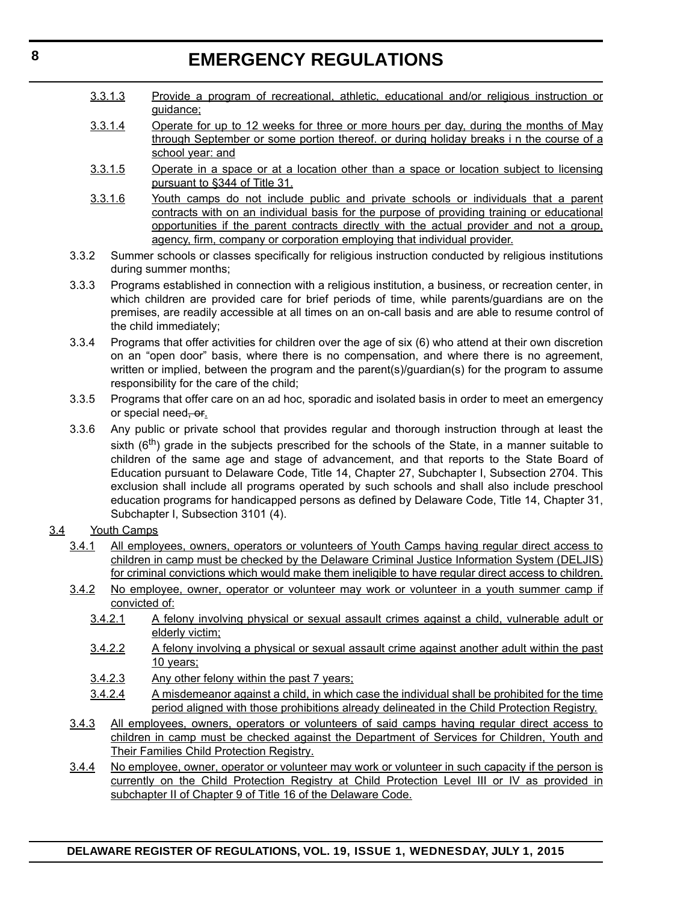3.3.1.3 Provide a program of recreational, athletic, educational and/or religious instruction or guidance;

3.3.1.4 Operate for up to 12 weeks for three or more hours per day, during the months of May through September or some portion thereof. or during holiday breaks i n the course of a school year: and

3.3.1.5 Operate in a space or at a location other than a space or location subject to licensing pursuant to §344 of Title 31.

3.3.1.6 Youth camps do not include public and private schools or individuals that a parent contracts with on an individual basis for the purpose of providing training or educational opportunities if the parent contracts directly with the actual provider and not a group, agency, firm, company or corporation employing that individual provider.

3.3.2 Summer schools or classes specifically for religious instruction conducted by religious institutions during summer months;

3.3.3 Programs established in connection with a religious institution, a business, or recreation center, in which children are provided care for brief periods of time, while parents/guardians are on the premises, are readily accessible at all times on an on-call basis and are able to resume control of the child immediately;

3.3.4 Programs that offer activities for children over the age of six (6) who attend at their own discretion on an "open door" basis, where there is no compensation, and where there is no agreement, written or implied, between the program and the parent(s)/guardian(s) for the program to assume responsibility for the care of the child;

3.3.5 Programs that offer care on an ad hoc, sporadic and isolated basis in order to meet an emergency or special need~~, or~~.

3.3.6 Any public or private school that provides regular and thorough instruction through at least the sixth (6th) grade in the subjects prescribed for the schools of the State, in a manner suitable to children of the same age and stage of advancement, and that reports to the State Board of Education pursuant to Delaware Code, Title 14, Chapter 27, Subchapter I, Subsection 2704. This exclusion shall include all programs operated by such schools and shall also include preschool education programs for handicapped persons as defined by Delaware Code, Title 14, Chapter 31, Subchapter I, Subsection 3101 (4).

3.4 Youth Camps

3.4.1 All employees, owners, operators or volunteers of Youth Camps having regular direct access to children in camp must be checked by the Delaware Criminal Justice Information System (DELJIS) for criminal convictions which would make them ineligible to have regular direct access to children.

3.4.2 No employee, owner, operator or volunteer may work or volunteer in a youth summer camp if convicted of:

3.4.2.1 A felony involving physical or sexual assault crimes against a child, vulnerable adult or elderly victim;

3.4.2.2 A felony involving a physical or sexual assault crime against another adult within the past 10 years;

3.4.2.3 Any other felony within the past 7 years;

3.4.2.4 A misdemeanor against a child, in which case the individual shall be prohibited for the time period aligned with those prohibitions already delineated in the Child Protection Registry.

3.4.3 All employees, owners, operators or volunteers of said camps having regular direct access to children in camp must be checked against the Department of Services for Children, Youth and Their Families Child Protection Registry.

3.4.4 No employee, owner, operator or volunteer may work or volunteer in such capacity if the person is currently on the Child Protection Registry at Child Protection Level III or IV as provided in subchapter II of Chapter 9 of Title 16 of the Delaware Code.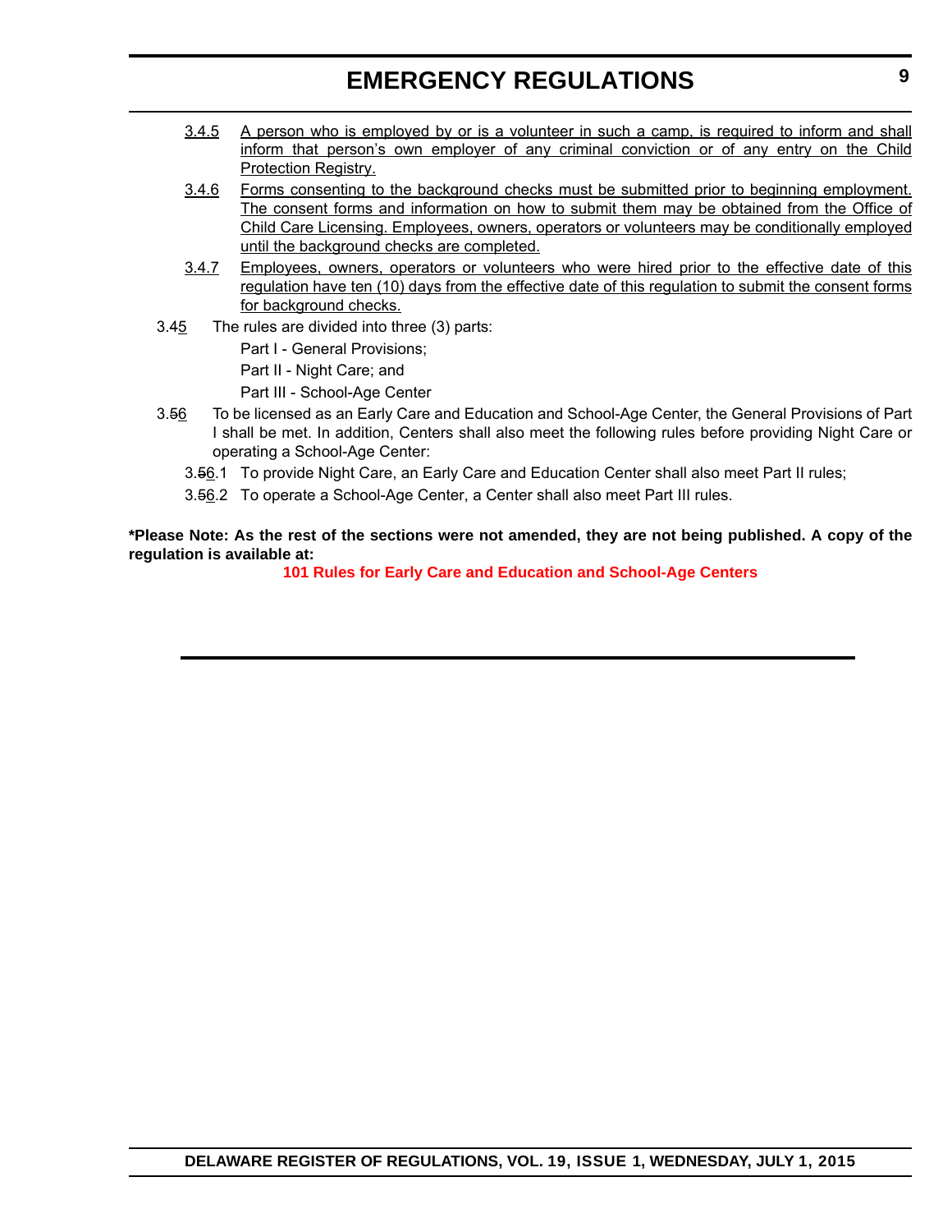3.4.5 A person who is employed by or is a volunteer in such a camp, is required to inform and shall inform that person's own employer of any criminal conviction or of any entry on the Child Protection Registry.

3.4.6 Forms consenting to the background checks must be submitted prior to beginning employment. The consent forms and information on how to submit them may be obtained from the Office of Child Care Licensing. Employees, owners, operators or volunteers may be conditionally employed until the background checks are completed.

3.4.7 Employees, owners, operators or volunteers who were hired prior to the effective date of this regulation have ten (10) days from the effective date of this regulation to submit the consent forms for background checks.

3.45 The rules are divided into three (3) parts:

Part I - General Provisions;

Part II - Night Care; and

Part III - School-Age Center

3.56 To be licensed as an Early Care and Education and School-Age Center, the General Provisions of Part I shall be met. In addition, Centers shall also meet the following rules before providing Night Care or operating a School-Age Center:

3.56.1 To provide Night Care, an Early Care and Education Center shall also meet Part II rules;

3.56.2 To operate a School-Age Center, a Center shall also meet Part III rules.

**\*Please Note: As the rest of the sections were not amended, they are not being published. A copy of the regulation is available at:**

**101 Rules for Early Care and Education and School-Age Centers**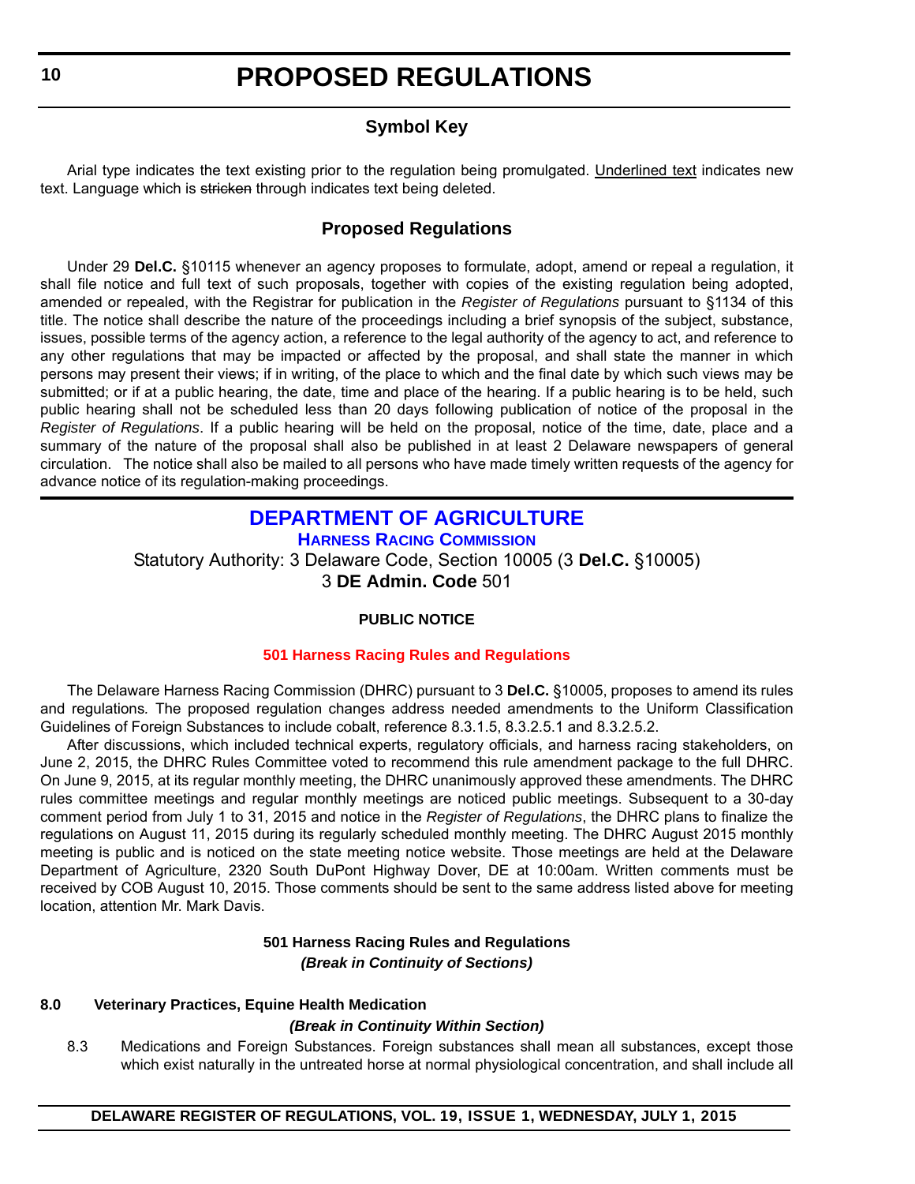# PROPOSED REGULATIONS

## Symbol Key

Arial type indicates the text existing prior to the regulation being promulgated. Underlined text indicates new text. Language which is ~~stricken~~ through indicates text being deleted.

## Proposed Regulations

Under 29 **Del.C.** §10115 whenever an agency proposes to formulate, adopt, amend or repeal a regulation, it shall file notice and full text of such proposals, together with copies of the existing regulation being adopted, amended or repealed, with the Registrar for publication in the *Register of Regulations* pursuant to §1134 of this title. The notice shall describe the nature of the proceedings including a brief synopsis of the subject, substance, issues, possible terms of the agency action, a reference to the legal authority of the agency to act, and reference to any other regulations that may be impacted or affected by the proposal, and shall state the manner in which persons may present their views; if in writing, of the place to which and the final date by which such views may be submitted; or if at a public hearing, the date, time and place of the hearing. If a public hearing is to be held, such public hearing shall not be scheduled less than 20 days following publication of notice of the proposal in the *Register of Regulations*. If a public hearing will be held on the proposal, notice of the time, date, place and a summary of the nature of the proposal shall also be published in at least 2 Delaware newspapers of general circulation. The notice shall also be mailed to all persons who have made timely written requests of the agency for advance notice of its regulation-making proceedings.

## DEPARTMENT OF AGRICULTURE

### HARNESS RACING COMMISSION

Statutory Authority: 3 Delaware Code, Section 10005 (3 **Del.C.** §10005)
3 **DE Admin. Code** 501

**PUBLIC NOTICE**

**501 Harness Racing Rules and Regulations**

The Delaware Harness Racing Commission (DHRC) pursuant to 3 **Del.C.** §10005, proposes to amend its rules and regulations*.* The proposed regulation changes address needed amendments to the Uniform Classification Guidelines of Foreign Substances to include cobalt, reference 8.3.1.5, 8.3.2.5.1 and 8.3.2.5.2.

After discussions, which included technical experts, regulatory officials, and harness racing stakeholders, on June 2, 2015, the DHRC Rules Committee voted to recommend this rule amendment package to the full DHRC. On June 9, 2015, at its regular monthly meeting, the DHRC unanimously approved these amendments. The DHRC rules committee meetings and regular monthly meetings are noticed public meetings. Subsequent to a 30-day comment period from July 1 to 31, 2015 and notice in the *Register of Regulations*, the DHRC plans to finalize the regulations on August 11, 2015 during its regularly scheduled monthly meeting. The DHRC August 2015 monthly meeting is public and is noticed on the state meeting notice website. Those meetings are held at the Delaware Department of Agriculture, 2320 South DuPont Highway Dover, DE at 10:00am. Written comments must be received by COB August 10, 2015. Those comments should be sent to the same address listed above for meeting location, attention Mr. Mark Davis.

**501 Harness Racing Rules and Regulations**
***(Break in Continuity of Sections)***

**8.0 Veterinary Practices, Equine Health Medication**

***(Break in Continuity Within Section)***

8.3 Medications and Foreign Substances. Foreign substances shall mean all substances, except those which exist naturally in the untreated horse at normal physiological concentration, and shall include all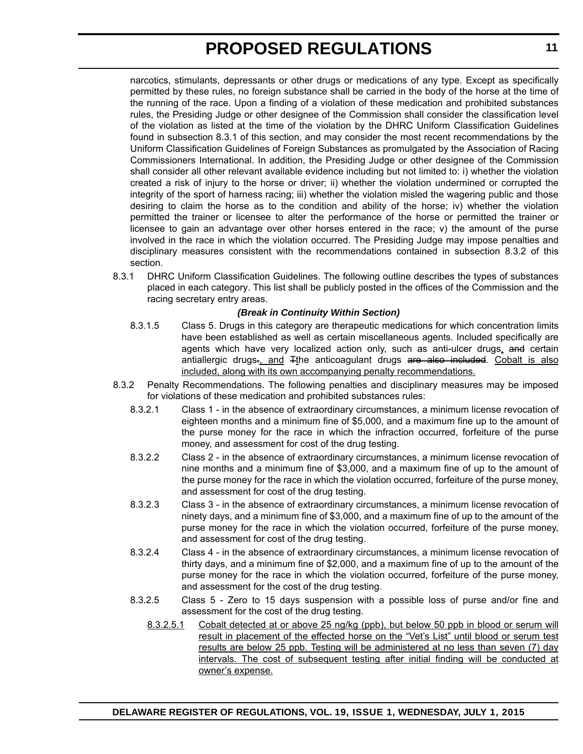narcotics, stimulants, depressants or other drugs or medications of any type. Except as specifically permitted by these rules, no foreign substance shall be carried in the body of the horse at the time of the running of the race. Upon a finding of a violation of these medication and prohibited substances rules, the Presiding Judge or other designee of the Commission shall consider the classification level of the violation as listed at the time of the violation by the DHRC Uniform Classification Guidelines found in subsection 8.3.1 of this section, and may consider the most recent recommendations by the Uniform Classification Guidelines of Foreign Substances as promulgated by the Association of Racing Commissioners International. In addition, the Presiding Judge or other designee of the Commission shall consider all other relevant available evidence including but not limited to: i) whether the violation created a risk of injury to the horse or driver; ii) whether the violation undermined or corrupted the integrity of the sport of harness racing; iii) whether the violation misled the wagering public and those desiring to claim the horse as to the condition and ability of the horse; iv) whether the violation permitted the trainer or licensee to alter the performance of the horse or permitted the trainer or licensee to gain an advantage over other horses entered in the race; v) the amount of the purse involved in the race in which the violation occurred. The Presiding Judge may impose penalties and disciplinary measures consistent with the recommendations contained in subsection 8.3.2 of this section.

8.3.1 DHRC Uniform Classification Guidelines. The following outline describes the types of substances placed in each category. This list shall be publicly posted in the offices of the Commission and the racing secretary entry areas.

***(Break in Continuity Within Section)***

8.3.1.5 Class 5. Drugs in this category are therapeutic medications for which concentration limits have been established as well as certain miscellaneous agents. Included specifically are agents which have very localized action only, such as anti-ulcer drugs<u>,</u> ~~and~~ certain antiallergic drugs~~.~~<u>, and</u> ~~T~~<u>t</u>he anticoagulant drugs ~~are also included~~. <u>Cobalt is also included, along with its own accompanying penalty recommendations.</u>

8.3.2 Penalty Recommendations. The following penalties and disciplinary measures may be imposed for violations of these medication and prohibited substances rules:

8.3.2.1 Class 1 - in the absence of extraordinary circumstances, a minimum license revocation of eighteen months and a minimum fine of $5,000, and a maximum fine up to the amount of the purse money for the race in which the infraction occurred, forfeiture of the purse money, and assessment for cost of the drug testing.

8.3.2.2 Class 2 - in the absence of extraordinary circumstances, a minimum license revocation of nine months and a minimum fine of $3,000, and a maximum fine of up to the amount of the purse money for the race in which the violation occurred, forfeiture of the purse money, and assessment for cost of the drug testing.

8.3.2.3 Class 3 - in the absence of extraordinary circumstances, a minimum license revocation of ninety days, and a minimum fine of $3,000, and a maximum fine of up to the amount of the purse money for the race in which the violation occurred, forfeiture of the purse money, and assessment for cost of the drug testing.

8.3.2.4 Class 4 - in the absence of extraordinary circumstances, a minimum license revocation of thirty days, and a minimum fine of $2,000, and a maximum fine of up to the amount of the purse money for the race in which the violation occurred, forfeiture of the purse money, and assessment for the cost of the drug testing.

8.3.2.5 Class 5 - Zero to 15 days suspension with a possible loss of purse and/or fine and assessment for the cost of the drug testing.

<u>8.3.2.5.1</u> <u>Cobalt detected at or above 25 ng/kg (ppb), but below 50 ppb in blood or serum will result in placement of the effected horse on the “Vet’s List” until blood or serum test results are below 25 ppb. Testing will be administered at no less than seven (7) day intervals. The cost of subsequent testing after initial finding will be conducted at owner’s expense.</u>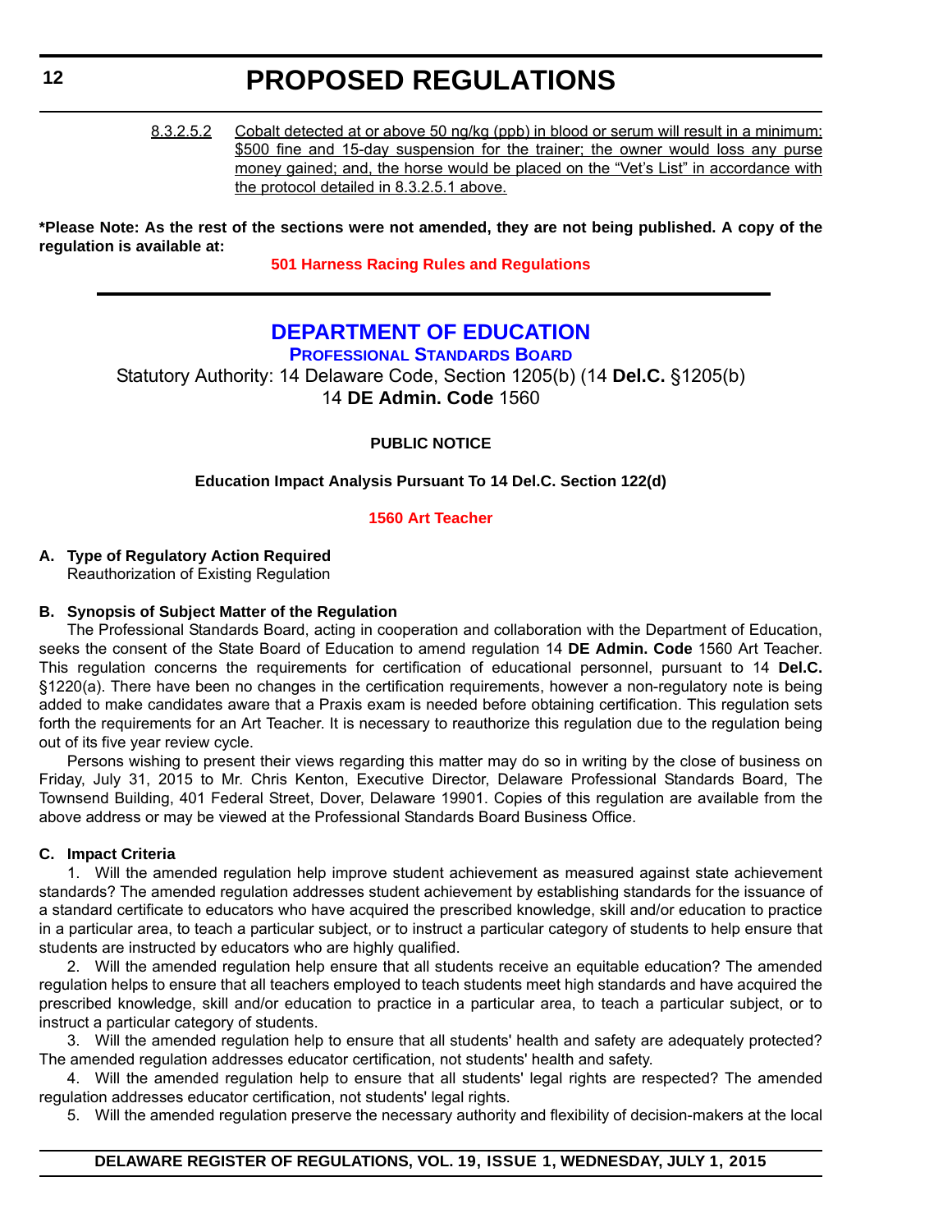8.3.2.5.2 Cobalt detected at or above 50 ng/kg (ppb) in blood or serum will result in a minimum: $500 fine and 15-day suspension for the trainer; the owner would loss any purse money gained; and, the horse would be placed on the "Vet's List" in accordance with the protocol detailed in 8.3.2.5.1 above.

**\*Please Note: As the rest of the sections were not amended, they are not being published. A copy of the regulation is available at:**

**501 Harness Racing Rules and Regulations**

---

# DEPARTMENT OF EDUCATION

## PROFESSIONAL STANDARDS BOARD

Statutory Authority: 14 Delaware Code, Section 1205(b) (14 **Del.C.** §1205(b)
14 **DE Admin. Code** 1560

**PUBLIC NOTICE**

**Education Impact Analysis Pursuant To 14 Del.C. Section 122(d)**

**1560 Art Teacher**

**A. Type of Regulatory Action Required**

Reauthorization of Existing Regulation

**B. Synopsis of Subject Matter of the Regulation**

The Professional Standards Board, acting in cooperation and collaboration with the Department of Education, seeks the consent of the State Board of Education to amend regulation 14 **DE Admin. Code** 1560 Art Teacher. This regulation concerns the requirements for certification of educational personnel, pursuant to 14 **Del.C.** §1220(a). There have been no changes in the certification requirements, however a non-regulatory note is being added to make candidates aware that a Praxis exam is needed before obtaining certification. This regulation sets forth the requirements for an Art Teacher. It is necessary to reauthorize this regulation due to the regulation being out of its five year review cycle.

Persons wishing to present their views regarding this matter may do so in writing by the close of business on Friday, July 31, 2015 to Mr. Chris Kenton, Executive Director, Delaware Professional Standards Board, The Townsend Building, 401 Federal Street, Dover, Delaware 19901. Copies of this regulation are available from the above address or may be viewed at the Professional Standards Board Business Office.

**C. Impact Criteria**

1. Will the amended regulation help improve student achievement as measured against state achievement standards? The amended regulation addresses student achievement by establishing standards for the issuance of a standard certificate to educators who have acquired the prescribed knowledge, skill and/or education to practice in a particular area, to teach a particular subject, or to instruct a particular category of students to help ensure that students are instructed by educators who are highly qualified.

2. Will the amended regulation help ensure that all students receive an equitable education? The amended regulation helps to ensure that all teachers employed to teach students meet high standards and have acquired the prescribed knowledge, skill and/or education to practice in a particular area, to teach a particular subject, or to instruct a particular category of students.

3. Will the amended regulation help to ensure that all students' health and safety are adequately protected? The amended regulation addresses educator certification, not students' health and safety.

4. Will the amended regulation help to ensure that all students' legal rights are respected? The amended regulation addresses educator certification, not students' legal rights.

5. Will the amended regulation preserve the necessary authority and flexibility of decision-makers at the local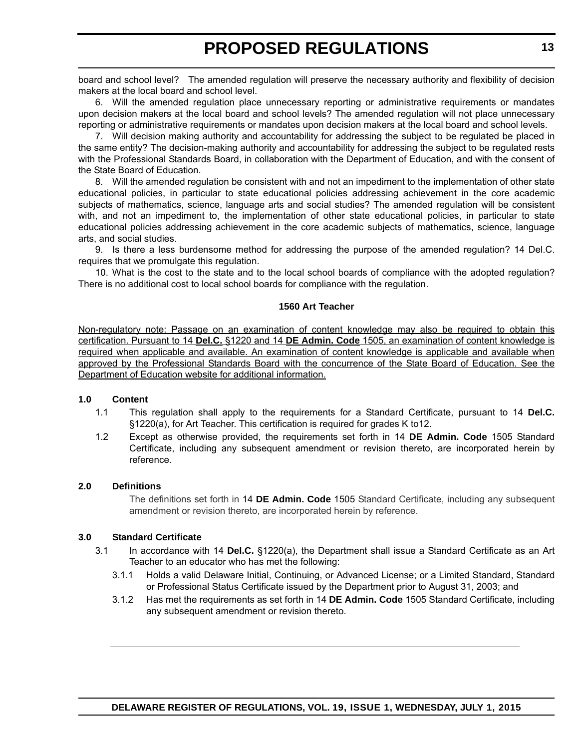board and school level? The amended regulation will preserve the necessary authority and flexibility of decision makers at the local board and school level.

6. Will the amended regulation place unnecessary reporting or administrative requirements or mandates upon decision makers at the local board and school levels? The amended regulation will not place unnecessary reporting or administrative requirements or mandates upon decision makers at the local board and school levels.

7. Will decision making authority and accountability for addressing the subject to be regulated be placed in the same entity? The decision-making authority and accountability for addressing the subject to be regulated rests with the Professional Standards Board, in collaboration with the Department of Education, and with the consent of the State Board of Education.

8. Will the amended regulation be consistent with and not an impediment to the implementation of other state educational policies, in particular to state educational policies addressing achievement in the core academic subjects of mathematics, science, language arts and social studies? The amended regulation will be consistent with, and not an impediment to, the implementation of other state educational policies, in particular to state educational policies addressing achievement in the core academic subjects of mathematics, science, language arts, and social studies.

9. Is there a less burdensome method for addressing the purpose of the amended regulation? 14 Del.C. requires that we promulgate this regulation.

10. What is the cost to the state and to the local school boards of compliance with the adopted regulation? There is no additional cost to local school boards for compliance with the regulation.

**1560 Art Teacher**

Non-regulatory note: Passage on an examination of content knowledge may also be required to obtain this certification. Pursuant to 14 **Del.C.** §1220 and 14 **DE Admin. Code** 1505, an examination of content knowledge is required when applicable and available. An examination of content knowledge is applicable and available when approved by the Professional Standards Board with the concurrence of the State Board of Education. See the Department of Education website for additional information.

**1.0 Content**

1.1 This regulation shall apply to the requirements for a Standard Certificate, pursuant to 14 **Del.C.** §1220(a), for Art Teacher. This certification is required for grades K to12.

1.2 Except as otherwise provided, the requirements set forth in 14 **DE Admin. Code** 1505 Standard Certificate, including any subsequent amendment or revision thereto, are incorporated herein by reference.

**2.0 Definitions**

The definitions set forth in 14 **DE Admin. Code** 1505 Standard Certificate, including any subsequent amendment or revision thereto, are incorporated herein by reference.

**3.0 Standard Certificate**

3.1 In accordance with 14 **Del.C.** §1220(a), the Department shall issue a Standard Certificate as an Art Teacher to an educator who has met the following:

3.1.1 Holds a valid Delaware Initial, Continuing, or Advanced License; or a Limited Standard, Standard or Professional Status Certificate issued by the Department prior to August 31, 2003; and

3.1.2 Has met the requirements as set forth in 14 **DE Admin. Code** 1505 Standard Certificate, including any subsequent amendment or revision thereto.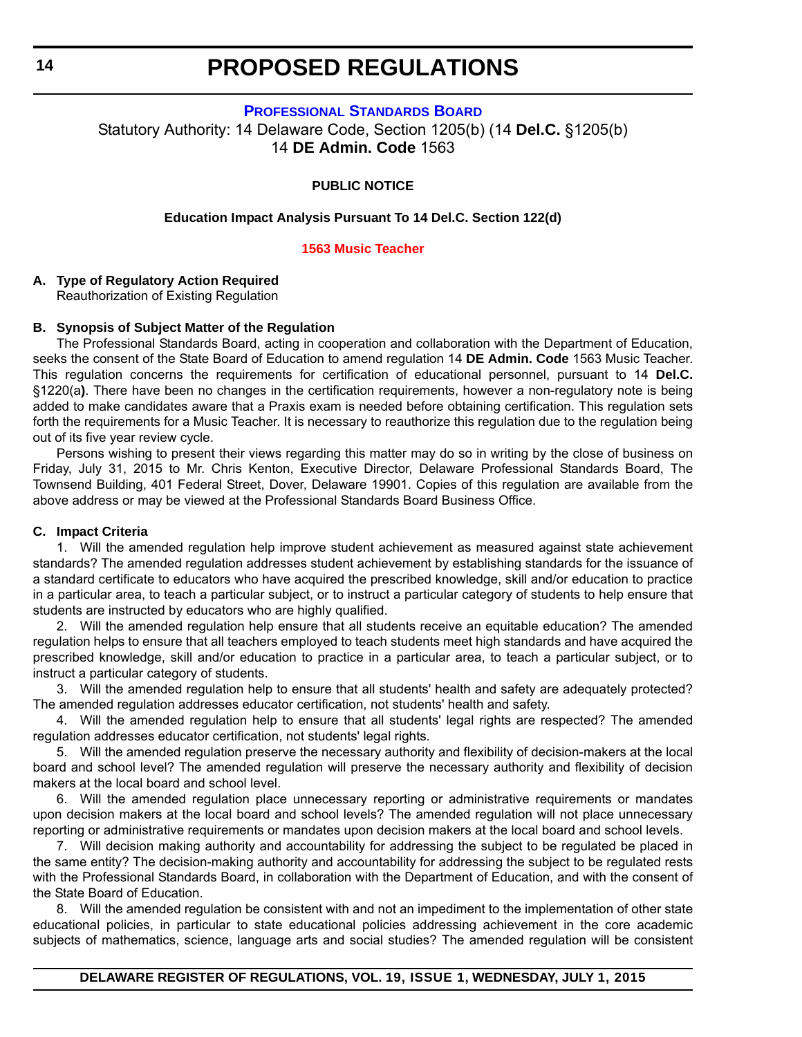## PROFESSIONAL STANDARDS BOARD

Statutory Authority: 14 Delaware Code, Section 1205(b) (14 **Del.C.** §1205(b)
14 **DE Admin. Code** 1563

**PUBLIC NOTICE**

**Education Impact Analysis Pursuant To 14 Del.C. Section 122(d)**

### 1563 Music Teacher

**A. Type of Regulatory Action Required**
Reauthorization of Existing Regulation

**B. Synopsis of Subject Matter of the Regulation**

The Professional Standards Board, acting in cooperation and collaboration with the Department of Education, seeks the consent of the State Board of Education to amend regulation 14 **DE Admin. Code** 1563 Music Teacher. This regulation concerns the requirements for certification of educational personnel, pursuant to 14 **Del.C.** §1220(a**)**. There have been no changes in the certification requirements, however a non-regulatory note is being added to make candidates aware that a Praxis exam is needed before obtaining certification. This regulation sets forth the requirements for a Music Teacher. It is necessary to reauthorize this regulation due to the regulation being out of its five year review cycle.

Persons wishing to present their views regarding this matter may do so in writing by the close of business on Friday, July 31, 2015 to Mr. Chris Kenton, Executive Director, Delaware Professional Standards Board, The Townsend Building, 401 Federal Street, Dover, Delaware 19901. Copies of this regulation are available from the above address or may be viewed at the Professional Standards Board Business Office.

**C. Impact Criteria**

1. Will the amended regulation help improve student achievement as measured against state achievement standards? The amended regulation addresses student achievement by establishing standards for the issuance of a standard certificate to educators who have acquired the prescribed knowledge, skill and/or education to practice in a particular area, to teach a particular subject, or to instruct a particular category of students to help ensure that students are instructed by educators who are highly qualified.

2. Will the amended regulation help ensure that all students receive an equitable education? The amended regulation helps to ensure that all teachers employed to teach students meet high standards and have acquired the prescribed knowledge, skill and/or education to practice in a particular area, to teach a particular subject, or to instruct a particular category of students.

3. Will the amended regulation help to ensure that all students' health and safety are adequately protected? The amended regulation addresses educator certification, not students' health and safety.

4. Will the amended regulation help to ensure that all students' legal rights are respected? The amended regulation addresses educator certification, not students' legal rights.

5. Will the amended regulation preserve the necessary authority and flexibility of decision-makers at the local board and school level? The amended regulation will preserve the necessary authority and flexibility of decision makers at the local board and school level.

6. Will the amended regulation place unnecessary reporting or administrative requirements or mandates upon decision makers at the local board and school levels? The amended regulation will not place unnecessary reporting or administrative requirements or mandates upon decision makers at the local board and school levels.

7. Will decision making authority and accountability for addressing the subject to be regulated be placed in the same entity? The decision-making authority and accountability for addressing the subject to be regulated rests with the Professional Standards Board, in collaboration with the Department of Education, and with the consent of the State Board of Education.

8. Will the amended regulation be consistent with and not an impediment to the implementation of other state educational policies, in particular to state educational policies addressing achievement in the core academic subjects of mathematics, science, language arts and social studies? The amended regulation will be consistent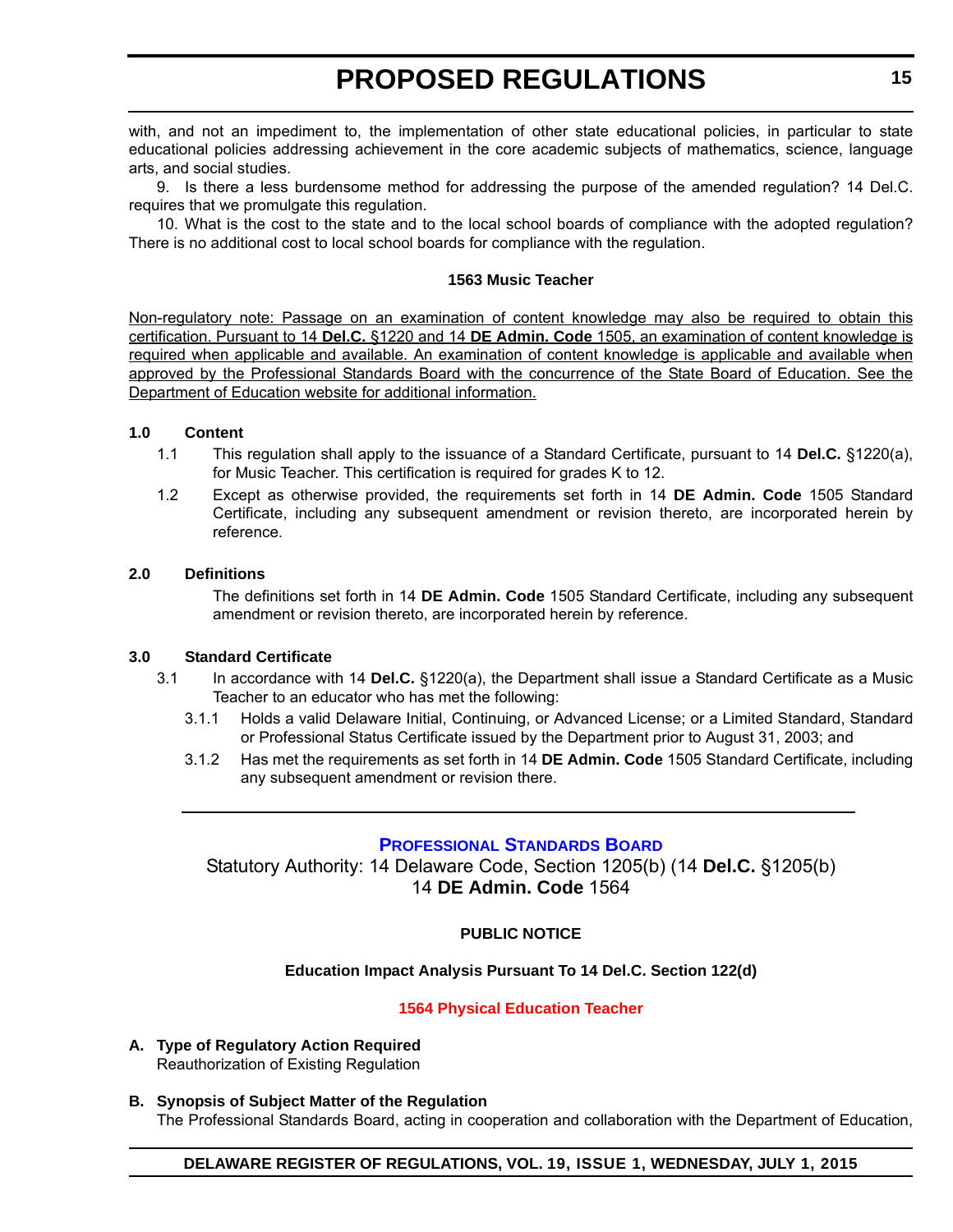with, and not an impediment to, the implementation of other state educational policies, in particular to state educational policies addressing achievement in the core academic subjects of mathematics, science, language arts, and social studies.

9. Is there a less burdensome method for addressing the purpose of the amended regulation? 14 Del.C. requires that we promulgate this regulation.

10. What is the cost to the state and to the local school boards of compliance with the adopted regulation? There is no additional cost to local school boards for compliance with the regulation.

**1563 Music Teacher**

<u>Non-regulatory note: Passage on an examination of content knowledge may also be required to obtain this certification. Pursuant to 14 **Del.C.** §1220 and 14 **DE Admin. Code** 1505, an examination of content knowledge is required when applicable and available. An examination of content knowledge is applicable and available when approved by the Professional Standards Board with the concurrence of the State Board of Education. See the Department of Education website for additional information.</u>

**1.0 Content**

1.1 This regulation shall apply to the issuance of a Standard Certificate, pursuant to 14 **Del.C.** §1220(a), for Music Teacher. This certification is required for grades K to 12.

1.2 Except as otherwise provided, the requirements set forth in 14 **DE Admin. Code** 1505 Standard Certificate, including any subsequent amendment or revision thereto, are incorporated herein by reference.

**2.0 Definitions**

The definitions set forth in 14 **DE Admin. Code** 1505 Standard Certificate, including any subsequent amendment or revision thereto, are incorporated herein by reference.

**3.0 Standard Certificate**

3.1 In accordance with 14 **Del.C.** §1220(a), the Department shall issue a Standard Certificate as a Music Teacher to an educator who has met the following:

3.1.1 Holds a valid Delaware Initial, Continuing, or Advanced License; or a Limited Standard, Standard or Professional Status Certificate issued by the Department prior to August 31, 2003; and

3.1.2 Has met the requirements as set forth in 14 **DE Admin. Code** 1505 Standard Certificate, including any subsequent amendment or revision there.

---

## PROFESSIONAL STANDARDS BOARD

Statutory Authority: 14 Delaware Code, Section 1205(b) (14 **Del.C.** §1205(b)
14 **DE Admin. Code** 1564

**PUBLIC NOTICE**

**Education Impact Analysis Pursuant To 14 Del.C. Section 122(d)**

**1564 Physical Education Teacher**

**A. Type of Regulatory Action Required**
Reauthorization of Existing Regulation

**B. Synopsis of Subject Matter of the Regulation**
The Professional Standards Board, acting in cooperation and collaboration with the Department of Education,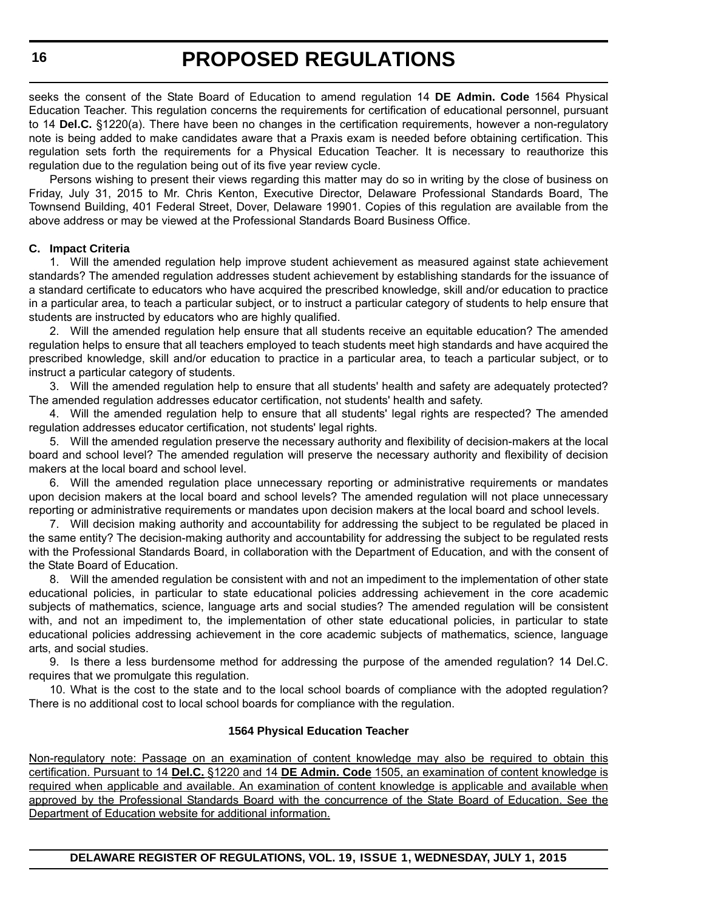seeks the consent of the State Board of Education to amend regulation 14 **DE Admin. Code** 1564 Physical Education Teacher. This regulation concerns the requirements for certification of educational personnel, pursuant to 14 **Del.C.** §1220(a). There have been no changes in the certification requirements, however a non-regulatory note is being added to make candidates aware that a Praxis exam is needed before obtaining certification. This regulation sets forth the requirements for a Physical Education Teacher. It is necessary to reauthorize this regulation due to the regulation being out of its five year review cycle.

Persons wishing to present their views regarding this matter may do so in writing by the close of business on Friday, July 31, 2015 to Mr. Chris Kenton, Executive Director, Delaware Professional Standards Board, The Townsend Building, 401 Federal Street, Dover, Delaware 19901. Copies of this regulation are available from the above address or may be viewed at the Professional Standards Board Business Office.

**C. Impact Criteria**

1. Will the amended regulation help improve student achievement as measured against state achievement standards? The amended regulation addresses student achievement by establishing standards for the issuance of a standard certificate to educators who have acquired the prescribed knowledge, skill and/or education to practice in a particular area, to teach a particular subject, or to instruct a particular category of students to help ensure that students are instructed by educators who are highly qualified.

2. Will the amended regulation help ensure that all students receive an equitable education? The amended regulation helps to ensure that all teachers employed to teach students meet high standards and have acquired the prescribed knowledge, skill and/or education to practice in a particular area, to teach a particular subject, or to instruct a particular category of students.

3. Will the amended regulation help to ensure that all students' health and safety are adequately protected? The amended regulation addresses educator certification, not students' health and safety.

4. Will the amended regulation help to ensure that all students' legal rights are respected? The amended regulation addresses educator certification, not students' legal rights.

5. Will the amended regulation preserve the necessary authority and flexibility of decision-makers at the local board and school level? The amended regulation will preserve the necessary authority and flexibility of decision makers at the local board and school level.

6. Will the amended regulation place unnecessary reporting or administrative requirements or mandates upon decision makers at the local board and school levels? The amended regulation will not place unnecessary reporting or administrative requirements or mandates upon decision makers at the local board and school levels.

7. Will decision making authority and accountability for addressing the subject to be regulated be placed in the same entity? The decision-making authority and accountability for addressing the subject to be regulated rests with the Professional Standards Board, in collaboration with the Department of Education, and with the consent of the State Board of Education.

8. Will the amended regulation be consistent with and not an impediment to the implementation of other state educational policies, in particular to state educational policies addressing achievement in the core academic subjects of mathematics, science, language arts and social studies? The amended regulation will be consistent with, and not an impediment to, the implementation of other state educational policies, in particular to state educational policies addressing achievement in the core academic subjects of mathematics, science, language arts, and social studies.

9. Is there a less burdensome method for addressing the purpose of the amended regulation? 14 Del.C. requires that we promulgate this regulation.

10. What is the cost to the state and to the local school boards of compliance with the adopted regulation? There is no additional cost to local school boards for compliance with the regulation.

**1564 Physical Education Teacher**

<u>Non-regulatory note: Passage on an examination of content knowledge may also be required to obtain this certification. Pursuant to 14 **Del.C.** §1220 and 14 **DE Admin. Code** 1505, an examination of content knowledge is required when applicable and available. An examination of content knowledge is applicable and available when approved by the Professional Standards Board with the concurrence of the State Board of Education. See the Department of Education website for additional information.</u>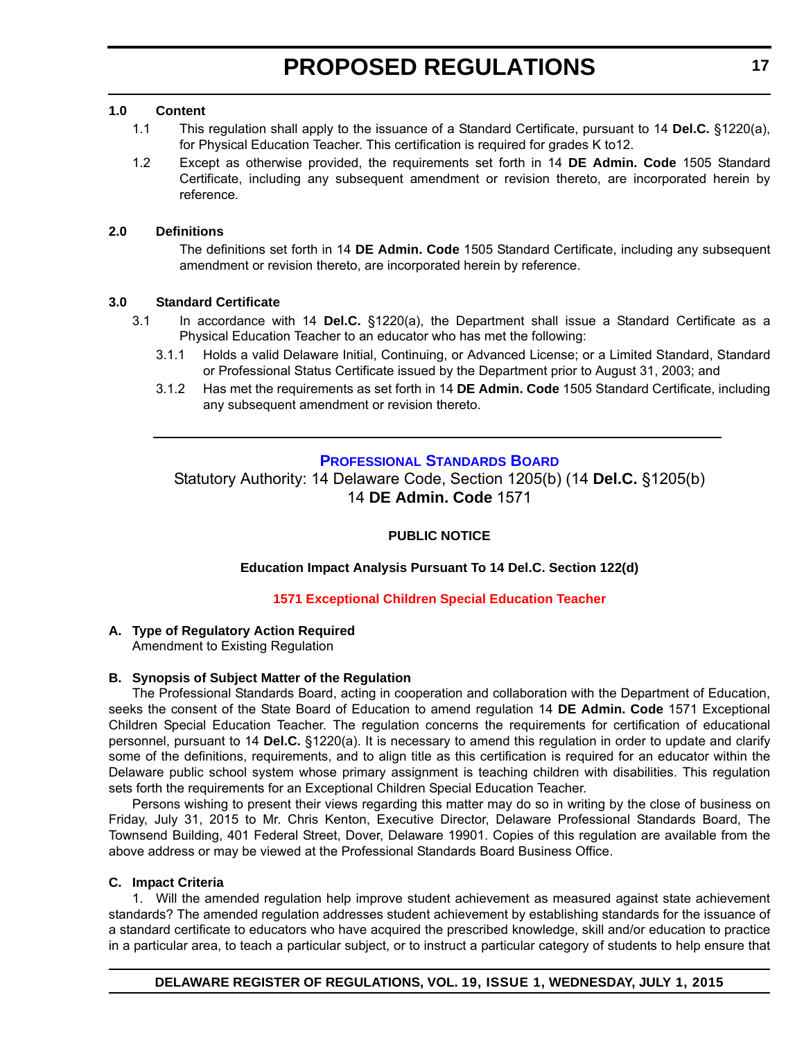**1.0 Content**

1.1 This regulation shall apply to the issuance of a Standard Certificate, pursuant to 14 **Del.C.** §1220(a), for Physical Education Teacher. This certification is required for grades K to12.

1.2 Except as otherwise provided, the requirements set forth in 14 **DE Admin. Code** 1505 Standard Certificate, including any subsequent amendment or revision thereto, are incorporated herein by reference.

**2.0 Definitions**

The definitions set forth in 14 **DE Admin. Code** 1505 Standard Certificate, including any subsequent amendment or revision thereto, are incorporated herein by reference.

**3.0 Standard Certificate**

3.1 In accordance with 14 **Del.C.** §1220(a), the Department shall issue a Standard Certificate as a Physical Education Teacher to an educator who has met the following:

3.1.1 Holds a valid Delaware Initial, Continuing, or Advanced License; or a Limited Standard, Standard or Professional Status Certificate issued by the Department prior to August 31, 2003; and

3.1.2 Has met the requirements as set forth in 14 **DE Admin. Code** 1505 Standard Certificate, including any subsequent amendment or revision thereto.

---

## PROFESSIONAL STANDARDS BOARD

Statutory Authority: 14 Delaware Code, Section 1205(b) (14 **Del.C.** §1205(b)
14 **DE Admin. Code** 1571

**PUBLIC NOTICE**

**Education Impact Analysis Pursuant To 14 Del.C. Section 122(d)**

**1571 Exceptional Children Special Education Teacher**

**A. Type of Regulatory Action Required**
Amendment to Existing Regulation

**B. Synopsis of Subject Matter of the Regulation**

The Professional Standards Board, acting in cooperation and collaboration with the Department of Education, seeks the consent of the State Board of Education to amend regulation 14 **DE Admin. Code** 1571 Exceptional Children Special Education Teacher. The regulation concerns the requirements for certification of educational personnel, pursuant to 14 **Del.C.** §1220(a). It is necessary to amend this regulation in order to update and clarify some of the definitions, requirements, and to align title as this certification is required for an educator within the Delaware public school system whose primary assignment is teaching children with disabilities. This regulation sets forth the requirements for an Exceptional Children Special Education Teacher.

Persons wishing to present their views regarding this matter may do so in writing by the close of business on Friday, July 31, 2015 to Mr. Chris Kenton, Executive Director, Delaware Professional Standards Board, The Townsend Building, 401 Federal Street, Dover, Delaware 19901. Copies of this regulation are available from the above address or may be viewed at the Professional Standards Board Business Office.

**C. Impact Criteria**

1. Will the amended regulation help improve student achievement as measured against state achievement standards? The amended regulation addresses student achievement by establishing standards for the issuance of a standard certificate to educators who have acquired the prescribed knowledge, skill and/or education to practice in a particular area, to teach a particular subject, or to instruct a particular category of students to help ensure that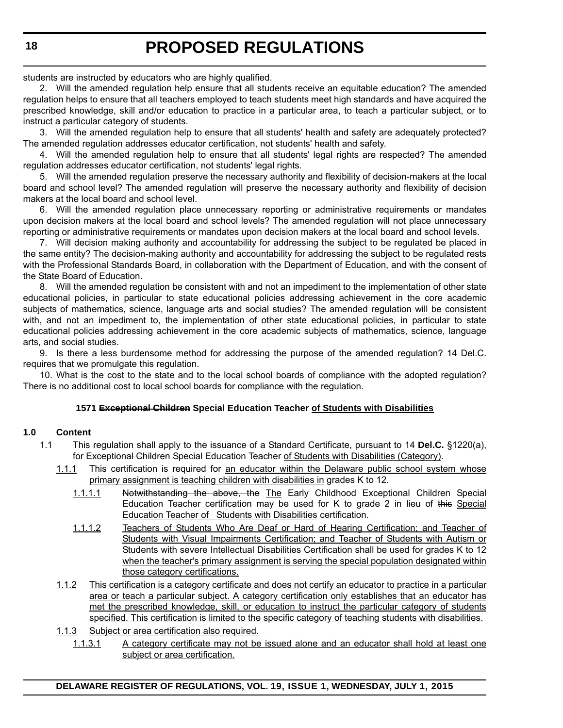students are instructed by educators who are highly qualified.

2. Will the amended regulation help ensure that all students receive an equitable education? The amended regulation helps to ensure that all teachers employed to teach students meet high standards and have acquired the prescribed knowledge, skill and/or education to practice in a particular area, to teach a particular subject, or to instruct a particular category of students.

3. Will the amended regulation help to ensure that all students' health and safety are adequately protected? The amended regulation addresses educator certification, not students' health and safety.

4. Will the amended regulation help to ensure that all students' legal rights are respected? The amended regulation addresses educator certification, not students' legal rights.

5. Will the amended regulation preserve the necessary authority and flexibility of decision-makers at the local board and school level? The amended regulation will preserve the necessary authority and flexibility of decision makers at the local board and school level.

6. Will the amended regulation place unnecessary reporting or administrative requirements or mandates upon decision makers at the local board and school levels? The amended regulation will not place unnecessary reporting or administrative requirements or mandates upon decision makers at the local board and school levels.

7. Will decision making authority and accountability for addressing the subject to be regulated be placed in the same entity? The decision-making authority and accountability for addressing the subject to be regulated rests with the Professional Standards Board, in collaboration with the Department of Education, and with the consent of the State Board of Education.

8. Will the amended regulation be consistent with and not an impediment to the implementation of other state educational policies, in particular to state educational policies addressing achievement in the core academic subjects of mathematics, science, language arts and social studies? The amended regulation will be consistent with, and not an impediment to, the implementation of other state educational policies, in particular to state educational policies addressing achievement in the core academic subjects of mathematics, science, language arts, and social studies.

9. Is there a less burdensome method for addressing the purpose of the amended regulation? 14 Del.C. requires that we promulgate this regulation.

10. What is the cost to the state and to the local school boards of compliance with the adopted regulation? There is no additional cost to local school boards for compliance with the regulation.

**1571 ~~Exceptional Children~~ Special Education Teacher <u>of Students with Disabilities</u>**

**1.0 Content**

1.1 This regulation shall apply to the issuance of a Standard Certificate, pursuant to 14 **Del.C.** §1220(a), for ~~Exceptional Children~~ Special Education Teacher <u>of Students with Disabilities (Category)</u>.

<u>1.1.1</u> This certification is required for <u>an educator within the Delaware public school system whose primary assignment is teaching children with disabilities in</u> grades K to 12.

<u>1.1.1.1</u> ~~Notwithstanding the above, the~~ <u>The</u> Early Childhood Exceptional Children Special Education Teacher certification may be used for K to grade 2 in lieu of ~~this~~ <u>Special Education Teacher of Students with Disabilities</u> certification.

<u>1.1.1.2</u> <u>Teachers of Students Who Are Deaf or Hard of Hearing Certification; and Teacher of Students with Visual Impairments Certification; and Teacher of Students with Autism or Students with severe Intellectual Disabilities Certification shall be used for grades K to 12 when the teacher's primary assignment is serving the special population designated within those category certifications.</u>

<u>1.1.2</u> <u>This certification is a category certificate and does not certify an educator to practice in a particular area or teach a particular subject. A category certification only establishes that an educator has met the prescribed knowledge, skill, or education to instruct the particular category of students specified. This certification is limited to the specific category of teaching students with disabilities.</u>

<u>1.1.3</u> <u>Subject or area certification also required.</u>

<u>1.1.3.1</u> <u>A category certificate may not be issued alone and an educator shall hold at least one subject or area certification.</u>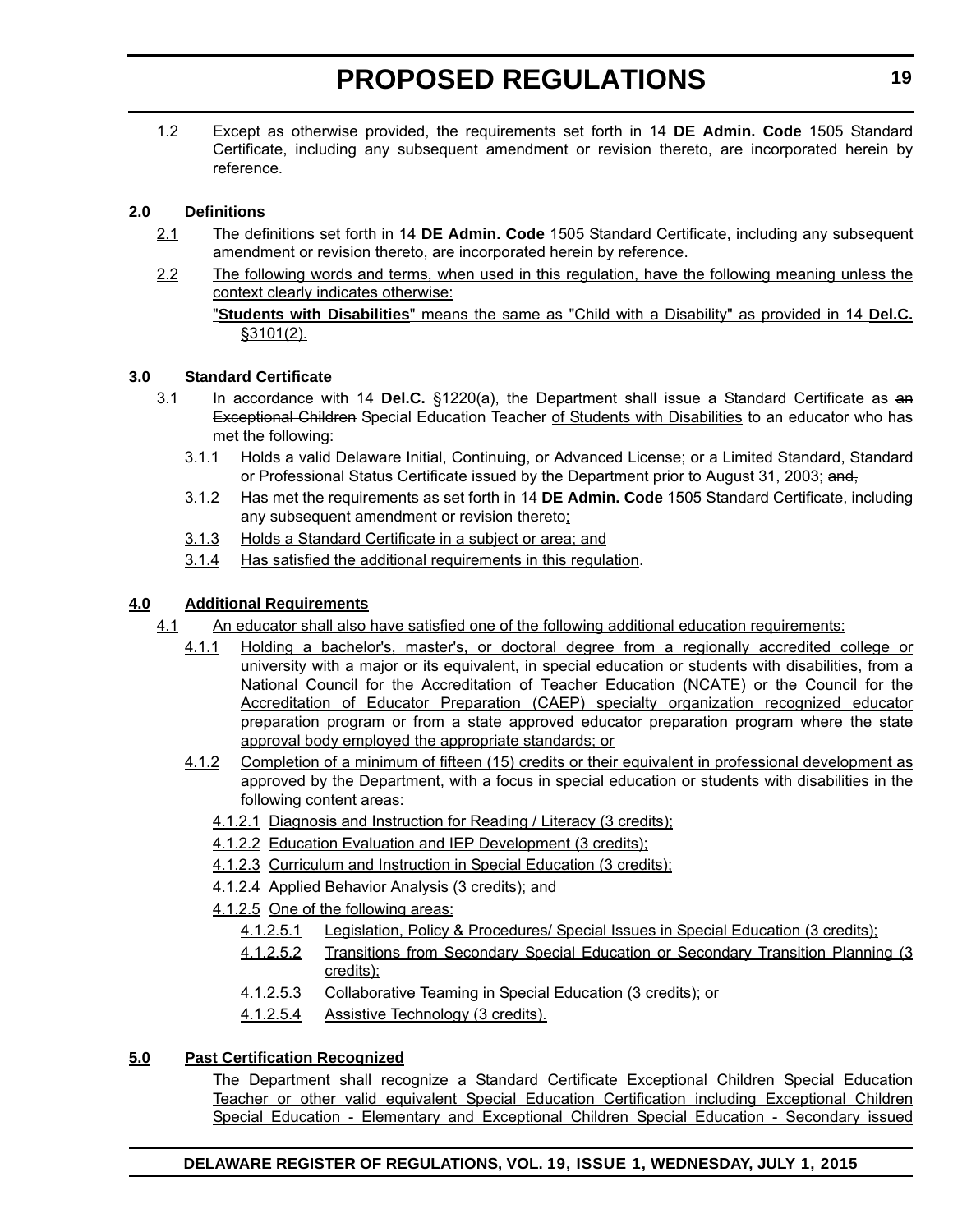1.2 Except as otherwise provided, the requirements set forth in 14 **DE Admin. Code** 1505 Standard Certificate, including any subsequent amendment or revision thereto, are incorporated herein by reference.

**2.0 Definitions**

2.1 The definitions set forth in 14 **DE Admin. Code** 1505 Standard Certificate, including any subsequent amendment or revision thereto, are incorporated herein by reference.

2.2 The following words and terms, when used in this regulation, have the following meaning unless the context clearly indicates otherwise:

"**Students with Disabilities**" means the same as "Child with a Disability" as provided in 14 **Del.C.** §3101(2).

**3.0 Standard Certificate**

3.1 In accordance with 14 **Del.C.** §1220(a), the Department shall issue a Standard Certificate as ~~an Exceptional Children~~ Special Education Teacher of Students with Disabilities to an educator who has met the following:

3.1.1 Holds a valid Delaware Initial, Continuing, or Advanced License; or a Limited Standard, Standard or Professional Status Certificate issued by the Department prior to August 31, 2003; ~~and,~~

3.1.2 Has met the requirements as set forth in 14 **DE Admin. Code** 1505 Standard Certificate, including any subsequent amendment or revision thereto;

3.1.3 Holds a Standard Certificate in a subject or area; and

3.1.4 Has satisfied the additional requirements in this regulation.

**4.0 Additional Requirements**

4.1 An educator shall also have satisfied one of the following additional education requirements:

4.1.1 Holding a bachelor's, master's, or doctoral degree from a regionally accredited college or university with a major or its equivalent, in special education or students with disabilities, from a National Council for the Accreditation of Teacher Education (NCATE) or the Council for the Accreditation of Educator Preparation (CAEP) specialty organization recognized educator preparation program or from a state approved educator preparation program where the state approval body employed the appropriate standards; or

4.1.2 Completion of a minimum of fifteen (15) credits or their equivalent in professional development as approved by the Department, with a focus in special education or students with disabilities in the following content areas:

4.1.2.1 Diagnosis and Instruction for Reading / Literacy (3 credits);

4.1.2.2 Education Evaluation and IEP Development (3 credits);

4.1.2.3 Curriculum and Instruction in Special Education (3 credits);

4.1.2.4 Applied Behavior Analysis (3 credits); and

4.1.2.5 One of the following areas:

4.1.2.5.1 Legislation, Policy & Procedures/ Special Issues in Special Education (3 credits);

4.1.2.5.2 Transitions from Secondary Special Education or Secondary Transition Planning (3 credits);

4.1.2.5.3 Collaborative Teaming in Special Education (3 credits); or

4.1.2.5.4 Assistive Technology (3 credits).

**5.0 Past Certification Recognized**

The Department shall recognize a Standard Certificate Exceptional Children Special Education Teacher or other valid equivalent Special Education Certification including Exceptional Children Special Education - Elementary and Exceptional Children Special Education - Secondary issued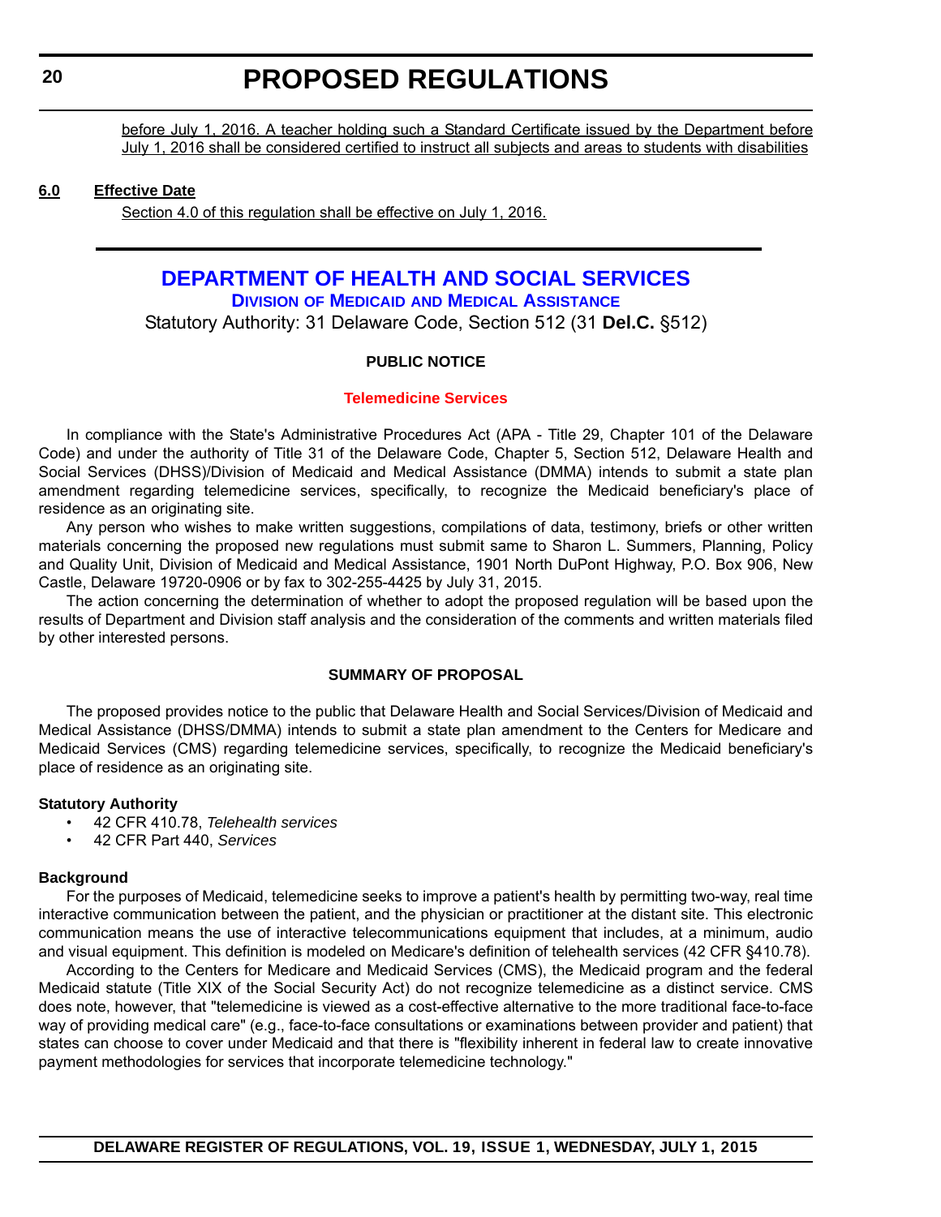before July 1, 2016. A teacher holding such a Standard Certificate issued by the Department before July 1, 2016 shall be considered certified to instruct all subjects and areas to students with disabilities

**6.0 Effective Date**

Section 4.0 of this regulation shall be effective on July 1, 2016.

---

# DEPARTMENT OF HEALTH AND SOCIAL SERVICES

## Division of Medicaid and Medical Assistance

Statutory Authority: 31 Delaware Code, Section 512 (31 **Del.C.** §512)

**PUBLIC NOTICE**

**Telemedicine Services**

In compliance with the State's Administrative Procedures Act (APA - Title 29, Chapter 101 of the Delaware Code) and under the authority of Title 31 of the Delaware Code, Chapter 5, Section 512, Delaware Health and Social Services (DHSS)/Division of Medicaid and Medical Assistance (DMMA) intends to submit a state plan amendment regarding telemedicine services, specifically, to recognize the Medicaid beneficiary's place of residence as an originating site.

Any person who wishes to make written suggestions, compilations of data, testimony, briefs or other written materials concerning the proposed new regulations must submit same to Sharon L. Summers, Planning, Policy and Quality Unit, Division of Medicaid and Medical Assistance, 1901 North DuPont Highway, P.O. Box 906, New Castle, Delaware 19720-0906 or by fax to 302-255-4425 by July 31, 2015.

The action concerning the determination of whether to adopt the proposed regulation will be based upon the results of Department and Division staff analysis and the consideration of the comments and written materials filed by other interested persons.

**SUMMARY OF PROPOSAL**

The proposed provides notice to the public that Delaware Health and Social Services/Division of Medicaid and Medical Assistance (DHSS/DMMA) intends to submit a state plan amendment to the Centers for Medicare and Medicaid Services (CMS) regarding telemedicine services, specifically, to recognize the Medicaid beneficiary's place of residence as an originating site.

**Statutory Authority**

- 42 CFR 410.78, *Telehealth services*
- 42 CFR Part 440, *Services*

**Background**

For the purposes of Medicaid, telemedicine seeks to improve a patient's health by permitting two-way, real time interactive communication between the patient, and the physician or practitioner at the distant site. This electronic communication means the use of interactive telecommunications equipment that includes, at a minimum, audio and visual equipment. This definition is modeled on Medicare's definition of telehealth services (42 CFR §410.78).

According to the Centers for Medicare and Medicaid Services (CMS), the Medicaid program and the federal Medicaid statute (Title XIX of the Social Security Act) do not recognize telemedicine as a distinct service. CMS does note, however, that "telemedicine is viewed as a cost-effective alternative to the more traditional face-to-face way of providing medical care" (e.g., face-to-face consultations or examinations between provider and patient) that states can choose to cover under Medicaid and that there is "flexibility inherent in federal law to create innovative payment methodologies for services that incorporate telemedicine technology."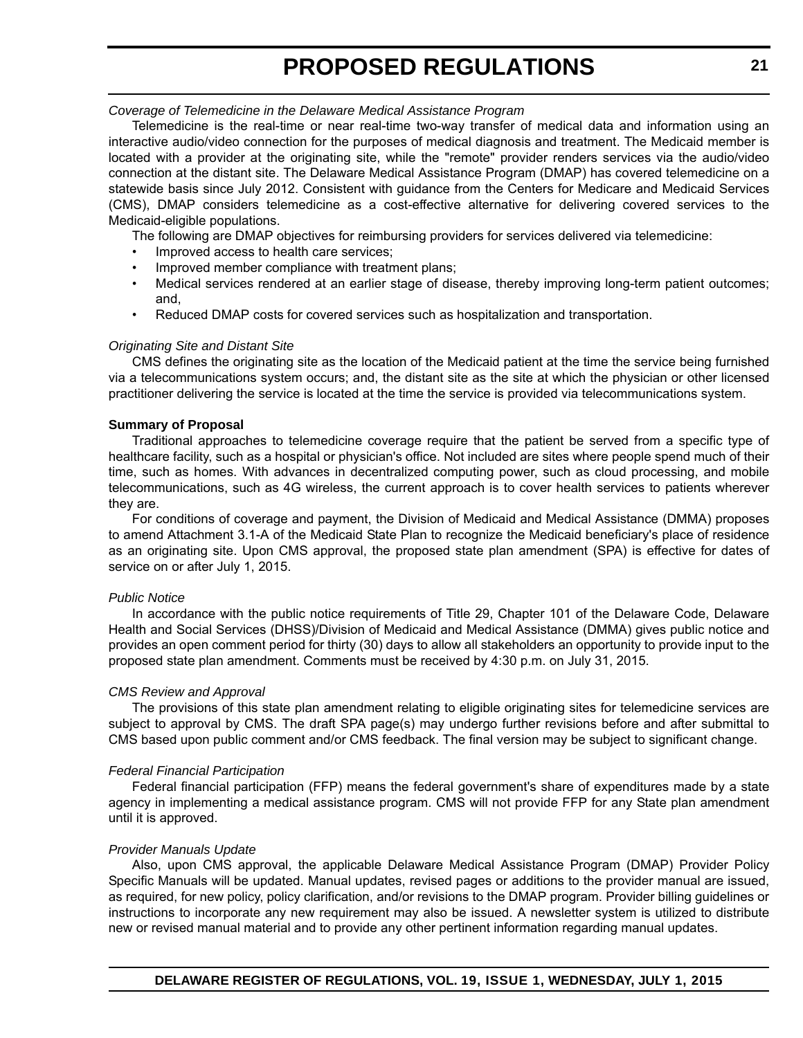*Coverage of Telemedicine in the Delaware Medical Assistance Program*

Telemedicine is the real-time or near real-time two-way transfer of medical data and information using an interactive audio/video connection for the purposes of medical diagnosis and treatment. The Medicaid member is located with a provider at the originating site, while the "remote" provider renders services via the audio/video connection at the distant site. The Delaware Medical Assistance Program (DMAP) has covered telemedicine on a statewide basis since July 2012. Consistent with guidance from the Centers for Medicare and Medicaid Services (CMS), DMAP considers telemedicine as a cost-effective alternative for delivering covered services to the Medicaid-eligible populations.

The following are DMAP objectives for reimbursing providers for services delivered via telemedicine:

- Improved access to health care services;
- Improved member compliance with treatment plans;
- Medical services rendered at an earlier stage of disease, thereby improving long-term patient outcomes; and,
- Reduced DMAP costs for covered services such as hospitalization and transportation.

*Originating Site and Distant Site*

CMS defines the originating site as the location of the Medicaid patient at the time the service being furnished via a telecommunications system occurs; and, the distant site as the site at which the physician or other licensed practitioner delivering the service is located at the time the service is provided via telecommunications system.

**Summary of Proposal**

Traditional approaches to telemedicine coverage require that the patient be served from a specific type of healthcare facility, such as a hospital or physician's office. Not included are sites where people spend much of their time, such as homes. With advances in decentralized computing power, such as cloud processing, and mobile telecommunications, such as 4G wireless, the current approach is to cover health services to patients wherever they are.

For conditions of coverage and payment, the Division of Medicaid and Medical Assistance (DMMA) proposes to amend Attachment 3.1-A of the Medicaid State Plan to recognize the Medicaid beneficiary's place of residence as an originating site. Upon CMS approval, the proposed state plan amendment (SPA) is effective for dates of service on or after July 1, 2015.

*Public Notice*

In accordance with the public notice requirements of Title 29, Chapter 101 of the Delaware Code, Delaware Health and Social Services (DHSS)/Division of Medicaid and Medical Assistance (DMMA) gives public notice and provides an open comment period for thirty (30) days to allow all stakeholders an opportunity to provide input to the proposed state plan amendment. Comments must be received by 4:30 p.m. on July 31, 2015.

*CMS Review and Approval*

The provisions of this state plan amendment relating to eligible originating sites for telemedicine services are subject to approval by CMS. The draft SPA page(s) may undergo further revisions before and after submittal to CMS based upon public comment and/or CMS feedback. The final version may be subject to significant change.

*Federal Financial Participation*

Federal financial participation (FFP) means the federal government's share of expenditures made by a state agency in implementing a medical assistance program. CMS will not provide FFP for any State plan amendment until it is approved.

*Provider Manuals Update*

Also, upon CMS approval, the applicable Delaware Medical Assistance Program (DMAP) Provider Policy Specific Manuals will be updated. Manual updates, revised pages or additions to the provider manual are issued, as required, for new policy, policy clarification, and/or revisions to the DMAP program. Provider billing guidelines or instructions to incorporate any new requirement may also be issued. A newsletter system is utilized to distribute new or revised manual material and to provide any other pertinent information regarding manual updates.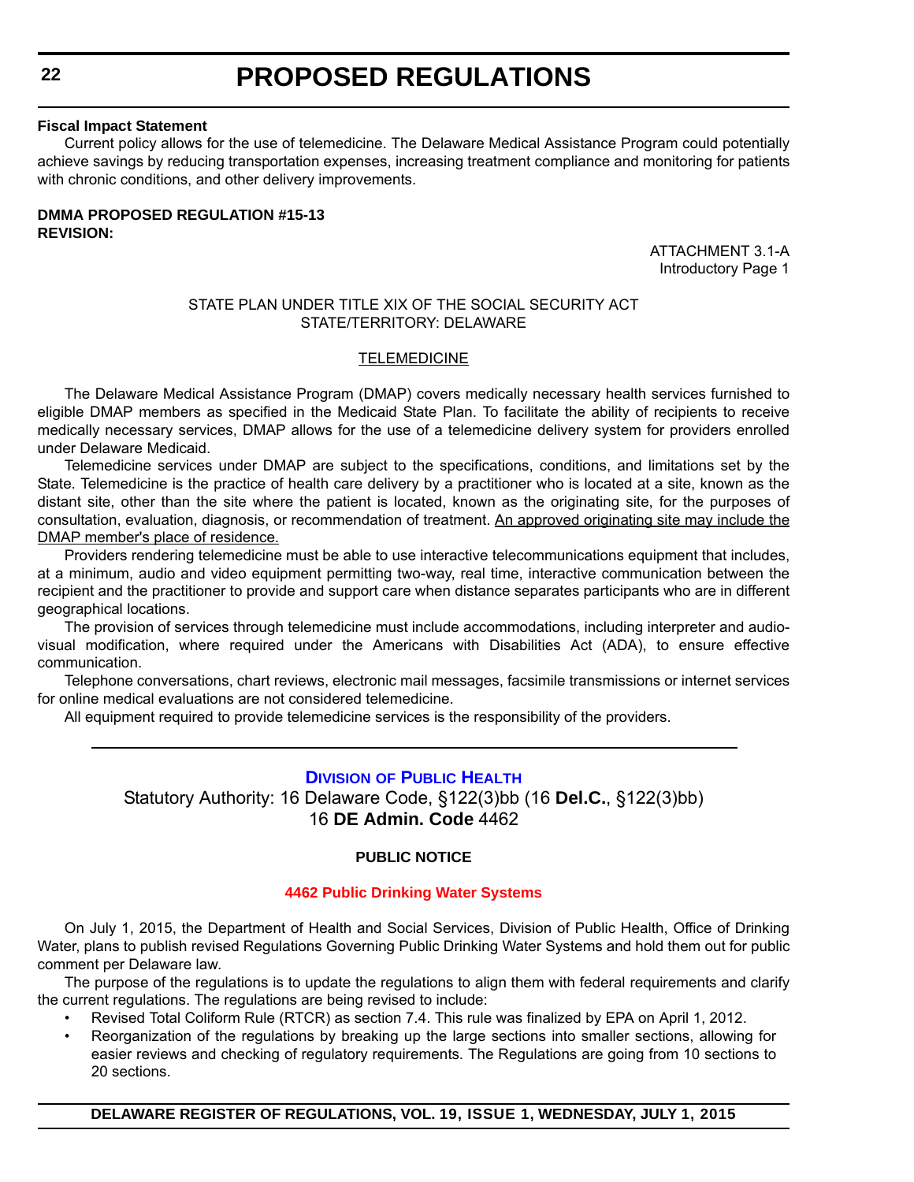**Fiscal Impact Statement**

Current policy allows for the use of telemedicine. The Delaware Medical Assistance Program could potentially achieve savings by reducing transportation expenses, increasing treatment compliance and monitoring for patients with chronic conditions, and other delivery improvements.

**DMMA PROPOSED REGULATION #15-13**
**REVISION:**

ATTACHMENT 3.1-A
Introductory Page 1

STATE PLAN UNDER TITLE XIX OF THE SOCIAL SECURITY ACT
STATE/TERRITORY: DELAWARE

TELEMEDICINE

The Delaware Medical Assistance Program (DMAP) covers medically necessary health services furnished to eligible DMAP members as specified in the Medicaid State Plan. To facilitate the ability of recipients to receive medically necessary services, DMAP allows for the use of a telemedicine delivery system for providers enrolled under Delaware Medicaid.

Telemedicine services under DMAP are subject to the specifications, conditions, and limitations set by the State. Telemedicine is the practice of health care delivery by a practitioner who is located at a site, known as the distant site, other than the site where the patient is located, known as the originating site, for the purposes of consultation, evaluation, diagnosis, or recommendation of treatment. An approved originating site may include the DMAP member's place of residence.

Providers rendering telemedicine must be able to use interactive telecommunications equipment that includes, at a minimum, audio and video equipment permitting two-way, real time, interactive communication between the recipient and the practitioner to provide and support care when distance separates participants who are in different geographical locations.

The provision of services through telemedicine must include accommodations, including interpreter and audio-visual modification, where required under the Americans with Disabilities Act (ADA), to ensure effective communication.

Telephone conversations, chart reviews, electronic mail messages, facsimile transmissions or internet services for online medical evaluations are not considered telemedicine.

All equipment required to provide telemedicine services is the responsibility of the providers.

---

## Division of Public Health

Statutory Authority: 16 Delaware Code, §122(3)bb (16 **Del.C.**, §122(3)bb)
16 **DE Admin. Code** 4462

**PUBLIC NOTICE**

**4462 Public Drinking Water Systems**

On July 1, 2015, the Department of Health and Social Services, Division of Public Health, Office of Drinking Water, plans to publish revised Regulations Governing Public Drinking Water Systems and hold them out for public comment per Delaware law.

The purpose of the regulations is to update the regulations to align them with federal requirements and clarify the current regulations. The regulations are being revised to include:

- Revised Total Coliform Rule (RTCR) as section 7.4. This rule was finalized by EPA on April 1, 2012.
- Reorganization of the regulations by breaking up the large sections into smaller sections, allowing for easier reviews and checking of regulatory requirements. The Regulations are going from 10 sections to 20 sections.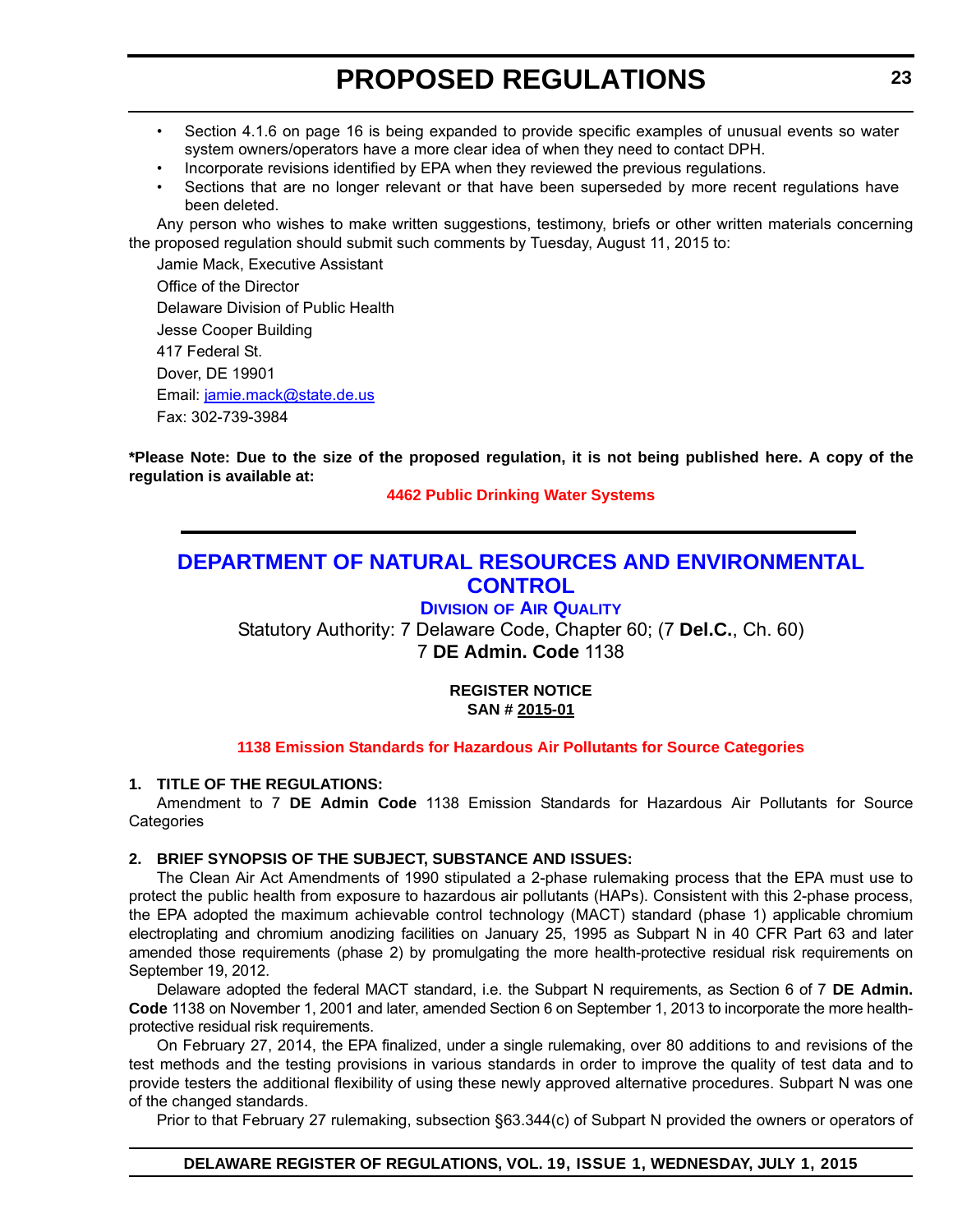- Section 4.1.6 on page 16 is being expanded to provide specific examples of unusual events so water system owners/operators have a more clear idea of when they need to contact DPH.
- Incorporate revisions identified by EPA when they reviewed the previous regulations.
- Sections that are no longer relevant or that have been superseded by more recent regulations have been deleted.

Any person who wishes to make written suggestions, testimony, briefs or other written materials concerning the proposed regulation should submit such comments by Tuesday, August 11, 2015 to:

Jamie Mack, Executive Assistant
Office of the Director
Delaware Division of Public Health
Jesse Cooper Building
417 Federal St.
Dover, DE 19901
Email: jamie.mack@state.de.us
Fax: 302-739-3984

**\*Please Note: Due to the size of the proposed regulation, it is not being published here. A copy of the regulation is available at:**

**4462 Public Drinking Water Systems**

---

## DEPARTMENT OF NATURAL RESOURCES AND ENVIRONMENTAL CONTROL

### Division of Air Quality

Statutory Authority: 7 Delaware Code, Chapter 60; (7 **Del.C.**, Ch. 60)
7 **DE Admin. Code** 1138

**REGISTER NOTICE**
**SAN # 2015-01**

**1138 Emission Standards for Hazardous Air Pollutants for Source Categories**

**1. TITLE OF THE REGULATIONS:**

Amendment to 7 **DE Admin Code** 1138 Emission Standards for Hazardous Air Pollutants for Source Categories

**2. BRIEF SYNOPSIS OF THE SUBJECT, SUBSTANCE AND ISSUES:**

The Clean Air Act Amendments of 1990 stipulated a 2-phase rulemaking process that the EPA must use to protect the public health from exposure to hazardous air pollutants (HAPs). Consistent with this 2-phase process, the EPA adopted the maximum achievable control technology (MACT) standard (phase 1) applicable chromium electroplating and chromium anodizing facilities on January 25, 1995 as Subpart N in 40 CFR Part 63 and later amended those requirements (phase 2) by promulgating the more health-protective residual risk requirements on September 19, 2012.

Delaware adopted the federal MACT standard, i.e. the Subpart N requirements, as Section 6 of 7 **DE Admin. Code** 1138 on November 1, 2001 and later, amended Section 6 on September 1, 2013 to incorporate the more health-protective residual risk requirements.

On February 27, 2014, the EPA finalized, under a single rulemaking, over 80 additions to and revisions of the test methods and the testing provisions in various standards in order to improve the quality of test data and to provide testers the additional flexibility of using these newly approved alternative procedures. Subpart N was one of the changed standards.

Prior to that February 27 rulemaking, subsection §63.344(c) of Subpart N provided the owners or operators of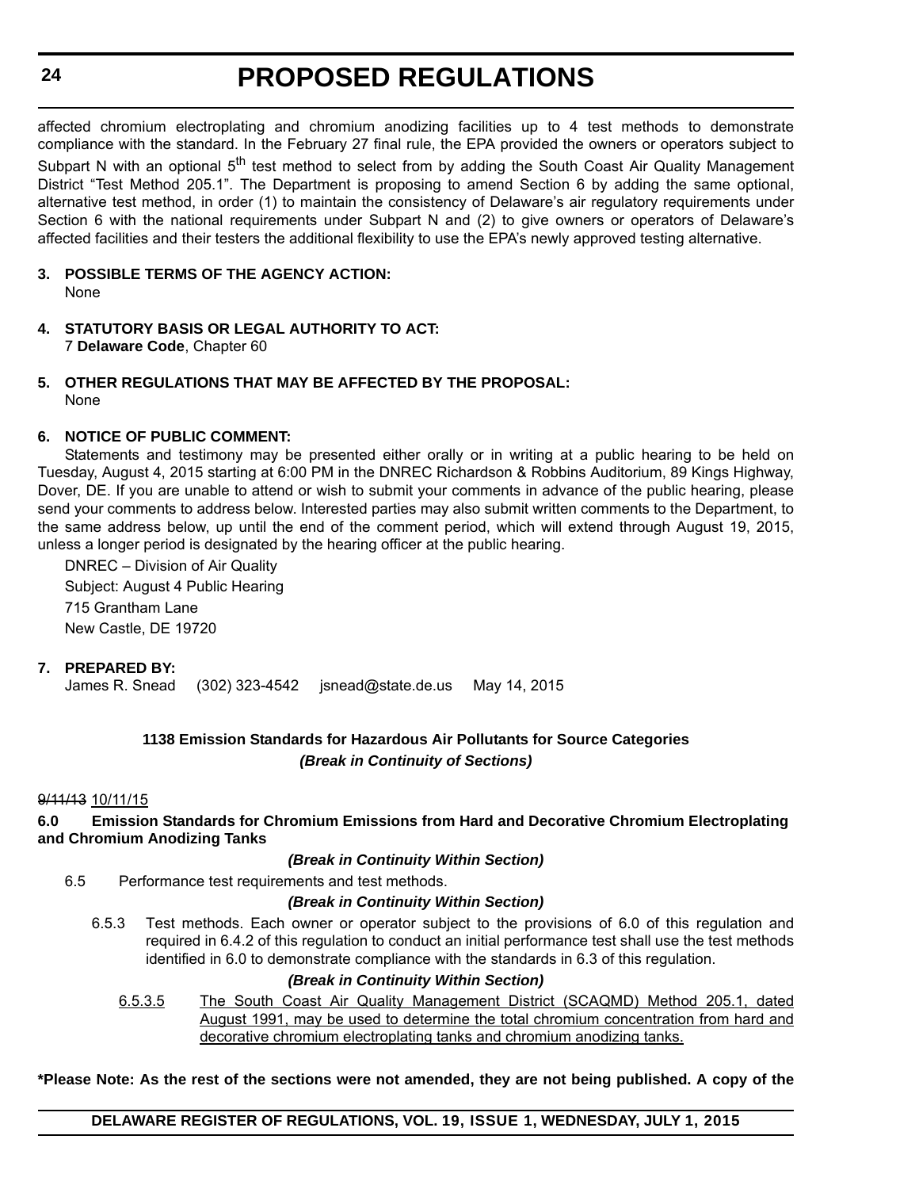affected chromium electroplating and chromium anodizing facilities up to 4 test methods to demonstrate compliance with the standard. In the February 27 final rule, the EPA provided the owners or operators subject to Subpart N with an optional 5$^{th}$ test method to select from by adding the South Coast Air Quality Management District "Test Method 205.1". The Department is proposing to amend Section 6 by adding the same optional, alternative test method, in order (1) to maintain the consistency of Delaware's air regulatory requirements under Section 6 with the national requirements under Subpart N and (2) to give owners or operators of Delaware's affected facilities and their testers the additional flexibility to use the EPA's newly approved testing alternative.

**3. POSSIBLE TERMS OF THE AGENCY ACTION:**

None

**4. STATUTORY BASIS OR LEGAL AUTHORITY TO ACT:**

7 **Delaware Code**, Chapter 60

**5. OTHER REGULATIONS THAT MAY BE AFFECTED BY THE PROPOSAL:**

None

**6. NOTICE OF PUBLIC COMMENT:**

Statements and testimony may be presented either orally or in writing at a public hearing to be held on Tuesday, August 4, 2015 starting at 6:00 PM in the DNREC Richardson & Robbins Auditorium, 89 Kings Highway, Dover, DE. If you are unable to attend or wish to submit your comments in advance of the public hearing, please send your comments to address below. Interested parties may also submit written comments to the Department, to the same address below, up until the end of the comment period, which will extend through August 19, 2015, unless a longer period is designated by the hearing officer at the public hearing.

DNREC – Division of Air Quality
Subject: August 4 Public Hearing
715 Grantham Lane
New Castle, DE 19720

**7. PREPARED BY:**

James R. Snead (302) 323-4542 jsnead@state.de.us May 14, 2015

**1138 Emission Standards for Hazardous Air Pollutants for Source Categories**

***(Break in Continuity of Sections)***

~~9/11/13~~ 10/11/15

**6.0 Emission Standards for Chromium Emissions from Hard and Decorative Chromium Electroplating and Chromium Anodizing Tanks**

***(Break in Continuity Within Section)***

6.5 Performance test requirements and test methods.

***(Break in Continuity Within Section)***

6.5.3 Test methods. Each owner or operator subject to the provisions of 6.0 of this regulation and required in 6.4.2 of this regulation to conduct an initial performance test shall use the test methods identified in 6.0 to demonstrate compliance with the standards in 6.3 of this regulation.

***(Break in Continuity Within Section)***

<u>6.5.3.5 The South Coast Air Quality Management District (SCAQMD) Method 205.1, dated August 1991, may be used to determine the total chromium concentration from hard and decorative chromium electroplating tanks and chromium anodizing tanks.</u>

**\*Please Note: As the rest of the sections were not amended, they are not being published. A copy of the**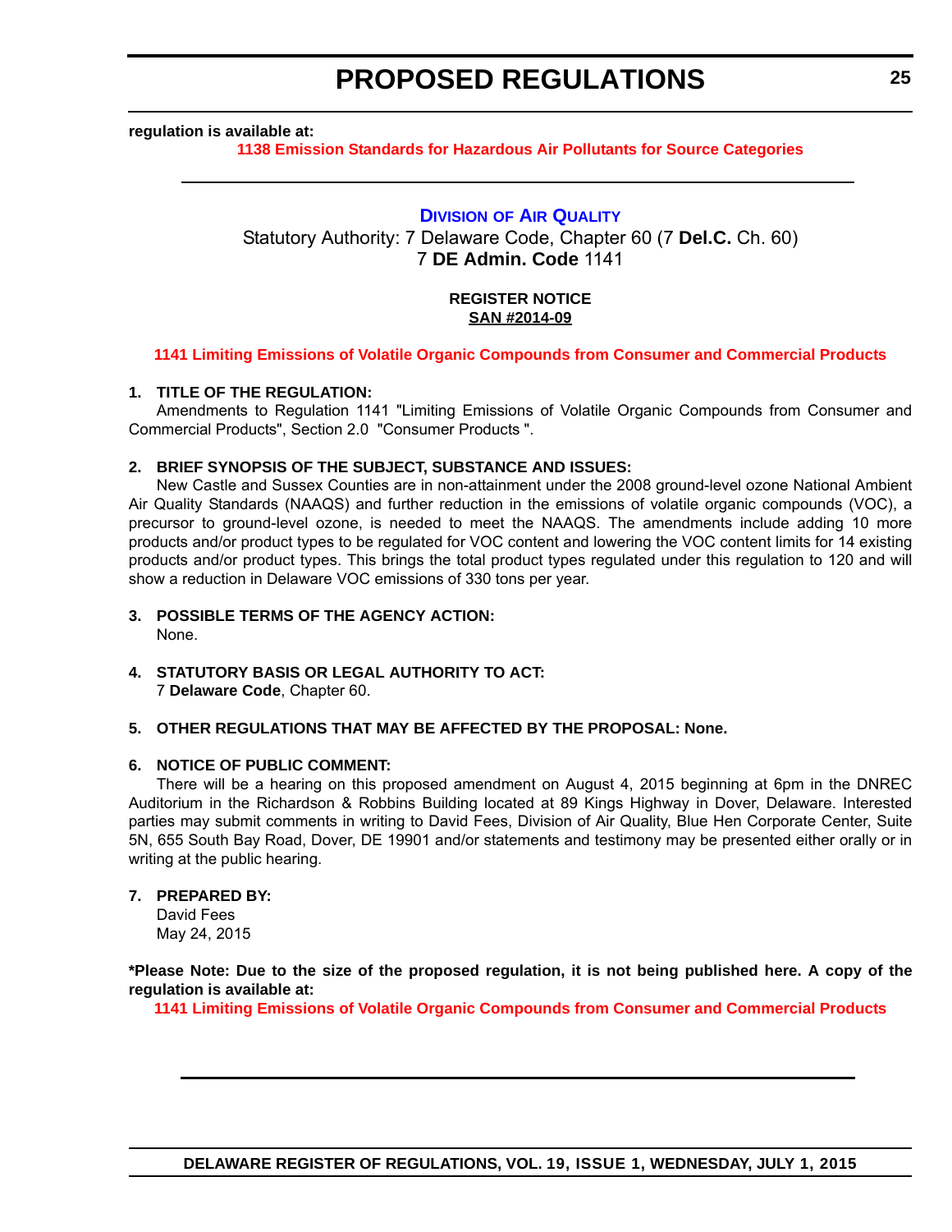**regulation is available at:**

**1138 Emission Standards for Hazardous Air Pollutants for Source Categories**

---

## DIVISION OF AIR QUALITY

Statutory Authority: 7 Delaware Code, Chapter 60 (7 **Del.C.** Ch. 60)
7 **DE Admin. Code** 1141

**REGISTER NOTICE**
**SAN #2014-09**

**1141 Limiting Emissions of Volatile Organic Compounds from Consumer and Commercial Products**

**1. TITLE OF THE REGULATION:**

Amendments to Regulation 1141 "Limiting Emissions of Volatile Organic Compounds from Consumer and Commercial Products", Section 2.0 "Consumer Products ".

**2. BRIEF SYNOPSIS OF THE SUBJECT, SUBSTANCE AND ISSUES:**

New Castle and Sussex Counties are in non-attainment under the 2008 ground-level ozone National Ambient Air Quality Standards (NAAQS) and further reduction in the emissions of volatile organic compounds (VOC), a precursor to ground-level ozone, is needed to meet the NAAQS. The amendments include adding 10 more products and/or product types to be regulated for VOC content and lowering the VOC content limits for 14 existing products and/or product types. This brings the total product types regulated under this regulation to 120 and will show a reduction in Delaware VOC emissions of 330 tons per year.

**3. POSSIBLE TERMS OF THE AGENCY ACTION:**

None.

**4. STATUTORY BASIS OR LEGAL AUTHORITY TO ACT:**

7 **Delaware Code**, Chapter 60.

**5. OTHER REGULATIONS THAT MAY BE AFFECTED BY THE PROPOSAL: None.**

**6. NOTICE OF PUBLIC COMMENT:**

There will be a hearing on this proposed amendment on August 4, 2015 beginning at 6pm in the DNREC Auditorium in the Richardson & Robbins Building located at 89 Kings Highway in Dover, Delaware. Interested parties may submit comments in writing to David Fees, Division of Air Quality, Blue Hen Corporate Center, Suite 5N, 655 South Bay Road, Dover, DE 19901 and/or statements and testimony may be presented either orally or in writing at the public hearing.

**7. PREPARED BY:**

David Fees
May 24, 2015

**\*Please Note: Due to the size of the proposed regulation, it is not being published here. A copy of the regulation is available at:**

**1141 Limiting Emissions of Volatile Organic Compounds from Consumer and Commercial Products**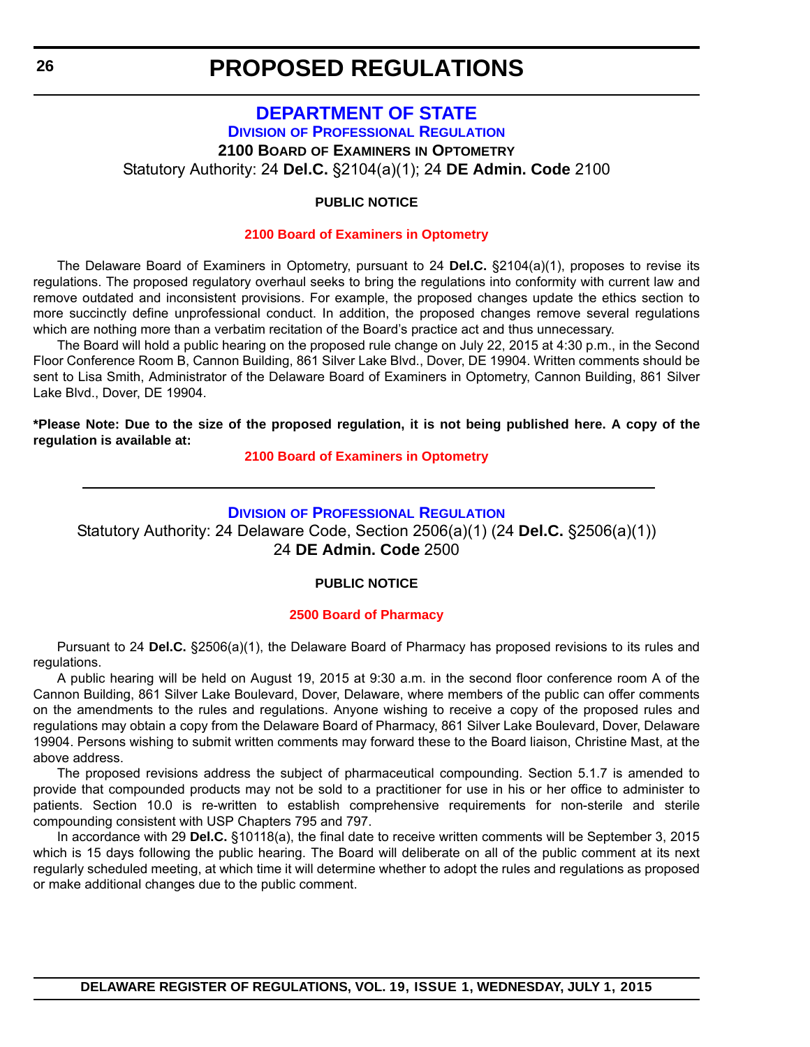# PROPOSED REGULATIONS

## DEPARTMENT OF STATE

### Division of Professional Regulation

**2100 Board of Examiners in Optometry**

Statutory Authority: 24 **Del.C.** §2104(a)(1); 24 **DE Admin. Code** 2100

**PUBLIC NOTICE**

**2100 Board of Examiners in Optometry**

The Delaware Board of Examiners in Optometry, pursuant to 24 **Del.C.** §2104(a)(1), proposes to revise its regulations. The proposed regulatory overhaul seeks to bring the regulations into conformity with current law and remove outdated and inconsistent provisions. For example, the proposed changes update the ethics section to more succinctly define unprofessional conduct. In addition, the proposed changes remove several regulations which are nothing more than a verbatim recitation of the Board's practice act and thus unnecessary.

The Board will hold a public hearing on the proposed rule change on July 22, 2015 at 4:30 p.m., in the Second Floor Conference Room B, Cannon Building, 861 Silver Lake Blvd., Dover, DE 19904. Written comments should be sent to Lisa Smith, Administrator of the Delaware Board of Examiners in Optometry, Cannon Building, 861 Silver Lake Blvd., Dover, DE 19904.

**\*Please Note: Due to the size of the proposed regulation, it is not being published here. A copy of the regulation is available at:**

**2100 Board of Examiners in Optometry**

---

### Division of Professional Regulation

Statutory Authority: 24 Delaware Code, Section 2506(a)(1) (24 **Del.C.** §2506(a)(1))
24 **DE Admin. Code** 2500

**PUBLIC NOTICE**

**2500 Board of Pharmacy**

Pursuant to 24 **Del.C.** §2506(a)(1), the Delaware Board of Pharmacy has proposed revisions to its rules and regulations.

A public hearing will be held on August 19, 2015 at 9:30 a.m. in the second floor conference room A of the Cannon Building, 861 Silver Lake Boulevard, Dover, Delaware, where members of the public can offer comments on the amendments to the rules and regulations. Anyone wishing to receive a copy of the proposed rules and regulations may obtain a copy from the Delaware Board of Pharmacy, 861 Silver Lake Boulevard, Dover, Delaware 19904. Persons wishing to submit written comments may forward these to the Board liaison, Christine Mast, at the above address.

The proposed revisions address the subject of pharmaceutical compounding. Section 5.1.7 is amended to provide that compounded products may not be sold to a practitioner for use in his or her office to administer to patients. Section 10.0 is re-written to establish comprehensive requirements for non-sterile and sterile compounding consistent with USP Chapters 795 and 797.

In accordance with 29 **Del.C.** §10118(a), the final date to receive written comments will be September 3, 2015 which is 15 days following the public hearing. The Board will deliberate on all of the public comment at its next regularly scheduled meeting, at which time it will determine whether to adopt the rules and regulations as proposed or make additional changes due to the public comment.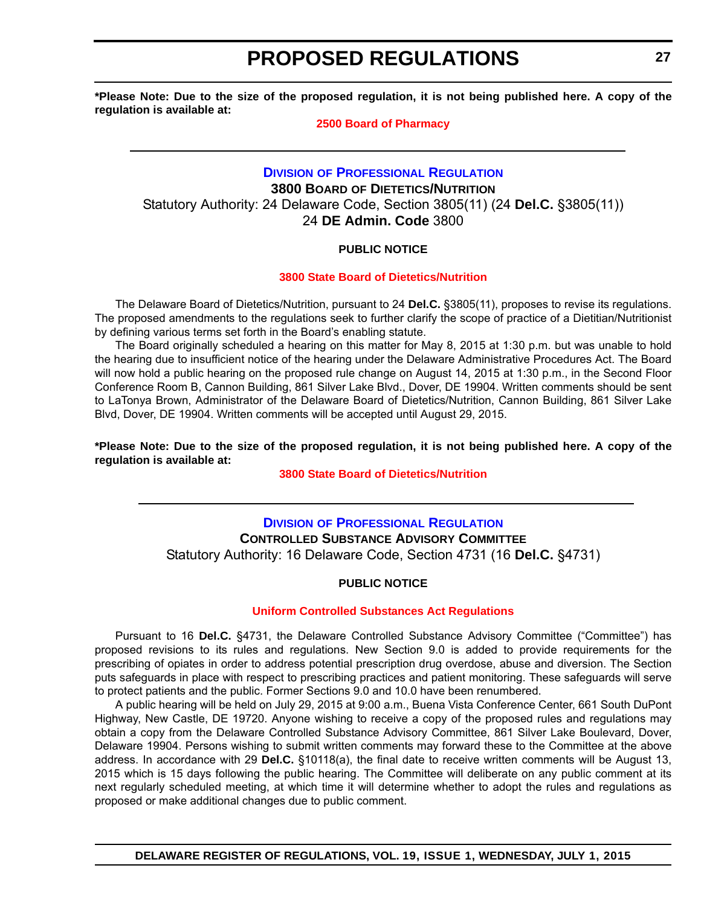**\*Please Note: Due to the size of the proposed regulation, it is not being published here. A copy of the regulation is available at:**

**2500 Board of Pharmacy**

---

## DIVISION OF PROFESSIONAL REGULATION

### 3800 BOARD OF DIETETICS/NUTRITION

Statutory Authority: 24 Delaware Code, Section 3805(11) (24 **Del.C.** §3805(11))

24 **DE Admin. Code** 3800

**PUBLIC NOTICE**

**3800 State Board of Dietetics/Nutrition**

The Delaware Board of Dietetics/Nutrition, pursuant to 24 **Del.C.** §3805(11), proposes to revise its regulations. The proposed amendments to the regulations seek to further clarify the scope of practice of a Dietitian/Nutritionist by defining various terms set forth in the Board's enabling statute.

The Board originally scheduled a hearing on this matter for May 8, 2015 at 1:30 p.m. but was unable to hold the hearing due to insufficient notice of the hearing under the Delaware Administrative Procedures Act. The Board will now hold a public hearing on the proposed rule change on August 14, 2015 at 1:30 p.m., in the Second Floor Conference Room B, Cannon Building, 861 Silver Lake Blvd., Dover, DE 19904. Written comments should be sent to LaTonya Brown, Administrator of the Delaware Board of Dietetics/Nutrition, Cannon Building, 861 Silver Lake Blvd, Dover, DE 19904. Written comments will be accepted until August 29, 2015.

**\*Please Note: Due to the size of the proposed regulation, it is not being published here. A copy of the regulation is available at:**

**3800 State Board of Dietetics/Nutrition**

---

## DIVISION OF PROFESSIONAL REGULATION

### CONTROLLED SUBSTANCE ADVISORY COMMITTEE

Statutory Authority: 16 Delaware Code, Section 4731 (16 **Del.C.** §4731)

**PUBLIC NOTICE**

**Uniform Controlled Substances Act Regulations**

Pursuant to 16 **Del.C.** §4731, the Delaware Controlled Substance Advisory Committee ("Committee") has proposed revisions to its rules and regulations. New Section 9.0 is added to provide requirements for the prescribing of opiates in order to address potential prescription drug overdose, abuse and diversion. The Section puts safeguards in place with respect to prescribing practices and patient monitoring. These safeguards will serve to protect patients and the public. Former Sections 9.0 and 10.0 have been renumbered.

A public hearing will be held on July 29, 2015 at 9:00 a.m., Buena Vista Conference Center, 661 South DuPont Highway, New Castle, DE 19720. Anyone wishing to receive a copy of the proposed rules and regulations may obtain a copy from the Delaware Controlled Substance Advisory Committee, 861 Silver Lake Boulevard, Dover, Delaware 19904. Persons wishing to submit written comments may forward these to the Committee at the above address. In accordance with 29 **Del.C.** §10118(a), the final date to receive written comments will be August 13, 2015 which is 15 days following the public hearing. The Committee will deliberate on any public comment at its next regularly scheduled meeting, at which time it will determine whether to adopt the rules and regulations as proposed or make additional changes due to public comment.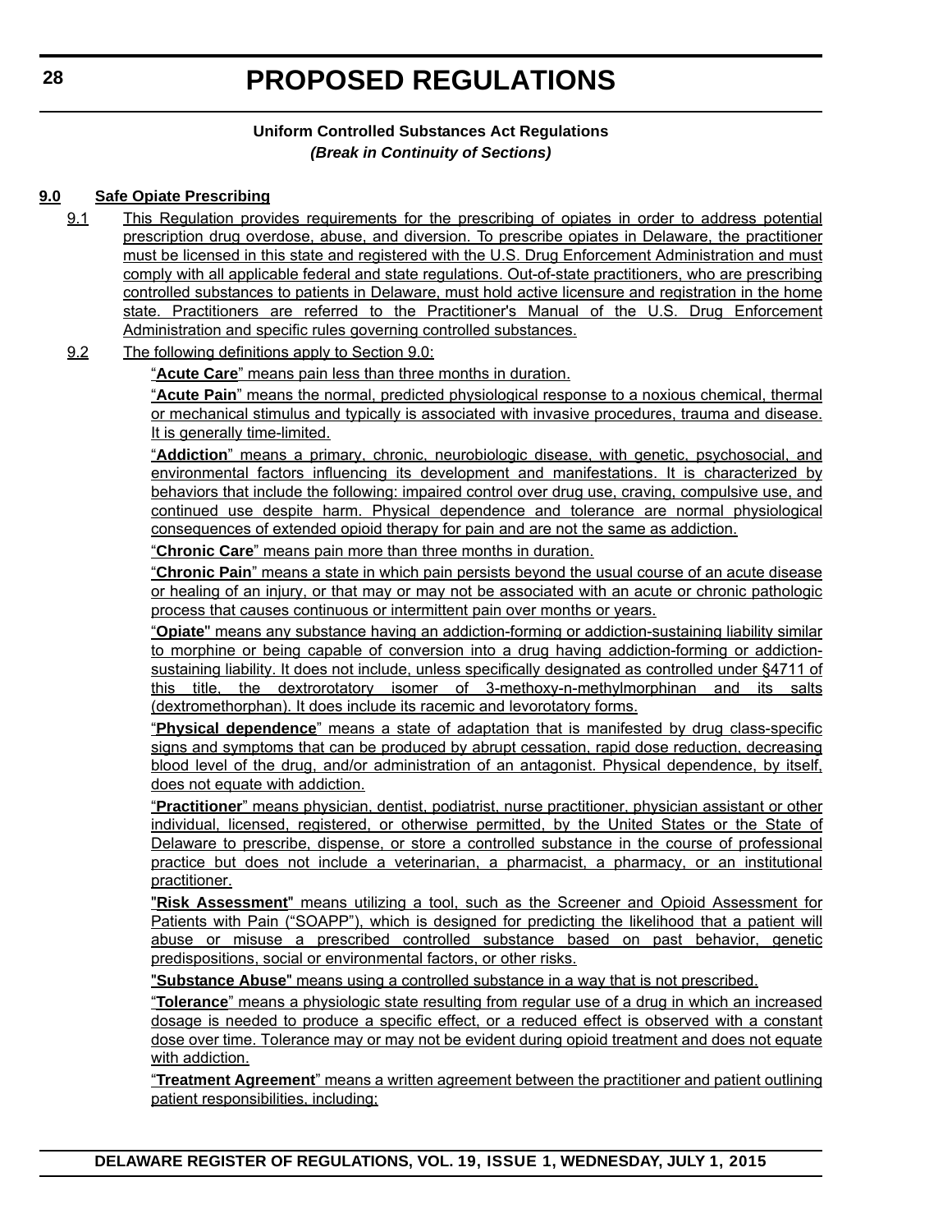**Uniform Controlled Substances Act Regulations**

***(Break in Continuity of Sections)***

**9.0 Safe Opiate Prescribing**

9.1 This Regulation provides requirements for the prescribing of opiates in order to address potential prescription drug overdose, abuse, and diversion. To prescribe opiates in Delaware, the practitioner must be licensed in this state and registered with the U.S. Drug Enforcement Administration and must comply with all applicable federal and state regulations. Out-of-state practitioners, who are prescribing controlled substances to patients in Delaware, must hold active licensure and registration in the home state. Practitioners are referred to the Practitioner's Manual of the U.S. Drug Enforcement Administration and specific rules governing controlled substances.

9.2 The following definitions apply to Section 9.0:

"**Acute Care**" means pain less than three months in duration.

"**Acute Pain**" means the normal, predicted physiological response to a noxious chemical, thermal or mechanical stimulus and typically is associated with invasive procedures, trauma and disease. It is generally time-limited.

"**Addiction**" means a primary, chronic, neurobiologic disease, with genetic, psychosocial, and environmental factors influencing its development and manifestations. It is characterized by behaviors that include the following: impaired control over drug use, craving, compulsive use, and continued use despite harm. Physical dependence and tolerance are normal physiological consequences of extended opioid therapy for pain and are not the same as addiction.

"**Chronic Care**" means pain more than three months in duration.

"**Chronic Pain**" means a state in which pain persists beyond the usual course of an acute disease or healing of an injury, or that may or may not be associated with an acute or chronic pathologic process that causes continuous or intermittent pain over months or years.

"**Opiate**" means any substance having an addiction-forming or addiction-sustaining liability similar to morphine or being capable of conversion into a drug having addiction-forming or addiction-sustaining liability. It does not include, unless specifically designated as controlled under §4711 of this title, the dextrorotatory isomer of 3-methoxy-n-methylmorphinan and its salts (dextromethorphan). It does include its racemic and levorotatory forms.

"**Physical dependence**" means a state of adaptation that is manifested by drug class-specific signs and symptoms that can be produced by abrupt cessation, rapid dose reduction, decreasing blood level of the drug, and/or administration of an antagonist. Physical dependence, by itself, does not equate with addiction.

"**Practitioner**" means physician, dentist, podiatrist, nurse practitioner, physician assistant or other individual, licensed, registered, or otherwise permitted, by the United States or the State of Delaware to prescribe, dispense, or store a controlled substance in the course of professional practice but does not include a veterinarian, a pharmacist, a pharmacy, or an institutional practitioner.

"**Risk Assessment**" means utilizing a tool, such as the Screener and Opioid Assessment for Patients with Pain ("SOAPP"), which is designed for predicting the likelihood that a patient will abuse or misuse a prescribed controlled substance based on past behavior, genetic predispositions, social or environmental factors, or other risks.

"**Substance Abuse**" means using a controlled substance in a way that is not prescribed.

"**Tolerance**" means a physiologic state resulting from regular use of a drug in which an increased dosage is needed to produce a specific effect, or a reduced effect is observed with a constant dose over time. Tolerance may or may not be evident during opioid treatment and does not equate with addiction.

"**Treatment Agreement**" means a written agreement between the practitioner and patient outlining patient responsibilities, including: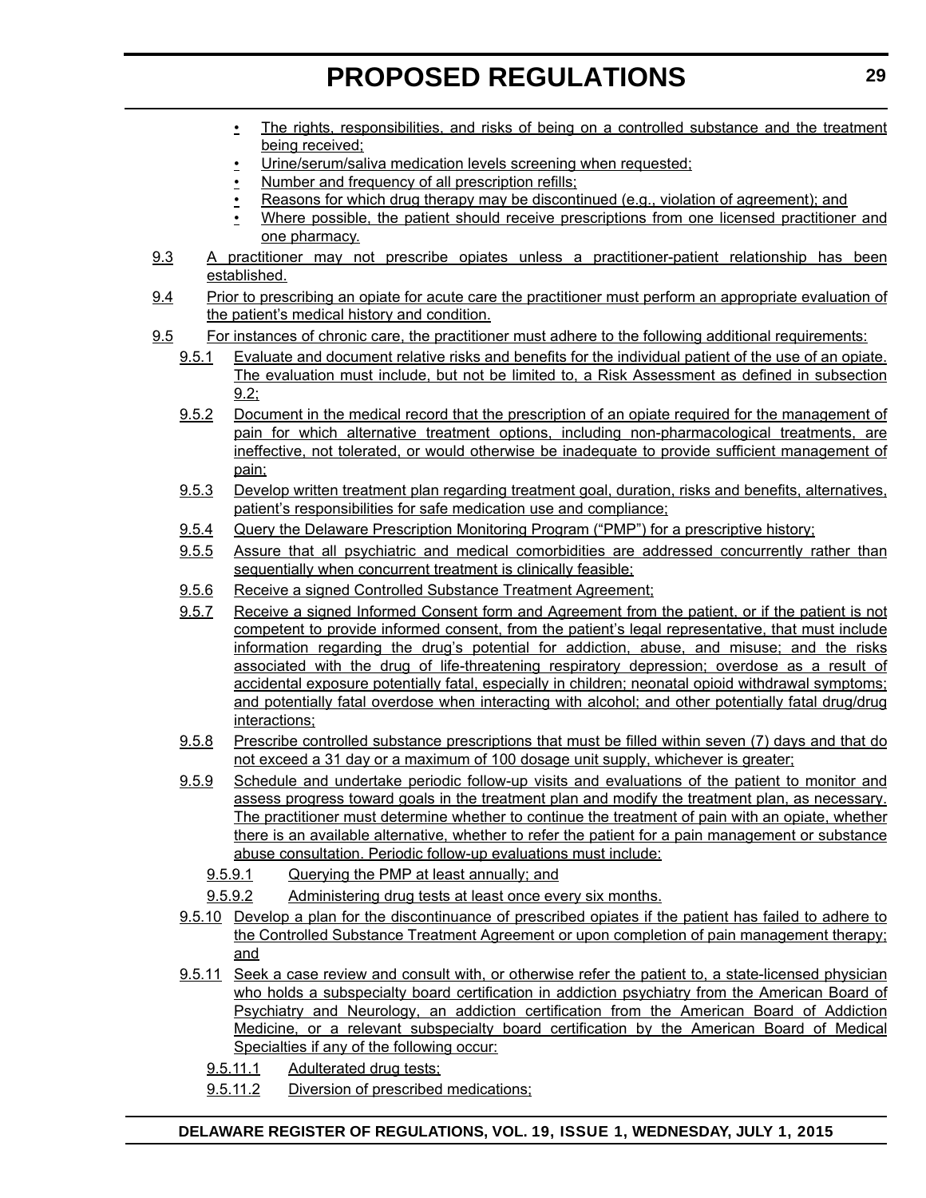- The rights, responsibilities, and risks of being on a controlled substance and the treatment being received;
- Urine/serum/saliva medication levels screening when requested;
- Number and frequency of all prescription refills;
- Reasons for which drug therapy may be discontinued (e.g., violation of agreement); and
- Where possible, the patient should receive prescriptions from one licensed practitioner and one pharmacy.

9.3 A practitioner may not prescribe opiates unless a practitioner-patient relationship has been established.

9.4 Prior to prescribing an opiate for acute care the practitioner must perform an appropriate evaluation of the patient's medical history and condition.

9.5 For instances of chronic care, the practitioner must adhere to the following additional requirements:

9.5.1 Evaluate and document relative risks and benefits for the individual patient of the use of an opiate. The evaluation must include, but not be limited to, a Risk Assessment as defined in subsection 9.2;

9.5.2 Document in the medical record that the prescription of an opiate required for the management of pain for which alternative treatment options, including non-pharmacological treatments, are ineffective, not tolerated, or would otherwise be inadequate to provide sufficient management of pain;

9.5.3 Develop written treatment plan regarding treatment goal, duration, risks and benefits, alternatives, patient's responsibilities for safe medication use and compliance;

9.5.4 Query the Delaware Prescription Monitoring Program ("PMP") for a prescriptive history;

9.5.5 Assure that all psychiatric and medical comorbidities are addressed concurrently rather than sequentially when concurrent treatment is clinically feasible;

9.5.6 Receive a signed Controlled Substance Treatment Agreement;

9.5.7 Receive a signed Informed Consent form and Agreement from the patient, or if the patient is not competent to provide informed consent, from the patient's legal representative, that must include information regarding the drug's potential for addiction, abuse, and misuse; and the risks associated with the drug of life-threatening respiratory depression; overdose as a result of accidental exposure potentially fatal, especially in children; neonatal opioid withdrawal symptoms; and potentially fatal overdose when interacting with alcohol; and other potentially fatal drug/drug interactions;

9.5.8 Prescribe controlled substance prescriptions that must be filled within seven (7) days and that do not exceed a 31 day or a maximum of 100 dosage unit supply, whichever is greater;

9.5.9 Schedule and undertake periodic follow-up visits and evaluations of the patient to monitor and assess progress toward goals in the treatment plan and modify the treatment plan, as necessary. The practitioner must determine whether to continue the treatment of pain with an opiate, whether there is an available alternative, whether to refer the patient for a pain management or substance abuse consultation. Periodic follow-up evaluations must include:

9.5.9.1 Querying the PMP at least annually; and

9.5.9.2 Administering drug tests at least once every six months.

9.5.10 Develop a plan for the discontinuance of prescribed opiates if the patient has failed to adhere to the Controlled Substance Treatment Agreement or upon completion of pain management therapy; and

9.5.11 Seek a case review and consult with, or otherwise refer the patient to, a state-licensed physician who holds a subspecialty board certification in addiction psychiatry from the American Board of Psychiatry and Neurology, an addiction certification from the American Board of Addiction Medicine, or a relevant subspecialty board certification by the American Board of Medical Specialties if any of the following occur:

9.5.11.1 Adulterated drug tests;

9.5.11.2 Diversion of prescribed medications;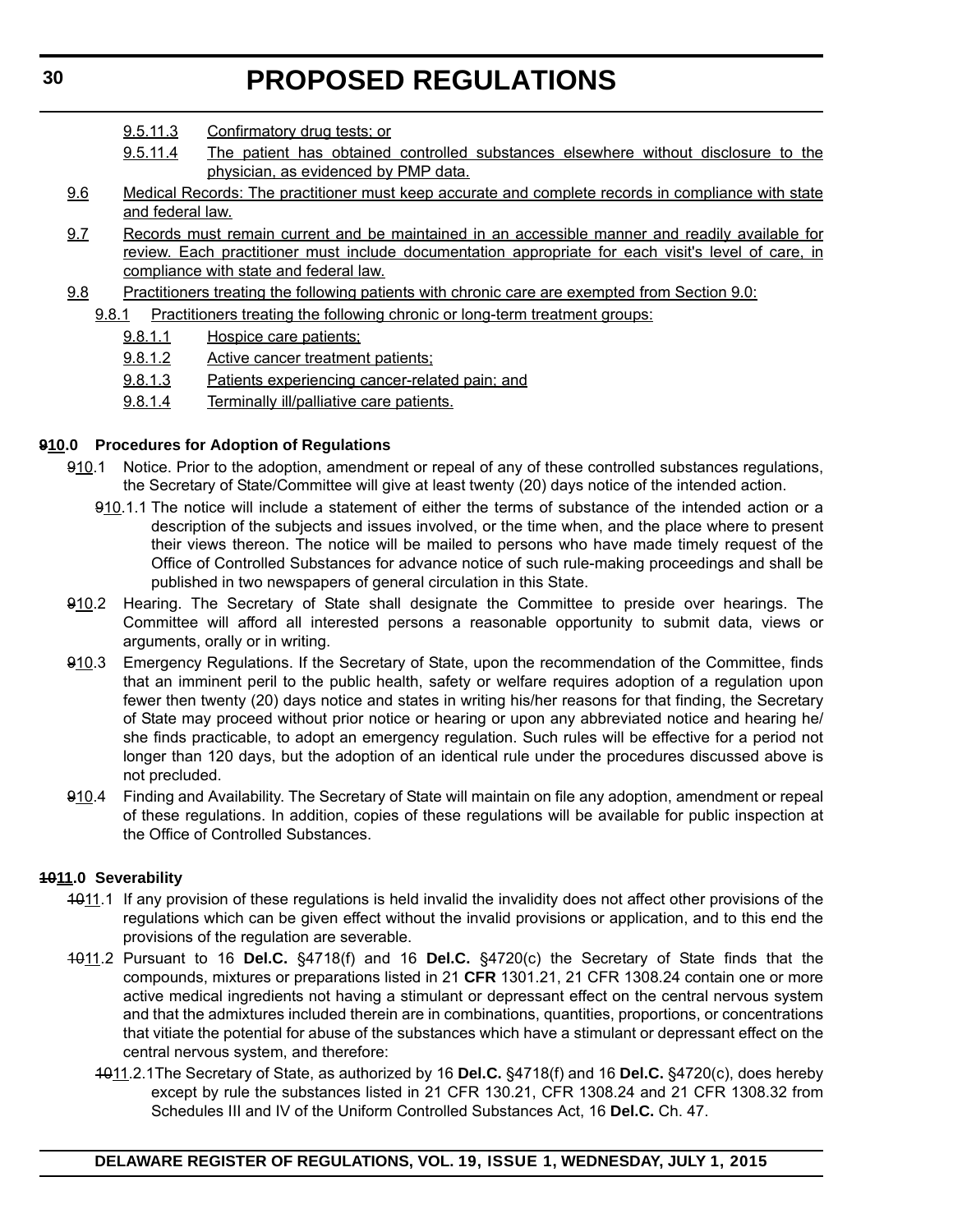9.5.11.3 Confirmatory drug tests; or

9.5.11.4 The patient has obtained controlled substances elsewhere without disclosure to the physician, as evidenced by PMP data.

9.6 Medical Records: The practitioner must keep accurate and complete records in compliance with state and federal law.

9.7 Records must remain current and be maintained in an accessible manner and readily available for review. Each practitioner must include documentation appropriate for each visit's level of care, in compliance with state and federal law.

9.8 Practitioners treating the following patients with chronic care are exempted from Section 9.0:

9.8.1 Practitioners treating the following chronic or long-term treatment groups:

9.8.1.1 Hospice care patients;

9.8.1.2 Active cancer treatment patients;

9.8.1.3 Patients experiencing cancer-related pain; and

9.8.1.4 Terminally ill/palliative care patients.

**~~9~~10.0 Procedures for Adoption of Regulations**

~~9~~10.1 Notice. Prior to the adoption, amendment or repeal of any of these controlled substances regulations, the Secretary of State/Committee will give at least twenty (20) days notice of the intended action.

~~9~~10.1.1 The notice will include a statement of either the terms of substance of the intended action or a description of the subjects and issues involved, or the time when, and the place where to present their views thereon. The notice will be mailed to persons who have made timely request of the Office of Controlled Substances for advance notice of such rule-making proceedings and shall be published in two newspapers of general circulation in this State.

~~9~~10.2 Hearing. The Secretary of State shall designate the Committee to preside over hearings. The Committee will afford all interested persons a reasonable opportunity to submit data, views or arguments, orally or in writing.

~~9~~10.3 Emergency Regulations. If the Secretary of State, upon the recommendation of the Committee, finds that an imminent peril to the public health, safety or welfare requires adoption of a regulation upon fewer then twenty (20) days notice and states in writing his/her reasons for that finding, the Secretary of State may proceed without prior notice or hearing or upon any abbreviated notice and hearing he/she finds practicable, to adopt an emergency regulation. Such rules will be effective for a period not longer than 120 days, but the adoption of an identical rule under the procedures discussed above is not precluded.

~~9~~10.4 Finding and Availability. The Secretary of State will maintain on file any adoption, amendment or repeal of these regulations. In addition, copies of these regulations will be available for public inspection at the Office of Controlled Substances.

**~~10~~11.0 Severability**

~~10~~11.1 If any provision of these regulations is held invalid the invalidity does not affect other provisions of the regulations which can be given effect without the invalid provisions or application, and to this end the provisions of the regulation are severable.

~~10~~11.2 Pursuant to 16 **Del.C.** §4718(f) and 16 **Del.C.** §4720(c) the Secretary of State finds that the compounds, mixtures or preparations listed in 21 **CFR** 1301.21, 21 CFR 1308.24 contain one or more active medical ingredients not having a stimulant or depressant effect on the central nervous system and that the admixtures included therein are in combinations, quantities, proportions, or concentrations that vitiate the potential for abuse of the substances which have a stimulant or depressant effect on the central nervous system, and therefore:

~~10~~11.2.1 The Secretary of State, as authorized by 16 **Del.C.** §4718(f) and 16 **Del.C.** §4720(c), does hereby except by rule the substances listed in 21 CFR 130.21, CFR 1308.24 and 21 CFR 1308.32 from Schedules III and IV of the Uniform Controlled Substances Act, 16 **Del.C.** Ch. 47.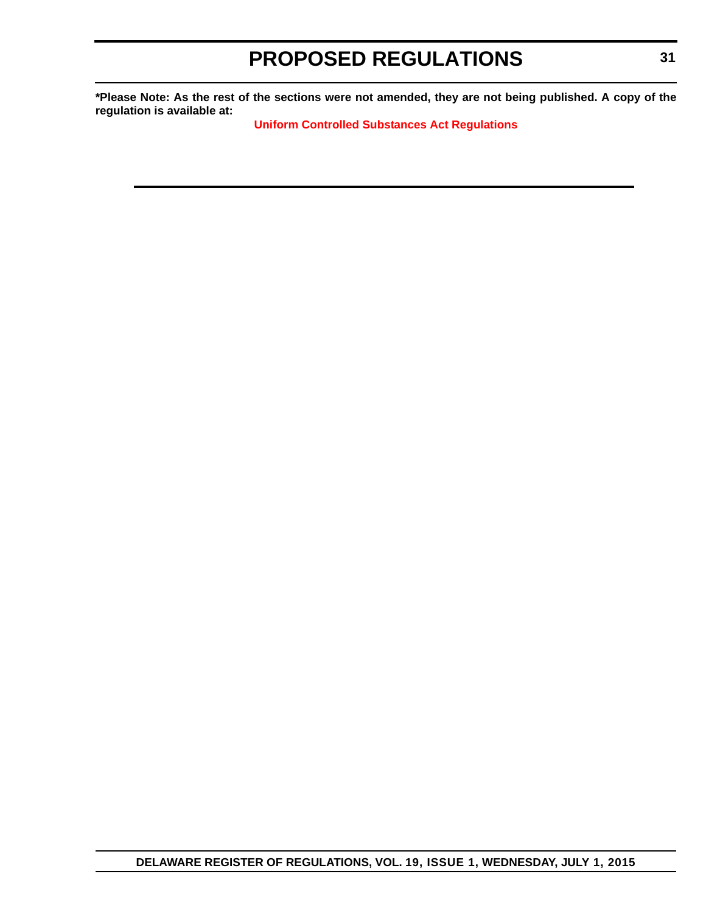**\*Please Note: As the rest of the sections were not amended, they are not being published. A copy of the regulation is available at:**

**Uniform Controlled Substances Act Regulations**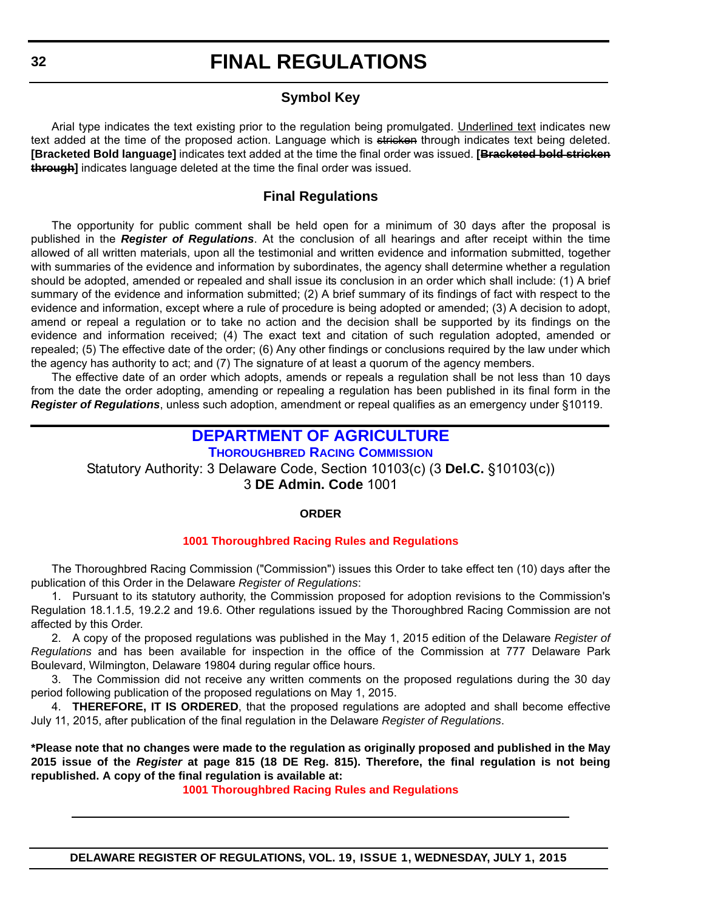# FINAL REGULATIONS

### Symbol Key

Arial type indicates the text existing prior to the regulation being promulgated. Underlined text indicates new text added at the time of the proposed action. Language which is ~~stricken~~ through indicates text being deleted. **[Bracketed Bold language]** indicates text added at the time the final order was issued. **[~~Bracketed bold stricken through~~]** indicates language deleted at the time the final order was issued.

### Final Regulations

The opportunity for public comment shall be held open for a minimum of 30 days after the proposal is published in the ***Register of Regulations***. At the conclusion of all hearings and after receipt within the time allowed of all written materials, upon all the testimonial and written evidence and information submitted, together with summaries of the evidence and information by subordinates, the agency shall determine whether a regulation should be adopted, amended or repealed and shall issue its conclusion in an order which shall include: (1) A brief summary of the evidence and information submitted; (2) A brief summary of its findings of fact with respect to the evidence and information, except where a rule of procedure is being adopted or amended; (3) A decision to adopt, amend or repeal a regulation or to take no action and the decision shall be supported by its findings on the evidence and information received; (4) The exact text and citation of such regulation adopted, amended or repealed; (5) The effective date of the order; (6) Any other findings or conclusions required by the law under which the agency has authority to act; and (7) The signature of at least a quorum of the agency members.

The effective date of an order which adopts, amends or repeals a regulation shall be not less than 10 days from the date the order adopting, amending or repealing a regulation has been published in its final form in the ***Register of Regulations***, unless such adoption, amendment or repeal qualifies as an emergency under §10119.

## DEPARTMENT OF AGRICULTURE

### THOROUGHBRED RACING COMMISSION

Statutory Authority: 3 Delaware Code, Section 10103(c) (3 **Del.C.** §10103(c))
3 **DE Admin. Code** 1001

**ORDER**

**1001 Thoroughbred Racing Rules and Regulations**

The Thoroughbred Racing Commission ("Commission") issues this Order to take effect ten (10) days after the publication of this Order in the Delaware *Register of Regulations*:

1. Pursuant to its statutory authority, the Commission proposed for adoption revisions to the Commission's Regulation 18.1.1.5, 19.2.2 and 19.6. Other regulations issued by the Thoroughbred Racing Commission are not affected by this Order.

2. A copy of the proposed regulations was published in the May 1, 2015 edition of the Delaware *Register of Regulations* and has been available for inspection in the office of the Commission at 777 Delaware Park Boulevard, Wilmington, Delaware 19804 during regular office hours.

3. The Commission did not receive any written comments on the proposed regulations during the 30 day period following publication of the proposed regulations on May 1, 2015.

4. **THEREFORE, IT IS ORDERED**, that the proposed regulations are adopted and shall become effective July 11, 2015, after publication of the final regulation in the Delaware *Register of Regulations*.

**\*Please note that no changes were made to the regulation as originally proposed and published in the May 2015 issue of the *Register* at page 815 (18 DE Reg. 815). Therefore, the final regulation is not being republished. A copy of the final regulation is available at:**

**1001 Thoroughbred Racing Rules and Regulations**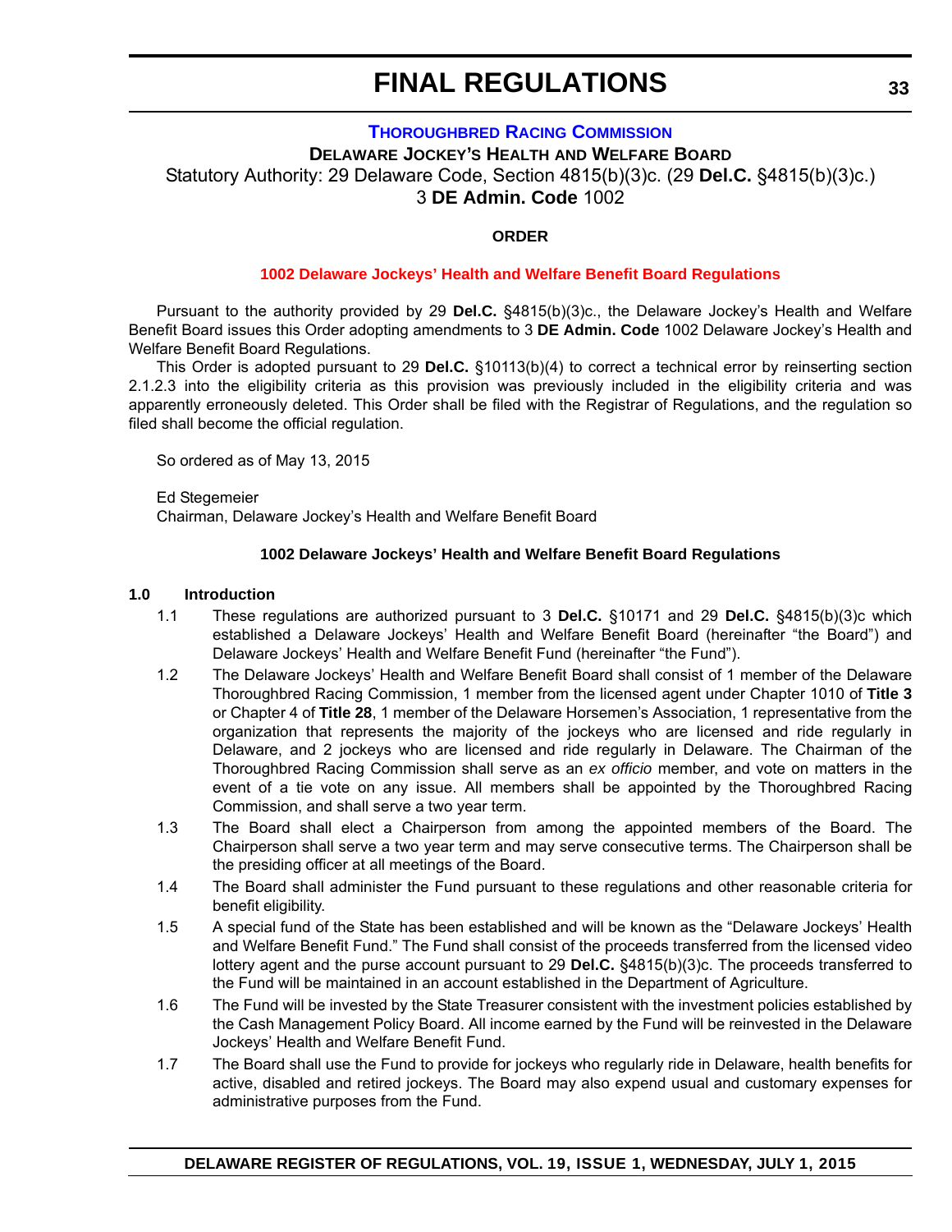# FINAL REGULATIONS

## THOROUGHBRED RACING COMMISSION

**DELAWARE JOCKEY'S HEALTH AND WELFARE BOARD**

Statutory Authority: 29 Delaware Code, Section 4815(b)(3)c. (29 **Del.C.** §4815(b)(3)c.)

3 **DE Admin. Code** 1002

**ORDER**

**1002 Delaware Jockeys' Health and Welfare Benefit Board Regulations**

Pursuant to the authority provided by 29 **Del.C.** §4815(b)(3)c., the Delaware Jockey's Health and Welfare Benefit Board issues this Order adopting amendments to 3 **DE Admin. Code** 1002 Delaware Jockey's Health and Welfare Benefit Board Regulations.

This Order is adopted pursuant to 29 **Del.C.** §10113(b)(4) to correct a technical error by reinserting section 2.1.2.3 into the eligibility criteria as this provision was previously included in the eligibility criteria and was apparently erroneously deleted. This Order shall be filed with the Registrar of Regulations, and the regulation so filed shall become the official regulation.

So ordered as of May 13, 2015

Ed Stegemeier
Chairman, Delaware Jockey's Health and Welfare Benefit Board

**1002 Delaware Jockeys' Health and Welfare Benefit Board Regulations**

**1.0 Introduction**

1.1 These regulations are authorized pursuant to 3 **Del.C.** §10171 and 29 **Del.C.** §4815(b)(3)c which established a Delaware Jockeys' Health and Welfare Benefit Board (hereinafter "the Board") and Delaware Jockeys' Health and Welfare Benefit Fund (hereinafter "the Fund").

1.2 The Delaware Jockeys' Health and Welfare Benefit Board shall consist of 1 member of the Delaware Thoroughbred Racing Commission, 1 member from the licensed agent under Chapter 1010 of **Title 3** or Chapter 4 of **Title 28**, 1 member of the Delaware Horsemen's Association, 1 representative from the organization that represents the majority of the jockeys who are licensed and ride regularly in Delaware, and 2 jockeys who are licensed and ride regularly in Delaware. The Chairman of the Thoroughbred Racing Commission shall serve as an *ex officio* member, and vote on matters in the event of a tie vote on any issue. All members shall be appointed by the Thoroughbred Racing Commission, and shall serve a two year term.

1.3 The Board shall elect a Chairperson from among the appointed members of the Board. The Chairperson shall serve a two year term and may serve consecutive terms. The Chairperson shall be the presiding officer at all meetings of the Board.

1.4 The Board shall administer the Fund pursuant to these regulations and other reasonable criteria for benefit eligibility.

1.5 A special fund of the State has been established and will be known as the "Delaware Jockeys' Health and Welfare Benefit Fund." The Fund shall consist of the proceeds transferred from the licensed video lottery agent and the purse account pursuant to 29 **Del.C.** §4815(b)(3)c. The proceeds transferred to the Fund will be maintained in an account established in the Department of Agriculture.

1.6 The Fund will be invested by the State Treasurer consistent with the investment policies established by the Cash Management Policy Board. All income earned by the Fund will be reinvested in the Delaware Jockeys' Health and Welfare Benefit Fund.

1.7 The Board shall use the Fund to provide for jockeys who regularly ride in Delaware, health benefits for active, disabled and retired jockeys. The Board may also expend usual and customary expenses for administrative purposes from the Fund.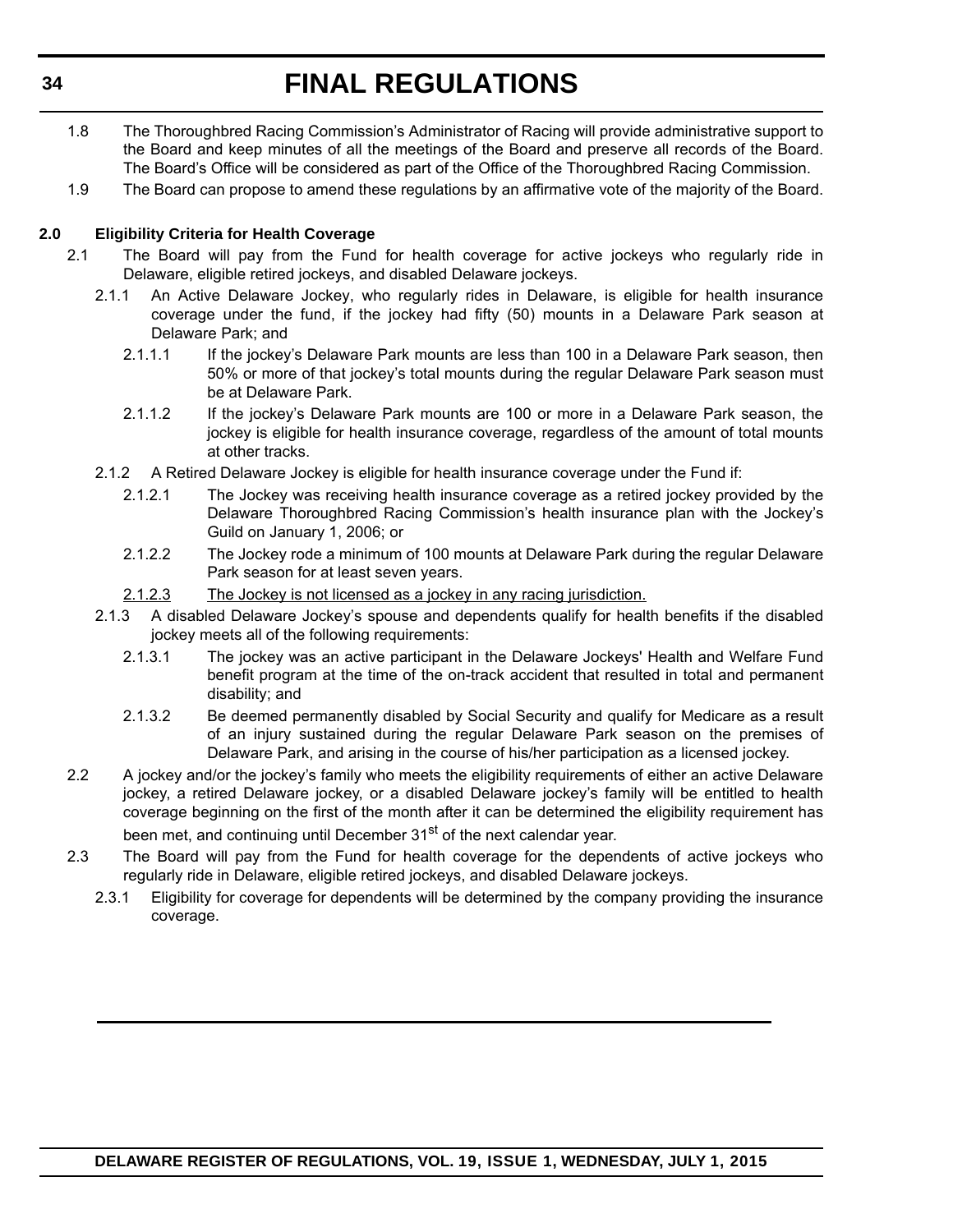1.8 The Thoroughbred Racing Commission's Administrator of Racing will provide administrative support to the Board and keep minutes of all the meetings of the Board and preserve all records of the Board. The Board's Office will be considered as part of the Office of the Thoroughbred Racing Commission.

1.9 The Board can propose to amend these regulations by an affirmative vote of the majority of the Board.

**2.0 Eligibility Criteria for Health Coverage**

2.1 The Board will pay from the Fund for health coverage for active jockeys who regularly ride in Delaware, eligible retired jockeys, and disabled Delaware jockeys.

2.1.1 An Active Delaware Jockey, who regularly rides in Delaware, is eligible for health insurance coverage under the fund, if the jockey had fifty (50) mounts in a Delaware Park season at Delaware Park; and

2.1.1.1 If the jockey's Delaware Park mounts are less than 100 in a Delaware Park season, then 50% or more of that jockey's total mounts during the regular Delaware Park season must be at Delaware Park.

2.1.1.2 If the jockey's Delaware Park mounts are 100 or more in a Delaware Park season, the jockey is eligible for health insurance coverage, regardless of the amount of total mounts at other tracks.

2.1.2 A Retired Delaware Jockey is eligible for health insurance coverage under the Fund if:

2.1.2.1 The Jockey was receiving health insurance coverage as a retired jockey provided by the Delaware Thoroughbred Racing Commission's health insurance plan with the Jockey's Guild on January 1, 2006; or

2.1.2.2 The Jockey rode a minimum of 100 mounts at Delaware Park during the regular Delaware Park season for at least seven years.

<u>2.1.2.3 The Jockey is not licensed as a jockey in any racing jurisdiction.</u>

2.1.3 A disabled Delaware Jockey's spouse and dependents qualify for health benefits if the disabled jockey meets all of the following requirements:

2.1.3.1 The jockey was an active participant in the Delaware Jockeys' Health and Welfare Fund benefit program at the time of the on-track accident that resulted in total and permanent disability; and

2.1.3.2 Be deemed permanently disabled by Social Security and qualify for Medicare as a result of an injury sustained during the regular Delaware Park season on the premises of Delaware Park, and arising in the course of his/her participation as a licensed jockey.

2.2 A jockey and/or the jockey's family who meets the eligibility requirements of either an active Delaware jockey, a retired Delaware jockey, or a disabled Delaware jockey's family will be entitled to health coverage beginning on the first of the month after it can be determined the eligibility requirement has been met, and continuing until December 31st of the next calendar year.

2.3 The Board will pay from the Fund for health coverage for the dependents of active jockeys who regularly ride in Delaware, eligible retired jockeys, and disabled Delaware jockeys.

2.3.1 Eligibility for coverage for dependents will be determined by the company providing the insurance coverage.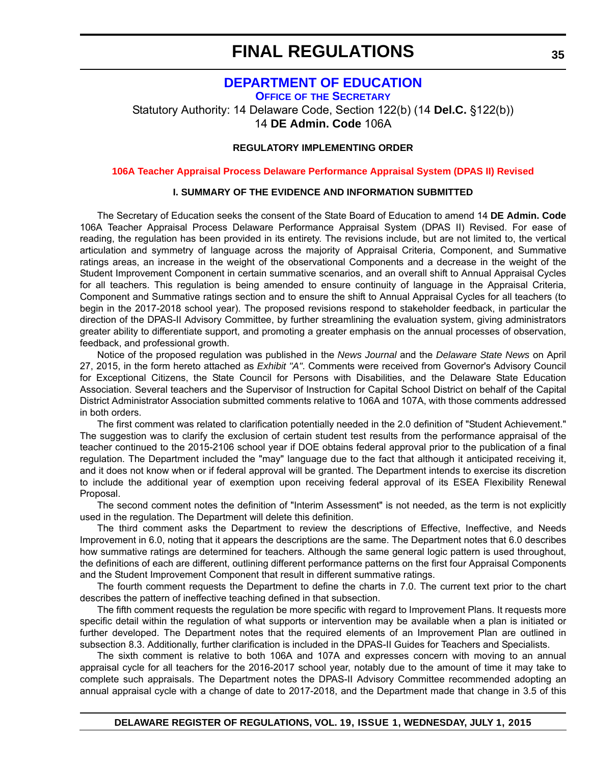# DEPARTMENT OF EDUCATION

## OFFICE OF THE SECRETARY

Statutory Authority: 14 Delaware Code, Section 122(b) (14 **Del.C.** §122(b))
14 **DE Admin. Code** 106A

**REGULATORY IMPLEMENTING ORDER**

**106A Teacher Appraisal Process Delaware Performance Appraisal System (DPAS II) Revised**

**I. SUMMARY OF THE EVIDENCE AND INFORMATION SUBMITTED**

The Secretary of Education seeks the consent of the State Board of Education to amend 14 **DE Admin. Code** 106A Teacher Appraisal Process Delaware Performance Appraisal System (DPAS II) Revised. For ease of reading, the regulation has been provided in its entirety. The revisions include, but are not limited to, the vertical articulation and symmetry of language across the majority of Appraisal Criteria, Component, and Summative ratings areas, an increase in the weight of the observational Components and a decrease in the weight of the Student Improvement Component in certain summative scenarios, and an overall shift to Annual Appraisal Cycles for all teachers. This regulation is being amended to ensure continuity of language in the Appraisal Criteria, Component and Summative ratings section and to ensure the shift to Annual Appraisal Cycles for all teachers (to begin in the 2017-2018 school year). The proposed revisions respond to stakeholder feedback, in particular the direction of the DPAS-II Advisory Committee, by further streamlining the evaluation system, giving administrators greater ability to differentiate support, and promoting a greater emphasis on the annual processes of observation, feedback, and professional growth.

Notice of the proposed regulation was published in the *News Journal* and the *Delaware State News* on April 27, 2015, in the form hereto attached as *Exhibit "A"*. Comments were received from Governor's Advisory Council for Exceptional Citizens, the State Council for Persons with Disabilities, and the Delaware State Education Association. Several teachers and the Supervisor of Instruction for Capital School District on behalf of the Capital District Administrator Association submitted comments relative to 106A and 107A, with those comments addressed in both orders.

The first comment was related to clarification potentially needed in the 2.0 definition of "Student Achievement." The suggestion was to clarify the exclusion of certain student test results from the performance appraisal of the teacher continued to the 2015-2106 school year if DOE obtains federal approval prior to the publication of a final regulation. The Department included the "may" language due to the fact that although it anticipated receiving it, and it does not know when or if federal approval will be granted. The Department intends to exercise its discretion to include the additional year of exemption upon receiving federal approval of its ESEA Flexibility Renewal Proposal.

The second comment notes the definition of "Interim Assessment" is not needed, as the term is not explicitly used in the regulation. The Department will delete this definition.

The third comment asks the Department to review the descriptions of Effective, Ineffective, and Needs Improvement in 6.0, noting that it appears the descriptions are the same. The Department notes that 6.0 describes how summative ratings are determined for teachers. Although the same general logic pattern is used throughout, the definitions of each are different, outlining different performance patterns on the first four Appraisal Components and the Student Improvement Component that result in different summative ratings.

The fourth comment requests the Department to define the charts in 7.0. The current text prior to the chart describes the pattern of ineffective teaching defined in that subsection.

The fifth comment requests the regulation be more specific with regard to Improvement Plans. It requests more specific detail within the regulation of what supports or intervention may be available when a plan is initiated or further developed. The Department notes that the required elements of an Improvement Plan are outlined in subsection 8.3. Additionally, further clarification is included in the DPAS-II Guides for Teachers and Specialists.

The sixth comment is relative to both 106A and 107A and expresses concern with moving to an annual appraisal cycle for all teachers for the 2016-2017 school year, notably due to the amount of time it may take to complete such appraisals. The Department notes the DPAS-II Advisory Committee recommended adopting an annual appraisal cycle with a change of date to 2017-2018, and the Department made that change in 3.5 of this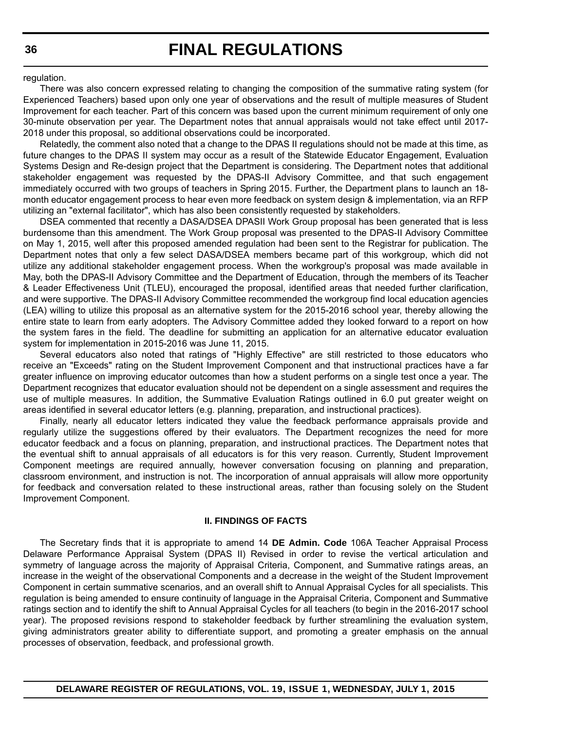regulation.

There was also concern expressed relating to changing the composition of the summative rating system (for Experienced Teachers) based upon only one year of observations and the result of multiple measures of Student Improvement for each teacher. Part of this concern was based upon the current minimum requirement of only one 30-minute observation per year. The Department notes that annual appraisals would not take effect until 2017-2018 under this proposal, so additional observations could be incorporated.

Relatedly, the comment also noted that a change to the DPAS II regulations should not be made at this time, as future changes to the DPAS II system may occur as a result of the Statewide Educator Engagement, Evaluation Systems Design and Re-design project that the Department is considering. The Department notes that additional stakeholder engagement was requested by the DPAS-II Advisory Committee, and that such engagement immediately occurred with two groups of teachers in Spring 2015. Further, the Department plans to launch an 18-month educator engagement process to hear even more feedback on system design & implementation, via an RFP utilizing an "external facilitator", which has also been consistently requested by stakeholders.

DSEA commented that recently a DASA/DSEA DPASII Work Group proposal has been generated that is less burdensome than this amendment. The Work Group proposal was presented to the DPAS-II Advisory Committee on May 1, 2015, well after this proposed amended regulation had been sent to the Registrar for publication. The Department notes that only a few select DASA/DSEA members became part of this workgroup, which did not utilize any additional stakeholder engagement process. When the workgroup's proposal was made available in May, both the DPAS-II Advisory Committee and the Department of Education, through the members of its Teacher & Leader Effectiveness Unit (TLEU), encouraged the proposal, identified areas that needed further clarification, and were supportive. The DPAS-II Advisory Committee recommended the workgroup find local education agencies (LEA) willing to utilize this proposal as an alternative system for the 2015-2016 school year, thereby allowing the entire state to learn from early adopters. The Advisory Committee added they looked forward to a report on how the system fares in the field. The deadline for submitting an application for an alternative educator evaluation system for implementation in 2015-2016 was June 11, 2015.

Several educators also noted that ratings of "Highly Effective" are still restricted to those educators who receive an "Exceeds" rating on the Student Improvement Component and that instructional practices have a far greater influence on improving educator outcomes than how a student performs on a single test once a year. The Department recognizes that educator evaluation should not be dependent on a single assessment and requires the use of multiple measures. In addition, the Summative Evaluation Ratings outlined in 6.0 put greater weight on areas identified in several educator letters (e.g. planning, preparation, and instructional practices).

Finally, nearly all educator letters indicated they value the feedback performance appraisals provide and regularly utilize the suggestions offered by their evaluators. The Department recognizes the need for more educator feedback and a focus on planning, preparation, and instructional practices. The Department notes that the eventual shift to annual appraisals of all educators is for this very reason. Currently, Student Improvement Component meetings are required annually, however conversation focusing on planning and preparation, classroom environment, and instruction is not. The incorporation of annual appraisals will allow more opportunity for feedback and conversation related to these instructional areas, rather than focusing solely on the Student Improvement Component.

### II. FINDINGS OF FACTS

The Secretary finds that it is appropriate to amend 14 **DE Admin. Code** 106A Teacher Appraisal Process Delaware Performance Appraisal System (DPAS II) Revised in order to revise the vertical articulation and symmetry of language across the majority of Appraisal Criteria, Component, and Summative ratings areas, an increase in the weight of the observational Components and a decrease in the weight of the Student Improvement Component in certain summative scenarios, and an overall shift to Annual Appraisal Cycles for all specialists. This regulation is being amended to ensure continuity of language in the Appraisal Criteria, Component and Summative ratings section and to identify the shift to Annual Appraisal Cycles for all teachers (to begin in the 2016-2017 school year). The proposed revisions respond to stakeholder feedback by further streamlining the evaluation system, giving administrators greater ability to differentiate support, and promoting a greater emphasis on the annual processes of observation, feedback, and professional growth.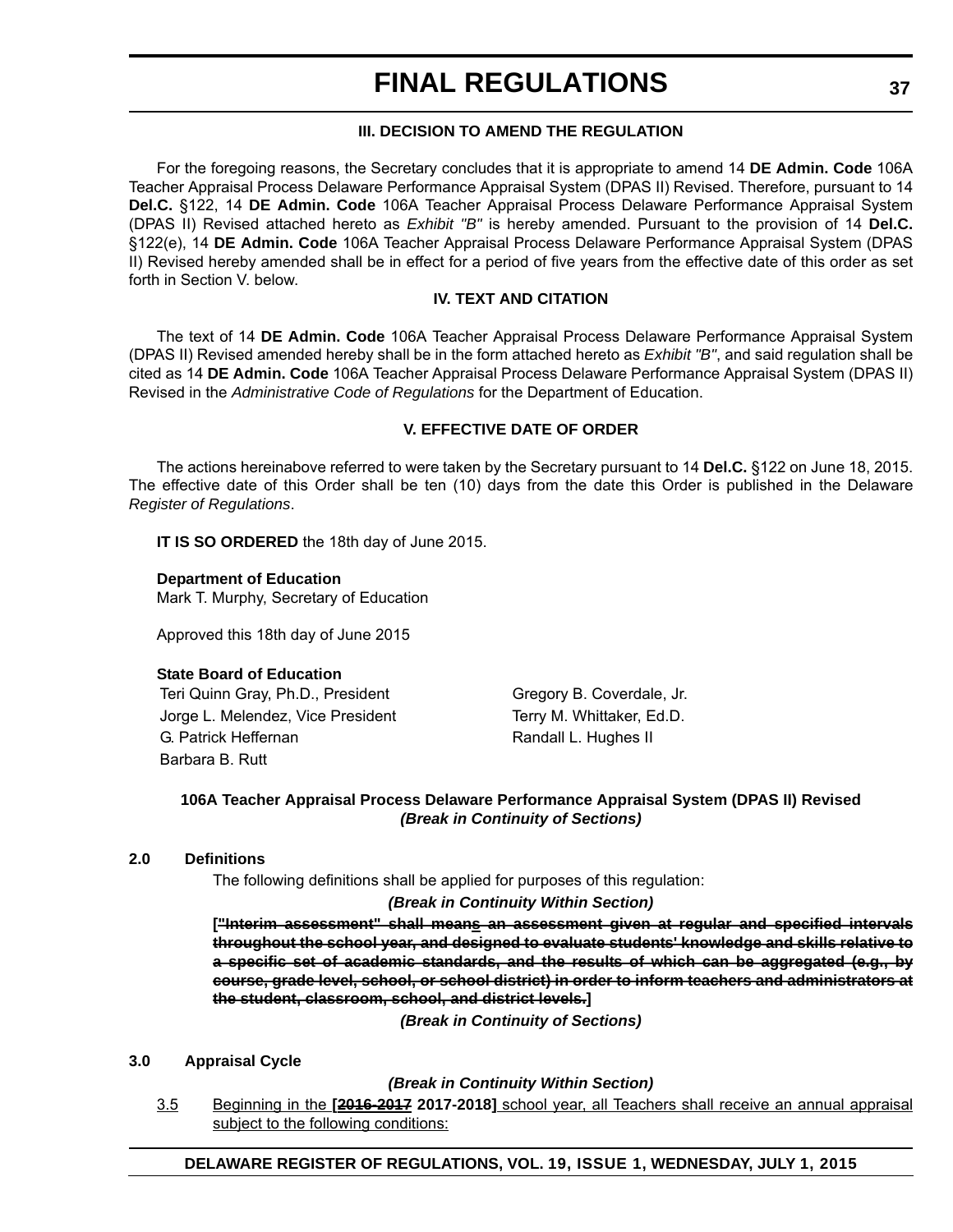### III. DECISION TO AMEND THE REGULATION

For the foregoing reasons, the Secretary concludes that it is appropriate to amend 14 **DE Admin. Code** 106A Teacher Appraisal Process Delaware Performance Appraisal System (DPAS II) Revised. Therefore, pursuant to 14 **Del.C.** §122, 14 **DE Admin. Code** 106A Teacher Appraisal Process Delaware Performance Appraisal System (DPAS II) Revised attached hereto as *Exhibit "B"* is hereby amended. Pursuant to the provision of 14 **Del.C.** §122(e), 14 **DE Admin. Code** 106A Teacher Appraisal Process Delaware Performance Appraisal System (DPAS II) Revised hereby amended shall be in effect for a period of five years from the effective date of this order as set forth in Section V. below.

### IV. TEXT AND CITATION

The text of 14 **DE Admin. Code** 106A Teacher Appraisal Process Delaware Performance Appraisal System (DPAS II) Revised amended hereby shall be in the form attached hereto as *Exhibit "B"*, and said regulation shall be cited as 14 **DE Admin. Code** 106A Teacher Appraisal Process Delaware Performance Appraisal System (DPAS II) Revised in the *Administrative Code of Regulations* for the Department of Education.

### V. EFFECTIVE DATE OF ORDER

The actions hereinabove referred to were taken by the Secretary pursuant to 14 **Del.C.** §122 on June 18, 2015. The effective date of this Order shall be ten (10) days from the date this Order is published in the Delaware *Register of Regulations*.

**IT IS SO ORDERED** the 18th day of June 2015.

**Department of Education**
Mark T. Murphy, Secretary of Education

Approved this 18th day of June 2015

**State Board of Education**

Teri Quinn Gray, Ph.D., President
Jorge L. Melendez, Vice President
G. Patrick Heffernan
Barbara B. Rutt
Gregory B. Coverdale, Jr.
Terry M. Whittaker, Ed.D.
Randall L. Hughes II

**106A Teacher Appraisal Process Delaware Performance Appraisal System (DPAS II) Revised**
***(Break in Continuity of Sections)***

**2.0 Definitions**

The following definitions shall be applied for purposes of this regulation:

***(Break in Continuity Within Section)***

**[~~"Interim assessment" shall means an assessment given at regular and specified intervals throughout the school year, and designed to evaluate students' knowledge and skills relative to a specific set of academic standards, and the results of which can be aggregated (e.g., by course, grade level, school, or school district) in order to inform teachers and administrators at the student, classroom, school, and district levels.~~]**

***(Break in Continuity of Sections)***

**3.0 Appraisal Cycle**

***(Break in Continuity Within Section)***

3.5 Beginning in the **[~~2016-2017~~ 2017-2018]** school year, all Teachers shall receive an annual appraisal subject to the following conditions: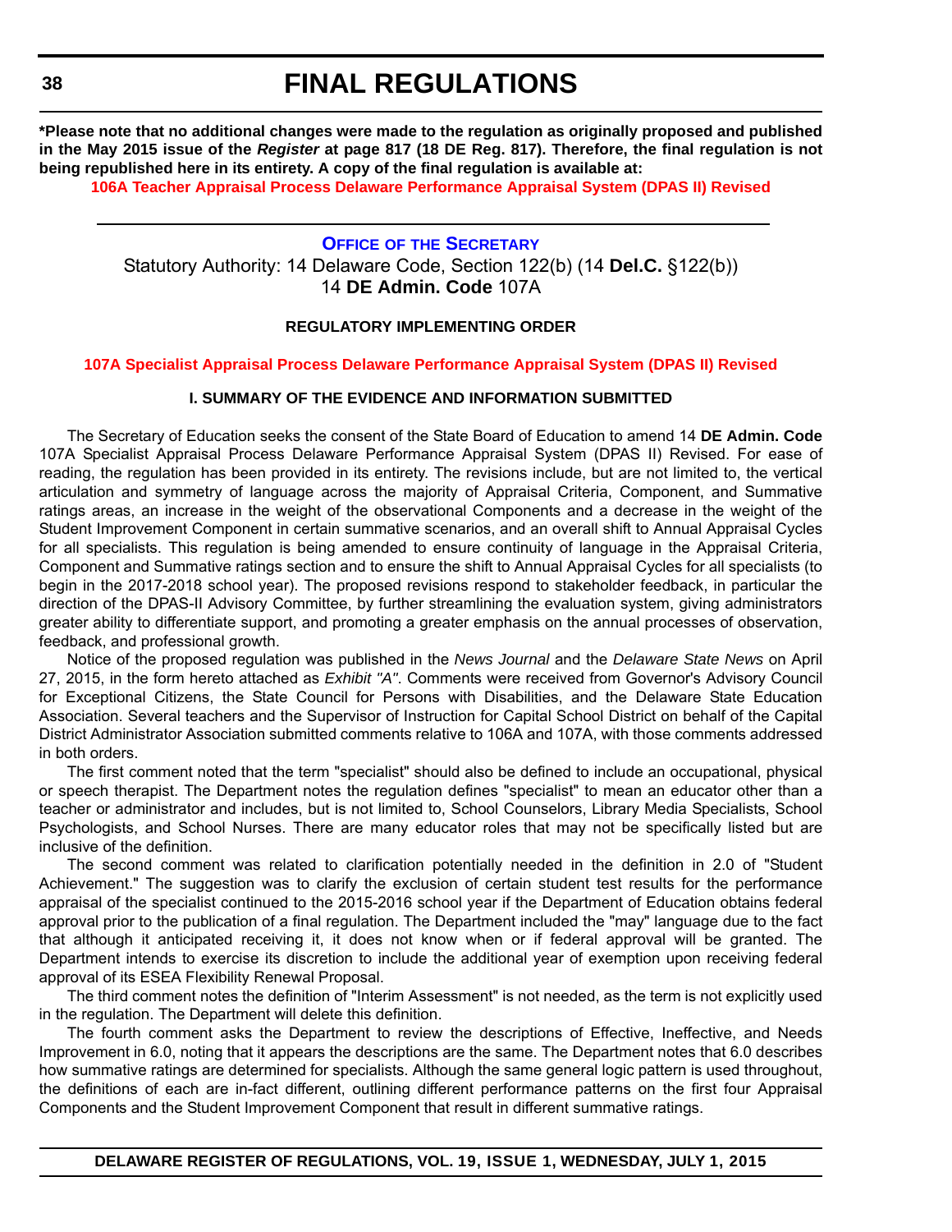# FINAL REGULATIONS

**\*Please note that no additional changes were made to the regulation as originally proposed and published in the May 2015 issue of the *Register* at page 817 (18 DE Reg. 817). Therefore, the final regulation is not being republished here in its entirety. A copy of the final regulation is available at:**

**106A Teacher Appraisal Process Delaware Performance Appraisal System (DPAS II) Revised**

---

## OFFICE OF THE SECRETARY

Statutory Authority: 14 Delaware Code, Section 122(b) (14 **Del.C.** §122(b))
14 **DE Admin. Code** 107A

### REGULATORY IMPLEMENTING ORDER

**107A Specialist Appraisal Process Delaware Performance Appraisal System (DPAS II) Revised**

#### I. SUMMARY OF THE EVIDENCE AND INFORMATION SUBMITTED

The Secretary of Education seeks the consent of the State Board of Education to amend 14 **DE Admin. Code** 107A Specialist Appraisal Process Delaware Performance Appraisal System (DPAS II) Revised. For ease of reading, the regulation has been provided in its entirety. The revisions include, but are not limited to, the vertical articulation and symmetry of language across the majority of Appraisal Criteria, Component, and Summative ratings areas, an increase in the weight of the observational Components and a decrease in the weight of the Student Improvement Component in certain summative scenarios, and an overall shift to Annual Appraisal Cycles for all specialists. This regulation is being amended to ensure continuity of language in the Appraisal Criteria, Component and Summative ratings section and to ensure the shift to Annual Appraisal Cycles for all specialists (to begin in the 2017-2018 school year). The proposed revisions respond to stakeholder feedback, in particular the direction of the DPAS-II Advisory Committee, by further streamlining the evaluation system, giving administrators greater ability to differentiate support, and promoting a greater emphasis on the annual processes of observation, feedback, and professional growth.

Notice of the proposed regulation was published in the *News Journal* and the *Delaware State News* on April 27, 2015, in the form hereto attached as *Exhibit "A"*. Comments were received from Governor's Advisory Council for Exceptional Citizens, the State Council for Persons with Disabilities, and the Delaware State Education Association. Several teachers and the Supervisor of Instruction for Capital School District on behalf of the Capital District Administrator Association submitted comments relative to 106A and 107A, with those comments addressed in both orders.

The first comment noted that the term "specialist" should also be defined to include an occupational, physical or speech therapist. The Department notes the regulation defines "specialist" to mean an educator other than a teacher or administrator and includes, but is not limited to, School Counselors, Library Media Specialists, School Psychologists, and School Nurses. There are many educator roles that may not be specifically listed but are inclusive of the definition.

The second comment was related to clarification potentially needed in the definition in 2.0 of "Student Achievement." The suggestion was to clarify the exclusion of certain student test results for the performance appraisal of the specialist continued to the 2015-2016 school year if the Department of Education obtains federal approval prior to the publication of a final regulation. The Department included the "may" language due to the fact that although it anticipated receiving it, it does not know when or if federal approval will be granted. The Department intends to exercise its discretion to include the additional year of exemption upon receiving federal approval of its ESEA Flexibility Renewal Proposal.

The third comment notes the definition of "Interim Assessment" is not needed, as the term is not explicitly used in the regulation. The Department will delete this definition.

The fourth comment asks the Department to review the descriptions of Effective, Ineffective, and Needs Improvement in 6.0, noting that it appears the descriptions are the same. The Department notes that 6.0 describes how summative ratings are determined for specialists. Although the same general logic pattern is used throughout, the definitions of each are in-fact different, outlining different performance patterns on the first four Appraisal Components and the Student Improvement Component that result in different summative ratings.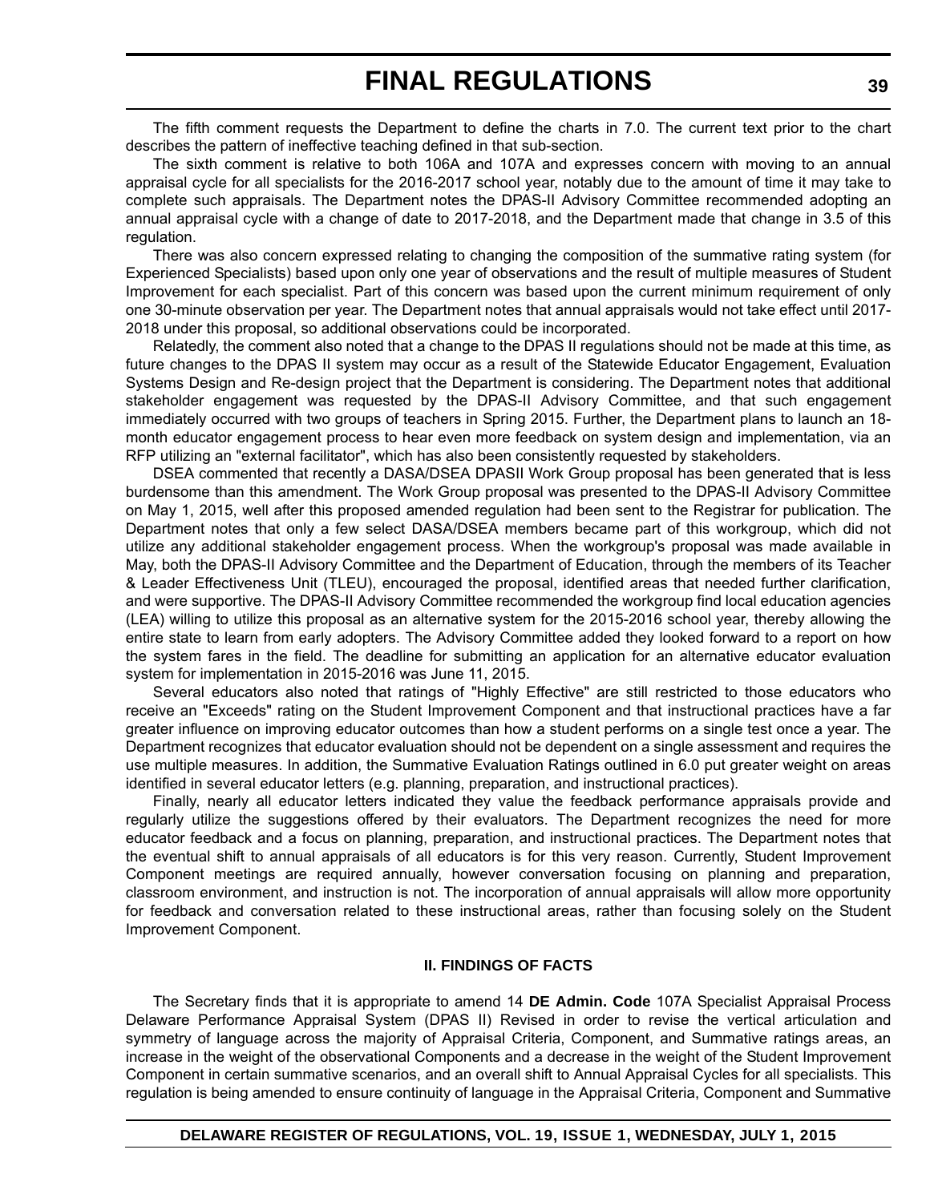The fifth comment requests the Department to define the charts in 7.0. The current text prior to the chart describes the pattern of ineffective teaching defined in that sub-section.

The sixth comment is relative to both 106A and 107A and expresses concern with moving to an annual appraisal cycle for all specialists for the 2016-2017 school year, notably due to the amount of time it may take to complete such appraisals. The Department notes the DPAS-II Advisory Committee recommended adopting an annual appraisal cycle with a change of date to 2017-2018, and the Department made that change in 3.5 of this regulation.

There was also concern expressed relating to changing the composition of the summative rating system (for Experienced Specialists) based upon only one year of observations and the result of multiple measures of Student Improvement for each specialist. Part of this concern was based upon the current minimum requirement of only one 30-minute observation per year. The Department notes that annual appraisals would not take effect until 2017-2018 under this proposal, so additional observations could be incorporated.

Relatedly, the comment also noted that a change to the DPAS II regulations should not be made at this time, as future changes to the DPAS II system may occur as a result of the Statewide Educator Engagement, Evaluation Systems Design and Re-design project that the Department is considering. The Department notes that additional stakeholder engagement was requested by the DPAS-II Advisory Committee, and that such engagement immediately occurred with two groups of teachers in Spring 2015. Further, the Department plans to launch an 18-month educator engagement process to hear even more feedback on system design and implementation, via an RFP utilizing an "external facilitator", which has also been consistently requested by stakeholders.

DSEA commented that recently a DASA/DSEA DPASII Work Group proposal has been generated that is less burdensome than this amendment. The Work Group proposal was presented to the DPAS-II Advisory Committee on May 1, 2015, well after this proposed amended regulation had been sent to the Registrar for publication. The Department notes that only a few select DASA/DSEA members became part of this workgroup, which did not utilize any additional stakeholder engagement process. When the workgroup's proposal was made available in May, both the DPAS-II Advisory Committee and the Department of Education, through the members of its Teacher & Leader Effectiveness Unit (TLEU), encouraged the proposal, identified areas that needed further clarification, and were supportive. The DPAS-II Advisory Committee recommended the workgroup find local education agencies (LEA) willing to utilize this proposal as an alternative system for the 2015-2016 school year, thereby allowing the entire state to learn from early adopters. The Advisory Committee added they looked forward to a report on how the system fares in the field. The deadline for submitting an application for an alternative educator evaluation system for implementation in 2015-2016 was June 11, 2015.

Several educators also noted that ratings of "Highly Effective" are still restricted to those educators who receive an "Exceeds" rating on the Student Improvement Component and that instructional practices have a far greater influence on improving educator outcomes than how a student performs on a single test once a year. The Department recognizes that educator evaluation should not be dependent on a single assessment and requires the use multiple measures. In addition, the Summative Evaluation Ratings outlined in 6.0 put greater weight on areas identified in several educator letters (e.g. planning, preparation, and instructional practices).

Finally, nearly all educator letters indicated they value the feedback performance appraisals provide and regularly utilize the suggestions offered by their evaluators. The Department recognizes the need for more educator feedback and a focus on planning, preparation, and instructional practices. The Department notes that the eventual shift to annual appraisals of all educators is for this very reason. Currently, Student Improvement Component meetings are required annually, however conversation focusing on planning and preparation, classroom environment, and instruction is not. The incorporation of annual appraisals will allow more opportunity for feedback and conversation related to these instructional areas, rather than focusing solely on the Student Improvement Component.

#### II. FINDINGS OF FACTS

The Secretary finds that it is appropriate to amend 14 **DE Admin. Code** 107A Specialist Appraisal Process Delaware Performance Appraisal System (DPAS II) Revised in order to revise the vertical articulation and symmetry of language across the majority of Appraisal Criteria, Component, and Summative ratings areas, an increase in the weight of the observational Components and a decrease in the weight of the Student Improvement Component in certain summative scenarios, and an overall shift to Annual Appraisal Cycles for all specialists. This regulation is being amended to ensure continuity of language in the Appraisal Criteria, Component and Summative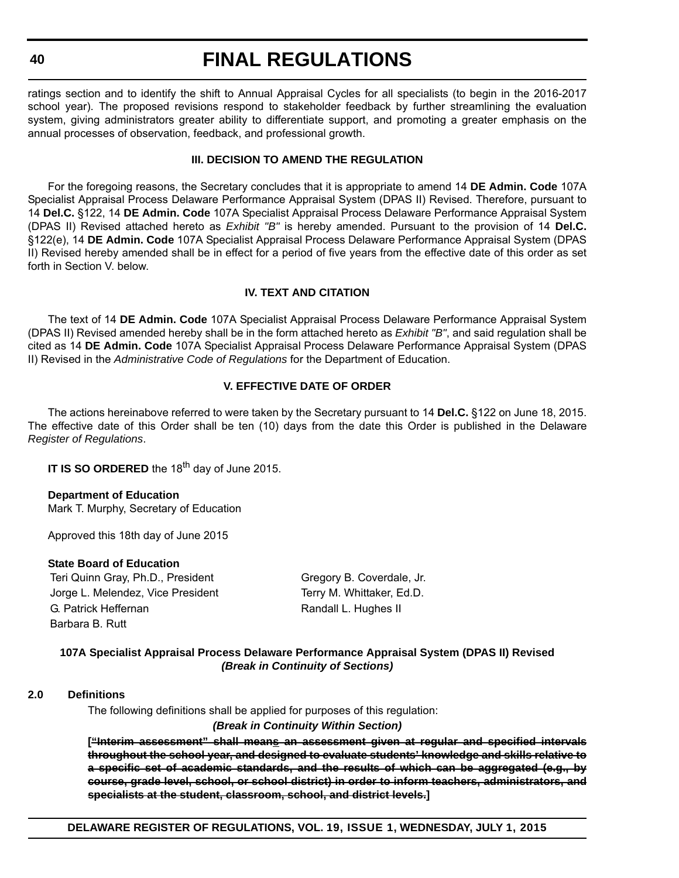ratings section and to identify the shift to Annual Appraisal Cycles for all specialists (to begin in the 2016-2017 school year). The proposed revisions respond to stakeholder feedback by further streamlining the evaluation system, giving administrators greater ability to differentiate support, and promoting a greater emphasis on the annual processes of observation, feedback, and professional growth.

### III. DECISION TO AMEND THE REGULATION

For the foregoing reasons, the Secretary concludes that it is appropriate to amend 14 **DE Admin. Code** 107A Specialist Appraisal Process Delaware Performance Appraisal System (DPAS II) Revised. Therefore, pursuant to 14 **Del.C.** §122, 14 **DE Admin. Code** 107A Specialist Appraisal Process Delaware Performance Appraisal System (DPAS II) Revised attached hereto as *Exhibit "B"* is hereby amended. Pursuant to the provision of 14 **Del.C.** §122(e), 14 **DE Admin. Code** 107A Specialist Appraisal Process Delaware Performance Appraisal System (DPAS II) Revised hereby amended shall be in effect for a period of five years from the effective date of this order as set forth in Section V. below.

### IV. TEXT AND CITATION

The text of 14 **DE Admin. Code** 107A Specialist Appraisal Process Delaware Performance Appraisal System (DPAS II) Revised amended hereby shall be in the form attached hereto as *Exhibit "B"*, and said regulation shall be cited as 14 **DE Admin. Code** 107A Specialist Appraisal Process Delaware Performance Appraisal System (DPAS II) Revised in the *Administrative Code of Regulations* for the Department of Education.

### V. EFFECTIVE DATE OF ORDER

The actions hereinabove referred to were taken by the Secretary pursuant to 14 **Del.C.** §122 on June 18, 2015. The effective date of this Order shall be ten (10) days from the date this Order is published in the Delaware *Register of Regulations*.

**IT IS SO ORDERED** the 18th day of June 2015.

**Department of Education**
Mark T. Murphy, Secretary of Education

Approved this 18th day of June 2015

**State Board of Education**

Teri Quinn Gray, Ph.D., President
Jorge L. Melendez, Vice President
G. Patrick Heffernan
Barbara B. Rutt
Gregory B. Coverdale, Jr.
Terry M. Whittaker, Ed.D.
Randall L. Hughes II

**107A Specialist Appraisal Process Delaware Performance Appraisal System (DPAS II) Revised**
***(Break in Continuity of Sections)***

**2.0 Definitions**

The following definitions shall be applied for purposes of this regulation:

***(Break in Continuity Within Section)***

**[~~"Interim assessment" shall means an assessment given at regular and specified intervals throughout the school year, and designed to evaluate students' knowledge and skills relative to a specific set of academic standards, and the results of which can be aggregated (e.g., by course, grade level, school, or school district) in order to inform teachers, administrators, and specialists at the student, classroom, school, and district levels.~~]**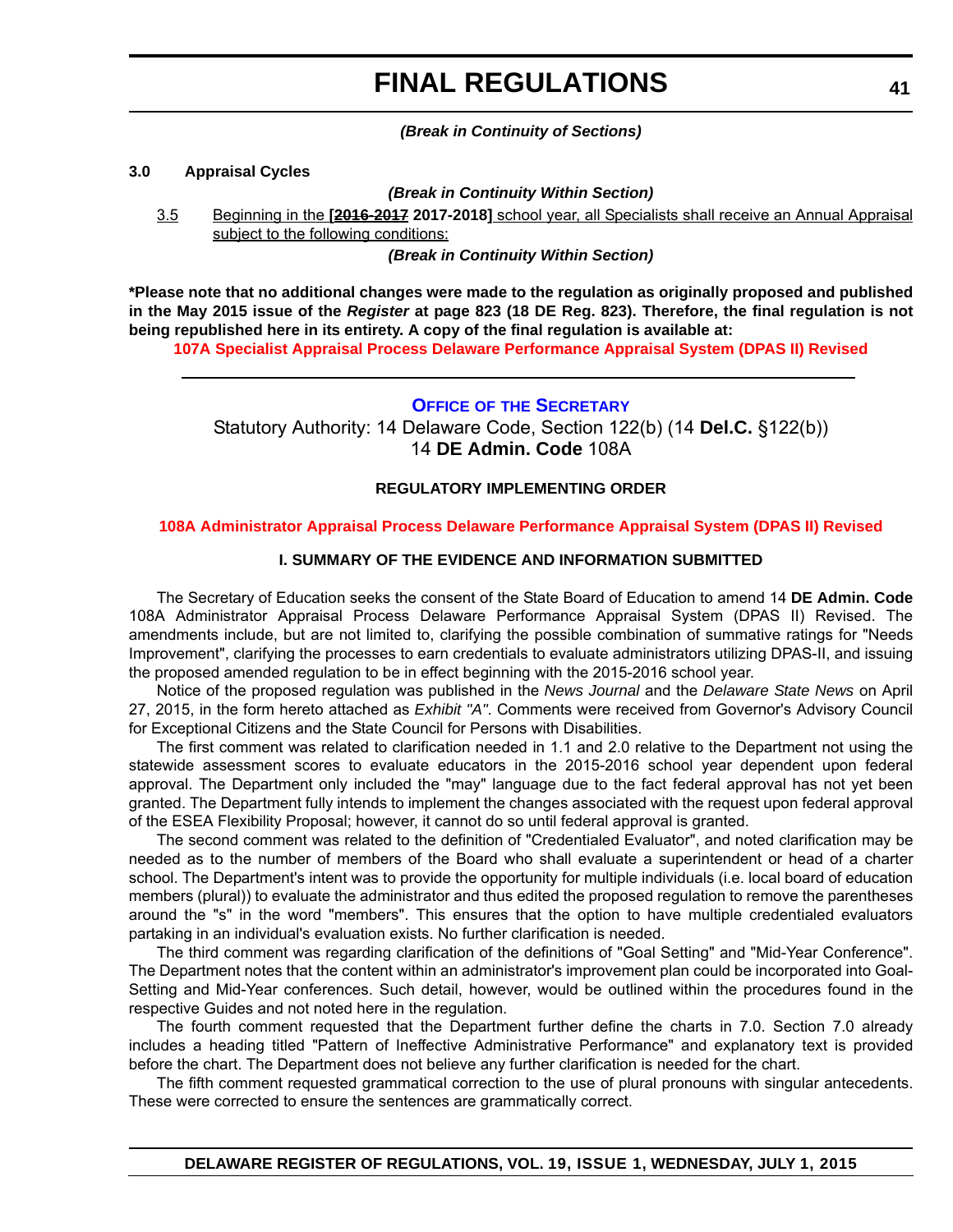***(Break in Continuity of Sections)***

**3.0 Appraisal Cycles**

***(Break in Continuity Within Section)***

<u>3.5 Beginning in the</u> **[~~2016-2017~~ 2017-2018]** <u>school year, all Specialists shall receive an Annual Appraisal subject to the following conditions:</u>

***(Break in Continuity Within Section)***

**\*Please note that no additional changes were made to the regulation as originally proposed and published in the May 2015 issue of the *Register* at page 823 (18 DE Reg. 823). Therefore, the final regulation is not being republished here in its entirety. A copy of the final regulation is available at:**

**107A Specialist Appraisal Process Delaware Performance Appraisal System (DPAS II) Revised**

---

## OFFICE OF THE SECRETARY

Statutory Authority: 14 Delaware Code, Section 122(b) (14 **Del.C.** §122(b))
14 **DE Admin. Code** 108A

### REGULATORY IMPLEMENTING ORDER

**108A Administrator Appraisal Process Delaware Performance Appraisal System (DPAS II) Revised**

### I. SUMMARY OF THE EVIDENCE AND INFORMATION SUBMITTED

The Secretary of Education seeks the consent of the State Board of Education to amend 14 **DE Admin. Code** 108A Administrator Appraisal Process Delaware Performance Appraisal System (DPAS II) Revised. The amendments include, but are not limited to, clarifying the possible combination of summative ratings for "Needs Improvement", clarifying the processes to earn credentials to evaluate administrators utilizing DPAS-II, and issuing the proposed amended regulation to be in effect beginning with the 2015-2016 school year.

Notice of the proposed regulation was published in the *News Journal* and the *Delaware State News* on April 27, 2015, in the form hereto attached as *Exhibit "A"*. Comments were received from Governor's Advisory Council for Exceptional Citizens and the State Council for Persons with Disabilities.

The first comment was related to clarification needed in 1.1 and 2.0 relative to the Department not using the statewide assessment scores to evaluate educators in the 2015-2016 school year dependent upon federal approval. The Department only included the "may" language due to the fact federal approval has not yet been granted. The Department fully intends to implement the changes associated with the request upon federal approval of the ESEA Flexibility Proposal; however, it cannot do so until federal approval is granted.

The second comment was related to the definition of "Credentialed Evaluator", and noted clarification may be needed as to the number of members of the Board who shall evaluate a superintendent or head of a charter school. The Department's intent was to provide the opportunity for multiple individuals (i.e. local board of education members (plural)) to evaluate the administrator and thus edited the proposed regulation to remove the parentheses around the "s" in the word "members". This ensures that the option to have multiple credentialed evaluators partaking in an individual's evaluation exists. No further clarification is needed.

The third comment was regarding clarification of the definitions of "Goal Setting" and "Mid-Year Conference". The Department notes that the content within an administrator's improvement plan could be incorporated into Goal-Setting and Mid-Year conferences. Such detail, however, would be outlined within the procedures found in the respective Guides and not noted here in the regulation.

The fourth comment requested that the Department further define the charts in 7.0. Section 7.0 already includes a heading titled "Pattern of Ineffective Administrative Performance" and explanatory text is provided before the chart. The Department does not believe any further clarification is needed for the chart.

The fifth comment requested grammatical correction to the use of plural pronouns with singular antecedents. These were corrected to ensure the sentences are grammatically correct.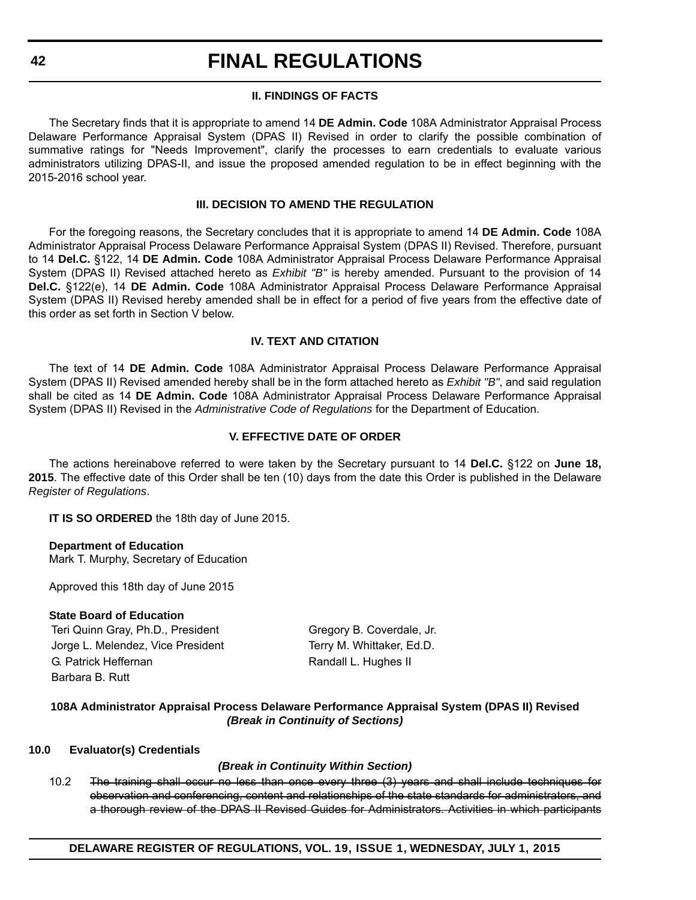### II. FINDINGS OF FACTS

The Secretary finds that it is appropriate to amend 14 **DE Admin. Code** 108A Administrator Appraisal Process Delaware Performance Appraisal System (DPAS II) Revised in order to clarify the possible combination of summative ratings for "Needs Improvement", clarify the processes to earn credentials to evaluate various administrators utilizing DPAS-II, and issue the proposed amended regulation to be in effect beginning with the 2015-2016 school year.

### III. DECISION TO AMEND THE REGULATION

For the foregoing reasons, the Secretary concludes that it is appropriate to amend 14 **DE Admin. Code** 108A Administrator Appraisal Process Delaware Performance Appraisal System (DPAS II) Revised. Therefore, pursuant to 14 **Del.C.** §122, 14 **DE Admin. Code** 108A Administrator Appraisal Process Delaware Performance Appraisal System (DPAS II) Revised attached hereto as *Exhibit "B"* is hereby amended. Pursuant to the provision of 14 **Del.C.** §122(e), 14 **DE Admin. Code** 108A Administrator Appraisal Process Delaware Performance Appraisal System (DPAS II) Revised hereby amended shall be in effect for a period of five years from the effective date of this order as set forth in Section V below.

### IV. TEXT AND CITATION

The text of 14 **DE Admin. Code** 108A Administrator Appraisal Process Delaware Performance Appraisal System (DPAS II) Revised amended hereby shall be in the form attached hereto as *Exhibit "B"*, and said regulation shall be cited as 14 **DE Admin. Code** 108A Administrator Appraisal Process Delaware Performance Appraisal System (DPAS II) Revised in the *Administrative Code of Regulations* for the Department of Education.

### V. EFFECTIVE DATE OF ORDER

The actions hereinabove referred to were taken by the Secretary pursuant to 14 **Del.C.** §122 on **June 18, 2015**. The effective date of this Order shall be ten (10) days from the date this Order is published in the Delaware *Register of Regulations*.

**IT IS SO ORDERED** the 18th day of June 2015.

**Department of Education**
Mark T. Murphy, Secretary of Education

Approved this 18th day of June 2015

**State Board of Education**
Teri Quinn Gray, Ph.D., President
Jorge L. Melendez, Vice President
G. Patrick Heffernan
Barbara B. Rutt
Gregory B. Coverdale, Jr.
Terry M. Whittaker, Ed.D.
Randall L. Hughes II

**108A Administrator Appraisal Process Delaware Performance Appraisal System (DPAS II) Revised**
***(Break in Continuity of Sections)***

**10.0 Evaluator(s) Credentials**

***(Break in Continuity Within Section)***

10.2 ~~The training shall occur no less than once every three (3) years and shall include techniques for observation and conferencing, content and relationships of the state standards for administrators, and a thorough review of the DPAS II Revised Guides for Administrators. Activities in which participants~~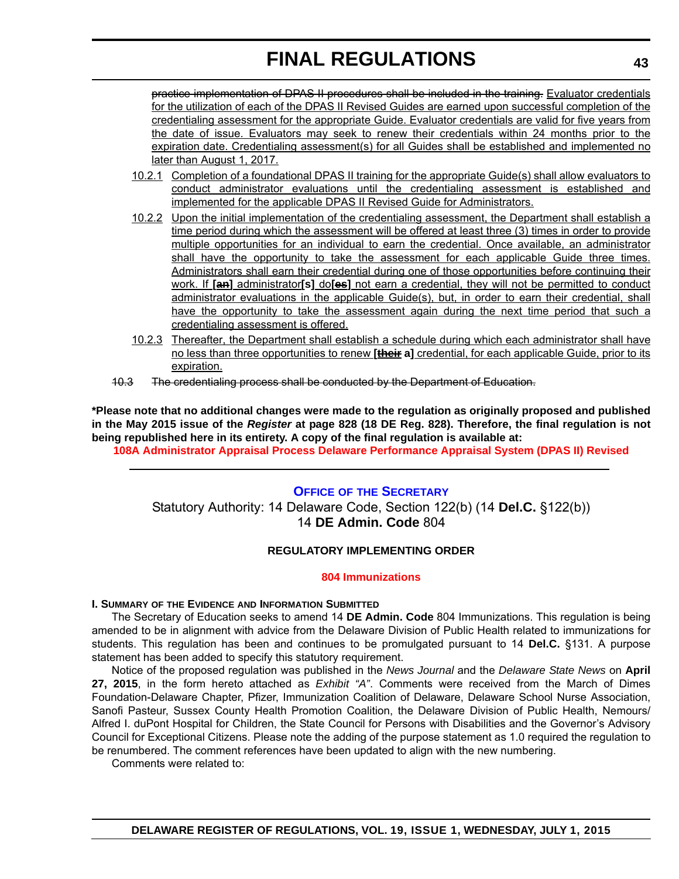~~practice implementation of DPAS II procedures shall be included in the training.~~ <u>Evaluator credentials for the utilization of each of the DPAS II Revised Guides are earned upon successful completion of the credentialing assessment for the appropriate Guide. Evaluator credentials are valid for five years from the date of issue. Evaluators may seek to renew their credentials within 24 months prior to the expiration date. Credentialing assessment(s) for all Guides shall be established and implemented no later than August 1, 2017.</u>

<u>10.2.1</u> <u>Completion of a foundational DPAS II training for the appropriate Guide(s) shall allow evaluators to conduct administrator evaluations until the credentialing assessment is established and implemented for the applicable DPAS II Revised Guide for Administrators.</u>

<u>10.2.2</u> <u>Upon the initial implementation of the credentialing assessment, the Department shall establish a time period during which the assessment will be offered at least three (3) times in order to provide multiple opportunities for an individual to earn the credential. Once available, an administrator shall have the opportunity to take the assessment for each applicable Guide three times. Administrators shall earn their credential during one of those opportunities before continuing their work. If</u> **[~~an~~]** <u>administrator</u>**[s]** <u>do</u>**[~~es~~]** <u>not earn a credential, they will not be permitted to conduct administrator evaluations in the applicable Guide(s), but, in order to earn their credential, shall have the opportunity to take the assessment again during the next time period that such a credentialing assessment is offered.</u>

<u>10.2.3</u> <u>Thereafter, the Department shall establish a schedule during which each administrator shall have no less than three opportunities to renew</u> **[~~their~~ a]** <u>credential, for each applicable Guide, prior to its expiration.</u>

~~10.3 The credentialing process shall be conducted by the Department of Education.~~

**\*Please note that no additional changes were made to the regulation as originally proposed and published in the May 2015 issue of the *Register* at page 828 (18 DE Reg. 828). Therefore, the final regulation is not being republished here in its entirety. A copy of the final regulation is available at:**

**108A Administrator Appraisal Process Delaware Performance Appraisal System (DPAS II) Revised**

---

## Office of the Secretary

Statutory Authority: 14 Delaware Code, Section 122(b) (14 **Del.C.** §122(b))
14 **DE Admin. Code** 804

### REGULATORY IMPLEMENTING ORDER

### 804 Immunizations

**I. Summary of the Evidence and Information Submitted**

The Secretary of Education seeks to amend 14 **DE Admin. Code** 804 Immunizations. This regulation is being amended to be in alignment with advice from the Delaware Division of Public Health related to immunizations for students. This regulation has been and continues to be promulgated pursuant to 14 **Del.C.** §131. A purpose statement has been added to specify this statutory requirement.

Notice of the proposed regulation was published in the *News Journal* and the *Delaware State News* on **April 27, 2015**, in the form hereto attached as *Exhibit "A"*. Comments were received from the March of Dimes Foundation-Delaware Chapter, Pfizer, Immunization Coalition of Delaware, Delaware School Nurse Association, Sanofi Pasteur, Sussex County Health Promotion Coalition, the Delaware Division of Public Health, Nemours/Alfred I. duPont Hospital for Children, the State Council for Persons with Disabilities and the Governor's Advisory Council for Exceptional Citizens. Please note the adding of the purpose statement as 1.0 required the regulation to be renumbered. The comment references have been updated to align with the new numbering.

Comments were related to: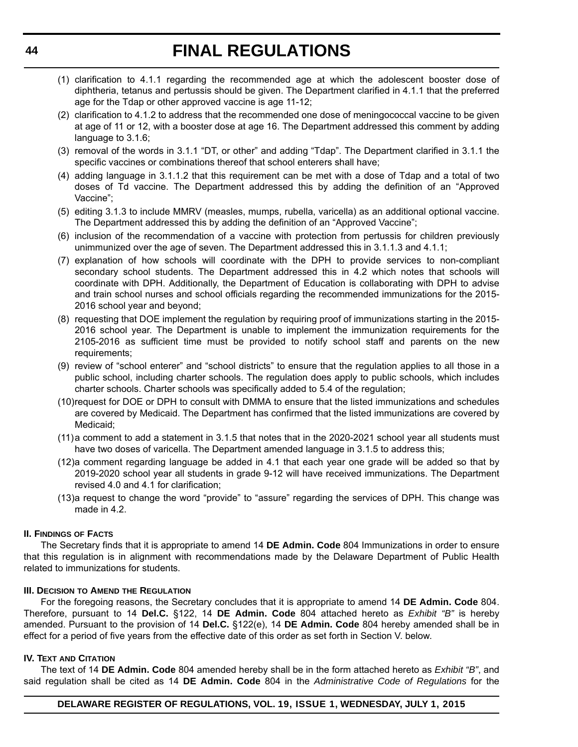(1) clarification to 4.1.1 regarding the recommended age at which the adolescent booster dose of diphtheria, tetanus and pertussis should be given. The Department clarified in 4.1.1 that the preferred age for the Tdap or other approved vaccine is age 11-12;

(2) clarification to 4.1.2 to address that the recommended one dose of meningococcal vaccine to be given at age of 11 or 12, with a booster dose at age 16. The Department addressed this comment by adding language to 3.1.6;

(3) removal of the words in 3.1.1 "DT, or other" and adding "Tdap". The Department clarified in 3.1.1 the specific vaccines or combinations thereof that school enterers shall have;

(4) adding language in 3.1.1.2 that this requirement can be met with a dose of Tdap and a total of two doses of Td vaccine. The Department addressed this by adding the definition of an "Approved Vaccine";

(5) editing 3.1.3 to include MMRV (measles, mumps, rubella, varicella) as an additional optional vaccine. The Department addressed this by adding the definition of an "Approved Vaccine";

(6) inclusion of the recommendation of a vaccine with protection from pertussis for children previously unimmunized over the age of seven. The Department addressed this in 3.1.1.3 and 4.1.1;

(7) explanation of how schools will coordinate with the DPH to provide services to non-compliant secondary school students. The Department addressed this in 4.2 which notes that schools will coordinate with DPH. Additionally, the Department of Education is collaborating with DPH to advise and train school nurses and school officials regarding the recommended immunizations for the 2015-2016 school year and beyond;

(8) requesting that DOE implement the regulation by requiring proof of immunizations starting in the 2015-2016 school year. The Department is unable to implement the immunization requirements for the 2105-2016 as sufficient time must be provided to notify school staff and parents on the new requirements;

(9) review of "school enterer" and "school districts" to ensure that the regulation applies to all those in a public school, including charter schools. The regulation does apply to public schools, which includes charter schools. Charter schools was specifically added to 5.4 of the regulation;

(10) request for DOE or DPH to consult with DMMA to ensure that the listed immunizations and schedules are covered by Medicaid. The Department has confirmed that the listed immunizations are covered by Medicaid;

(11) a comment to add a statement in 3.1.5 that notes that in the 2020-2021 school year all students must have two doses of varicella. The Department amended language in 3.1.5 to address this;

(12) a comment regarding language be added in 4.1 that each year one grade will be added so that by 2019-2020 school year all students in grade 9-12 will have received immunizations. The Department revised 4.0 and 4.1 for clarification;

(13) a request to change the word "provide" to "assure" regarding the services of DPH. This change was made in 4.2.

**II. Findings of Facts**

The Secretary finds that it is appropriate to amend 14 **DE Admin. Code** 804 Immunizations in order to ensure that this regulation is in alignment with recommendations made by the Delaware Department of Public Health related to immunizations for students.

**III. Decision to Amend the Regulation**

For the foregoing reasons, the Secretary concludes that it is appropriate to amend 14 **DE Admin. Code** 804. Therefore, pursuant to 14 **Del.C.** §122, 14 **DE Admin. Code** 804 attached hereto as *Exhibit "B"* is hereby amended. Pursuant to the provision of 14 **Del.C.** §122(e), 14 **DE Admin. Code** 804 hereby amended shall be in effect for a period of five years from the effective date of this order as set forth in Section V. below.

**IV. Text and Citation**

The text of 14 **DE Admin. Code** 804 amended hereby shall be in the form attached hereto as *Exhibit "B"*, and said regulation shall be cited as 14 **DE Admin. Code** 804 in the *Administrative Code of Regulations* for the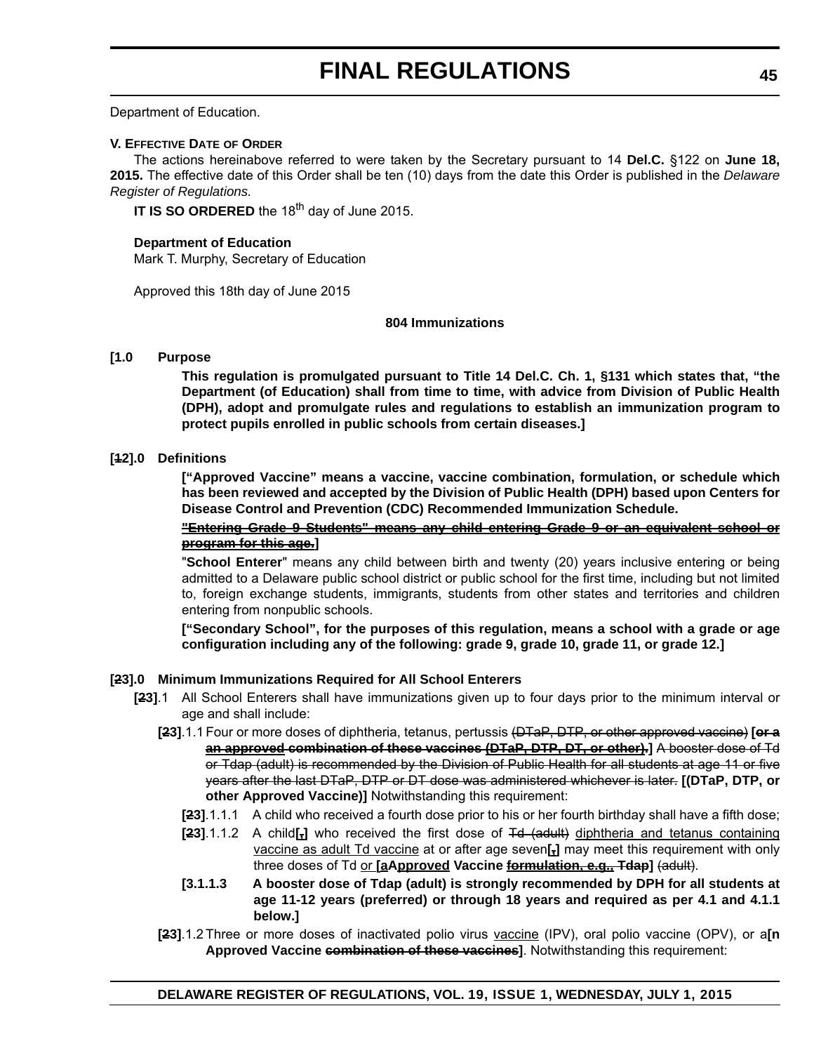Department of Education.

**V. Effective Date of Order**

The actions hereinabove referred to were taken by the Secretary pursuant to 14 **Del.C.** §122 on **June 18, 2015.** The effective date of this Order shall be ten (10) days from the date this Order is published in the *Delaware Register of Regulations.*

**IT IS SO ORDERED** the 18th day of June 2015.

**Department of Education**
Mark T. Murphy, Secretary of Education

Approved this 18th day of June 2015

**804 Immunizations**

**[1.0 Purpose**

**This regulation is promulgated pursuant to Title 14 Del.C. Ch. 1, §131 which states that, "the Department (of Education) shall from time to time, with advice from Division of Public Health (DPH), adopt and promulgate rules and regulations to establish an immunization program to protect pupils enrolled in public schools from certain diseases.]**

**[~~1~~2].0 Definitions**

**["Approved Vaccine" means a vaccine, vaccine combination, formulation, or schedule which has been reviewed and accepted by the Division of Public Health (DPH) based upon Centers for Disease Control and Prevention (CDC) Recommended Immunization Schedule.**

**~~"Entering Grade 9 Students" means any child entering Grade 9 or an equivalent school or program for this age.~~]**

"**School Enterer**" means any child between birth and twenty (20) years inclusive entering or being admitted to a Delaware public school district or public school for the first time, including but not limited to, foreign exchange students, immigrants, students from other states and territories and children entering from nonpublic schools.

**["Secondary School", for the purposes of this regulation, means a school with a grade or age configuration including any of the following: grade 9, grade 10, grade 11, or grade 12.]**

**[~~2~~3].0 Minimum Immunizations Required for All School Enterers**

**[~~2~~3]**.1 All School Enterers shall have immunizations given up to four days prior to the minimum interval or age and shall include:

**[~~2~~3]**.1.1 Four or more doses of diphtheria, tetanus, pertussis ~~(DTaP, DTP, or other approved vaccine)~~ **[~~or a an approved combination of these vaccines (DTaP, DTP, DT, or other).~~]** ~~A booster dose of Td or Tdap (adult) is recommended by the Division of Public Health for all students at age 11 or five years after the last DTaP, DTP or DT dose was administered whichever is later.~~ **[(DTaP, DTP, or other Approved Vaccine)]** Notwithstanding this requirement:

**[~~2~~3]**.1.1.1 A child who received a fourth dose prior to his or her fourth birthday shall have a fifth dose;

**[~~2~~3]**.1.1.2 A child**[~~,~~]** who received the first dose of ~~Td (adult)~~ diphtheria and tetanus containing vaccine as adult Td vaccine at or after age seven**[~~,~~]** may meet this requirement with only three doses of Td or **[~~a~~Approved Vaccine ~~formulation, e.g., Tdap~~]** ~~(adult)~~.

**[3.1.1.3 A booster dose of Tdap (adult) is strongly recommended by DPH for all students at age 11-12 years (preferred) or through 18 years and required as per 4.1 and 4.1.1 below.]**

**[~~2~~3]**.1.2 Three or more doses of inactivated polio virus vaccine (IPV), oral polio vaccine (OPV), or a**[n Approved Vaccine ~~combination of these vaccines~~]**. Notwithstanding this requirement: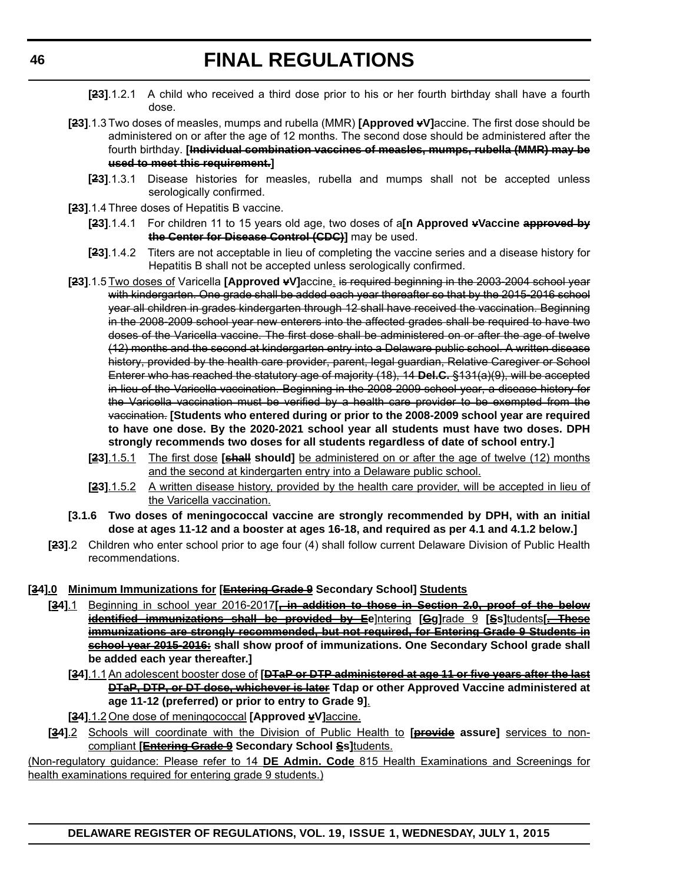**[~~2~~3]**.1.2.1 A child who received a third dose prior to his or her fourth birthday shall have a fourth dose.

**[~~2~~3]**.1.3 Two doses of measles, mumps and rubella (MMR) **[Approved ~~v~~V]**accine. The first dose should be administered on or after the age of 12 months. The second dose should be administered after the fourth birthday. **[~~Individual combination vaccines of measles, mumps, rubella (MMR) may be used to meet this requirement.~~]**

**[~~2~~3]**.1.3.1 Disease histories for measles, rubella and mumps shall not be accepted unless serologically confirmed.

**[~~2~~3]**.1.4 Three doses of Hepatitis B vaccine.

**[~~2~~3]**.1.4.1 For children 11 to 15 years old age, two doses of a**[n Approved ~~v~~Vaccine ~~approved by the Center for Disease Control (CDC)~~]** may be used.

**[~~2~~3]**.1.4.2 Titers are not acceptable in lieu of completing the vaccine series and a disease history for Hepatitis B shall not be accepted unless serologically confirmed.

**[~~2~~3]**.1.5 <u>Two doses of</u> Varicella **[Approved ~~v~~V]**accine<u>.</u> ~~is required beginning in the 2003-2004 school year with kindergarten. One grade shall be added each year thereafter so that by the 2015-2016 school year all children in grades kindergarten through 12 shall have received the vaccination. Beginning in the 2008-2009 school year new enterers into the affected grades shall be required to have two doses of the Varicella vaccine. The first dose shall be administered on or after the age of twelve (12) months and the second at kindergarten entry into a Delaware public school. A written disease history, provided by the health care provider, parent, legal guardian, Relative Caregiver or School Enterer who has reached the statutory age of majority (18), 14 **Del.C.** §131(a)(9), will be accepted in lieu of the Varicella vaccination. Beginning in the 2008-2009 school year, a disease history for the Varicella vaccination must be verified by a health care provider to be exempted from the vaccination.~~ **[Students who entered during or prior to the 2008-2009 school year are required to have one dose. By the 2020-2021 school year all students must have two doses. DPH strongly recommends two doses for all students regardless of date of school entry.]**

**[~~2~~3]**<u>.1.5.1</u> <u>The first dose</u> **[~~shall~~ should]** <u>be administered on or after the age of twelve (12) months and the second at kindergarten entry into a Delaware public school.</u>

**[~~2~~3]**<u>.1.5.2</u> <u>A written disease history, provided by the health care provider, will be accepted in lieu of the Varicella vaccination.</u>

**[3.1.6 Two doses of meningococcal vaccine are strongly recommended by DPH, with an initial dose at ages 11-12 and a booster at ages 16-18, and required as per 4.1 and 4.1.2 below.]**

**[~~2~~3]**.2 Children who enter school prior to age four (4) shall follow current Delaware Division of Public Health recommendations.

**[~~3~~4]**<u>.0</u> <u>Minimum Immunizations for</u> **[~~Entering Grade 9~~ Secondary School]** <u>Students</u>

**[~~3~~4]**<u>.1</u> <u>Beginning in school year 2016-2017</u>**[~~, in addition to those in Section 2.0, proof of the below identified immunizations shall be provided by E~~**e]<u>ntering</u> **[~~G~~g]**<u>rade 9</u> **[~~S~~s]**<u>tudents</u>**[~~. These immunizations are strongly recommended, but not required, for Entering Grade 9 Students in school year 2015-2016:~~ shall show proof of immunizations. One Secondary School grade shall be added each year thereafter.]**

**[~~3~~4]**<u>.1.1</u> <u>An adolescent booster dose of</u> **[~~DTaP or DTP administered at age 11 or five years after the last DTaP, DTP, or DT dose, whichever is later~~ Tdap or other Approved Vaccine administered at age 11-12 (preferred) or prior to entry to Grade 9]**<u>.</u>

**[~~3~~4]**<u>.1.2</u> <u>One dose of meningococcal</u> **[Approved ~~v~~V]**<u>accine.</u>

**[~~3~~4]**<u>.2</u> <u>Schools will coordinate with the Division of Public Health to</u> **[~~provide~~ assure]** <u>services to non-compliant</u> **[~~Entering Grade 9~~ Secondary School ~~S~~s]**<u>tudents.</u>

<u>(Non-regulatory guidance: Please refer to 14 **DE Admin. Code** 815 Health Examinations and Screenings for health examinations required for entering grade 9 students.)</u>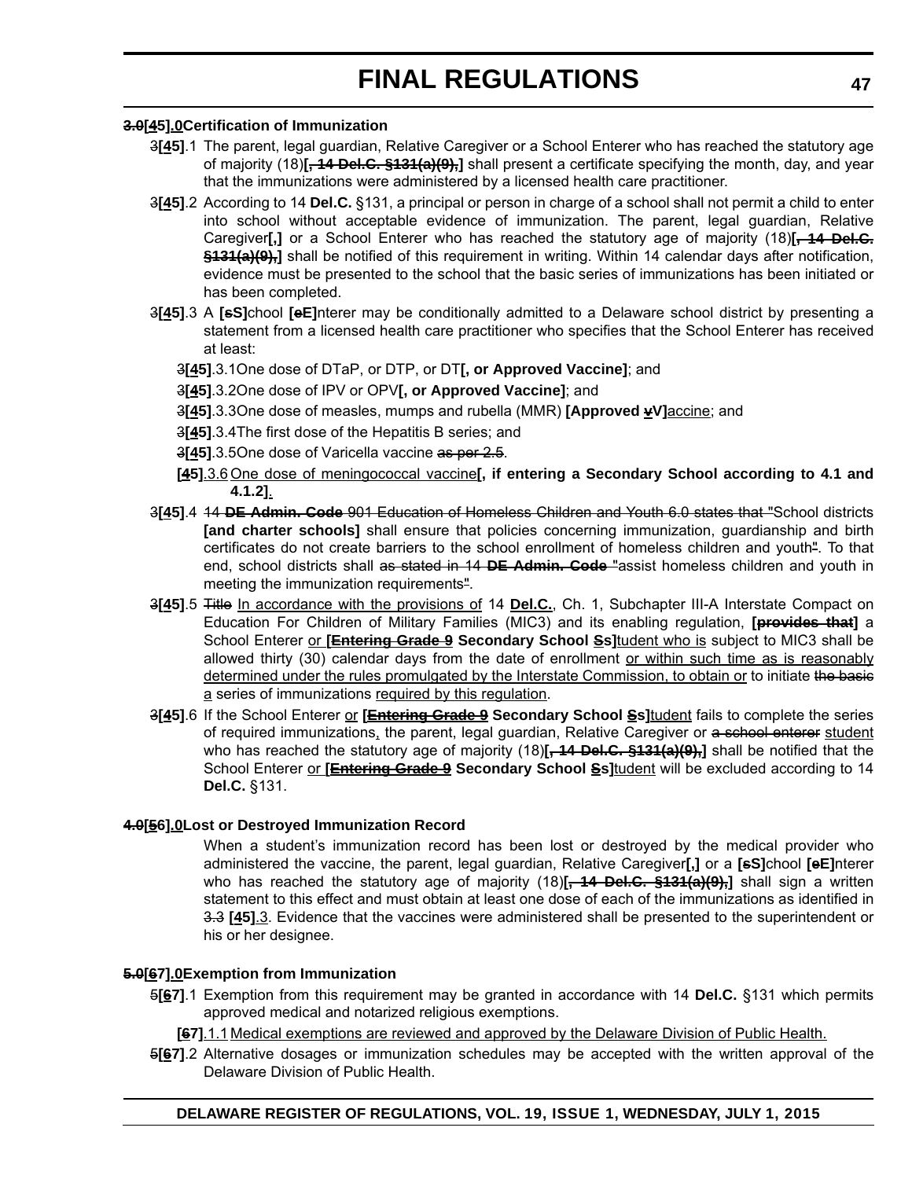**3.0[45].0Certification of Immunization**

3[45].1 The parent, legal guardian, Relative Caregiver or a School Enterer who has reached the statutory age of majority (18)**[, 14 Del.C. §131(a)(9),]** shall present a certificate specifying the month, day, and year that the immunizations were administered by a licensed health care practitioner.

3[45].2 According to 14 **Del.C.** §131, a principal or person in charge of a school shall not permit a child to enter into school without acceptable evidence of immunization. The parent, legal guardian, Relative Caregiver**[,]** or a School Enterer who has reached the statutory age of majority (18)**[, 14 Del.C. §131(a)(9),]** shall be notified of this requirement in writing. Within 14 calendar days after notification, evidence must be presented to the school that the basic series of immunizations has been initiated or has been completed.

3[45].3 A **[sS]**chool **[eE]**nterer may be conditionally admitted to a Delaware school district by presenting a statement from a licensed health care practitioner who specifies that the School Enterer has received at least:

3[45].3.1One dose of DTaP, or DTP, or DT**[, or Approved Vaccine]**; and

3[45].3.2One dose of IPV or OPV**[, or Approved Vaccine]**; and

3[45].3.3One dose of measles, mumps and rubella (MMR) **[Approved vV]**accine; and

3[45].3.4The first dose of the Hepatitis B series; and

3[45].3.5One dose of Varicella vaccine as per 2.5.

**[45]**.3.6 One dose of meningococcal vaccine**[, if entering a Secondary School according to 4.1 and 4.1.2]**.

3[45].4 14 **DE Admin. Code** 901 Education of Homeless Children and Youth 6.0 states that "School districts **[and charter schools]** shall ensure that policies concerning immunization, guardianship and birth certificates do not create barriers to the school enrollment of homeless children and youth". To that end, school districts shall as stated in 14 **DE Admin. Code** "assist homeless children and youth in meeting the immunization requirements".

3[45].5 Title In accordance with the provisions of 14 **Del.C.**, Ch. 1, Subchapter III-A Interstate Compact on Education For Children of Military Families (MIC3) and its enabling regulation, **[provides that]** a School Enterer or **[Entering Grade 9 Secondary School Ss]**tudent who is subject to MIC3 shall be allowed thirty (30) calendar days from the date of enrollment or within such time as is reasonably determined under the rules promulgated by the Interstate Commission, to obtain or to initiate the basic a series of immunizations required by this regulation.

3[45].6 If the School Enterer or **[Entering Grade 9 Secondary School Ss]**tudent fails to complete the series of required immunizations, the parent, legal guardian, Relative Caregiver or a school enterer student who has reached the statutory age of majority (18)**[, 14 Del.C. §131(a)(9),]** shall be notified that the School Enterer or **[Entering Grade 9 Secondary School Ss]**tudent will be excluded according to 14 **Del.C.** §131.

**4.0[56].0Lost or Destroyed Immunization Record**

When a student's immunization record has been lost or destroyed by the medical provider who administered the vaccine, the parent, legal guardian, Relative Caregiver**[,]** or a **[sS]**chool **[eE]**nterer who has reached the statutory age of majority (18)**[, 14 Del.C. §131(a)(9),]** shall sign a written statement to this effect and must obtain at least one dose of each of the immunizations as identified in 3.3 **[45]**.3. Evidence that the vaccines were administered shall be presented to the superintendent or his or her designee.

**5.0[67].0Exemption from Immunization**

5[67].1 Exemption from this requirement may be granted in accordance with 14 **Del.C.** §131 which permits approved medical and notarized religious exemptions.

**[67]**.1.1 Medical exemptions are reviewed and approved by the Delaware Division of Public Health.

5[67].2 Alternative dosages or immunization schedules may be accepted with the written approval of the Delaware Division of Public Health.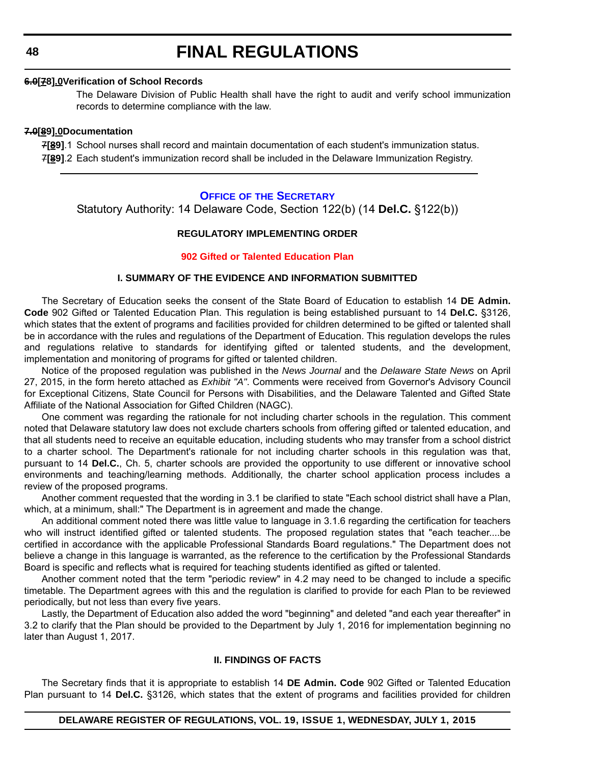**6.0[78].0Verification of School Records**

The Delaware Division of Public Health shall have the right to audit and verify school immunization records to determine compliance with the law.

**7.0[89].0Documentation**

7[89].1 School nurses shall record and maintain documentation of each student's immunization status.

7[89].2 Each student's immunization record shall be included in the Delaware Immunization Registry.

---

## Office of the Secretary

Statutory Authority: 14 Delaware Code, Section 122(b) (14 **Del.C.** §122(b))

### REGULATORY IMPLEMENTING ORDER

### 902 Gifted or Talented Education Plan

#### I. SUMMARY OF THE EVIDENCE AND INFORMATION SUBMITTED

The Secretary of Education seeks the consent of the State Board of Education to establish 14 **DE Admin. Code** 902 Gifted or Talented Education Plan. This regulation is being established pursuant to 14 **Del.C.** §3126, which states that the extent of programs and facilities provided for children determined to be gifted or talented shall be in accordance with the rules and regulations of the Department of Education. This regulation develops the rules and regulations relative to standards for identifying gifted or talented students, and the development, implementation and monitoring of programs for gifted or talented children.

Notice of the proposed regulation was published in the *News Journal* and the *Delaware State News* on April 27, 2015, in the form hereto attached as *Exhibit "A"*. Comments were received from Governor's Advisory Council for Exceptional Citizens, State Council for Persons with Disabilities, and the Delaware Talented and Gifted State Affiliate of the National Association for Gifted Children (NAGC).

One comment was regarding the rationale for not including charter schools in the regulation. This comment noted that Delaware statutory law does not exclude charters schools from offering gifted or talented education, and that all students need to receive an equitable education, including students who may transfer from a school district to a charter school. The Department's rationale for not including charter schools in this regulation was that, pursuant to 14 **Del.C.**, Ch. 5, charter schools are provided the opportunity to use different or innovative school environments and teaching/learning methods. Additionally, the charter school application process includes a review of the proposed programs.

Another comment requested that the wording in 3.1 be clarified to state "Each school district shall have a Plan, which, at a minimum, shall:" The Department is in agreement and made the change.

An additional comment noted there was little value to language in 3.1.6 regarding the certification for teachers who will instruct identified gifted or talented students. The proposed regulation states that "each teacher....be certified in accordance with the applicable Professional Standards Board regulations." The Department does not believe a change in this language is warranted, as the reference to the certification by the Professional Standards Board is specific and reflects what is required for teaching students identified as gifted or talented.

Another comment noted that the term "periodic review" in 4.2 may need to be changed to include a specific timetable. The Department agrees with this and the regulation is clarified to provide for each Plan to be reviewed periodically, but not less than every five years.

Lastly, the Department of Education also added the word "beginning" and deleted "and each year thereafter" in 3.2 to clarify that the Plan should be provided to the Department by July 1, 2016 for implementation beginning no later than August 1, 2017.

#### II. FINDINGS OF FACTS

The Secretary finds that it is appropriate to establish 14 **DE Admin. Code** 902 Gifted or Talented Education Plan pursuant to 14 **Del.C.** §3126, which states that the extent of programs and facilities provided for children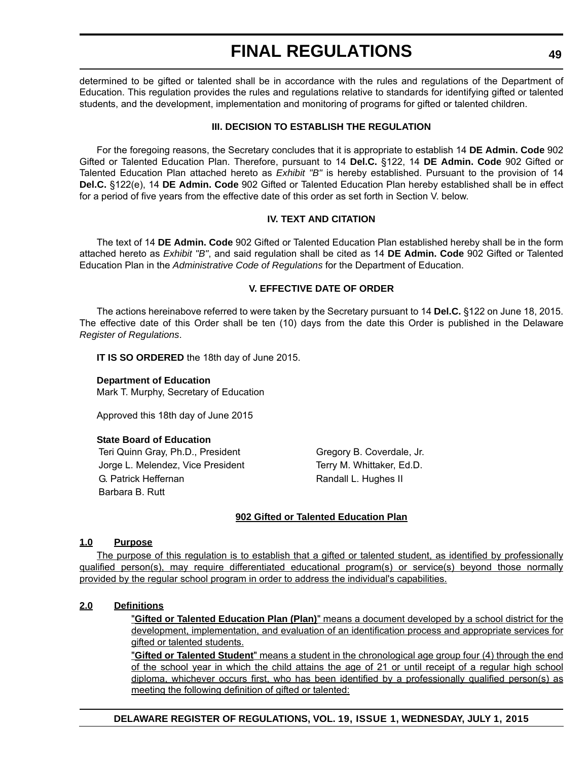determined to be gifted or talented shall be in accordance with the rules and regulations of the Department of Education. This regulation provides the rules and regulations relative to standards for identifying gifted or talented students, and the development, implementation and monitoring of programs for gifted or talented children.

#### III. DECISION TO ESTABLISH THE REGULATION

For the foregoing reasons, the Secretary concludes that it is appropriate to establish 14 **DE Admin. Code** 902 Gifted or Talented Education Plan. Therefore, pursuant to 14 **Del.C.** §122, 14 **DE Admin. Code** 902 Gifted or Talented Education Plan attached hereto as *Exhibit "B"* is hereby established. Pursuant to the provision of 14 **Del.C.** §122(e), 14 **DE Admin. Code** 902 Gifted or Talented Education Plan hereby established shall be in effect for a period of five years from the effective date of this order as set forth in Section V. below.

#### IV. TEXT AND CITATION

The text of 14 **DE Admin. Code** 902 Gifted or Talented Education Plan established hereby shall be in the form attached hereto as *Exhibit "B"*, and said regulation shall be cited as 14 **DE Admin. Code** 902 Gifted or Talented Education Plan in the *Administrative Code of Regulations* for the Department of Education.

#### V. EFFECTIVE DATE OF ORDER

The actions hereinabove referred to were taken by the Secretary pursuant to 14 **Del.C.** §122 on June 18, 2015. The effective date of this Order shall be ten (10) days from the date this Order is published in the Delaware *Register of Regulations*.

**IT IS SO ORDERED** the 18th day of June 2015.

**Department of Education**
Mark T. Murphy, Secretary of Education

Approved this 18th day of June 2015

**State Board of Education**

Teri Quinn Gray, Ph.D., President
Jorge L. Melendez, Vice President
G. Patrick Heffernan
Barbara B. Rutt
Gregory B. Coverdale, Jr.
Terry M. Whittaker, Ed.D.
Randall L. Hughes II

#### 902 Gifted or Talented Education Plan

**1.0 Purpose**

The purpose of this regulation is to establish that a gifted or talented student, as identified by professionally qualified person(s), may require differentiated educational program(s) or service(s) beyond those normally provided by the regular school program in order to address the individual's capabilities.

**2.0 Definitions**

"**Gifted or Talented Education Plan (Plan)**" means a document developed by a school district for the development, implementation, and evaluation of an identification process and appropriate services for gifted or talented students.

"**Gifted or Talented Student**" means a student in the chronological age group four (4) through the end of the school year in which the child attains the age of 21 or until receipt of a regular high school diploma, whichever occurs first, who has been identified by a professionally qualified person(s) as meeting the following definition of gifted or talented: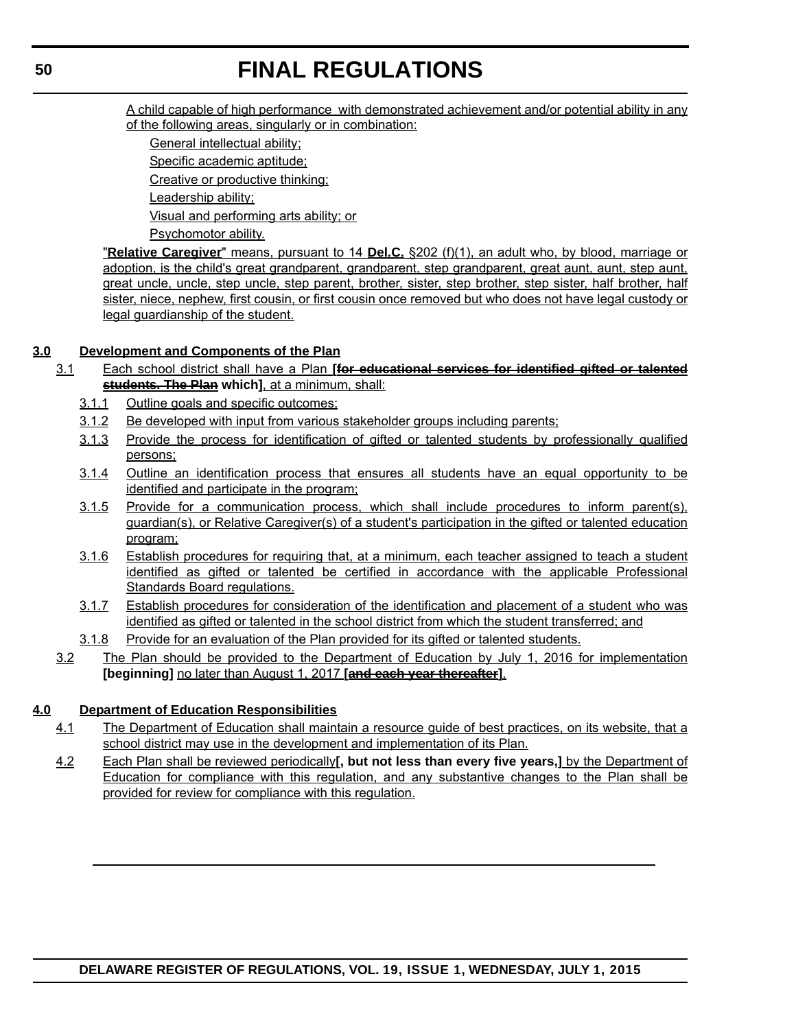A child capable of high performance with demonstrated achievement and/or potential ability in any of the following areas, singularly or in combination:

General intellectual ability;

Specific academic aptitude;

Creative or productive thinking;

Leadership ability;

Visual and performing arts ability; or

Psychomotor ability.

"**Relative Caregiver**" means, pursuant to 14 **Del.C.** §202 (f)(1), an adult who, by blood, marriage or adoption, is the child's great grandparent, grandparent, step grandparent, great aunt, aunt, step aunt, great uncle, uncle, step uncle, step parent, brother, sister, step brother, step sister, half brother, half sister, niece, nephew, first cousin, or first cousin once removed but who does not have legal custody or legal guardianship of the student.

**3.0 Development and Components of the Plan**

3.1 Each school district shall have a Plan **[~~for educational services for identified gifted or talented students. The Plan~~ which]**, at a minimum, shall:

3.1.1 Outline goals and specific outcomes;

3.1.2 Be developed with input from various stakeholder groups including parents;

3.1.3 Provide the process for identification of gifted or talented students by professionally qualified persons;

3.1.4 Outline an identification process that ensures all students have an equal opportunity to be identified and participate in the program;

3.1.5 Provide for a communication process, which shall include procedures to inform parent(s), guardian(s), or Relative Caregiver(s) of a student's participation in the gifted or talented education program;

3.1.6 Establish procedures for requiring that, at a minimum, each teacher assigned to teach a student identified as gifted or talented be certified in accordance with the applicable Professional Standards Board regulations.

3.1.7 Establish procedures for consideration of the identification and placement of a student who was identified as gifted or talented in the school district from which the student transferred; and

3.1.8 Provide for an evaluation of the Plan provided for its gifted or talented students.

3.2 The Plan should be provided to the Department of Education by July 1, 2016 for implementation **[beginning]** no later than August 1, 2017 **[~~and each year thereafter~~]**.

**4.0 Department of Education Responsibilities**

4.1 The Department of Education shall maintain a resource guide of best practices, on its website, that a school district may use in the development and implementation of its Plan.

4.2 Each Plan shall be reviewed periodically**[, but not less than every five years,]** by the Department of Education for compliance with this regulation, and any substantive changes to the Plan shall be provided for review for compliance with this regulation.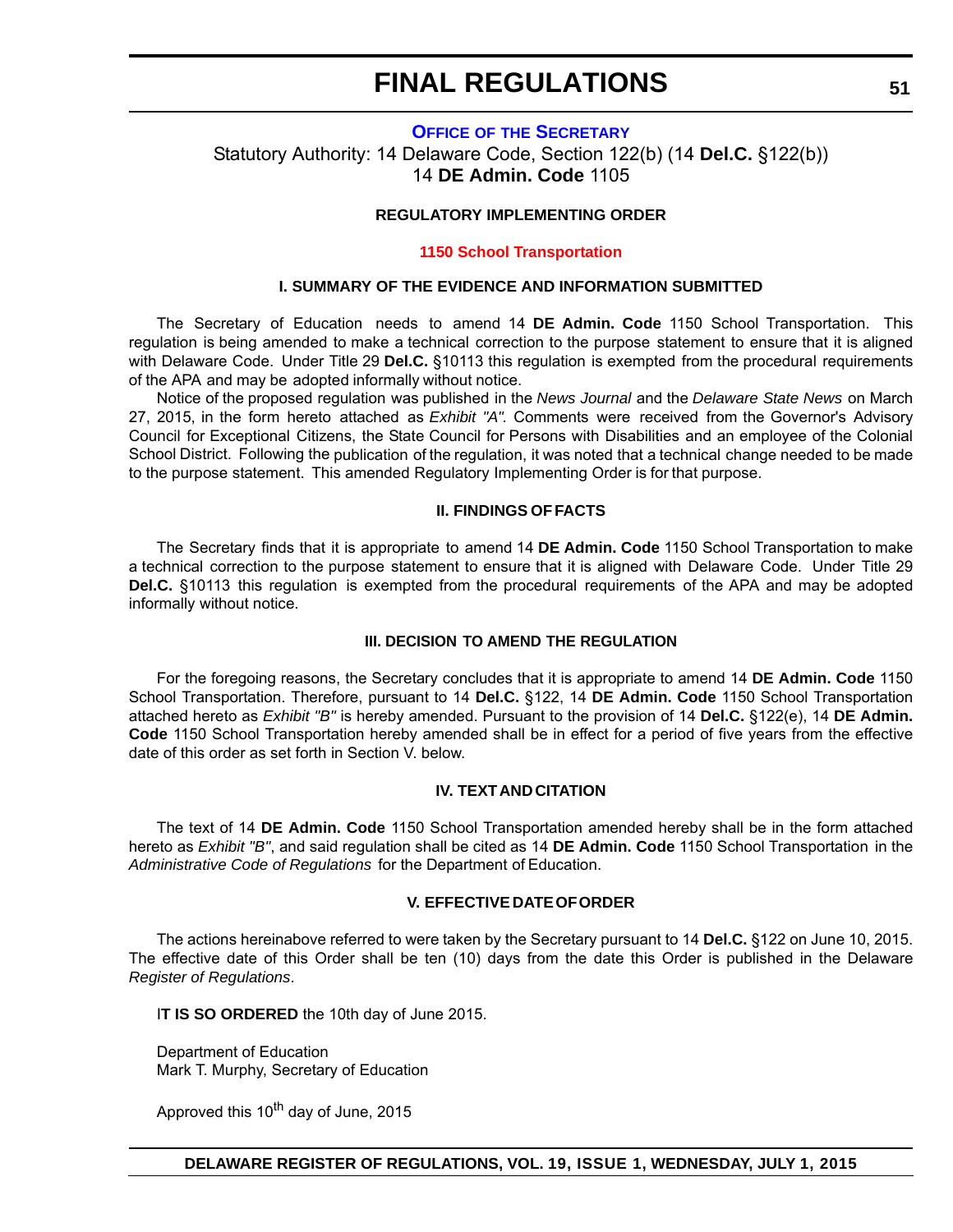# FINAL REGULATIONS

**OFFICE OF THE SECRETARY**

Statutory Authority: 14 Delaware Code, Section 122(b) (14 **Del.C.** §122(b))
14 **DE Admin. Code** 1105

**REGULATORY IMPLEMENTING ORDER**

**1150 School Transportation**

**I. SUMMARY OF THE EVIDENCE AND INFORMATION SUBMITTED**

The Secretary of Education needs to amend 14 **DE Admin. Code** 1150 School Transportation. This regulation is being amended to make a technical correction to the purpose statement to ensure that it is aligned with Delaware Code. Under Title 29 **Del.C.** §10113 this regulation is exempted from the procedural requirements of the APA and may be adopted informally without notice.

Notice of the proposed regulation was published in the *News Journal* and the *Delaware State News* on March 27, 2015, in the form hereto attached as *Exhibit "A"*. Comments were received from the Governor's Advisory Council for Exceptional Citizens, the State Council for Persons with Disabilities and an employee of the Colonial School District. Following the publication of the regulation, it was noted that a technical change needed to be made to the purpose statement. This amended Regulatory Implementing Order is for that purpose.

**II. FINDINGS OF FACTS**

The Secretary finds that it is appropriate to amend 14 **DE Admin. Code** 1150 School Transportation to make a technical correction to the purpose statement to ensure that it is aligned with Delaware Code. Under Title 29 **Del.C.** §10113 this regulation is exempted from the procedural requirements of the APA and may be adopted informally without notice.

**III. DECISION TO AMEND THE REGULATION**

For the foregoing reasons, the Secretary concludes that it is appropriate to amend 14 **DE Admin. Code** 1150 School Transportation. Therefore, pursuant to 14 **Del.C.** §122, 14 **DE Admin. Code** 1150 School Transportation attached hereto as *Exhibit "B"* is hereby amended. Pursuant to the provision of 14 **Del.C.** §122(e), 14 **DE Admin. Code** 1150 School Transportation hereby amended shall be in effect for a period of five years from the effective date of this order as set forth in Section V. below.

**IV. TEXT AND CITATION**

The text of 14 **DE Admin. Code** 1150 School Transportation amended hereby shall be in the form attached hereto as *Exhibit "B"*, and said regulation shall be cited as 14 **DE Admin. Code** 1150 School Transportation in the *Administrative Code of Regulations* for the Department of Education.

**V. EFFECTIVE DATE OF ORDER**

The actions hereinabove referred to were taken by the Secretary pursuant to 14 **Del.C.** §122 on June 10, 2015. The effective date of this Order shall be ten (10) days from the date this Order is published in the Delaware *Register of Regulations*.

I**T IS SO ORDERED** the 10th day of June 2015.

Department of Education
Mark T. Murphy, Secretary of Education

Approved this 10th day of June, 2015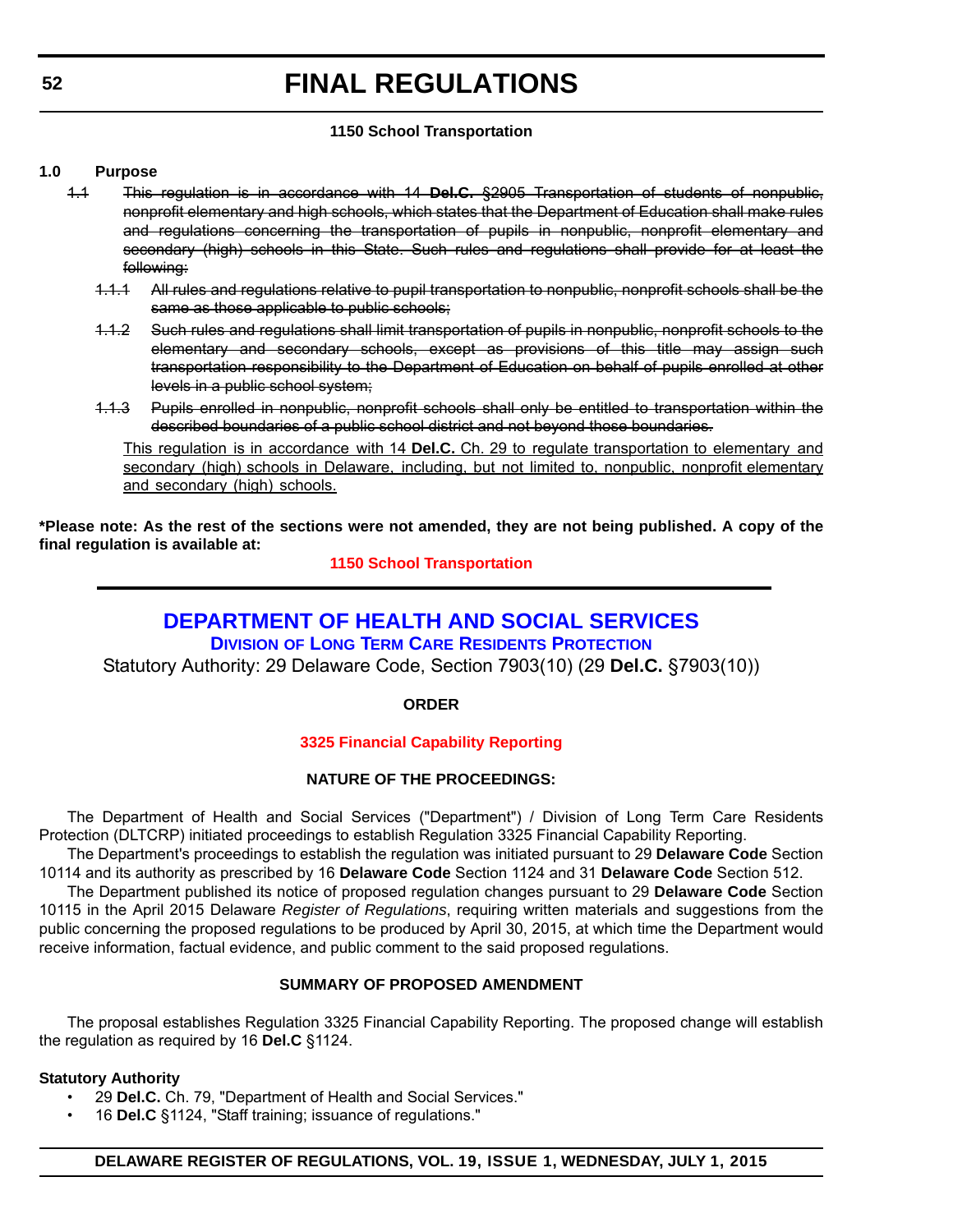### 1150 School Transportation

**1.0 Purpose**

~~1.1 This regulation is in accordance with 14 **Del.C.** §2905 Transportation of students of nonpublic, nonprofit elementary and high schools, which states that the Department of Education shall make rules and regulations concerning the transportation of pupils in nonpublic, nonprofit elementary and secondary (high) schools in this State. Such rules and regulations shall provide for at least the following:~~

~~1.1.1 All rules and regulations relative to pupil transportation to nonpublic, nonprofit schools shall be the same as those applicable to public schools;~~

~~1.1.2 Such rules and regulations shall limit transportation of pupils in nonpublic, nonprofit schools to the elementary and secondary schools, except as provisions of this title may assign such transportation responsibility to the Department of Education on behalf of pupils enrolled at other levels in a public school system;~~

~~1.1.3 Pupils enrolled in nonpublic, nonprofit schools shall only be entitled to transportation within the described boundaries of a public school district and not beyond those boundaries.~~

<u>This regulation is in accordance with 14 **Del.C.** Ch. 29 to regulate transportation to elementary and secondary (high) schools in Delaware, including, but not limited to, nonpublic, nonprofit elementary and secondary (high) schools.</u>

**\*Please note: As the rest of the sections were not amended, they are not being published. A copy of the final regulation is available at:**

**1150 School Transportation**

---

## DEPARTMENT OF HEALTH AND SOCIAL SERVICES

### Division of Long Term Care Residents Protection

Statutory Authority: 29 Delaware Code, Section 7903(10) (29 **Del.C.** §7903(10))

**ORDER**

**3325 Financial Capability Reporting**

**NATURE OF THE PROCEEDINGS:**

The Department of Health and Social Services ("Department") / Division of Long Term Care Residents Protection (DLTCRP) initiated proceedings to establish Regulation 3325 Financial Capability Reporting.

The Department's proceedings to establish the regulation was initiated pursuant to 29 **Delaware Code** Section 10114 and its authority as prescribed by 16 **Delaware Code** Section 1124 and 31 **Delaware Code** Section 512.

The Department published its notice of proposed regulation changes pursuant to 29 **Delaware Code** Section 10115 in the April 2015 Delaware *Register of Regulations*, requiring written materials and suggestions from the public concerning the proposed regulations to be produced by April 30, 2015, at which time the Department would receive information, factual evidence, and public comment to the said proposed regulations.

**SUMMARY OF PROPOSED AMENDMENT**

The proposal establishes Regulation 3325 Financial Capability Reporting. The proposed change will establish the regulation as required by 16 **Del.C** §1124.

**Statutory Authority**

- 29 **Del.C.** Ch. 79, "Department of Health and Social Services."
- 16 **Del.C** §1124, "Staff training; issuance of regulations."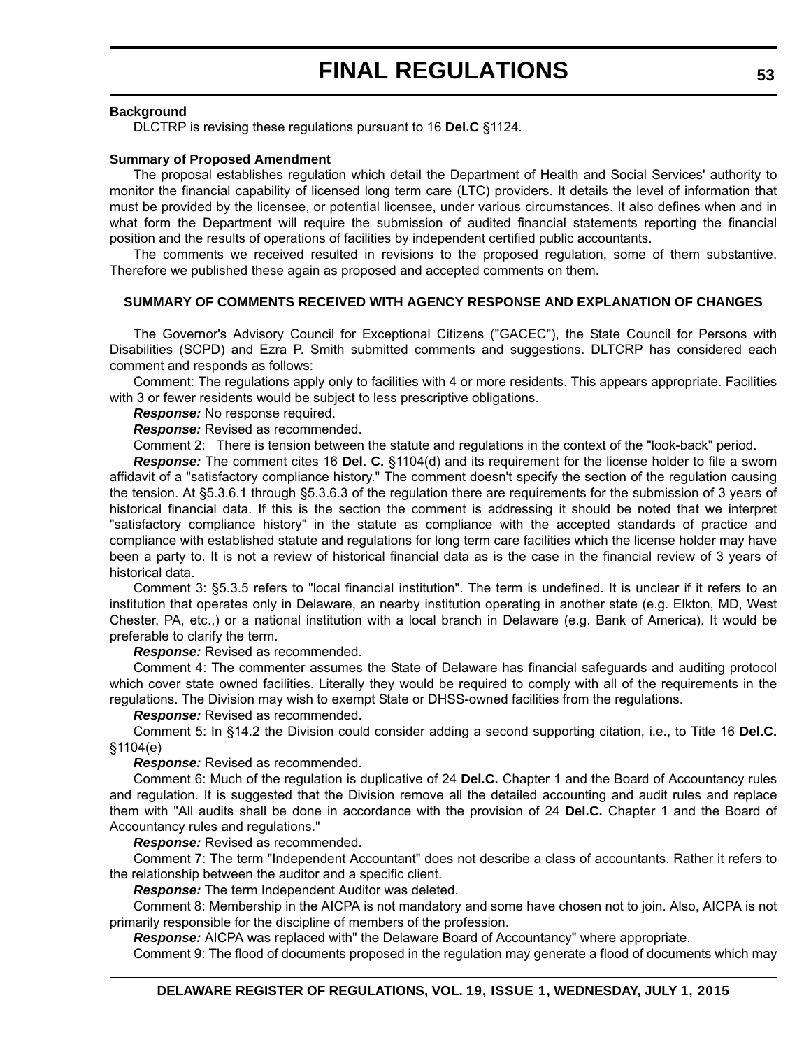**Background**

DLCTRP is revising these regulations pursuant to 16 **Del.C** §1124.

**Summary of Proposed Amendment**

The proposal establishes regulation which detail the Department of Health and Social Services' authority to monitor the financial capability of licensed long term care (LTC) providers. It details the level of information that must be provided by the licensee, or potential licensee, under various circumstances. It also defines when and in what form the Department will require the submission of audited financial statements reporting the financial position and the results of operations of facilities by independent certified public accountants.

The comments we received resulted in revisions to the proposed regulation, some of them substantive. Therefore we published these again as proposed and accepted comments on them.

**SUMMARY OF COMMENTS RECEIVED WITH AGENCY RESPONSE AND EXPLANATION OF CHANGES**

The Governor's Advisory Council for Exceptional Citizens ("GACEC"), the State Council for Persons with Disabilities (SCPD) and Ezra P. Smith submitted comments and suggestions. DLTCRP has considered each comment and responds as follows:

Comment: The regulations apply only to facilities with 4 or more residents. This appears appropriate. Facilities with 3 or fewer residents would be subject to less prescriptive obligations.

***Response:*** No response required.

***Response:*** Revised as recommended.

Comment 2: There is tension between the statute and regulations in the context of the "look-back" period.

***Response:*** The comment cites 16 **Del. C.** §1104(d) and its requirement for the license holder to file a sworn affidavit of a "satisfactory compliance history." The comment doesn't specify the section of the regulation causing the tension. At §5.3.6.1 through §5.3.6.3 of the regulation there are requirements for the submission of 3 years of historical financial data. If this is the section the comment is addressing it should be noted that we interpret "satisfactory compliance history" in the statute as compliance with the accepted standards of practice and compliance with established statute and regulations for long term care facilities which the license holder may have been a party to. It is not a review of historical financial data as is the case in the financial review of 3 years of historical data.

Comment 3: §5.3.5 refers to "local financial institution". The term is undefined. It is unclear if it refers to an institution that operates only in Delaware, an nearby institution operating in another state (e.g. Elkton, MD, West Chester, PA, etc.,) or a national institution with a local branch in Delaware (e.g. Bank of America). It would be preferable to clarify the term.

***Response:*** Revised as recommended.

Comment 4: The commenter assumes the State of Delaware has financial safeguards and auditing protocol which cover state owned facilities. Literally they would be required to comply with all of the requirements in the regulations. The Division may wish to exempt State or DHSS-owned facilities from the regulations.

***Response:*** Revised as recommended.

Comment 5: In §14.2 the Division could consider adding a second supporting citation, i.e., to Title 16 **Del.C.** §1104(e)

***Response:*** Revised as recommended.

Comment 6: Much of the regulation is duplicative of 24 **Del.C.** Chapter 1 and the Board of Accountancy rules and regulation. It is suggested that the Division remove all the detailed accounting and audit rules and replace them with "All audits shall be done in accordance with the provision of 24 **Del.C.** Chapter 1 and the Board of Accountancy rules and regulations."

***Response:*** Revised as recommended.

Comment 7: The term "Independent Accountant" does not describe a class of accountants. Rather it refers to the relationship between the auditor and a specific client.

***Response:*** The term Independent Auditor was deleted.

Comment 8: Membership in the AICPA is not mandatory and some have chosen not to join. Also, AICPA is not primarily responsible for the discipline of members of the profession.

***Response:*** AICPA was replaced with" the Delaware Board of Accountancy" where appropriate.

Comment 9: The flood of documents proposed in the regulation may generate a flood of documents which may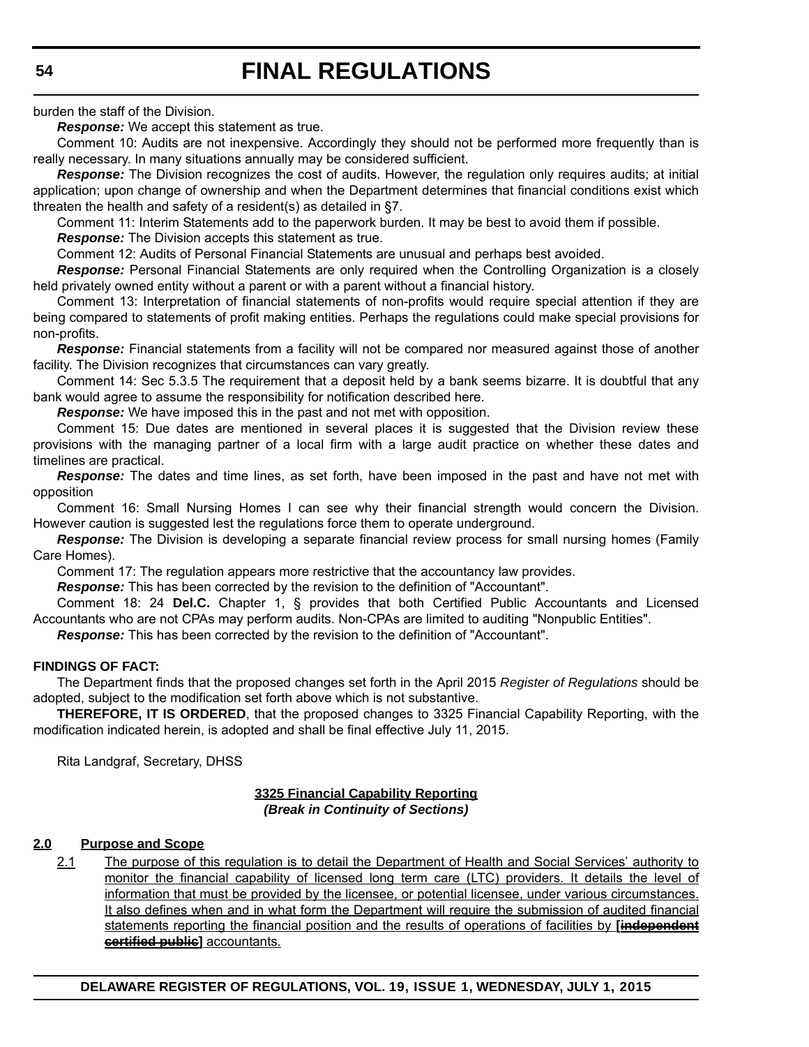burden the staff of the Division.

***Response:*** We accept this statement as true.

Comment 10: Audits are not inexpensive. Accordingly they should not be performed more frequently than is really necessary. In many situations annually may be considered sufficient.

***Response:*** The Division recognizes the cost of audits. However, the regulation only requires audits; at initial application; upon change of ownership and when the Department determines that financial conditions exist which threaten the health and safety of a resident(s) as detailed in §7.

Comment 11: Interim Statements add to the paperwork burden. It may be best to avoid them if possible.

***Response:*** The Division accepts this statement as true.

Comment 12: Audits of Personal Financial Statements are unusual and perhaps best avoided.

***Response:*** Personal Financial Statements are only required when the Controlling Organization is a closely held privately owned entity without a parent or with a parent without a financial history.

Comment 13: Interpretation of financial statements of non-profits would require special attention if they are being compared to statements of profit making entities. Perhaps the regulations could make special provisions for non-profits.

***Response:*** Financial statements from a facility will not be compared nor measured against those of another facility. The Division recognizes that circumstances can vary greatly.

Comment 14: Sec 5.3.5 The requirement that a deposit held by a bank seems bizarre. It is doubtful that any bank would agree to assume the responsibility for notification described here.

***Response:*** We have imposed this in the past and not met with opposition.

Comment 15: Due dates are mentioned in several places it is suggested that the Division review these provisions with the managing partner of a local firm with a large audit practice on whether these dates and timelines are practical.

***Response:*** The dates and time lines, as set forth, have been imposed in the past and have not met with opposition

Comment 16: Small Nursing Homes I can see why their financial strength would concern the Division. However caution is suggested lest the regulations force them to operate underground.

***Response:*** The Division is developing a separate financial review process for small nursing homes (Family Care Homes).

Comment 17: The regulation appears more restrictive that the accountancy law provides.

***Response:*** This has been corrected by the revision to the definition of "Accountant".

Comment 18: 24 **Del.C.** Chapter 1, § provides that both Certified Public Accountants and Licensed Accountants who are not CPAs may perform audits. Non-CPAs are limited to auditing "Nonpublic Entities".

***Response:*** This has been corrected by the revision to the definition of "Accountant".

**FINDINGS OF FACT:**

The Department finds that the proposed changes set forth in the April 2015 *Register of Regulations* should be adopted, subject to the modification set forth above which is not substantive.

**THEREFORE, IT IS ORDERED**, that the proposed changes to 3325 Financial Capability Reporting, with the modification indicated herein, is adopted and shall be final effective July 11, 2015.

Rita Landgraf, Secretary, DHSS

**3325 Financial Capability Reporting**

***(Break in Continuity of Sections)***

**2.0 Purpose and Scope**

2.1 The purpose of this regulation is to detail the Department of Health and Social Services' authority to monitor the financial capability of licensed long term care (LTC) providers. It details the level of information that must be provided by the licensee, or potential licensee, under various circumstances. It also defines when and in what form the Department will require the submission of audited financial statements reporting the financial position and the results of operations of facilities by **[~~independent certified public~~]** accountants.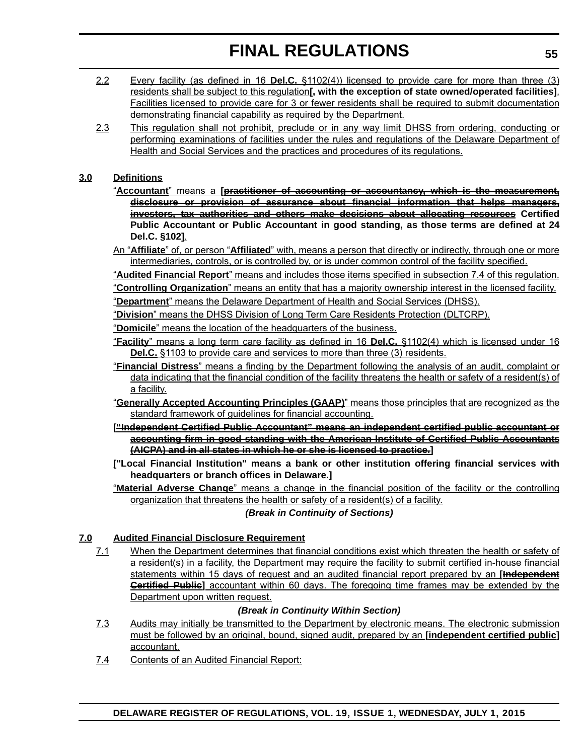2.2 Every facility (as defined in 16 **Del.C.** §1102(4)) licensed to provide care for more than three (3) residents shall be subject to this regulation**[, with the exception of state owned/operated facilities]**. Facilities licensed to provide care for 3 or fewer residents shall be required to submit documentation demonstrating financial capability as required by the Department.

2.3 This regulation shall not prohibit, preclude or in any way limit DHSS from ordering, conducting or performing examinations of facilities under the rules and regulations of the Delaware Department of Health and Social Services and the practices and procedures of its regulations.

**3.0 Definitions**

"**Accountant**" means a **[~~practitioner of accounting or accountancy, which is the measurement, disclosure or provision of assurance about financial information that helps managers, investors, tax authorities and others make decisions about allocating resources~~ Certified Public Accountant or Public Accountant in good standing, as those terms are defined at 24 Del.C. §102]**.

An "**Affiliate**" of, or person "**Affiliated**" with, means a person that directly or indirectly, through one or more intermediaries, controls, or is controlled by, or is under common control of the facility specified.

"**Audited Financial Report**" means and includes those items specified in subsection 7.4 of this regulation.

"**Controlling Organization**" means an entity that has a majority ownership interest in the licensed facility.

"**Department**" means the Delaware Department of Health and Social Services (DHSS).

"**Division**" means the DHSS Division of Long Term Care Residents Protection (DLTCRP).

"**Domicile**" means the location of the headquarters of the business.

"**Facility**" means a long term care facility as defined in 16 **Del.C.** §1102(4) which is licensed under 16 **Del.C.** §1103 to provide care and services to more than three (3) residents.

"**Financial Distress**" means a finding by the Department following the analysis of an audit, complaint or data indicating that the financial condition of the facility threatens the health or safety of a resident(s) of a facility.

"**Generally Accepted Accounting Principles (GAAP)**" means those principles that are recognized as the standard framework of guidelines for financial accounting.

**[~~"Independent Certified Public Accountant" means an independent certified public accountant or accounting firm in good standing with the American Institute of Certified Public Accountants (AICPA) and in all states in which he or she is licensed to practice.~~]**

**["Local Financial Institution" means a bank or other institution offering financial services with headquarters or branch offices in Delaware.]**

"**Material Adverse Change**" means a change in the financial position of the facility or the controlling organization that threatens the health or safety of a resident(s) of a facility.

***(Break in Continuity of Sections)***

**7.0 Audited Financial Disclosure Requirement**

7.1 When the Department determines that financial conditions exist which threaten the health or safety of a resident(s) in a facility, the Department may require the facility to submit certified in-house financial statements within 15 days of request and an audited financial report prepared by an **[~~Independent Certified Public~~]** accountant within 60 days. The foregoing time frames may be extended by the Department upon written request.

***(Break in Continuity Within Section)***

7.3 Audits may initially be transmitted to the Department by electronic means. The electronic submission must be followed by an original, bound, signed audit, prepared by an **[~~independent certified public~~]** accountant.

7.4 Contents of an Audited Financial Report: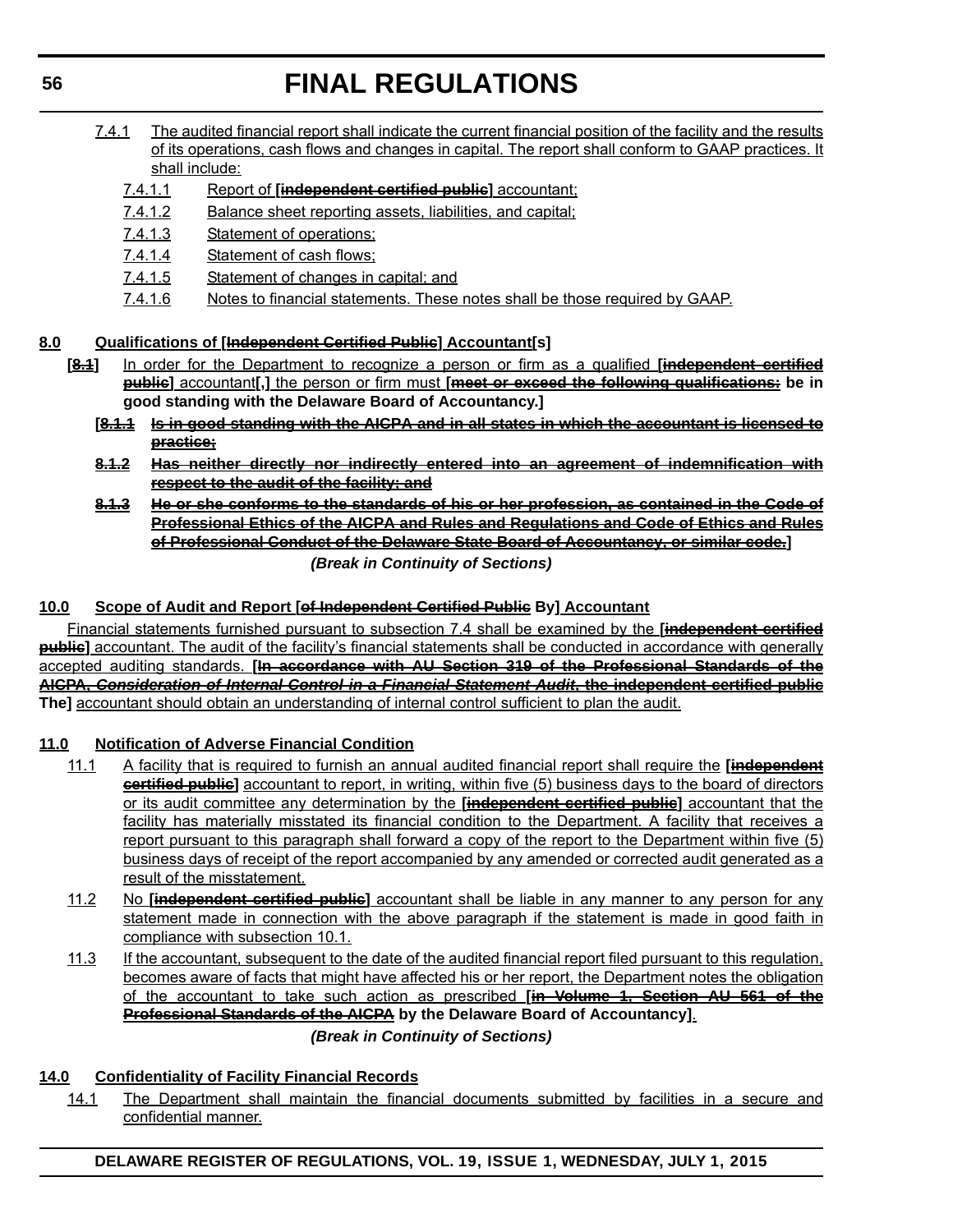7.4.1 The audited financial report shall indicate the current financial position of the facility and the results of its operations, cash flows and changes in capital. The report shall conform to GAAP practices. It shall include:

7.4.1.1 Report of **[~~independent certified public~~]** accountant;

7.4.1.2 Balance sheet reporting assets, liabilities, and capital;

7.4.1.3 Statement of operations;

7.4.1.4 Statement of cash flows;

7.4.1.5 Statement of changes in capital; and

7.4.1.6 Notes to financial statements. These notes shall be those required by GAAP.

**8.0 Qualifications of [~~Independent Certified Public~~] Accountant[s]**

**[~~8.1~~]** In order for the Department to recognize a person or firm as a qualified **[~~independent certified public~~]** accountant**[,]** the person or firm must **[~~meet or exceed the following qualifications:~~ be in good standing with the Delaware Board of Accountancy.]**

**[~~8.1.1 Is in good standing with the AICPA and in all states in which the accountant is licensed to practice;~~**

**~~8.1.2 Has neither directly nor indirectly entered into an agreement of indemnification with respect to the audit of the facility; and~~**

**~~8.1.3 He or she conforms to the standards of his or her profession, as contained in the Code of Professional Ethics of the AICPA and Rules and Regulations and Code of Ethics and Rules of Professional Conduct of the Delaware State Board of Accountancy, or similar code.~~]**

***(Break in Continuity of Sections)***

**10.0 Scope of Audit and Report [~~of Independent Certified Public~~ By] Accountant**

Financial statements furnished pursuant to subsection 7.4 shall be examined by the **[~~independent certified public~~]** accountant. The audit of the facility's financial statements shall be conducted in accordance with generally accepted auditing standards. **[~~In accordance with AU Section 319 of the Professional Standards of the AICPA, *Consideration of Internal Control in a Financial Statement Audit*, the independent certified public~~ The]** accountant should obtain an understanding of internal control sufficient to plan the audit.

**11.0 Notification of Adverse Financial Condition**

11.1 A facility that is required to furnish an annual audited financial report shall require the **[~~independent certified public~~]** accountant to report, in writing, within five (5) business days to the board of directors or its audit committee any determination by the **[~~independent certified public~~]** accountant that the facility has materially misstated its financial condition to the Department. A facility that receives a report pursuant to this paragraph shall forward a copy of the report to the Department within five (5) business days of receipt of the report accompanied by any amended or corrected audit generated as a result of the misstatement.

11.2 No **[~~independent certified public~~]** accountant shall be liable in any manner to any person for any statement made in connection with the above paragraph if the statement is made in good faith in compliance with subsection 10.1.

11.3 If the accountant, subsequent to the date of the audited financial report filed pursuant to this regulation, becomes aware of facts that might have affected his or her report, the Department notes the obligation of the accountant to take such action as prescribed **[~~in Volume 1, Section AU 561 of the Professional Standards of the AICPA~~ by the Delaware Board of Accountancy]**.

***(Break in Continuity of Sections)***

**14.0 Confidentiality of Facility Financial Records**

14.1 The Department shall maintain the financial documents submitted by facilities in a secure and confidential manner.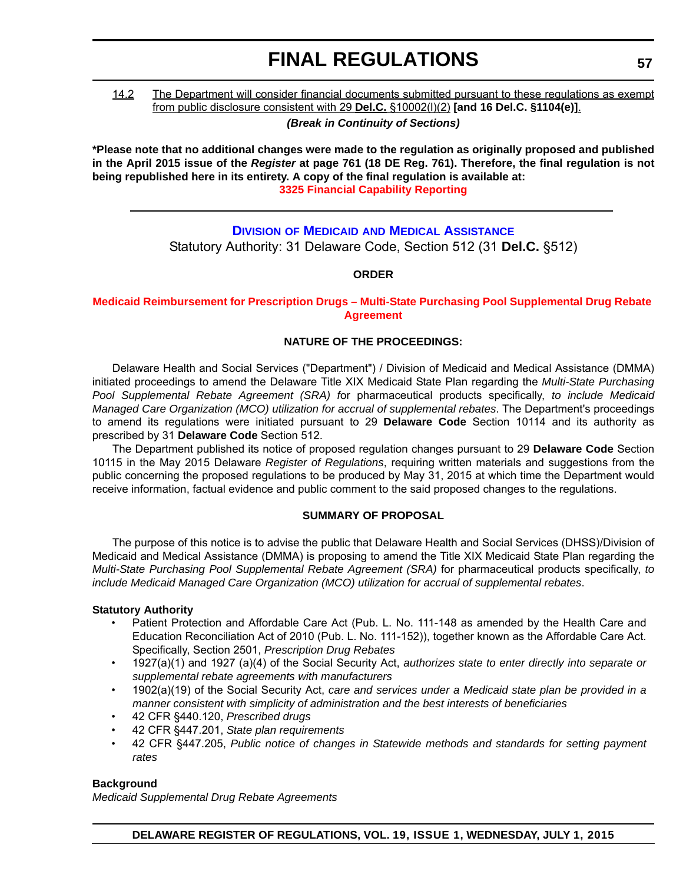14.2 The Department will consider financial documents submitted pursuant to these regulations as exempt from public disclosure consistent with 29 **Del.C.** §10002(l)(2) **[and 16 Del.C. §1104(e)]**.

***(Break in Continuity of Sections)***

**\*Please note that no additional changes were made to the regulation as originally proposed and published in the April 2015 issue of the *Register* at page 761 (18 DE Reg. 761). Therefore, the final regulation is not being republished here in its entirety. A copy of the final regulation is available at:**

**3325 Financial Capability Reporting**

---

## Division of Medicaid and Medical Assistance

Statutory Authority: 31 Delaware Code, Section 512 (31 **Del.C.** §512)

**ORDER**

**Medicaid Reimbursement for Prescription Drugs – Multi-State Purchasing Pool Supplemental Drug Rebate Agreement**

**NATURE OF THE PROCEEDINGS:**

Delaware Health and Social Services ("Department") / Division of Medicaid and Medical Assistance (DMMA) initiated proceedings to amend the Delaware Title XIX Medicaid State Plan regarding the *Multi-State Purchasing Pool Supplemental Rebate Agreement (SRA) f*or pharmaceutical products specifically, *to include Medicaid Managed Care Organization (MCO) utilization for accrual of supplemental rebates*. The Department's proceedings to amend its regulations were initiated pursuant to 29 **Delaware Code** Section 10114 and its authority as prescribed by 31 **Delaware Code** Section 512.

The Department published its notice of proposed regulation changes pursuant to 29 **Delaware Code** Section 10115 in the May 2015 Delaware *Register of Regulations*, requiring written materials and suggestions from the public concerning the proposed regulations to be produced by May 31, 2015 at which time the Department would receive information, factual evidence and public comment to the said proposed changes to the regulations.

**SUMMARY OF PROPOSAL**

The purpose of this notice is to advise the public that Delaware Health and Social Services (DHSS)/Division of Medicaid and Medical Assistance (DMMA) is proposing to amend the Title XIX Medicaid State Plan regarding the *Multi-State Purchasing Pool Supplemental Rebate Agreement (SRA)* for pharmaceutical products specifically, *to include Medicaid Managed Care Organization (MCO) utilization for accrual of supplemental rebates*.

**Statutory Authority**

- Patient Protection and Affordable Care Act (Pub. L. No. 111-148 as amended by the Health Care and Education Reconciliation Act of 2010 (Pub. L. No. 111-152)), together known as the Affordable Care Act. Specifically, Section 2501, *Prescription Drug Rebates*
- 1927(a)(1) and 1927 (a)(4) of the Social Security Act, *authorizes state to enter directly into separate or supplemental rebate agreements with manufacturers*
- 1902(a)(19) of the Social Security Act, *care and services under a Medicaid state plan be provided in a manner consistent with simplicity of administration and the best interests of beneficiaries*
- 42 CFR §440.120, *Prescribed drugs*
- 42 CFR §447.201, *State plan requirements*
- 42 CFR §447.205, *Public notice of changes in Statewide methods and standards for setting payment rates*

**Background**

*Medicaid Supplemental Drug Rebate Agreements*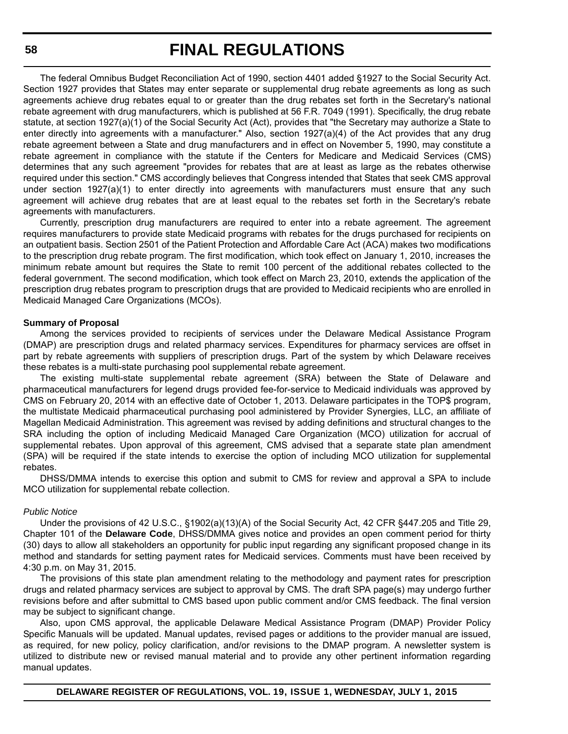The federal Omnibus Budget Reconciliation Act of 1990, section 4401 added §1927 to the Social Security Act. Section 1927 provides that States may enter separate or supplemental drug rebate agreements as long as such agreements achieve drug rebates equal to or greater than the drug rebates set forth in the Secretary's national rebate agreement with drug manufacturers, which is published at 56 F.R. 7049 (1991). Specifically, the drug rebate statute, at section 1927(a)(1) of the Social Security Act (Act), provides that "the Secretary may authorize a State to enter directly into agreements with a manufacturer." Also, section 1927(a)(4) of the Act provides that any drug rebate agreement between a State and drug manufacturers and in effect on November 5, 1990, may constitute a rebate agreement in compliance with the statute if the Centers for Medicare and Medicaid Services (CMS) determines that any such agreement "provides for rebates that are at least as large as the rebates otherwise required under this section." CMS accordingly believes that Congress intended that States that seek CMS approval under section 1927(a)(1) to enter directly into agreements with manufacturers must ensure that any such agreement will achieve drug rebates that are at least equal to the rebates set forth in the Secretary's rebate agreements with manufacturers.

Currently, prescription drug manufacturers are required to enter into a rebate agreement. The agreement requires manufacturers to provide state Medicaid programs with rebates for the drugs purchased for recipients on an outpatient basis. Section 2501 of the Patient Protection and Affordable Care Act (ACA) makes two modifications to the prescription drug rebate program. The first modification, which took effect on January 1, 2010, increases the minimum rebate amount but requires the State to remit 100 percent of the additional rebates collected to the federal government. The second modification, which took effect on March 23, 2010, extends the application of the prescription drug rebates program to prescription drugs that are provided to Medicaid recipients who are enrolled in Medicaid Managed Care Organizations (MCOs).

**Summary of Proposal**

Among the services provided to recipients of services under the Delaware Medical Assistance Program (DMAP) are prescription drugs and related pharmacy services. Expenditures for pharmacy services are offset in part by rebate agreements with suppliers of prescription drugs. Part of the system by which Delaware receives these rebates is a multi-state purchasing pool supplemental rebate agreement.

The existing multi-state supplemental rebate agreement (SRA) between the State of Delaware and pharmaceutical manufacturers for legend drugs provided fee-for-service to Medicaid individuals was approved by CMS on February 20, 2014 with an effective date of October 1, 2013. Delaware participates in the TOP$ program, the multistate Medicaid pharmaceutical purchasing pool administered by Provider Synergies, LLC, an affiliate of Magellan Medicaid Administration. This agreement was revised by adding definitions and structural changes to the SRA including the option of including Medicaid Managed Care Organization (MCO) utilization for accrual of supplemental rebates. Upon approval of this agreement, CMS advised that a separate state plan amendment (SPA) will be required if the state intends to exercise the option of including MCO utilization for supplemental rebates.

DHSS/DMMA intends to exercise this option and submit to CMS for review and approval a SPA to include MCO utilization for supplemental rebate collection.

*Public Notice*

Under the provisions of 42 U.S.C., §1902(a)(13)(A) of the Social Security Act, 42 CFR §447.205 and Title 29, Chapter 101 of the **Delaware Code**, DHSS/DMMA gives notice and provides an open comment period for thirty (30) days to allow all stakeholders an opportunity for public input regarding any significant proposed change in its method and standards for setting payment rates for Medicaid services. Comments must have been received by 4:30 p.m. on May 31, 2015.

The provisions of this state plan amendment relating to the methodology and payment rates for prescription drugs and related pharmacy services are subject to approval by CMS. The draft SPA page(s) may undergo further revisions before and after submittal to CMS based upon public comment and/or CMS feedback. The final version may be subject to significant change.

Also, upon CMS approval, the applicable Delaware Medical Assistance Program (DMAP) Provider Policy Specific Manuals will be updated. Manual updates, revised pages or additions to the provider manual are issued, as required, for new policy, policy clarification, and/or revisions to the DMAP program. A newsletter system is utilized to distribute new or revised manual material and to provide any other pertinent information regarding manual updates.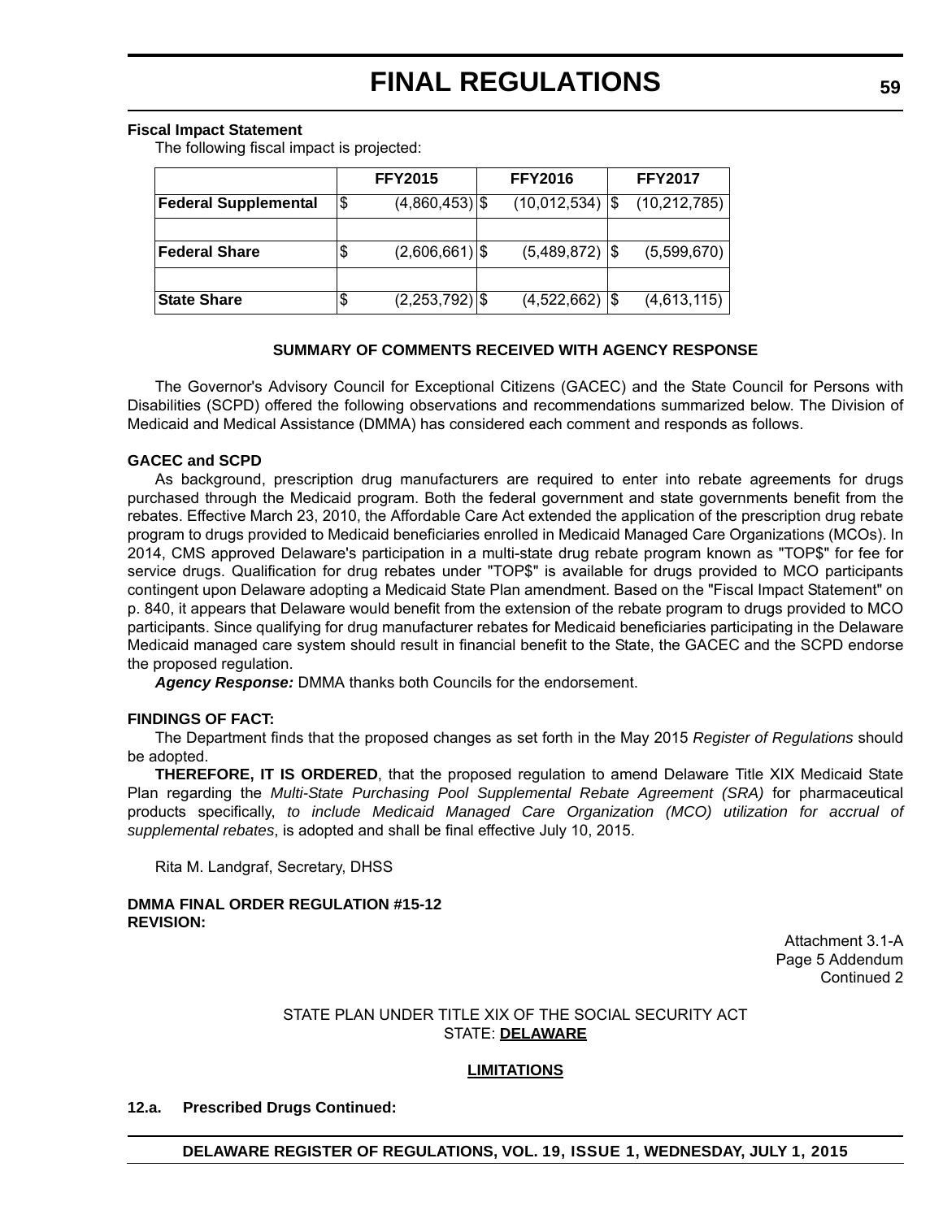**Fiscal Impact Statement**

The following fiscal impact is projected:

| | FFY2015 | FFY2016 | FFY2017 |
|---|---|---|---|
| **Federal Supplemental** | $ (4,860,453) | $ (10,012,534) | $ (10,212,785) |
| | | | |
| **Federal Share** | $ (2,606,661) | $ (5,489,872) | $ (5,599,670) |
| | | | |
| **State Share** | $ (2,253,792) | $ (4,522,662) | $ (4,613,115) |

**SUMMARY OF COMMENTS RECEIVED WITH AGENCY RESPONSE**

The Governor's Advisory Council for Exceptional Citizens (GACEC) and the State Council for Persons with Disabilities (SCPD) offered the following observations and recommendations summarized below. The Division of Medicaid and Medical Assistance (DMMA) has considered each comment and responds as follows.

**GACEC and SCPD**

As background, prescription drug manufacturers are required to enter into rebate agreements for drugs purchased through the Medicaid program. Both the federal government and state governments benefit from the rebates. Effective March 23, 2010, the Affordable Care Act extended the application of the prescription drug rebate program to drugs provided to Medicaid beneficiaries enrolled in Medicaid Managed Care Organizations (MCOs). In 2014, CMS approved Delaware's participation in a multi-state drug rebate program known as "TOP$" for fee for service drugs. Qualification for drug rebates under "TOP$" is available for drugs provided to MCO participants contingent upon Delaware adopting a Medicaid State Plan amendment. Based on the "Fiscal Impact Statement" on p. 840, it appears that Delaware would benefit from the extension of the rebate program to drugs provided to MCO participants. Since qualifying for drug manufacturer rebates for Medicaid beneficiaries participating in the Delaware Medicaid managed care system should result in financial benefit to the State, the GACEC and the SCPD endorse the proposed regulation.

***Agency Response:*** DMMA thanks both Councils for the endorsement.

**FINDINGS OF FACT:**

The Department finds that the proposed changes as set forth in the May 2015 *Register of Regulations* should be adopted.

**THEREFORE, IT IS ORDERED**, that the proposed regulation to amend Delaware Title XIX Medicaid State Plan regarding the *Multi-State Purchasing Pool Supplemental Rebate Agreement (SRA)* for pharmaceutical products specifically, *to include Medicaid Managed Care Organization (MCO) utilization for accrual of supplemental rebates*, is adopted and shall be final effective July 10, 2015.

Rita M. Landgraf, Secretary, DHSS

**DMMA FINAL ORDER REGULATION #15-12**
**REVISION:**

Attachment 3.1-A
Page 5 Addendum
Continued 2

STATE PLAN UNDER TITLE XIX OF THE SOCIAL SECURITY ACT
STATE: **DELAWARE**

**LIMITATIONS**

**12.a. Prescribed Drugs Continued:**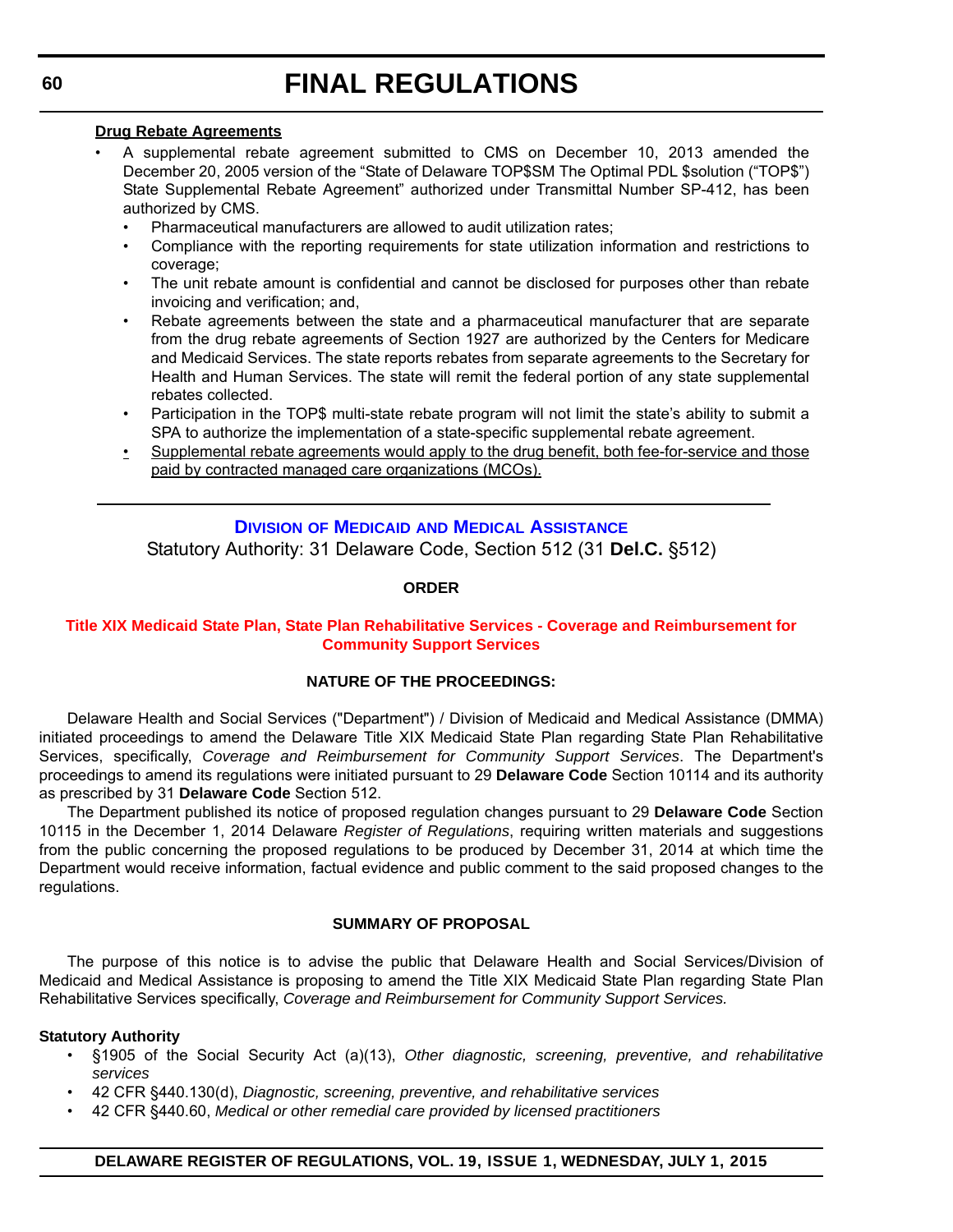**Drug Rebate Agreements**

- A supplemental rebate agreement submitted to CMS on December 10, 2013 amended the December 20, 2005 version of the "State of Delaware TOP$SM The Optimal PDL $solution ("TOP$") State Supplemental Rebate Agreement" authorized under Transmittal Number SP-412, has been authorized by CMS.
  - Pharmaceutical manufacturers are allowed to audit utilization rates;
  - Compliance with the reporting requirements for state utilization information and restrictions to coverage;
  - The unit rebate amount is confidential and cannot be disclosed for purposes other than rebate invoicing and verification; and,
  - Rebate agreements between the state and a pharmaceutical manufacturer that are separate from the drug rebate agreements of Section 1927 are authorized by the Centers for Medicare and Medicaid Services. The state reports rebates from separate agreements to the Secretary for Health and Human Services. The state will remit the federal portion of any state supplemental rebates collected.
  - Participation in the TOP$ multi-state rebate program will not limit the state's ability to submit a SPA to authorize the implementation of a state-specific supplemental rebate agreement.
  - <u>Supplemental rebate agreements would apply to the drug benefit, both fee-for-service and those paid by contracted managed care organizations (MCOs).</u>

---

## Division of Medicaid and Medical Assistance

Statutory Authority: 31 Delaware Code, Section 512 (31 **Del.C.** §512)

**ORDER**

### Title XIX Medicaid State Plan, State Plan Rehabilitative Services - Coverage and Reimbursement for Community Support Services

**NATURE OF THE PROCEEDINGS:**

Delaware Health and Social Services ("Department") / Division of Medicaid and Medical Assistance (DMMA) initiated proceedings to amend the Delaware Title XIX Medicaid State Plan regarding State Plan Rehabilitative Services, specifically, *Coverage and Reimbursement for Community Support Services*. The Department's proceedings to amend its regulations were initiated pursuant to 29 **Delaware Code** Section 10114 and its authority as prescribed by 31 **Delaware Code** Section 512.

The Department published its notice of proposed regulation changes pursuant to 29 **Delaware Code** Section 10115 in the December 1, 2014 Delaware *Register of Regulations*, requiring written materials and suggestions from the public concerning the proposed regulations to be produced by December 31, 2014 at which time the Department would receive information, factual evidence and public comment to the said proposed changes to the regulations.

**SUMMARY OF PROPOSAL**

The purpose of this notice is to advise the public that Delaware Health and Social Services/Division of Medicaid and Medical Assistance is proposing to amend the Title XIX Medicaid State Plan regarding State Plan Rehabilitative Services specifically, *Coverage and Reimbursement for Community Support Services.*

**Statutory Authority**

- §1905 of the Social Security Act (a)(13), *Other diagnostic, screening, preventive, and rehabilitative services*
- 42 CFR §440.130(d), *Diagnostic, screening, preventive, and rehabilitative services*
- 42 CFR §440.60, *Medical or other remedial care provided by licensed practitioners*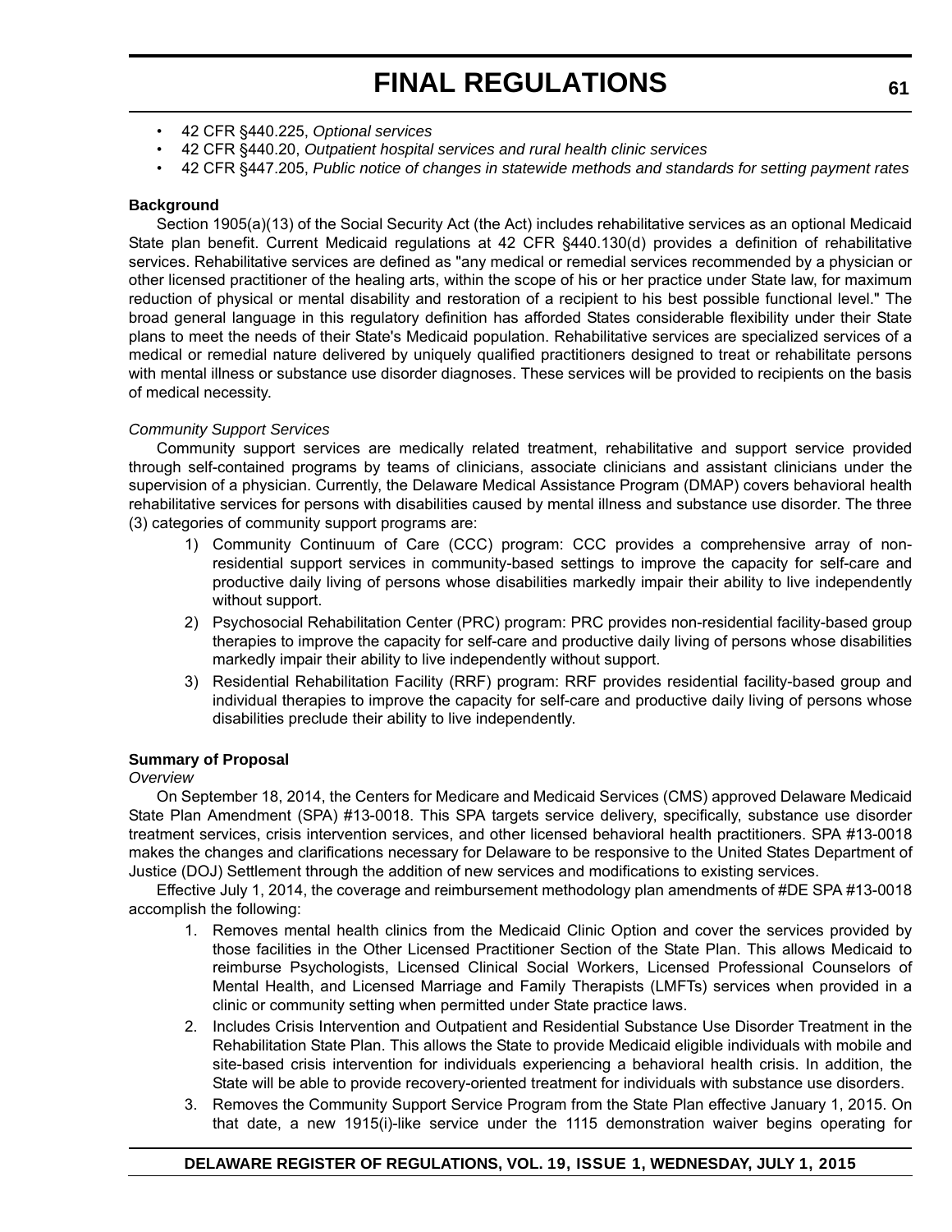- 42 CFR §440.225, *Optional services*
- 42 CFR §440.20, *Outpatient hospital services and rural health clinic services*
- 42 CFR §447.205, *Public notice of changes in statewide methods and standards for setting payment rates*

**Background**

Section 1905(a)(13) of the Social Security Act (the Act) includes rehabilitative services as an optional Medicaid State plan benefit. Current Medicaid regulations at 42 CFR §440.130(d) provides a definition of rehabilitative services. Rehabilitative services are defined as "any medical or remedial services recommended by a physician or other licensed practitioner of the healing arts, within the scope of his or her practice under State law, for maximum reduction of physical or mental disability and restoration of a recipient to his best possible functional level." The broad general language in this regulatory definition has afforded States considerable flexibility under their State plans to meet the needs of their State's Medicaid population. Rehabilitative services are specialized services of a medical or remedial nature delivered by uniquely qualified practitioners designed to treat or rehabilitate persons with mental illness or substance use disorder diagnoses. These services will be provided to recipients on the basis of medical necessity.

*Community Support Services*

Community support services are medically related treatment, rehabilitative and support service provided through self-contained programs by teams of clinicians, associate clinicians and assistant clinicians under the supervision of a physician. Currently, the Delaware Medical Assistance Program (DMAP) covers behavioral health rehabilitative services for persons with disabilities caused by mental illness and substance use disorder. The three (3) categories of community support programs are:

1) Community Continuum of Care (CCC) program: CCC provides a comprehensive array of non-residential support services in community-based settings to improve the capacity for self-care and productive daily living of persons whose disabilities markedly impair their ability to live independently without support.
2) Psychosocial Rehabilitation Center (PRC) program: PRC provides non-residential facility-based group therapies to improve the capacity for self-care and productive daily living of persons whose disabilities markedly impair their ability to live independently without support.
3) Residential Rehabilitation Facility (RRF) program: RRF provides residential facility-based group and individual therapies to improve the capacity for self-care and productive daily living of persons whose disabilities preclude their ability to live independently.

**Summary of Proposal**

*Overview*

On September 18, 2014, the Centers for Medicare and Medicaid Services (CMS) approved Delaware Medicaid State Plan Amendment (SPA) #13-0018. This SPA targets service delivery, specifically, substance use disorder treatment services, crisis intervention services, and other licensed behavioral health practitioners. SPA #13-0018 makes the changes and clarifications necessary for Delaware to be responsive to the United States Department of Justice (DOJ) Settlement through the addition of new services and modifications to existing services.

Effective July 1, 2014, the coverage and reimbursement methodology plan amendments of #DE SPA #13-0018 accomplish the following:

1. Removes mental health clinics from the Medicaid Clinic Option and cover the services provided by those facilities in the Other Licensed Practitioner Section of the State Plan. This allows Medicaid to reimburse Psychologists, Licensed Clinical Social Workers, Licensed Professional Counselors of Mental Health, and Licensed Marriage and Family Therapists (LMFTs) services when provided in a clinic or community setting when permitted under State practice laws.
2. Includes Crisis Intervention and Outpatient and Residential Substance Use Disorder Treatment in the Rehabilitation State Plan. This allows the State to provide Medicaid eligible individuals with mobile and site-based crisis intervention for individuals experiencing a behavioral health crisis. In addition, the State will be able to provide recovery-oriented treatment for individuals with substance use disorders.
3. Removes the Community Support Service Program from the State Plan effective January 1, 2015. On that date, a new 1915(i)-like service under the 1115 demonstration waiver begins operating for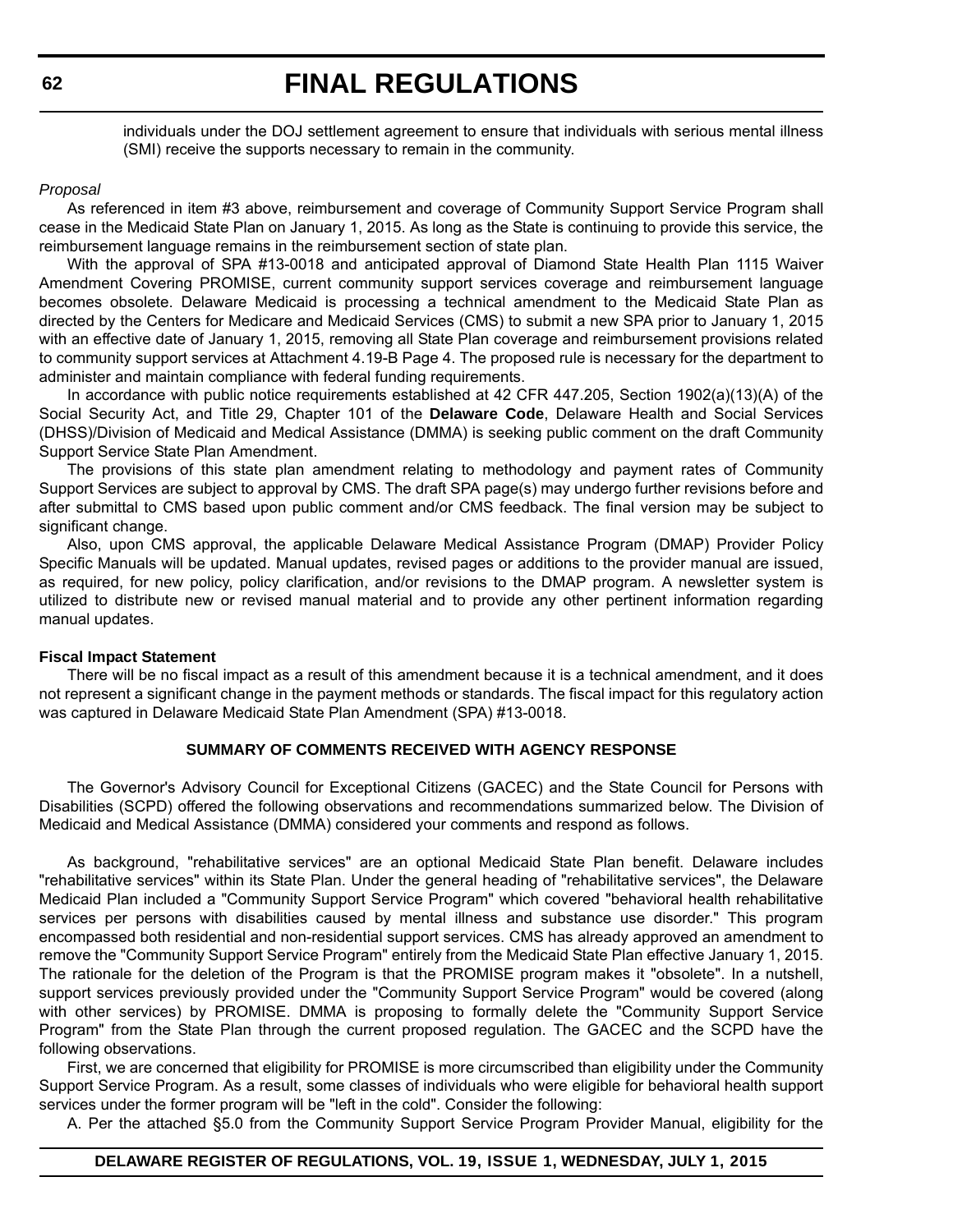individuals under the DOJ settlement agreement to ensure that individuals with serious mental illness (SMI) receive the supports necessary to remain in the community.

*Proposal*

As referenced in item #3 above, reimbursement and coverage of Community Support Service Program shall cease in the Medicaid State Plan on January 1, 2015. As long as the State is continuing to provide this service, the reimbursement language remains in the reimbursement section of state plan.

With the approval of SPA #13-0018 and anticipated approval of Diamond State Health Plan 1115 Waiver Amendment Covering PROMISE, current community support services coverage and reimbursement language becomes obsolete. Delaware Medicaid is processing a technical amendment to the Medicaid State Plan as directed by the Centers for Medicare and Medicaid Services (CMS) to submit a new SPA prior to January 1, 2015 with an effective date of January 1, 2015, removing all State Plan coverage and reimbursement provisions related to community support services at Attachment 4.19-B Page 4. The proposed rule is necessary for the department to administer and maintain compliance with federal funding requirements.

In accordance with public notice requirements established at 42 CFR 447.205, Section 1902(a)(13)(A) of the Social Security Act, and Title 29, Chapter 101 of the **Delaware Code**, Delaware Health and Social Services (DHSS)/Division of Medicaid and Medical Assistance (DMMA) is seeking public comment on the draft Community Support Service State Plan Amendment.

The provisions of this state plan amendment relating to methodology and payment rates of Community Support Services are subject to approval by CMS. The draft SPA page(s) may undergo further revisions before and after submittal to CMS based upon public comment and/or CMS feedback. The final version may be subject to significant change.

Also, upon CMS approval, the applicable Delaware Medical Assistance Program (DMAP) Provider Policy Specific Manuals will be updated. Manual updates, revised pages or additions to the provider manual are issued, as required, for new policy, policy clarification, and/or revisions to the DMAP program. A newsletter system is utilized to distribute new or revised manual material and to provide any other pertinent information regarding manual updates.

**Fiscal Impact Statement**

There will be no fiscal impact as a result of this amendment because it is a technical amendment, and it does not represent a significant change in the payment methods or standards. The fiscal impact for this regulatory action was captured in Delaware Medicaid State Plan Amendment (SPA) #13-0018.

**SUMMARY OF COMMENTS RECEIVED WITH AGENCY RESPONSE**

The Governor's Advisory Council for Exceptional Citizens (GACEC) and the State Council for Persons with Disabilities (SCPD) offered the following observations and recommendations summarized below. The Division of Medicaid and Medical Assistance (DMMA) considered your comments and respond as follows.

As background, "rehabilitative services" are an optional Medicaid State Plan benefit. Delaware includes "rehabilitative services" within its State Plan. Under the general heading of "rehabilitative services", the Delaware Medicaid Plan included a "Community Support Service Program" which covered "behavioral health rehabilitative services per persons with disabilities caused by mental illness and substance use disorder." This program encompassed both residential and non-residential support services. CMS has already approved an amendment to remove the "Community Support Service Program" entirely from the Medicaid State Plan effective January 1, 2015. The rationale for the deletion of the Program is that the PROMISE program makes it "obsolete". In a nutshell, support services previously provided under the "Community Support Service Program" would be covered (along with other services) by PROMISE. DMMA is proposing to formally delete the "Community Support Service Program" from the State Plan through the current proposed regulation. The GACEC and the SCPD have the following observations.

First, we are concerned that eligibility for PROMISE is more circumscribed than eligibility under the Community Support Service Program. As a result, some classes of individuals who were eligible for behavioral health support services under the former program will be "left in the cold". Consider the following:

A. Per the attached §5.0 from the Community Support Service Program Provider Manual, eligibility for the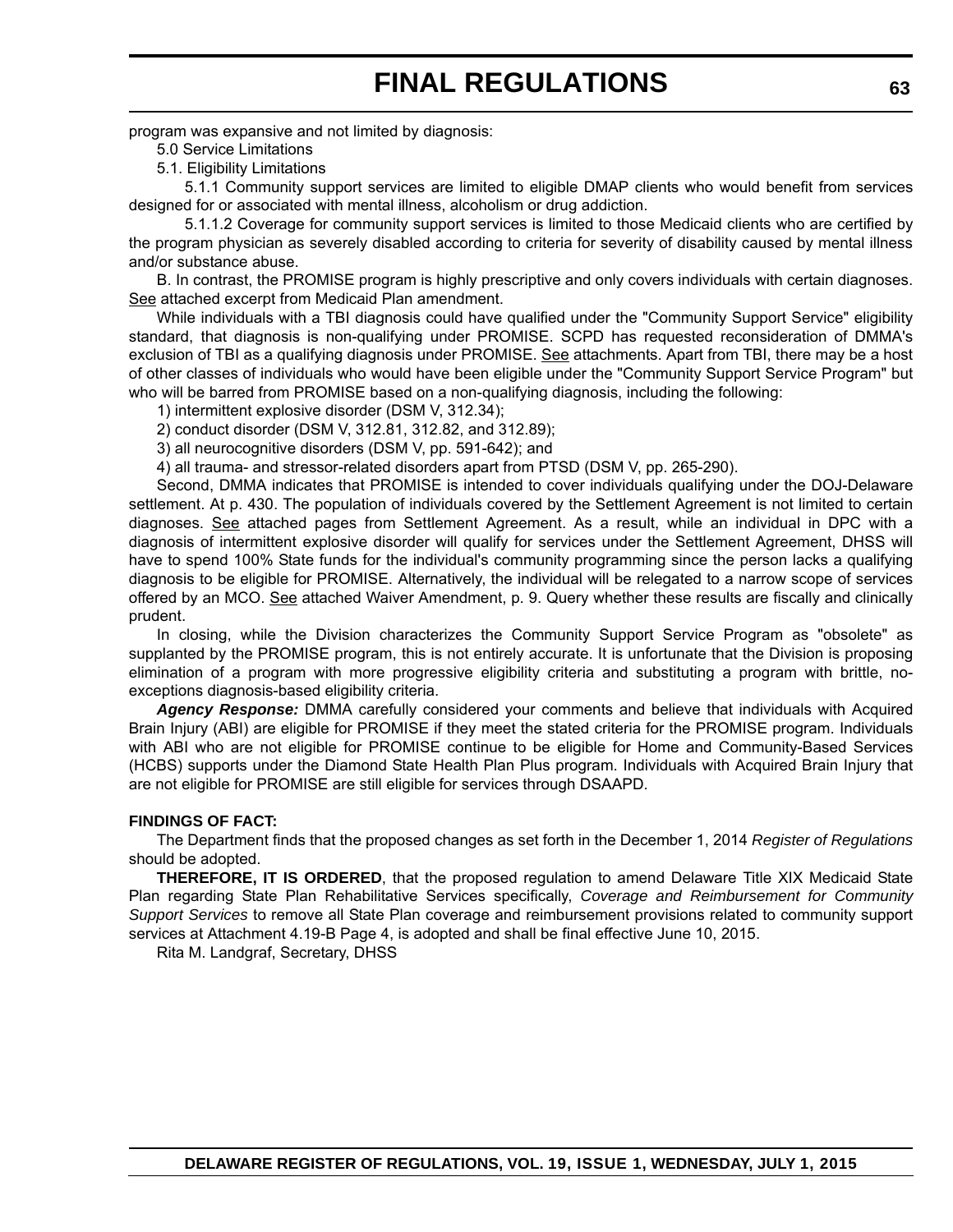program was expansive and not limited by diagnosis:

5.0 Service Limitations

5.1. Eligibility Limitations

5.1.1 Community support services are limited to eligible DMAP clients who would benefit from services designed for or associated with mental illness, alcoholism or drug addiction.

5.1.1.2 Coverage for community support services is limited to those Medicaid clients who are certified by the program physician as severely disabled according to criteria for severity of disability caused by mental illness and/or substance abuse.

B. In contrast, the PROMISE program is highly prescriptive and only covers individuals with certain diagnoses. See attached excerpt from Medicaid Plan amendment.

While individuals with a TBI diagnosis could have qualified under the "Community Support Service" eligibility standard, that diagnosis is non-qualifying under PROMISE. SCPD has requested reconsideration of DMMA's exclusion of TBI as a qualifying diagnosis under PROMISE. See attachments. Apart from TBI, there may be a host of other classes of individuals who would have been eligible under the "Community Support Service Program" but who will be barred from PROMISE based on a non-qualifying diagnosis, including the following:

1) intermittent explosive disorder (DSM V, 312.34);

2) conduct disorder (DSM V, 312.81, 312.82, and 312.89);

3) all neurocognitive disorders (DSM V, pp. 591-642); and

4) all trauma- and stressor-related disorders apart from PTSD (DSM V, pp. 265-290).

Second, DMMA indicates that PROMISE is intended to cover individuals qualifying under the DOJ-Delaware settlement. At p. 430. The population of individuals covered by the Settlement Agreement is not limited to certain diagnoses. See attached pages from Settlement Agreement. As a result, while an individual in DPC with a diagnosis of intermittent explosive disorder will qualify for services under the Settlement Agreement, DHSS will have to spend 100% State funds for the individual's community programming since the person lacks a qualifying diagnosis to be eligible for PROMISE. Alternatively, the individual will be relegated to a narrow scope of services offered by an MCO. See attached Waiver Amendment, p. 9. Query whether these results are fiscally and clinically prudent.

In closing, while the Division characterizes the Community Support Service Program as "obsolete" as supplanted by the PROMISE program, this is not entirely accurate. It is unfortunate that the Division is proposing elimination of a program with more progressive eligibility criteria and substituting a program with brittle, no-exceptions diagnosis-based eligibility criteria.

***Agency Response:*** DMMA carefully considered your comments and believe that individuals with Acquired Brain Injury (ABI) are eligible for PROMISE if they meet the stated criteria for the PROMISE program. Individuals with ABI who are not eligible for PROMISE continue to be eligible for Home and Community-Based Services (HCBS) supports under the Diamond State Health Plan Plus program. Individuals with Acquired Brain Injury that are not eligible for PROMISE are still eligible for services through DSAAPD.

**FINDINGS OF FACT:**

The Department finds that the proposed changes as set forth in the December 1, 2014 *Register of Regulations* should be adopted.

**THEREFORE, IT IS ORDERED**, that the proposed regulation to amend Delaware Title XIX Medicaid State Plan regarding State Plan Rehabilitative Services specifically, *Coverage and Reimbursement for Community Support Services* to remove all State Plan coverage and reimbursement provisions related to community support services at Attachment 4.19-B Page 4, is adopted and shall be final effective June 10, 2015.

Rita M. Landgraf, Secretary, DHSS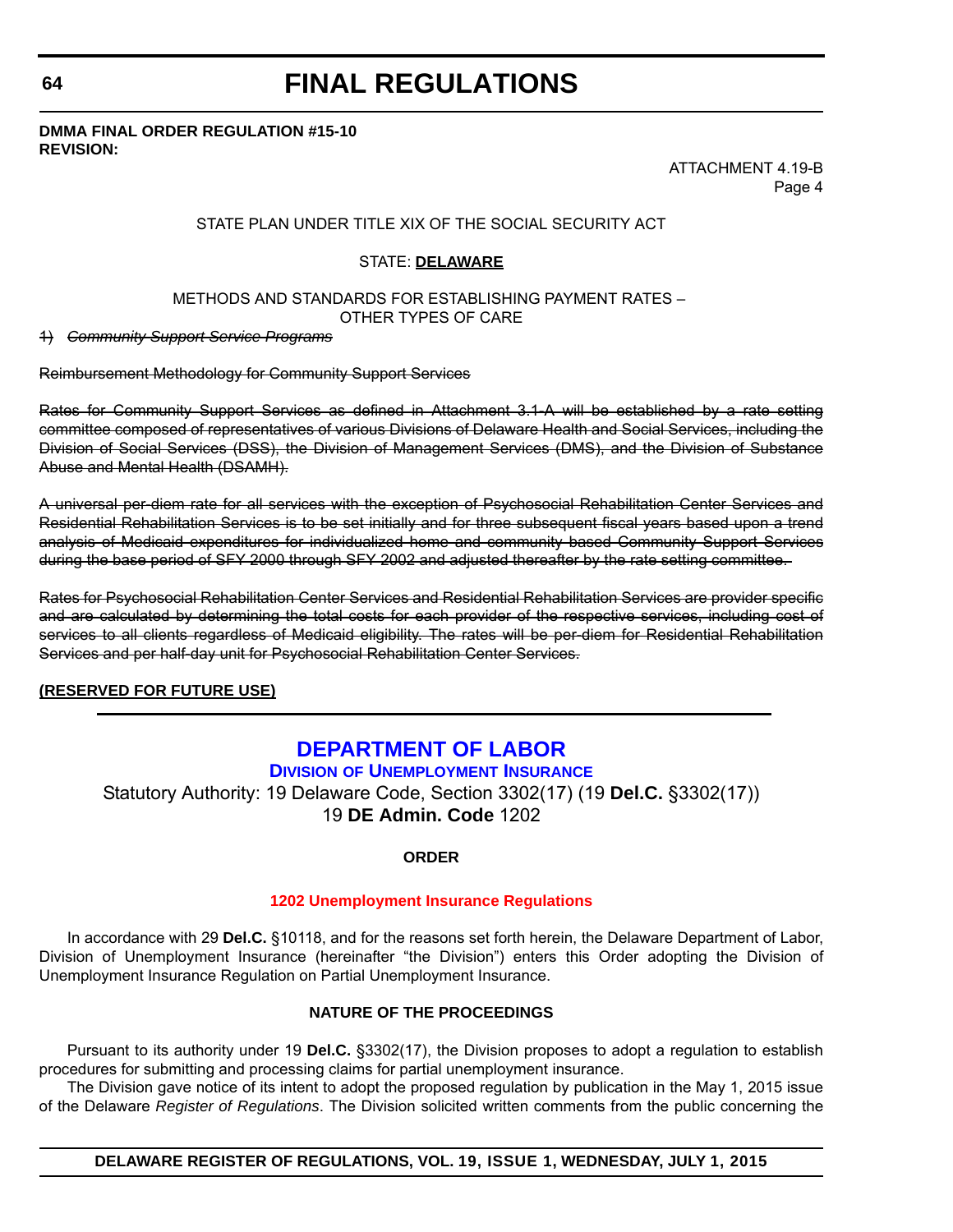**DMMA FINAL ORDER REGULATION #15-10**
**REVISION:**

ATTACHMENT 4.19-B
Page 4

STATE PLAN UNDER TITLE XIX OF THE SOCIAL SECURITY ACT

STATE: **DELAWARE**

METHODS AND STANDARDS FOR ESTABLISHING PAYMENT RATES –
OTHER TYPES OF CARE

~~1) *Community Support Service Programs*~~

~~Reimbursement Methodology for Community Support Services~~

~~Rates for Community Support Services as defined in Attachment 3.1-A will be established by a rate setting committee composed of representatives of various Divisions of Delaware Health and Social Services, including the Division of Social Services (DSS), the Division of Management Services (DMS), and the Division of Substance Abuse and Mental Health (DSAMH).~~

~~A universal per-diem rate for all services with the exception of Psychosocial Rehabilitation Center Services and Residential Rehabilitation Services is to be set initially and for three subsequent fiscal years based upon a trend analysis of Medicaid expenditures for individualized home and community-based Community Support Services during the base period of SFY 2000 through SFY 2002 and adjusted thereafter by the rate setting committee.~~

~~Rates for Psychosocial Rehabilitation Center Services and Residential Rehabilitation Services are provider specific and are calculated by determining the total costs for each provider of the respective services, including cost of services to all clients regardless of Medicaid eligibility. The rates will be per-diem for Residential Rehabilitation Services and per half-day unit for Psychosocial Rehabilitation Center Services.~~

**(RESERVED FOR FUTURE USE)**

---

## DEPARTMENT OF LABOR

### Division of Unemployment Insurance

Statutory Authority: 19 Delaware Code, Section 3302(17) (19 **Del.C.** §3302(17))
19 **DE Admin. Code** 1202

**ORDER**

**1202 Unemployment Insurance Regulations**

In accordance with 29 **Del.C.** §10118, and for the reasons set forth herein, the Delaware Department of Labor, Division of Unemployment Insurance (hereinafter "the Division") enters this Order adopting the Division of Unemployment Insurance Regulation on Partial Unemployment Insurance.

**NATURE OF THE PROCEEDINGS**

Pursuant to its authority under 19 **Del.C.** §3302(17), the Division proposes to adopt a regulation to establish procedures for submitting and processing claims for partial unemployment insurance.

The Division gave notice of its intent to adopt the proposed regulation by publication in the May 1, 2015 issue of the Delaware *Register of Regulations*. The Division solicited written comments from the public concerning the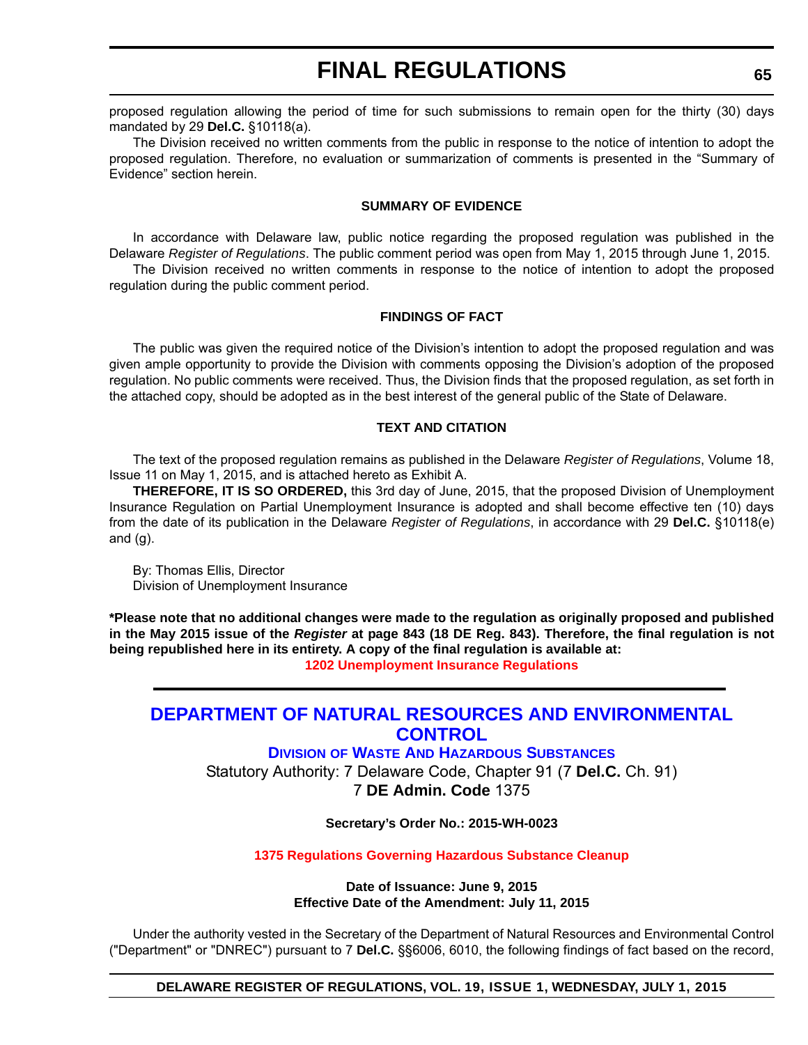proposed regulation allowing the period of time for such submissions to remain open for the thirty (30) days mandated by 29 **Del.C.** §10118(a).

The Division received no written comments from the public in response to the notice of intention to adopt the proposed regulation. Therefore, no evaluation or summarization of comments is presented in the "Summary of Evidence" section herein.

**SUMMARY OF EVIDENCE**

In accordance with Delaware law, public notice regarding the proposed regulation was published in the Delaware *Register of Regulations*. The public comment period was open from May 1, 2015 through June 1, 2015.

The Division received no written comments in response to the notice of intention to adopt the proposed regulation during the public comment period.

**FINDINGS OF FACT**

The public was given the required notice of the Division's intention to adopt the proposed regulation and was given ample opportunity to provide the Division with comments opposing the Division's adoption of the proposed regulation. No public comments were received. Thus, the Division finds that the proposed regulation, as set forth in the attached copy, should be adopted as in the best interest of the general public of the State of Delaware.

**TEXT AND CITATION**

The text of the proposed regulation remains as published in the Delaware *Register of Regulations*, Volume 18, Issue 11 on May 1, 2015, and is attached hereto as Exhibit A.

**THEREFORE, IT IS SO ORDERED,** this 3rd day of June, 2015, that the proposed Division of Unemployment Insurance Regulation on Partial Unemployment Insurance is adopted and shall become effective ten (10) days from the date of its publication in the Delaware *Register of Regulations*, in accordance with 29 **Del.C.** §10118(e) and (g).

By: Thomas Ellis, Director
Division of Unemployment Insurance

**\*Please note that no additional changes were made to the regulation as originally proposed and published in the May 2015 issue of the *Register* at page 843 (18 DE Reg. 843). Therefore, the final regulation is not being republished here in its entirety. A copy of the final regulation is available at:**

**1202 Unemployment Insurance Regulations**

## DEPARTMENT OF NATURAL RESOURCES AND ENVIRONMENTAL CONTROL

### Division of Waste And Hazardous Substances

Statutory Authority: 7 Delaware Code, Chapter 91 (7 **Del.C.** Ch. 91)
7 **DE Admin. Code** 1375

**Secretary's Order No.: 2015-WH-0023**

**1375 Regulations Governing Hazardous Substance Cleanup**

**Date of Issuance: June 9, 2015**
**Effective Date of the Amendment: July 11, 2015**

Under the authority vested in the Secretary of the Department of Natural Resources and Environmental Control ("Department" or "DNREC") pursuant to 7 **Del.C.** §§6006, 6010, the following findings of fact based on the record,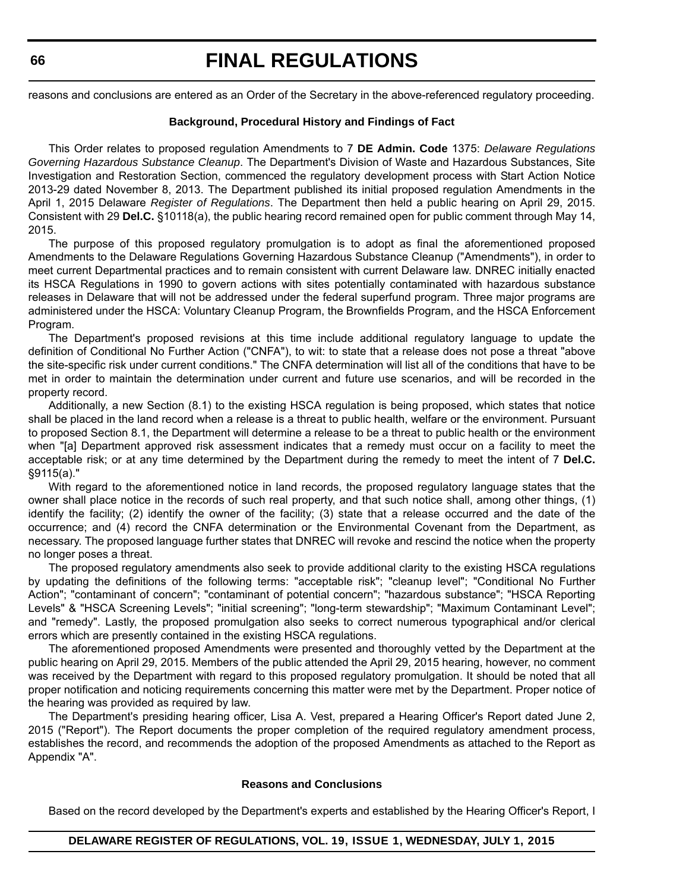reasons and conclusions are entered as an Order of the Secretary in the above-referenced regulatory proceeding.

### Background, Procedural History and Findings of Fact

This Order relates to proposed regulation Amendments to 7 **DE Admin. Code** 1375: *Delaware Regulations Governing Hazardous Substance Cleanup*. The Department's Division of Waste and Hazardous Substances, Site Investigation and Restoration Section, commenced the regulatory development process with Start Action Notice 2013-29 dated November 8, 2013. The Department published its initial proposed regulation Amendments in the April 1, 2015 Delaware *Register of Regulations*. The Department then held a public hearing on April 29, 2015. Consistent with 29 **Del.C.** §10118(a), the public hearing record remained open for public comment through May 14, 2015.

The purpose of this proposed regulatory promulgation is to adopt as final the aforementioned proposed Amendments to the Delaware Regulations Governing Hazardous Substance Cleanup ("Amendments"), in order to meet current Departmental practices and to remain consistent with current Delaware law. DNREC initially enacted its HSCA Regulations in 1990 to govern actions with sites potentially contaminated with hazardous substance releases in Delaware that will not be addressed under the federal superfund program. Three major programs are administered under the HSCA: Voluntary Cleanup Program, the Brownfields Program, and the HSCA Enforcement Program.

The Department's proposed revisions at this time include additional regulatory language to update the definition of Conditional No Further Action ("CNFA"), to wit: to state that a release does not pose a threat "above the site-specific risk under current conditions." The CNFA determination will list all of the conditions that have to be met in order to maintain the determination under current and future use scenarios, and will be recorded in the property record.

Additionally, a new Section (8.1) to the existing HSCA regulation is being proposed, which states that notice shall be placed in the land record when a release is a threat to public health, welfare or the environment. Pursuant to proposed Section 8.1, the Department will determine a release to be a threat to public health or the environment when "[a] Department approved risk assessment indicates that a remedy must occur on a facility to meet the acceptable risk; or at any time determined by the Department during the remedy to meet the intent of 7 **Del.C.** §9115(a)."

With regard to the aforementioned notice in land records, the proposed regulatory language states that the owner shall place notice in the records of such real property, and that such notice shall, among other things, (1) identify the facility; (2) identify the owner of the facility; (3) state that a release occurred and the date of the occurrence; and (4) record the CNFA determination or the Environmental Covenant from the Department, as necessary. The proposed language further states that DNREC will revoke and rescind the notice when the property no longer poses a threat.

The proposed regulatory amendments also seek to provide additional clarity to the existing HSCA regulations by updating the definitions of the following terms: "acceptable risk"; "cleanup level"; "Conditional No Further Action"; "contaminant of concern"; "contaminant of potential concern"; "hazardous substance"; "HSCA Reporting Levels" & "HSCA Screening Levels"; "initial screening"; "long-term stewardship"; "Maximum Contaminant Level"; and "remedy". Lastly, the proposed promulgation also seeks to correct numerous typographical and/or clerical errors which are presently contained in the existing HSCA regulations.

The aforementioned proposed Amendments were presented and thoroughly vetted by the Department at the public hearing on April 29, 2015. Members of the public attended the April 29, 2015 hearing, however, no comment was received by the Department with regard to this proposed regulatory promulgation. It should be noted that all proper notification and noticing requirements concerning this matter were met by the Department. Proper notice of the hearing was provided as required by law.

The Department's presiding hearing officer, Lisa A. Vest, prepared a Hearing Officer's Report dated June 2, 2015 ("Report"). The Report documents the proper completion of the required regulatory amendment process, establishes the record, and recommends the adoption of the proposed Amendments as attached to the Report as Appendix "A".

### Reasons and Conclusions

Based on the record developed by the Department's experts and established by the Hearing Officer's Report, I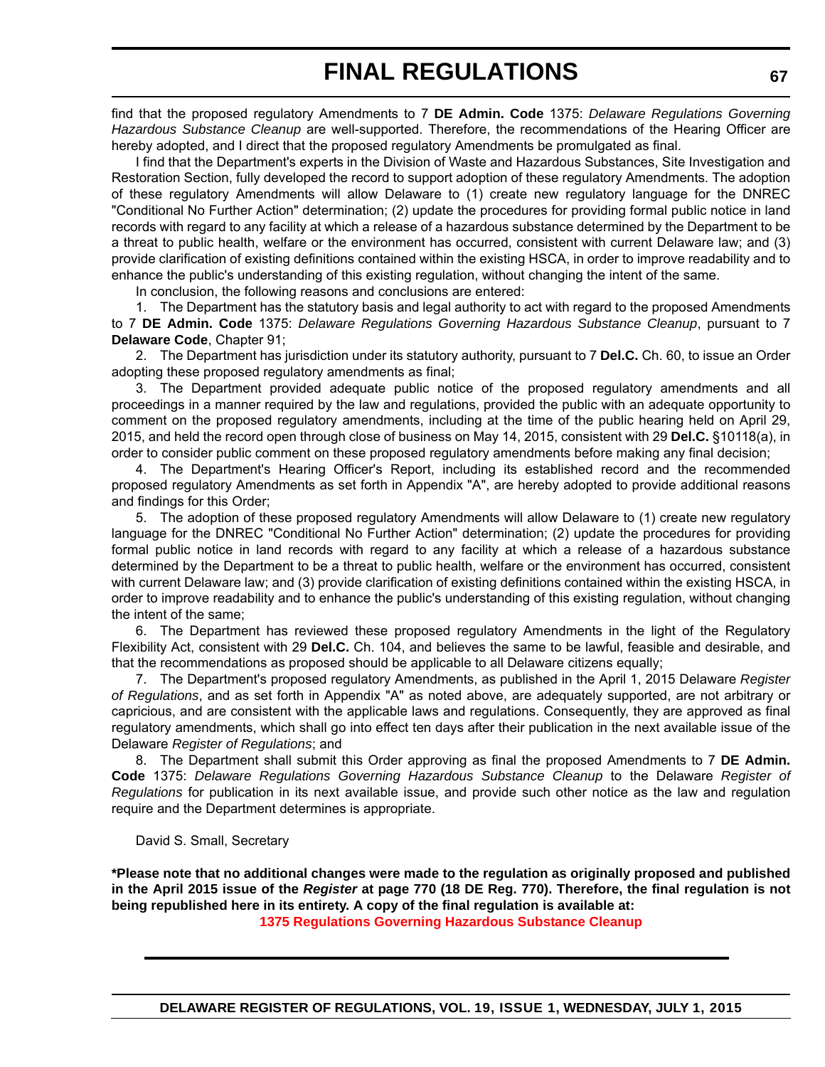find that the proposed regulatory Amendments to 7 **DE Admin. Code** 1375: *Delaware Regulations Governing Hazardous Substance Cleanup* are well-supported. Therefore, the recommendations of the Hearing Officer are hereby adopted, and I direct that the proposed regulatory Amendments be promulgated as final.

I find that the Department's experts in the Division of Waste and Hazardous Substances, Site Investigation and Restoration Section, fully developed the record to support adoption of these regulatory Amendments. The adoption of these regulatory Amendments will allow Delaware to (1) create new regulatory language for the DNREC "Conditional No Further Action" determination; (2) update the procedures for providing formal public notice in land records with regard to any facility at which a release of a hazardous substance determined by the Department to be a threat to public health, welfare or the environment has occurred, consistent with current Delaware law; and (3) provide clarification of existing definitions contained within the existing HSCA, in order to improve readability and to enhance the public's understanding of this existing regulation, without changing the intent of the same.

In conclusion, the following reasons and conclusions are entered:

1. The Department has the statutory basis and legal authority to act with regard to the proposed Amendments to 7 **DE Admin. Code** 1375: *Delaware Regulations Governing Hazardous Substance Cleanup*, pursuant to 7 **Delaware Code**, Chapter 91;

2. The Department has jurisdiction under its statutory authority, pursuant to 7 **Del.C.** Ch. 60, to issue an Order adopting these proposed regulatory amendments as final;

3. The Department provided adequate public notice of the proposed regulatory amendments and all proceedings in a manner required by the law and regulations, provided the public with an adequate opportunity to comment on the proposed regulatory amendments, including at the time of the public hearing held on April 29, 2015, and held the record open through close of business on May 14, 2015, consistent with 29 **Del.C.** §10118(a), in order to consider public comment on these proposed regulatory amendments before making any final decision;

4. The Department's Hearing Officer's Report, including its established record and the recommended proposed regulatory Amendments as set forth in Appendix "A", are hereby adopted to provide additional reasons and findings for this Order;

5. The adoption of these proposed regulatory Amendments will allow Delaware to (1) create new regulatory language for the DNREC "Conditional No Further Action" determination; (2) update the procedures for providing formal public notice in land records with regard to any facility at which a release of a hazardous substance determined by the Department to be a threat to public health, welfare or the environment has occurred, consistent with current Delaware law; and (3) provide clarification of existing definitions contained within the existing HSCA, in order to improve readability and to enhance the public's understanding of this existing regulation, without changing the intent of the same;

6. The Department has reviewed these proposed regulatory Amendments in the light of the Regulatory Flexibility Act, consistent with 29 **Del.C.** Ch. 104, and believes the same to be lawful, feasible and desirable, and that the recommendations as proposed should be applicable to all Delaware citizens equally;

7. The Department's proposed regulatory Amendments, as published in the April 1, 2015 Delaware *Register of Regulations*, and as set forth in Appendix "A" as noted above, are adequately supported, are not arbitrary or capricious, and are consistent with the applicable laws and regulations. Consequently, they are approved as final regulatory amendments, which shall go into effect ten days after their publication in the next available issue of the Delaware *Register of Regulations*; and

8. The Department shall submit this Order approving as final the proposed Amendments to 7 **DE Admin. Code** 1375: *Delaware Regulations Governing Hazardous Substance Cleanup* to the Delaware *Register of Regulations* for publication in its next available issue, and provide such other notice as the law and regulation require and the Department determines is appropriate.

David S. Small, Secretary

**\*Please note that no additional changes were made to the regulation as originally proposed and published in the April 2015 issue of the *Register* at page 770 (18 DE Reg. 770). Therefore, the final regulation is not being republished here in its entirety. A copy of the final regulation is available at:**

**1375 Regulations Governing Hazardous Substance Cleanup**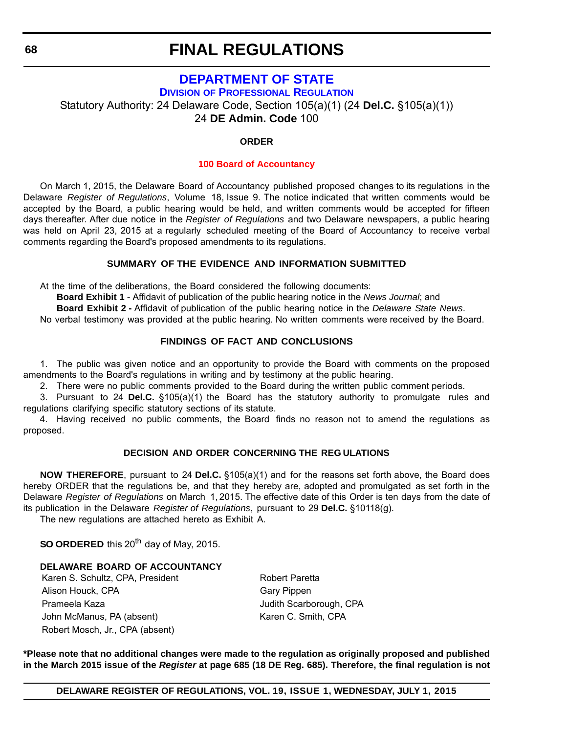# FINAL REGULATIONS

## DEPARTMENT OF STATE

### DIVISION OF PROFESSIONAL REGULATION

Statutory Authority: 24 Delaware Code, Section 105(a)(1) (24 **Del.C.** §105(a)(1))
24 **DE Admin. Code** 100

**ORDER**

**100 Board of Accountancy**

On March 1, 2015, the Delaware Board of Accountancy published proposed changes to its regulations in the Delaware *Register of Regulations*, Volume 18, Issue 9. The notice indicated that written comments would be accepted by the Board, a public hearing would be held, and written comments would be accepted for fifteen days thereafter. After due notice in the *Register of Regulations* and two Delaware newspapers, a public hearing was held on April 23, 2015 at a regularly scheduled meeting of the Board of Accountancy to receive verbal comments regarding the Board's proposed amendments to its regulations.

**SUMMARY OF THE EVIDENCE AND INFORMATION SUBMITTED**

At the time of the deliberations, the Board considered the following documents:

**Board Exhibit 1** - Affidavit of publication of the public hearing notice in the *News Journal*; and

**Board Exhibit 2 -** Affidavit of publication of the public hearing notice in the *Delaware State News*.

No verbal testimony was provided at the public hearing. No written comments were received by the Board.

**FINDINGS OF FACT AND CONCLUSIONS**

1. The public was given notice and an opportunity to provide the Board with comments on the proposed amendments to the Board's regulations in writing and by testimony at the public hearing.

2. There were no public comments provided to the Board during the written public comment periods.

3. Pursuant to 24 **Del.C.** §105(a)(1) the Board has the statutory authority to promulgate rules and regulations clarifying specific statutory sections of its statute.

4. Having received no public comments, the Board finds no reason not to amend the regulations as proposed.

**DECISION AND ORDER CONCERNING THE REGULATIONS**

**NOW THEREFORE**, pursuant to 24 **Del.C.** §105(a)(1) and for the reasons set forth above, the Board does hereby ORDER that the regulations be, and that they hereby are, adopted and promulgated as set forth in the Delaware *Register of Regulations* on March 1, 2015. The effective date of this Order is ten days from the date of its publication in the Delaware *Register of Regulations*, pursuant to 29 **Del.C.** §10118(g).

The new regulations are attached hereto as Exhibit A.

**SO ORDERED** this 20th day of May, 2015.

**DELAWARE BOARD OF ACCOUNTANCY**

Karen S. Schultz, CPA, President
Alison Houck, CPA
Prameela Kaza
John McManus, PA (absent)
Robert Mosch, Jr., CPA (absent)
Robert Paretta
Gary Pippen
Judith Scarborough, CPA
Karen C. Smith, CPA

**\*Please note that no additional changes were made to the regulation as originally proposed and published in the March 2015 issue of the *Register* at page 685 (18 DE Reg. 685). Therefore, the final regulation is not**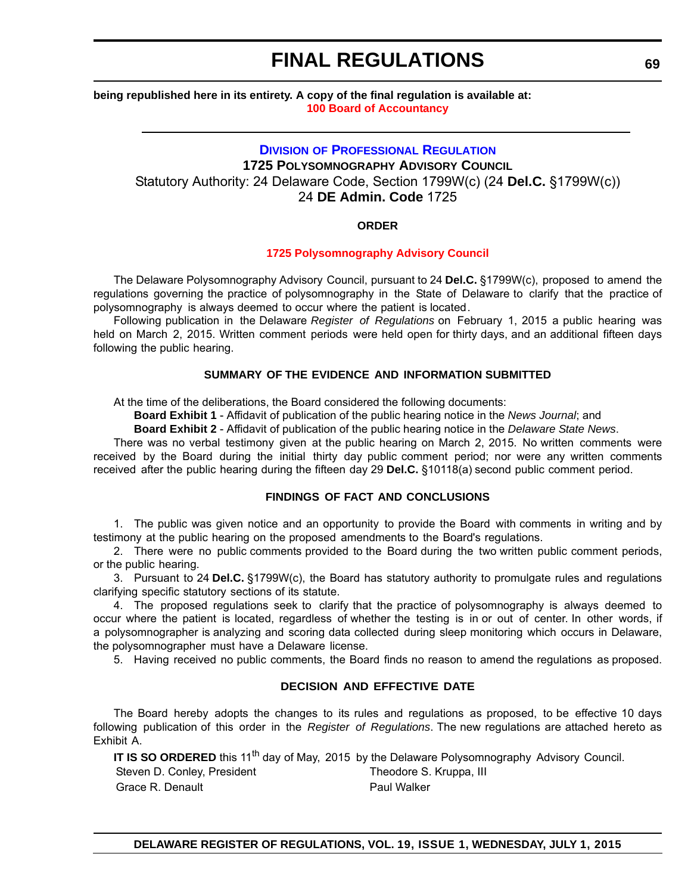**being republished here in its entirety. A copy of the final regulation is available at:**
**100 Board of Accountancy**

---

## DIVISION OF PROFESSIONAL REGULATION

**1725 POLYSOMNOGRAPHY ADVISORY COUNCIL**

Statutory Authority: 24 Delaware Code, Section 1799W(c) (24 **Del.C.** §1799W(c))

24 **DE Admin. Code** 1725

**ORDER**

**1725 Polysomnography Advisory Council**

The Delaware Polysomnography Advisory Council, pursuant to 24 **Del.C.** §1799W(c), proposed to amend the regulations governing the practice of polysomnography in the State of Delaware to clarify that the practice of polysomnography is always deemed to occur where the patient is located.

Following publication in the Delaware *Register of Regulations* on February 1, 2015 a public hearing was held on March 2, 2015. Written comment periods were held open for thirty days, and an additional fifteen days following the public hearing.

**SUMMARY OF THE EVIDENCE AND INFORMATION SUBMITTED**

At the time of the deliberations, the Board considered the following documents:

**Board Exhibit 1** - Affidavit of publication of the public hearing notice in the *News Journal*; and

**Board Exhibit 2** - Affidavit of publication of the public hearing notice in the *Delaware State News*.

There was no verbal testimony given at the public hearing on March 2, 2015. No written comments were received by the Board during the initial thirty day public comment period; nor were any written comments received after the public hearing during the fifteen day 29 **Del.C.** §10118(a) second public comment period.

**FINDINGS OF FACT AND CONCLUSIONS**

1. The public was given notice and an opportunity to provide the Board with comments in writing and by testimony at the public hearing on the proposed amendments to the Board's regulations.

2. There were no public comments provided to the Board during the two written public comment periods, or the public hearing.

3. Pursuant to 24 **Del.C.** §1799W(c), the Board has statutory authority to promulgate rules and regulations clarifying specific statutory sections of its statute.

4. The proposed regulations seek to clarify that the practice of polysomnography is always deemed to occur where the patient is located, regardless of whether the testing is in or out of center. In other words, if a polysomnographer is analyzing and scoring data collected during sleep monitoring which occurs in Delaware, the polysomnographer must have a Delaware license.

5. Having received no public comments, the Board finds no reason to amend the regulations as proposed.

**DECISION AND EFFECTIVE DATE**

The Board hereby adopts the changes to its rules and regulations as proposed, to be effective 10 days following publication of this order in the *Register of Regulations*. The new regulations are attached hereto as Exhibit A.

**IT IS SO ORDERED** this 11th day of May, 2015 by the Delaware Polysomnography Advisory Council.

Steven D. Conley, President

Theodore S. Kruppa, III

Grace R. Denault

Paul Walker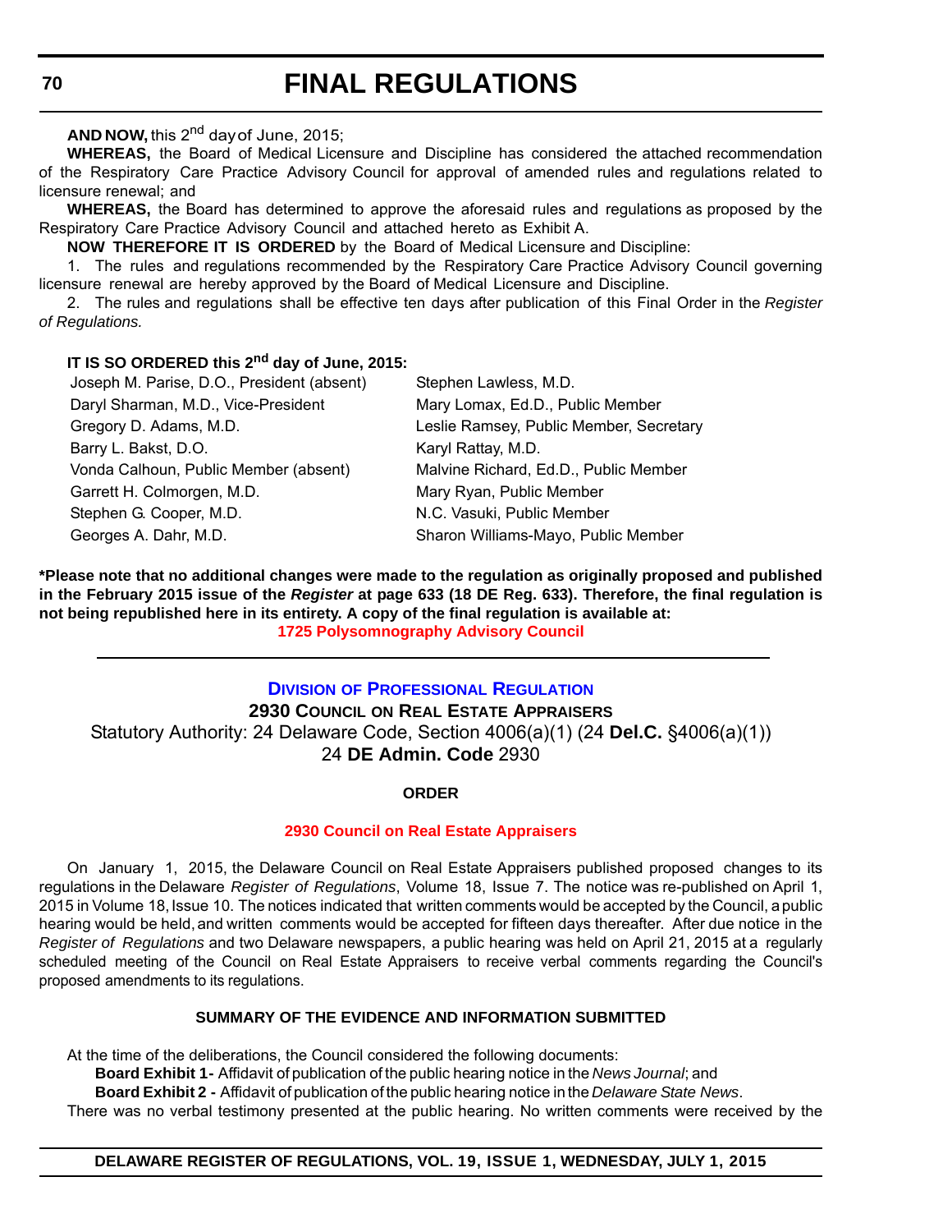**AND NOW,** this 2nd day of June, 2015;

**WHEREAS,** the Board of Medical Licensure and Discipline has considered the attached recommendation of the Respiratory Care Practice Advisory Council for approval of amended rules and regulations related to licensure renewal; and

**WHEREAS,** the Board has determined to approve the aforesaid rules and regulations as proposed by the Respiratory Care Practice Advisory Council and attached hereto as Exhibit A.

**NOW THEREFORE IT IS ORDERED** by the Board of Medical Licensure and Discipline:

1. The rules and regulations recommended by the Respiratory Care Practice Advisory Council governing licensure renewal are hereby approved by the Board of Medical Licensure and Discipline.

2. The rules and regulations shall be effective ten days after publication of this Final Order in the *Register of Regulations.*

**IT IS SO ORDERED this 2nd day of June, 2015:**

| | |
|---|---|
| Joseph M. Parise, D.O., President (absent) | Stephen Lawless, M.D. |
| Daryl Sharman, M.D., Vice-President | Mary Lomax, Ed.D., Public Member |
| Gregory D. Adams, M.D. | Leslie Ramsey, Public Member, Secretary |
| Barry L. Bakst, D.O. | Karyl Rattay, M.D. |
| Vonda Calhoun, Public Member (absent) | Malvine Richard, Ed.D., Public Member |
| Garrett H. Colmorgen, M.D. | Mary Ryan, Public Member |
| Stephen G. Cooper, M.D. | N.C. Vasuki, Public Member |
| Georges A. Dahr, M.D. | Sharon Williams-Mayo, Public Member |

**\*Please note that no additional changes were made to the regulation as originally proposed and published in the February 2015 issue of the *Register* at page 633 (18 DE Reg. 633). Therefore, the final regulation is not being republished here in its entirety. A copy of the final regulation is available at:**

**1725 Polysomnography Advisory Council**

---

## DIVISION OF PROFESSIONAL REGULATION

### 2930 COUNCIL ON REAL ESTATE APPRAISERS

Statutory Authority: 24 Delaware Code, Section 4006(a)(1) (24 **Del.C.** §4006(a)(1))
24 **DE Admin. Code** 2930

**ORDER**

**2930 Council on Real Estate Appraisers**

On January 1, 2015, the Delaware Council on Real Estate Appraisers published proposed changes to its regulations in the Delaware *Register of Regulations*, Volume 18, Issue 7. The notice was re-published on April 1, 2015 in Volume 18, Issue 10. The notices indicated that written comments would be accepted by the Council, a public hearing would be held, and written comments would be accepted for fifteen days thereafter. After due notice in the *Register of Regulations* and two Delaware newspapers, a public hearing was held on April 21, 2015 at a regularly scheduled meeting of the Council on Real Estate Appraisers to receive verbal comments regarding the Council's proposed amendments to its regulations.

**SUMMARY OF THE EVIDENCE AND INFORMATION SUBMITTED**

At the time of the deliberations, the Council considered the following documents:

**Board Exhibit 1-** Affidavit of publication of the public hearing notice in the *News Journal*; and

**Board Exhibit 2 -** Affidavit of publication of the public hearing notice in the *Delaware State News*.

There was no verbal testimony presented at the public hearing. No written comments were received by the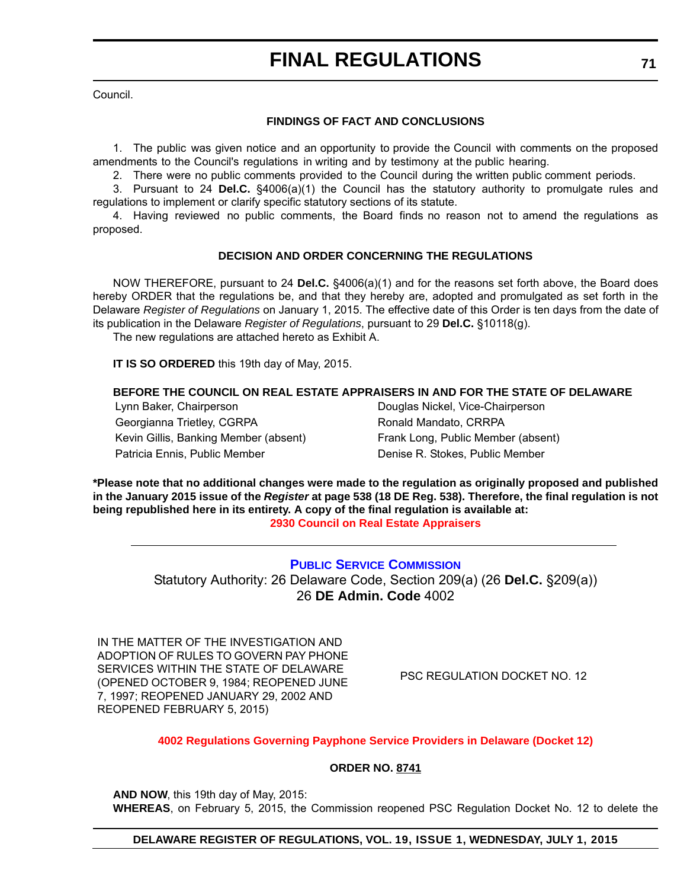Council.

**FINDINGS OF FACT AND CONCLUSIONS**

1. The public was given notice and an opportunity to provide the Council with comments on the proposed amendments to the Council's regulations in writing and by testimony at the public hearing.

2. There were no public comments provided to the Council during the written public comment periods.

3. Pursuant to 24 **Del.C.** §4006(a)(1) the Council has the statutory authority to promulgate rules and regulations to implement or clarify specific statutory sections of its statute.

4. Having reviewed no public comments, the Board finds no reason not to amend the regulations as proposed.

**DECISION AND ORDER CONCERNING THE REGULATIONS**

NOW THEREFORE, pursuant to 24 **Del.C.** §4006(a)(1) and for the reasons set forth above, the Board does hereby ORDER that the regulations be, and that they hereby are, adopted and promulgated as set forth in the Delaware *Register of Regulations* on January 1, 2015. The effective date of this Order is ten days from the date of its publication in the Delaware *Register of Regulations*, pursuant to 29 **Del.C.** §10118(g).

The new regulations are attached hereto as Exhibit A.

**IT IS SO ORDERED** this 19th day of May, 2015.

**BEFORE THE COUNCIL ON REAL ESTATE APPRAISERS IN AND FOR THE STATE OF DELAWARE**

| | |
|---|---|
| Lynn Baker, Chairperson | Douglas Nickel, Vice-Chairperson |
| Georgianna Trietley, CGRPA | Ronald Mandato, CRRPA |
| Kevin Gillis, Banking Member (absent) | Frank Long, Public Member (absent) |
| Patricia Ennis, Public Member | Denise R. Stokes, Public Member |

**\*Please note that no additional changes were made to the regulation as originally proposed and published in the January 2015 issue of the *Register* at page 538 (18 DE Reg. 538). Therefore, the final regulation is not being republished here in its entirety. A copy of the final regulation is available at:**

**2930 Council on Real Estate Appraisers**

---

## PUBLIC SERVICE COMMISSION

Statutory Authority: 26 Delaware Code, Section 209(a) (26 **Del.C.** §209(a))
26 **DE Admin. Code** 4002

| | |
|---|---|
| IN THE MATTER OF THE INVESTIGATION AND ADOPTION OF RULES TO GOVERN PAY PHONE SERVICES WITHIN THE STATE OF DELAWARE (OPENED OCTOBER 9, 1984; REOPENED JUNE 7, 1997; REOPENED JANUARY 29, 2002 AND REOPENED FEBRUARY 5, 2015) | PSC REGULATION DOCKET NO. 12 |

**4002 Regulations Governing Payphone Service Providers in Delaware (Docket 12)**

**ORDER NO. 8741**

**AND NOW**, this 19th day of May, 2015:

**WHEREAS**, on February 5, 2015, the Commission reopened PSC Regulation Docket No. 12 to delete the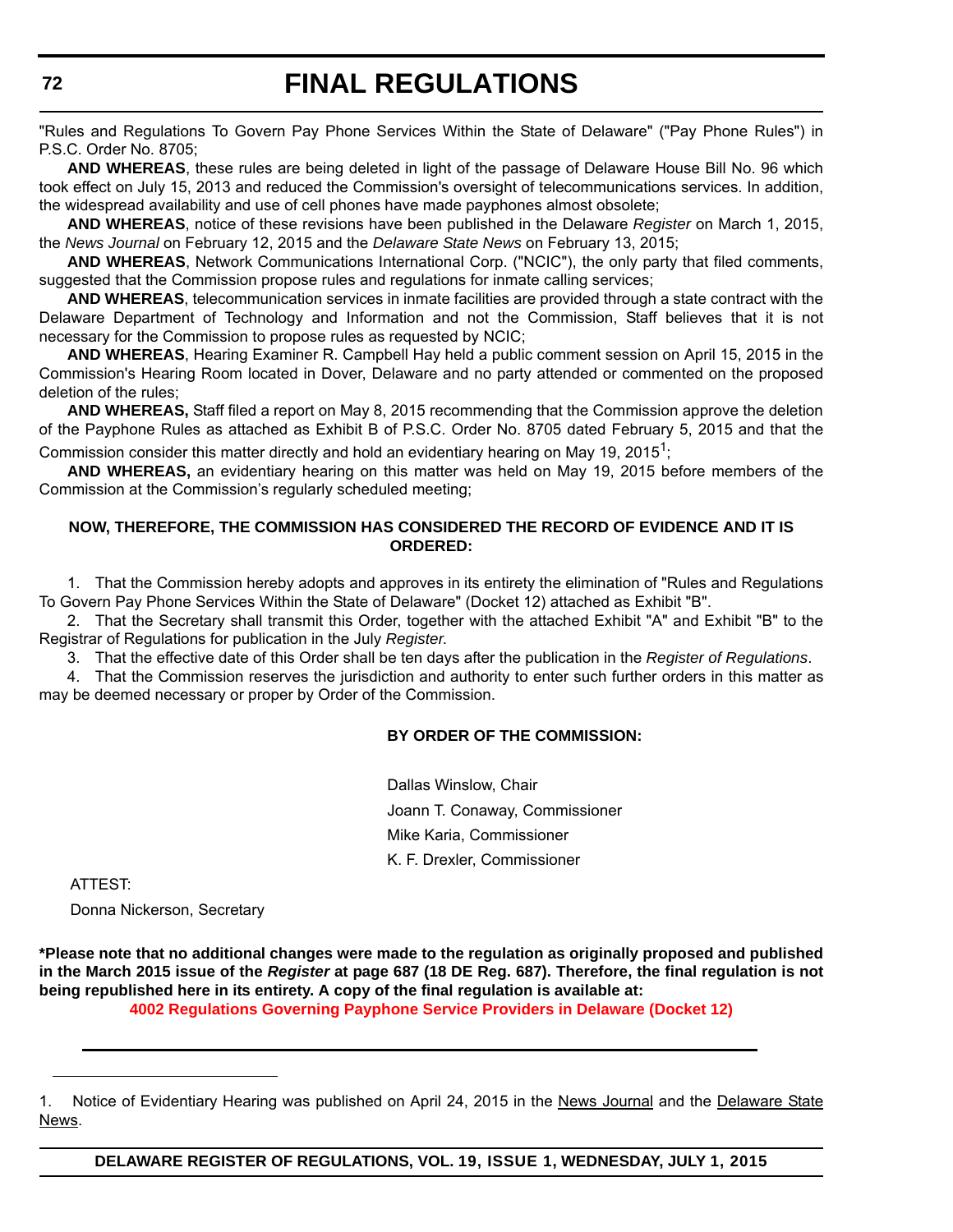"Rules and Regulations To Govern Pay Phone Services Within the State of Delaware" ("Pay Phone Rules") in P.S.C. Order No. 8705;

**AND WHEREAS**, these rules are being deleted in light of the passage of Delaware House Bill No. 96 which took effect on July 15, 2013 and reduced the Commission's oversight of telecommunications services. In addition, the widespread availability and use of cell phones have made payphones almost obsolete;

**AND WHEREAS**, notice of these revisions have been published in the Delaware *Register* on March 1, 2015, the *News Journal* on February 12, 2015 and the *Delaware State News* on February 13, 2015;

**AND WHEREAS**, Network Communications International Corp. ("NCIC"), the only party that filed comments, suggested that the Commission propose rules and regulations for inmate calling services;

**AND WHEREAS**, telecommunication services in inmate facilities are provided through a state contract with the Delaware Department of Technology and Information and not the Commission, Staff believes that it is not necessary for the Commission to propose rules as requested by NCIC;

**AND WHEREAS**, Hearing Examiner R. Campbell Hay held a public comment session on April 15, 2015 in the Commission's Hearing Room located in Dover, Delaware and no party attended or commented on the proposed deletion of the rules;

**AND WHEREAS,** Staff filed a report on May 8, 2015 recommending that the Commission approve the deletion of the Payphone Rules as attached as Exhibit B of P.S.C. Order No. 8705 dated February 5, 2015 and that the Commission consider this matter directly and hold an evidentiary hearing on May 19, 2015[1];

**AND WHEREAS,** an evidentiary hearing on this matter was held on May 19, 2015 before members of the Commission at the Commission's regularly scheduled meeting;

**NOW, THEREFORE, THE COMMISSION HAS CONSIDERED THE RECORD OF EVIDENCE AND IT IS ORDERED:**

1. That the Commission hereby adopts and approves in its entirety the elimination of "Rules and Regulations To Govern Pay Phone Services Within the State of Delaware" (Docket 12) attached as Exhibit "B".
2. That the Secretary shall transmit this Order, together with the attached Exhibit "A" and Exhibit "B" to the Registrar of Regulations for publication in the July *Register.*
3. That the effective date of this Order shall be ten days after the publication in the *Register of Regulations*.
4. That the Commission reserves the jurisdiction and authority to enter such further orders in this matter as may be deemed necessary or proper by Order of the Commission.

**BY ORDER OF THE COMMISSION:**

Dallas Winslow, Chair

Joann T. Conaway, Commissioner

Mike Karia, Commissioner

K. F. Drexler, Commissioner

ATTEST:

Donna Nickerson, Secretary

**\*Please note that no additional changes were made to the regulation as originally proposed and published in the March 2015 issue of the *Register* at page 687 (18 DE Reg. 687). Therefore, the final regulation is not being republished here in its entirety. A copy of the final regulation is available at:**

**4002 Regulations Governing Payphone Service Providers in Delaware (Docket 12)**

---

1. Notice of Evidentiary Hearing was published on April 24, 2015 in the News Journal and the Delaware State News.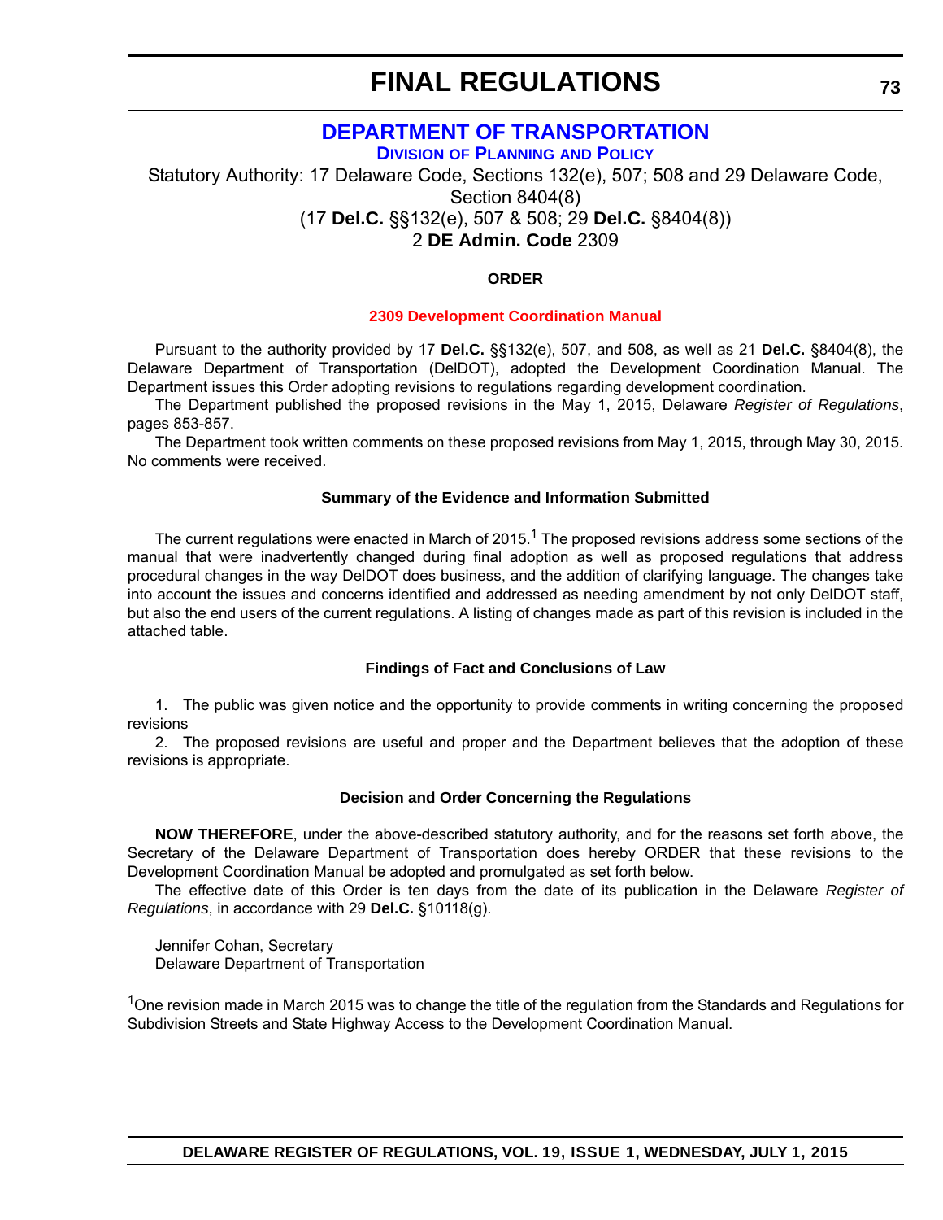# FINAL REGULATIONS

## DEPARTMENT OF TRANSPORTATION

### Division of Planning and Policy

Statutory Authority: 17 Delaware Code, Sections 132(e), 507; 508 and 29 Delaware Code, Section 8404(8)
(17 **Del.C.** §§132(e), 507 & 508; 29 **Del.C.** §8404(8))
2 **DE Admin. Code** 2309

**ORDER**

**2309 Development Coordination Manual**

Pursuant to the authority provided by 17 **Del.C.** §§132(e), 507, and 508, as well as 21 **Del.C.** §8404(8), the Delaware Department of Transportation (DelDOT), adopted the Development Coordination Manual. The Department issues this Order adopting revisions to regulations regarding development coordination.

The Department published the proposed revisions in the May 1, 2015, Delaware *Register of Regulations*, pages 853-857.

The Department took written comments on these proposed revisions from May 1, 2015, through May 30, 2015. No comments were received.

**Summary of the Evidence and Information Submitted**

The current regulations were enacted in March of 2015.[1] The proposed revisions address some sections of the manual that were inadvertently changed during final adoption as well as proposed regulations that address procedural changes in the way DelDOT does business, and the addition of clarifying language. The changes take into account the issues and concerns identified and addressed as needing amendment by not only DelDOT staff, but also the end users of the current regulations. A listing of changes made as part of this revision is included in the attached table.

**Findings of Fact and Conclusions of Law**

1. The public was given notice and the opportunity to provide comments in writing concerning the proposed revisions

2. The proposed revisions are useful and proper and the Department believes that the adoption of these revisions is appropriate.

**Decision and Order Concerning the Regulations**

**NOW THEREFORE**, under the above-described statutory authority, and for the reasons set forth above, the Secretary of the Delaware Department of Transportation does hereby ORDER that these revisions to the Development Coordination Manual be adopted and promulgated as set forth below.

The effective date of this Order is ten days from the date of its publication in the Delaware *Register of Regulations*, in accordance with 29 **Del.C.** §10118(g).

Jennifer Cohan, Secretary
Delaware Department of Transportation

[1]One revision made in March 2015 was to change the title of the regulation from the Standards and Regulations for Subdivision Streets and State Highway Access to the Development Coordination Manual.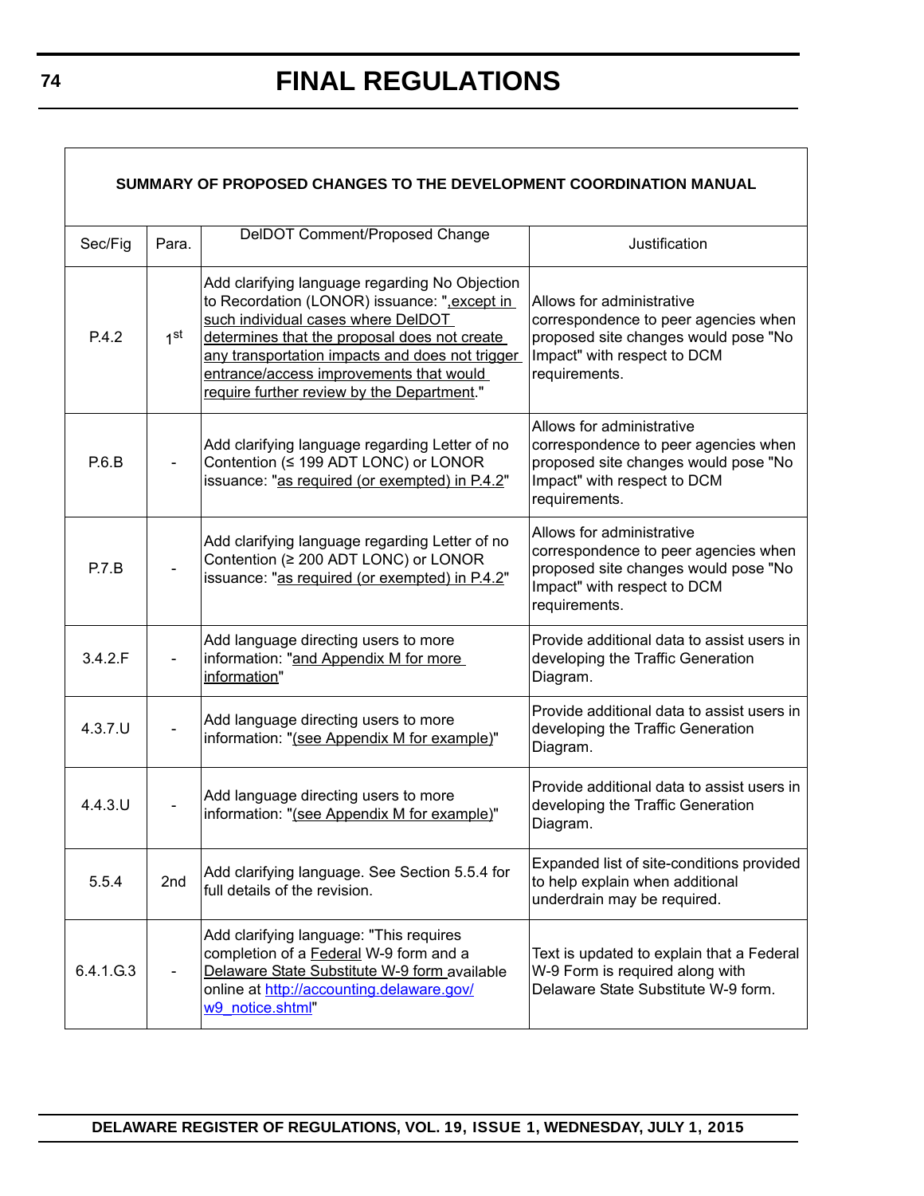| SUMMARY OF PROPOSED CHANGES TO THE DEVELOPMENT COORDINATION MANUAL | | | |
|---|---|---|---|
| Sec/Fig | Para. | DelDOT Comment/Proposed Change | Justification |
| P.4.2 | 1st | Add clarifying language regarding No Objection to Recordation (LONOR) issuance: ",except in such individual cases where DelDOT determines that the proposal does not create any transportation impacts and does not trigger entrance/access improvements that would require further review by the Department." | Allows for administrative correspondence to peer agencies when proposed site changes would pose "No Impact" with respect to DCM requirements. |
| P.6.B | - | Add clarifying language regarding Letter of no Contention (≤ 199 ADT LONC) or LONOR issuance: "as required (or exempted) in P.4.2" | Allows for administrative correspondence to peer agencies when proposed site changes would pose "No Impact" with respect to DCM requirements. |
| P.7.B | - | Add clarifying language regarding Letter of no Contention (≥ 200 ADT LONC) or LONOR issuance: "as required (or exempted) in P.4.2" | Allows for administrative correspondence to peer agencies when proposed site changes would pose "No Impact" with respect to DCM requirements. |
| 3.4.2.F | - | Add language directing users to more information: "and Appendix M for more information" | Provide additional data to assist users in developing the Traffic Generation Diagram. |
| 4.3.7.U | - | Add language directing users to more information: "(see Appendix M for example)" | Provide additional data to assist users in developing the Traffic Generation Diagram. |
| 4.4.3.U | - | Add language directing users to more information: "(see Appendix M for example)" | Provide additional data to assist users in developing the Traffic Generation Diagram. |
| 5.5.4 | 2nd | Add clarifying language. See Section 5.5.4 for full details of the revision. | Expanded list of site-conditions provided to help explain when additional underdrain may be required. |
| 6.4.1.G.3 | - | Add clarifying language: "This requires completion of a Federal W-9 form and a Delaware State Substitute W-9 form available online at http://accounting.delaware.gov/w9_notice.shtml" | Text is updated to explain that a Federal W-9 Form is required along with Delaware State Substitute W-9 form. |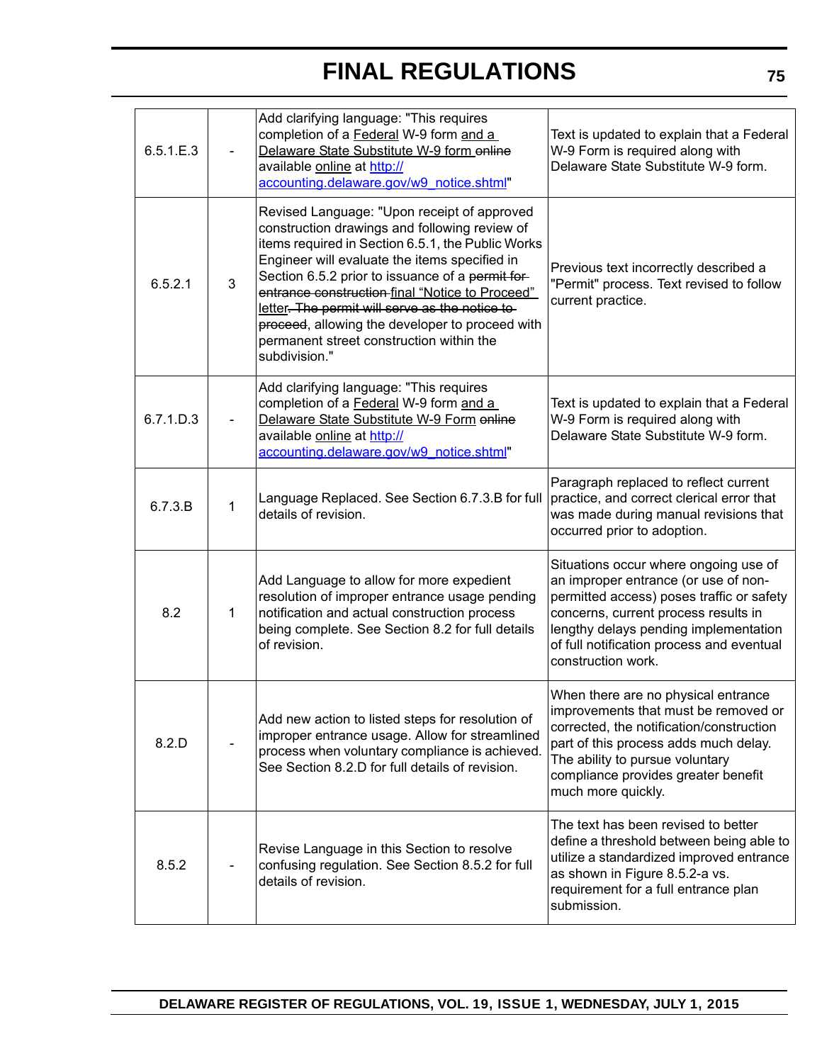| 6.5.1.E.3 | - | Add clarifying language: "This requires completion of a <u>Federal</u> W-9 form <u>and a Delaware State Substitute W-9 form</u> ~~online~~ available <u>online</u> at <u>http://accounting.delaware.gov/w9_notice.shtml</u>" | Text is updated to explain that a Federal W-9 Form is required along with Delaware State Substitute W-9 form. |
|---|---|---|---|
| 6.5.2.1 | 3 | Revised Language: "Upon receipt of approved construction drawings and following review of items required in Section 6.5.1, the Public Works Engineer will evaluate the items specified in Section 6.5.2 prior to issuance of a ~~permit for entrance construction~~ <u>final "Notice to Proceed" letter</u>~~. The permit will serve as the notice to proceed~~, allowing the developer to proceed with permanent street construction within the subdivision." | Previous text incorrectly described a "Permit" process. Text revised to follow current practice. |
| 6.7.1.D.3 | - | Add clarifying language: "This requires completion of a <u>Federal</u> W-9 form <u>and a Delaware State Substitute W-9 Form</u> ~~online~~ available <u>online</u> at <u>http://accounting.delaware.gov/w9_notice.shtml</u>" | Text is updated to explain that a Federal W-9 Form is required along with Delaware State Substitute W-9 form. |
| 6.7.3.B | 1 | Language Replaced. See Section 6.7.3.B for full details of revision. | Paragraph replaced to reflect current practice, and correct clerical error that was made during manual revisions that occurred prior to adoption. |
| 8.2 | 1 | Add Language to allow for more expedient resolution of improper entrance usage pending notification and actual construction process being complete. See Section 8.2 for full details of revision. | Situations occur where ongoing use of an improper entrance (or use of non-permitted access) poses traffic or safety concerns, current process results in lengthy delays pending implementation of full notification process and eventual construction work. |
| 8.2.D | - | Add new action to listed steps for resolution of improper entrance usage. Allow for streamlined process when voluntary compliance is achieved. See Section 8.2.D for full details of revision. | When there are no physical entrance improvements that must be removed or corrected, the notification/construction part of this process adds much delay. The ability to pursue voluntary compliance provides greater benefit much more quickly. |
| 8.5.2 | - | Revise Language in this Section to resolve confusing regulation. See Section 8.5.2 for full details of revision. | The text has been revised to better define a threshold between being able to utilize a standardized improved entrance as shown in Figure 8.5.2-a vs. requirement for a full entrance plan submission. |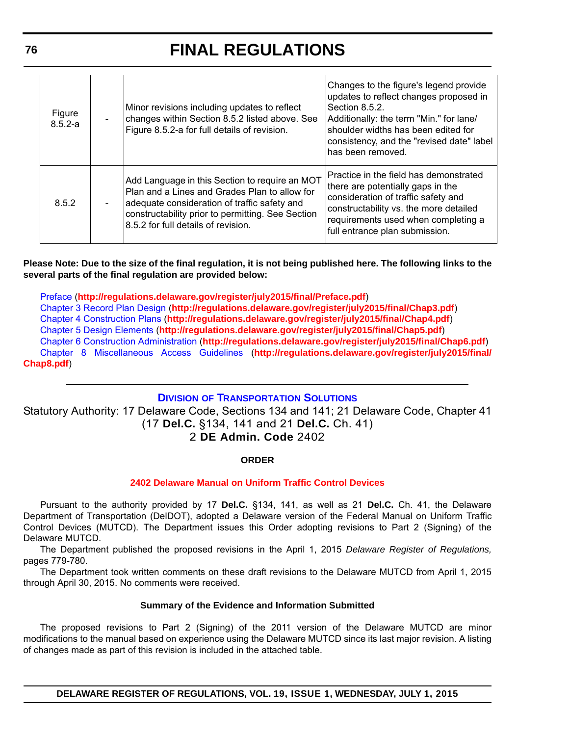| | | | |
|---|---|---|---|
| Figure 8.5.2-a | - | Minor revisions including updates to reflect changes within Section 8.5.2 listed above. See Figure 8.5.2-a for full details of revision. | Changes to the figure's legend provide updates to reflect changes proposed in Section 8.5.2. Additionally: the term "Min." for lane/ shoulder widths has been edited for consistency, and the "revised date" label has been removed. |
| 8.5.2 | - | Add Language in this Section to require an MOT Plan and a Lines and Grades Plan to allow for adequate consideration of traffic safety and constructability prior to permitting. See Section 8.5.2 for full details of revision. | Practice in the field has demonstrated there are potentially gaps in the consideration of traffic safety and constructability vs. the more detailed requirements used when completing a full entrance plan submission. |

**Please Note: Due to the size of the final regulation, it is not being published here. The following links to the several parts of the final regulation are provided below:**

Preface (**http://regulations.delaware.gov/register/july2015/final/Preface.pdf**)
Chapter 3 Record Plan Design (**http://regulations.delaware.gov/register/july2015/final/Chap3.pdf**)
Chapter 4 Construction Plans (**http://regulations.delaware.gov/register/july2015/final/Chap4.pdf**)
Chapter 5 Design Elements (**http://regulations.delaware.gov/register/july2015/final/Chap5.pdf**)
Chapter 6 Construction Administration (**http://regulations.delaware.gov/register/july2015/final/Chap6.pdf**)
Chapter 8 Miscellaneous Access Guidelines (**http://regulations.delaware.gov/register/july2015/final/Chap8.pdf**)

---

## Division of Transportation Solutions

Statutory Authority: 17 Delaware Code, Sections 134 and 141; 21 Delaware Code, Chapter 41 (17 **Del.C.** §134, 141 and 21 **Del.C.** Ch. 41)
2 **DE Admin. Code** 2402

**ORDER**

**2402 Delaware Manual on Uniform Traffic Control Devices**

Pursuant to the authority provided by 17 **Del.C.** §134, 141, as well as 21 **Del.C.** Ch. 41, the Delaware Department of Transportation (DelDOT), adopted a Delaware version of the Federal Manual on Uniform Traffic Control Devices (MUTCD). The Department issues this Order adopting revisions to Part 2 (Signing) of the Delaware MUTCD.

The Department published the proposed revisions in the April 1, 2015 *Delaware Register of Regulations,* pages 779-780.

The Department took written comments on these draft revisions to the Delaware MUTCD from April 1, 2015 through April 30, 2015. No comments were received.

**Summary of the Evidence and Information Submitted**

The proposed revisions to Part 2 (Signing) of the 2011 version of the Delaware MUTCD are minor modifications to the manual based on experience using the Delaware MUTCD since its last major revision. A listing of changes made as part of this revision is included in the attached table.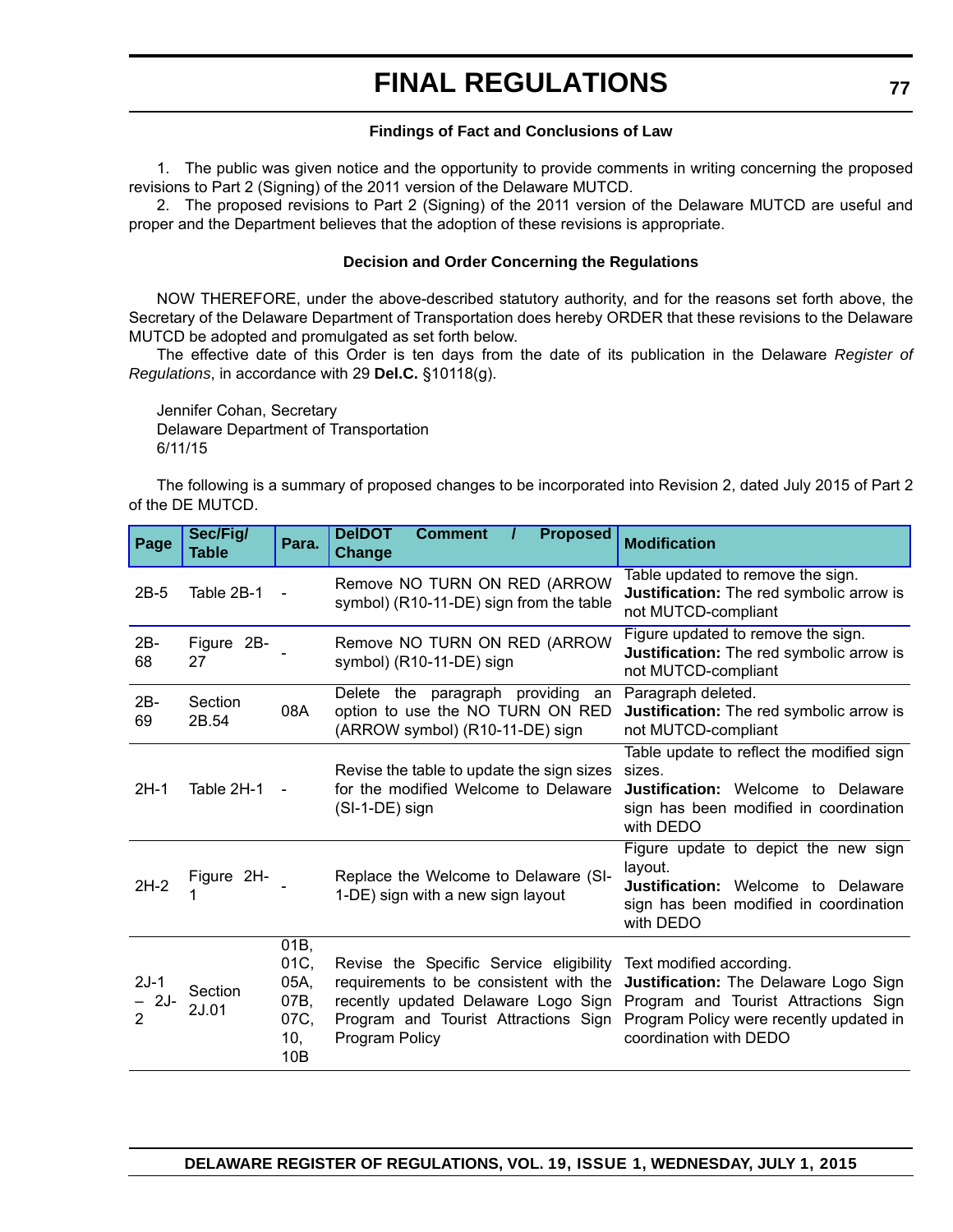**Findings of Fact and Conclusions of Law**

1. The public was given notice and the opportunity to provide comments in writing concerning the proposed revisions to Part 2 (Signing) of the 2011 version of the Delaware MUTCD.

2. The proposed revisions to Part 2 (Signing) of the 2011 version of the Delaware MUTCD are useful and proper and the Department believes that the adoption of these revisions is appropriate.

**Decision and Order Concerning the Regulations**

NOW THEREFORE, under the above-described statutory authority, and for the reasons set forth above, the Secretary of the Delaware Department of Transportation does hereby ORDER that these revisions to the Delaware MUTCD be adopted and promulgated as set forth below.

The effective date of this Order is ten days from the date of its publication in the Delaware *Register of Regulations*, in accordance with 29 **Del.C.** §10118(g).

Jennifer Cohan, Secretary
Delaware Department of Transportation
6/11/15

The following is a summary of proposed changes to be incorporated into Revision 2, dated July 2015 of Part 2 of the DE MUTCD.

| Page | Sec/Fig/ Table | Para. | DelDOT Comment / Proposed Change | Modification |
|---|---|---|---|---|
| 2B-5 | Table 2B-1 | - | Remove NO TURN ON RED (ARROW symbol) (R10-11-DE) sign from the table | Table updated to remove the sign. **Justification:** The red symbolic arrow is not MUTCD-compliant |
| 2B-68 | Figure 2B-27 | - | Remove NO TURN ON RED (ARROW symbol) (R10-11-DE) sign | Figure updated to remove the sign. **Justification:** The red symbolic arrow is not MUTCD-compliant |
| 2B-69 | Section 2B.54 | 08A | Delete the paragraph providing an option to use the NO TURN ON RED (ARROW symbol) (R10-11-DE) sign | Paragraph deleted. **Justification:** The red symbolic arrow is not MUTCD-compliant |
| 2H-1 | Table 2H-1 | - | Revise the table to update the sign sizes for the modified Welcome to Delaware (SI-1-DE) sign | Table update to reflect the modified sign sizes. **Justification:** Welcome to Delaware sign has been modified in coordination with DEDO |
| 2H-2 | Figure 2H-1 | - | Replace the Welcome to Delaware (SI-1-DE) sign with a new sign layout | Figure update to depict the new sign layout. **Justification:** Welcome to Delaware sign has been modified in coordination with DEDO |
| 2J-1 – 2J-2 | Section 2J.01 | 01B, 01C, 05A, 07B, 07C, 10, 10B | Revise the Specific Service eligibility requirements to be consistent with the recently updated Delaware Logo Sign Program and Tourist Attractions Sign Program Policy | Text modified according. **Justification:** The Delaware Logo Sign Program and Tourist Attractions Sign Program Policy were recently updated in coordination with DEDO |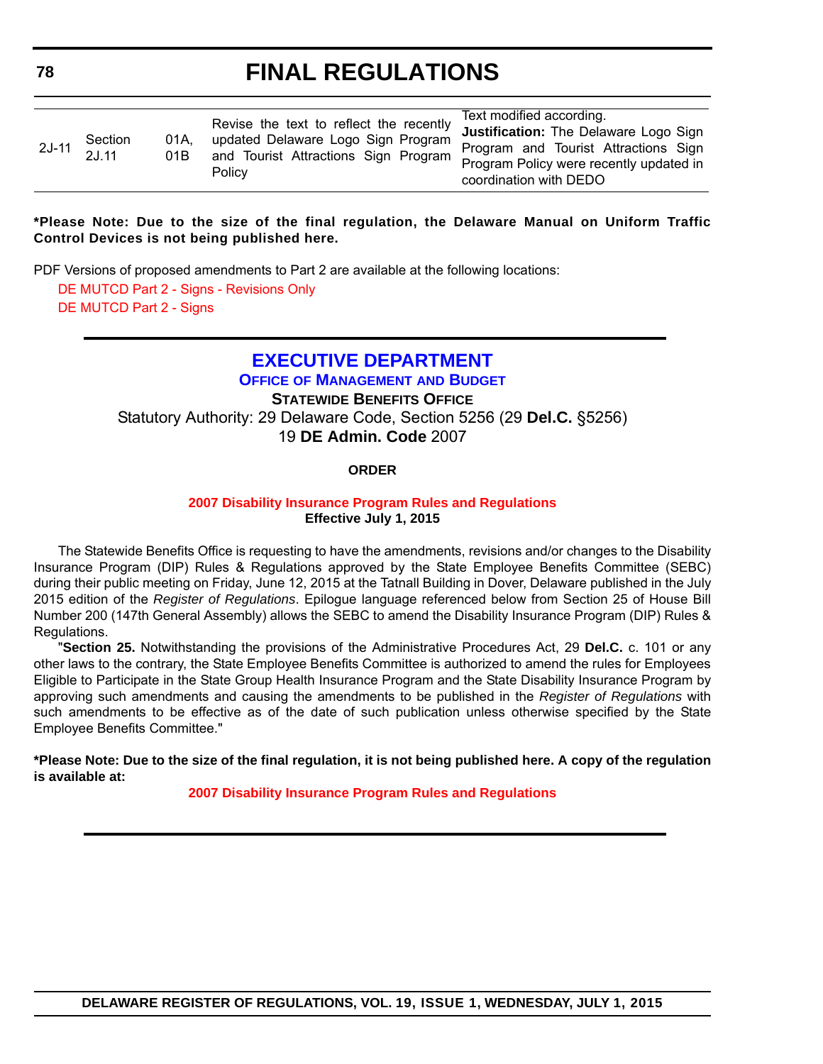| 2J-11 | Section 2J.11 | 01A, 01B | Revise the text to reflect the recently updated Delaware Logo Sign Program and Tourist Attractions Sign Program Policy | Text modified according. **Justification:** The Delaware Logo Sign Program and Tourist Attractions Sign Program Policy were recently updated in coordination with DEDO |
|---|---|---|---|---|

**\*Please Note: Due to the size of the final regulation, the Delaware Manual on Uniform Traffic Control Devices is not being published here.**

PDF Versions of proposed amendments to Part 2 are available at the following locations:

DE MUTCD Part 2 - Signs - Revisions Only

DE MUTCD Part 2 - Signs

## EXECUTIVE DEPARTMENT

### Office of Management and Budget

**Statewide Benefits Office**

Statutory Authority: 29 Delaware Code, Section 5256 (29 **Del.C.** §5256)
19 **DE Admin. Code** 2007

**ORDER**

**2007 Disability Insurance Program Rules and Regulations**
**Effective July 1, 2015**

The Statewide Benefits Office is requesting to have the amendments, revisions and/or changes to the Disability Insurance Program (DIP) Rules & Regulations approved by the State Employee Benefits Committee (SEBC) during their public meeting on Friday, June 12, 2015 at the Tatnall Building in Dover, Delaware published in the July 2015 edition of the *Register of Regulations*. Epilogue language referenced below from Section 25 of House Bill Number 200 (147th General Assembly) allows the SEBC to amend the Disability Insurance Program (DIP) Rules & Regulations.

"**Section 25.** Notwithstanding the provisions of the Administrative Procedures Act, 29 **Del.C.** c. 101 or any other laws to the contrary, the State Employee Benefits Committee is authorized to amend the rules for Employees Eligible to Participate in the State Group Health Insurance Program and the State Disability Insurance Program by approving such amendments and causing the amendments to be published in the *Register of Regulations* with such amendments to be effective as of the date of such publication unless otherwise specified by the State Employee Benefits Committee."

**\*Please Note: Due to the size of the final regulation, it is not being published here. A copy of the regulation is available at:**

**2007 Disability Insurance Program Rules and Regulations**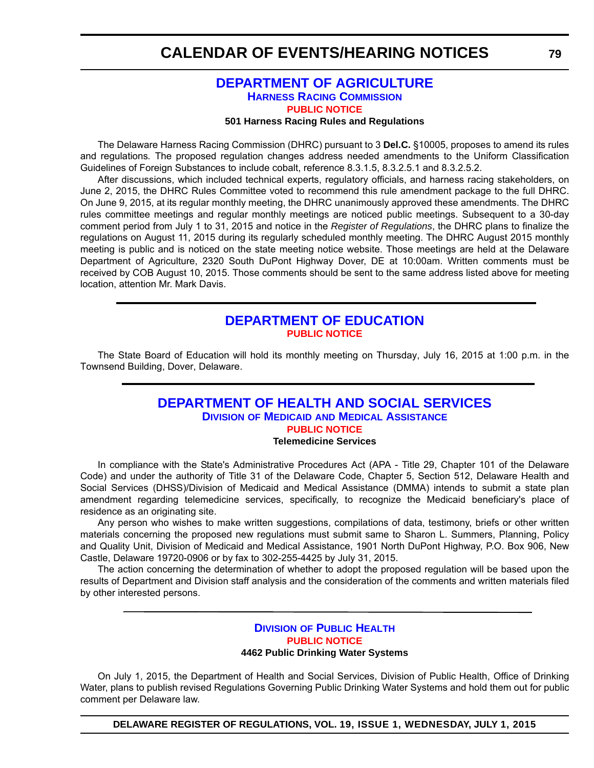## DEPARTMENT OF AGRICULTURE

### Harness Racing Commission

**PUBLIC NOTICE**

**501 Harness Racing Rules and Regulations**

The Delaware Harness Racing Commission (DHRC) pursuant to 3 **Del.C.** §10005, proposes to amend its rules and regulations. The proposed regulation changes address needed amendments to the Uniform Classification Guidelines of Foreign Substances to include cobalt, reference 8.3.1.5, 8.3.2.5.1 and 8.3.2.5.2.

After discussions, which included technical experts, regulatory officials, and harness racing stakeholders, on June 2, 2015, the DHRC Rules Committee voted to recommend this rule amendment package to the full DHRC. On June 9, 2015, at its regular monthly meeting, the DHRC unanimously approved these amendments. The DHRC rules committee meetings and regular monthly meetings are noticed public meetings. Subsequent to a 30-day comment period from July 1 to 31, 2015 and notice in the *Register of Regulations*, the DHRC plans to finalize the regulations on August 11, 2015 during its regularly scheduled monthly meeting. The DHRC August 2015 monthly meeting is public and is noticed on the state meeting notice website. Those meetings are held at the Delaware Department of Agriculture, 2320 South DuPont Highway Dover, DE at 10:00am. Written comments must be received by COB August 10, 2015. Those comments should be sent to the same address listed above for meeting location, attention Mr. Mark Davis.

## DEPARTMENT OF EDUCATION

**PUBLIC NOTICE**

The State Board of Education will hold its monthly meeting on Thursday, July 16, 2015 at 1:00 p.m. in the Townsend Building, Dover, Delaware.

## DEPARTMENT OF HEALTH AND SOCIAL SERVICES

### Division of Medicaid and Medical Assistance

**PUBLIC NOTICE**

**Telemedicine Services**

In compliance with the State's Administrative Procedures Act (APA - Title 29, Chapter 101 of the Delaware Code) and under the authority of Title 31 of the Delaware Code, Chapter 5, Section 512, Delaware Health and Social Services (DHSS)/Division of Medicaid and Medical Assistance (DMMA) intends to submit a state plan amendment regarding telemedicine services, specifically, to recognize the Medicaid beneficiary's place of residence as an originating site.

Any person who wishes to make written suggestions, compilations of data, testimony, briefs or other written materials concerning the proposed new regulations must submit same to Sharon L. Summers, Planning, Policy and Quality Unit, Division of Medicaid and Medical Assistance, 1901 North DuPont Highway, P.O. Box 906, New Castle, Delaware 19720-0906 or by fax to 302-255-4425 by July 31, 2015.

The action concerning the determination of whether to adopt the proposed regulation will be based upon the results of Department and Division staff analysis and the consideration of the comments and written materials filed by other interested persons.

### Division of Public Health

**PUBLIC NOTICE**

**4462 Public Drinking Water Systems**

On July 1, 2015, the Department of Health and Social Services, Division of Public Health, Office of Drinking Water, plans to publish revised Regulations Governing Public Drinking Water Systems and hold them out for public comment per Delaware law.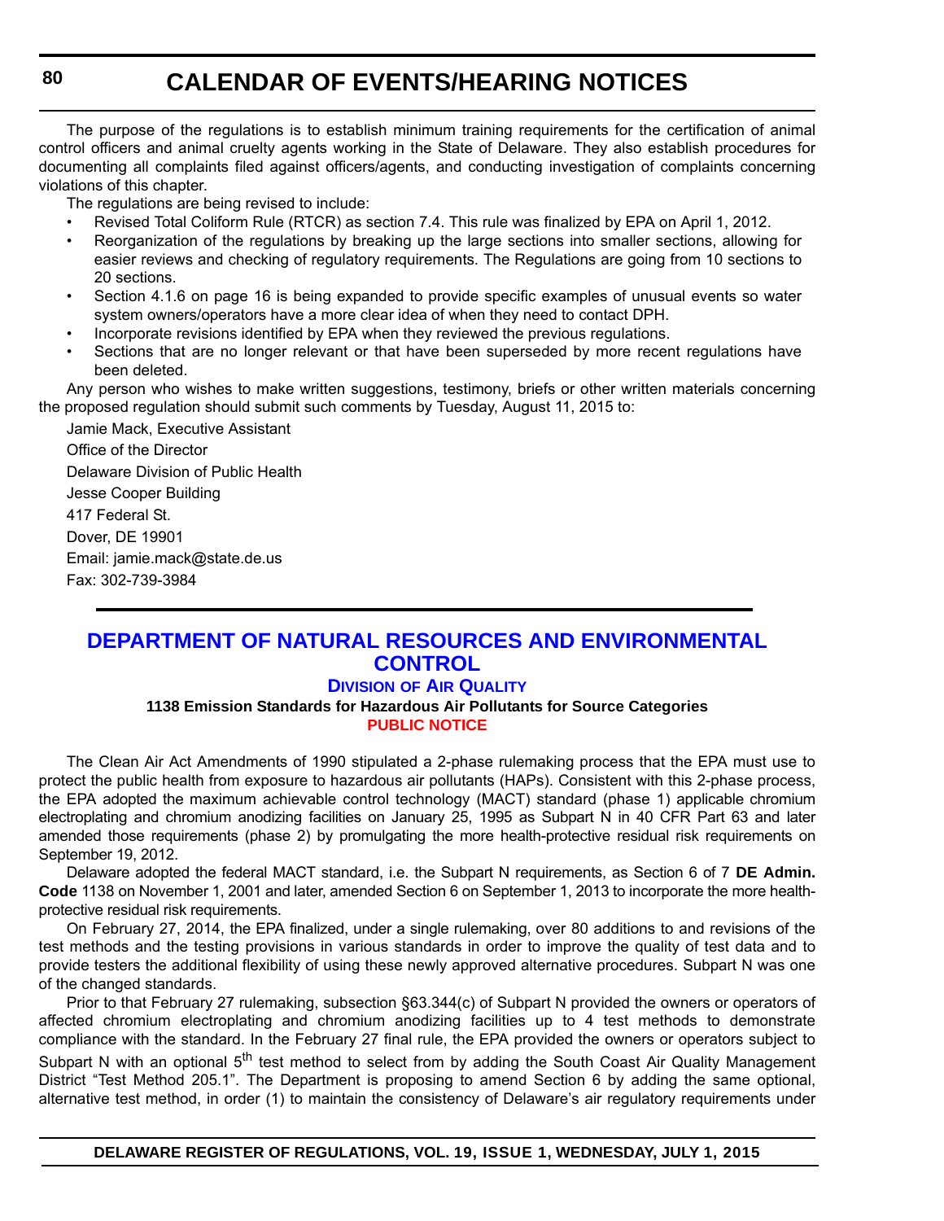The purpose of the regulations is to establish minimum training requirements for the certification of animal control officers and animal cruelty agents working in the State of Delaware. They also establish procedures for documenting all complaints filed against officers/agents, and conducting investigation of complaints concerning violations of this chapter.

The regulations are being revised to include:

- Revised Total Coliform Rule (RTCR) as section 7.4. This rule was finalized by EPA on April 1, 2012.
- Reorganization of the regulations by breaking up the large sections into smaller sections, allowing for easier reviews and checking of regulatory requirements. The Regulations are going from 10 sections to 20 sections.
- Section 4.1.6 on page 16 is being expanded to provide specific examples of unusual events so water system owners/operators have a more clear idea of when they need to contact DPH.
- Incorporate revisions identified by EPA when they reviewed the previous regulations.
- Sections that are no longer relevant or that have been superseded by more recent regulations have been deleted.

Any person who wishes to make written suggestions, testimony, briefs or other written materials concerning the proposed regulation should submit such comments by Tuesday, August 11, 2015 to:

Jamie Mack, Executive Assistant
Office of the Director
Delaware Division of Public Health
Jesse Cooper Building
417 Federal St.
Dover, DE 19901
Email: jamie.mack@state.de.us
Fax: 302-739-3984

---

## DEPARTMENT OF NATURAL RESOURCES AND ENVIRONMENTAL CONTROL

### DIVISION OF AIR QUALITY

**1138 Emission Standards for Hazardous Air Pollutants for Source Categories**

**PUBLIC NOTICE**

The Clean Air Act Amendments of 1990 stipulated a 2-phase rulemaking process that the EPA must use to protect the public health from exposure to hazardous air pollutants (HAPs). Consistent with this 2-phase process, the EPA adopted the maximum achievable control technology (MACT) standard (phase 1) applicable chromium electroplating and chromium anodizing facilities on January 25, 1995 as Subpart N in 40 CFR Part 63 and later amended those requirements (phase 2) by promulgating the more health-protective residual risk requirements on September 19, 2012.

Delaware adopted the federal MACT standard, i.e. the Subpart N requirements, as Section 6 of 7 **DE Admin. Code** 1138 on November 1, 2001 and later, amended Section 6 on September 1, 2013 to incorporate the more health-protective residual risk requirements.

On February 27, 2014, the EPA finalized, under a single rulemaking, over 80 additions to and revisions of the test methods and the testing provisions in various standards in order to improve the quality of test data and to provide testers the additional flexibility of using these newly approved alternative procedures. Subpart N was one of the changed standards.

Prior to that February 27 rulemaking, subsection §63.344(c) of Subpart N provided the owners or operators of affected chromium electroplating and chromium anodizing facilities up to 4 test methods to demonstrate compliance with the standard. In the February 27 final rule, the EPA provided the owners or operators subject to Subpart N with an optional 5th test method to select from by adding the South Coast Air Quality Management District "Test Method 205.1". The Department is proposing to amend Section 6 by adding the same optional, alternative test method, in order (1) to maintain the consistency of Delaware's air regulatory requirements under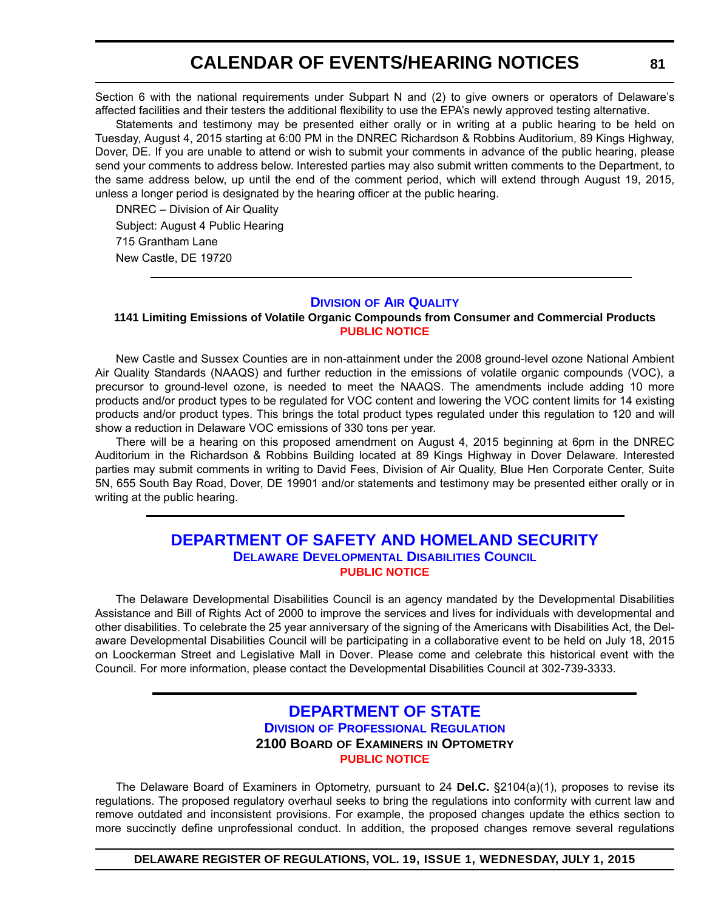Section 6 with the national requirements under Subpart N and (2) to give owners or operators of Delaware's affected facilities and their testers the additional flexibility to use the EPA's newly approved testing alternative.

Statements and testimony may be presented either orally or in writing at a public hearing to be held on Tuesday, August 4, 2015 starting at 6:00 PM in the DNREC Richardson & Robbins Auditorium, 89 Kings Highway, Dover, DE. If you are unable to attend or wish to submit your comments in advance of the public hearing, please send your comments to address below. Interested parties may also submit written comments to the Department, to the same address below, up until the end of the comment period, which will extend through August 19, 2015, unless a longer period is designated by the hearing officer at the public hearing.

DNREC – Division of Air Quality
Subject: August 4 Public Hearing
715 Grantham Lane
New Castle, DE 19720

---

### Division of Air Quality

**1141 Limiting Emissions of Volatile Organic Compounds from Consumer and Commercial Products**

**PUBLIC NOTICE**

New Castle and Sussex Counties are in non-attainment under the 2008 ground-level ozone National Ambient Air Quality Standards (NAAQS) and further reduction in the emissions of volatile organic compounds (VOC), a precursor to ground-level ozone, is needed to meet the NAAQS. The amendments include adding 10 more products and/or product types to be regulated for VOC content and lowering the VOC content limits for 14 existing products and/or product types. This brings the total product types regulated under this regulation to 120 and will show a reduction in Delaware VOC emissions of 330 tons per year.

There will be a hearing on this proposed amendment on August 4, 2015 beginning at 6pm in the DNREC Auditorium in the Richardson & Robbins Building located at 89 Kings Highway in Dover Delaware. Interested parties may submit comments in writing to David Fees, Division of Air Quality, Blue Hen Corporate Center, Suite 5N, 655 South Bay Road, Dover, DE 19901 and/or statements and testimony may be presented either orally or in writing at the public hearing.

---

## DEPARTMENT OF SAFETY AND HOMELAND SECURITY

### Delaware Developmental Disabilities Council

**PUBLIC NOTICE**

The Delaware Developmental Disabilities Council is an agency mandated by the Developmental Disabilities Assistance and Bill of Rights Act of 2000 to improve the services and lives for individuals with developmental and other disabilities. To celebrate the 25 year anniversary of the signing of the Americans with Disabilities Act, the Delaware Developmental Disabilities Council will be participating in a collaborative event to be held on July 18, 2015 on Loockerman Street and Legislative Mall in Dover. Please come and celebrate this historical event with the Council. For more information, please contact the Developmental Disabilities Council at 302-739-3333.

---

## DEPARTMENT OF STATE

### Division of Professional Regulation

**2100 Board of Examiners in Optometry**

**PUBLIC NOTICE**

The Delaware Board of Examiners in Optometry, pursuant to 24 **Del.C.** §2104(a)(1), proposes to revise its regulations. The proposed regulatory overhaul seeks to bring the regulations into conformity with current law and remove outdated and inconsistent provisions. For example, the proposed changes update the ethics section to more succinctly define unprofessional conduct. In addition, the proposed changes remove several regulations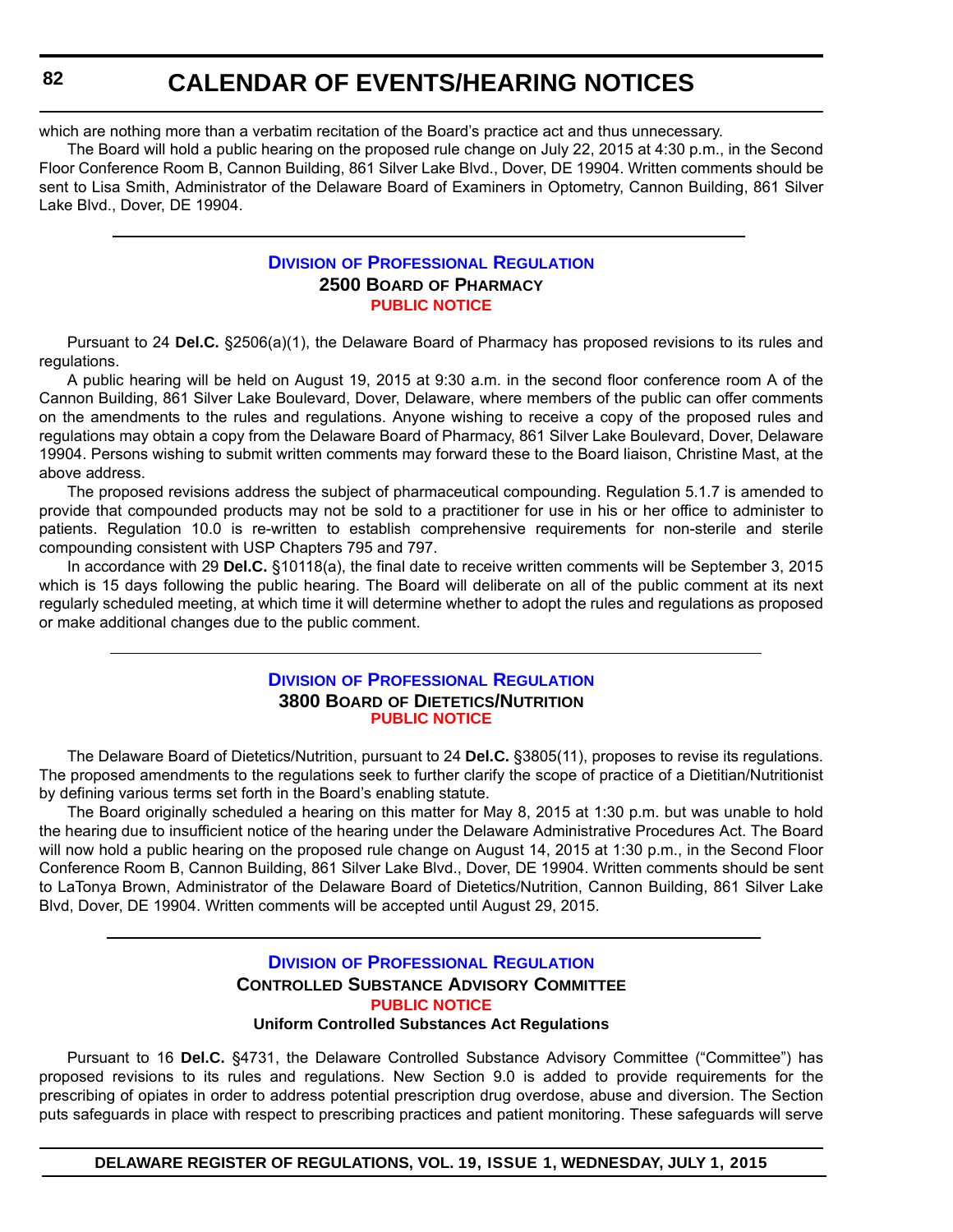which are nothing more than a verbatim recitation of the Board's practice act and thus unnecessary.

The Board will hold a public hearing on the proposed rule change on July 22, 2015 at 4:30 p.m., in the Second Floor Conference Room B, Cannon Building, 861 Silver Lake Blvd., Dover, DE 19904. Written comments should be sent to Lisa Smith, Administrator of the Delaware Board of Examiners in Optometry, Cannon Building, 861 Silver Lake Blvd., Dover, DE 19904.

---

## Division of Professional Regulation
### 2500 Board of Pharmacy
#### Public Notice

Pursuant to 24 **Del.C.** §2506(a)(1), the Delaware Board of Pharmacy has proposed revisions to its rules and regulations.

A public hearing will be held on August 19, 2015 at 9:30 a.m. in the second floor conference room A of the Cannon Building, 861 Silver Lake Boulevard, Dover, Delaware, where members of the public can offer comments on the amendments to the rules and regulations. Anyone wishing to receive a copy of the proposed rules and regulations may obtain a copy from the Delaware Board of Pharmacy, 861 Silver Lake Boulevard, Dover, Delaware 19904. Persons wishing to submit written comments may forward these to the Board liaison, Christine Mast, at the above address.

The proposed revisions address the subject of pharmaceutical compounding. Regulation 5.1.7 is amended to provide that compounded products may not be sold to a practitioner for use in his or her office to administer to patients. Regulation 10.0 is re-written to establish comprehensive requirements for non-sterile and sterile compounding consistent with USP Chapters 795 and 797.

In accordance with 29 **Del.C.** §10118(a), the final date to receive written comments will be September 3, 2015 which is 15 days following the public hearing. The Board will deliberate on all of the public comment at its next regularly scheduled meeting, at which time it will determine whether to adopt the rules and regulations as proposed or make additional changes due to the public comment.

---

## Division of Professional Regulation
### 3800 Board of Dietetics/Nutrition
#### Public Notice

The Delaware Board of Dietetics/Nutrition, pursuant to 24 **Del.C.** §3805(11), proposes to revise its regulations. The proposed amendments to the regulations seek to further clarify the scope of practice of a Dietitian/Nutritionist by defining various terms set forth in the Board's enabling statute.

The Board originally scheduled a hearing on this matter for May 8, 2015 at 1:30 p.m. but was unable to hold the hearing due to insufficient notice of the hearing under the Delaware Administrative Procedures Act. The Board will now hold a public hearing on the proposed rule change on August 14, 2015 at 1:30 p.m., in the Second Floor Conference Room B, Cannon Building, 861 Silver Lake Blvd., Dover, DE 19904. Written comments should be sent to LaTonya Brown, Administrator of the Delaware Board of Dietetics/Nutrition, Cannon Building, 861 Silver Lake Blvd, Dover, DE 19904. Written comments will be accepted until August 29, 2015.

---

## Division of Professional Regulation
### Controlled Substance Advisory Committee
#### Public Notice
**Uniform Controlled Substances Act Regulations**

Pursuant to 16 **Del.C.** §4731, the Delaware Controlled Substance Advisory Committee ("Committee") has proposed revisions to its rules and regulations. New Section 9.0 is added to provide requirements for the prescribing of opiates in order to address potential prescription drug overdose, abuse and diversion. The Section puts safeguards in place with respect to prescribing practices and patient monitoring. These safeguards will serve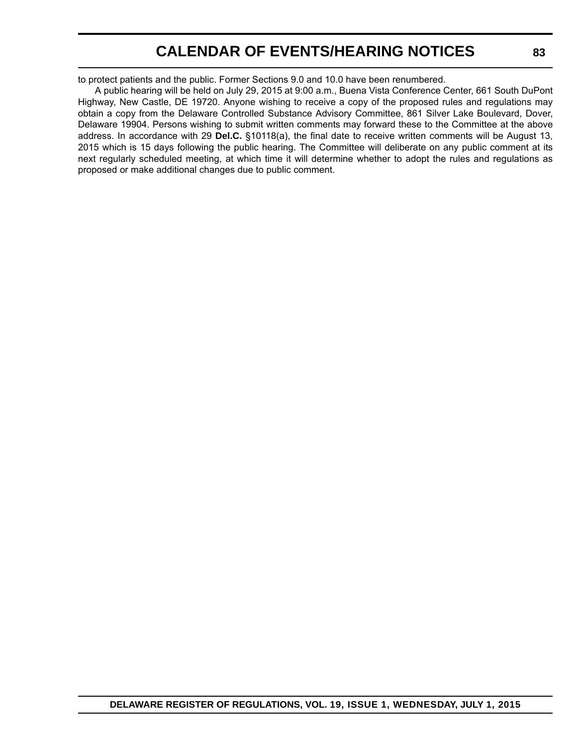to protect patients and the public. Former Sections 9.0 and 10.0 have been renumbered.

A public hearing will be held on July 29, 2015 at 9:00 a.m., Buena Vista Conference Center, 661 South DuPont Highway, New Castle, DE 19720. Anyone wishing to receive a copy of the proposed rules and regulations may obtain a copy from the Delaware Controlled Substance Advisory Committee, 861 Silver Lake Boulevard, Dover, Delaware 19904. Persons wishing to submit written comments may forward these to the Committee at the above address. In accordance with 29 **Del.C.** §10118(a), the final date to receive written comments will be August 13, 2015 which is 15 days following the public hearing. The Committee will deliberate on any public comment at its next regularly scheduled meeting, at which time it will determine whether to adopt the rules and regulations as proposed or make additional changes due to public comment.